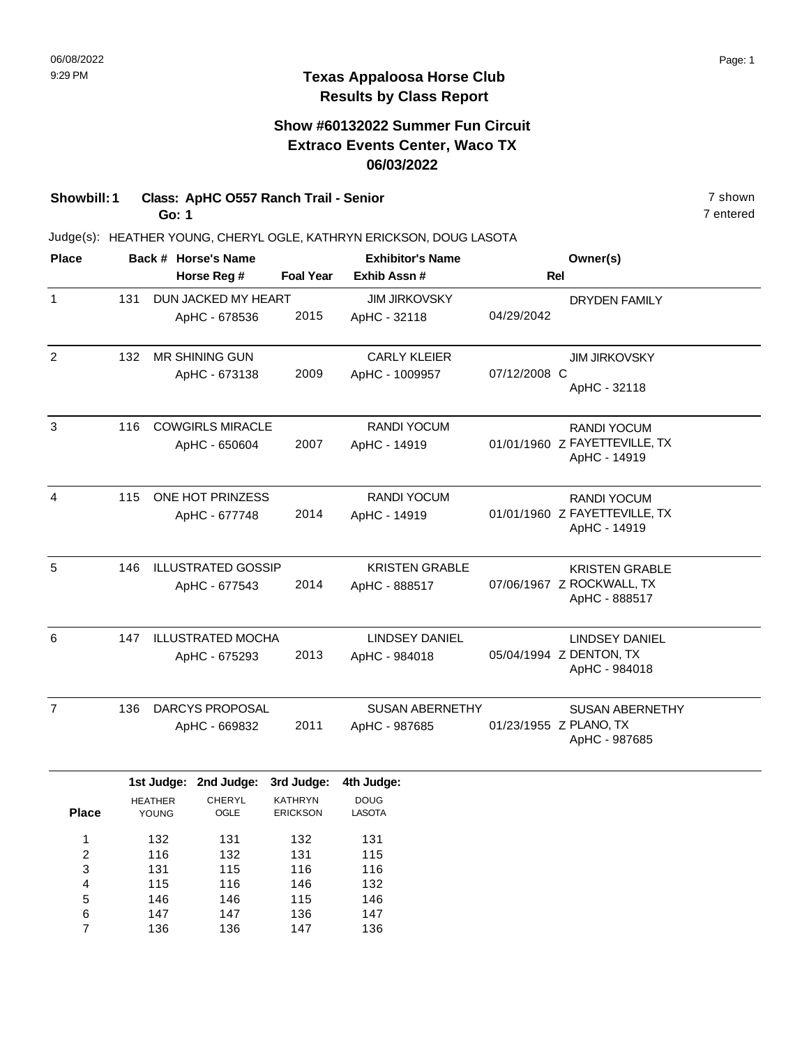# Texas Appaloosa Horse Club
## Results by Class Report

### Show #60132022 Summer Fun Circuit
### Extraco Events Center, Waco TX
### 06/03/2022

**Showbill: 1 Class: ApHC O557 Ranch Trail - Senior** 7 shown
**Go: 1** 7 entered

Judge(s): HEATHER YOUNG, CHERYL OGLE, KATHRYN ERICKSON, DOUG LASOTA

| Place | Back # | Horse's Name / Horse Reg # | Foal Year | Exhibitor's Name / Exhib Assn # | Rel | Owner(s) |
|---|---|---|---|---|---|---|
| 1 | 131 | DUN JACKED MY HEART<br>ApHC - 678536 | 2015 | JIM JIRKOVSKY<br>ApHC - 32118 | 04/29/2042 | DRYDEN FAMILY |
| 2 | 132 | MR SHINING GUN<br>ApHC - 673138 | 2009 | CARLY KLEIER<br>ApHC - 1009957 | 07/12/2008 C | JIM JIRKOVSKY<br>ApHC - 32118 |
| 3 | 116 | COWGIRLS MIRACLE<br>ApHC - 650604 | 2007 | RANDI YOCUM<br>ApHC - 14919 | 01/01/1960 Z | RANDI YOCUM<br>FAYETTEVILLE, TX<br>ApHC - 14919 |
| 4 | 115 | ONE HOT PRINZESS<br>ApHC - 677748 | 2014 | RANDI YOCUM<br>ApHC - 14919 | 01/01/1960 Z | RANDI YOCUM<br>FAYETTEVILLE, TX<br>ApHC - 14919 |
| 5 | 146 | ILLUSTRATED GOSSIP<br>ApHC - 677543 | 2014 | KRISTEN GRABLE<br>ApHC - 888517 | 07/06/1967 Z | KRISTEN GRABLE<br>ROCKWALL, TX<br>ApHC - 888517 |
| 6 | 147 | ILLUSTRATED MOCHA<br>ApHC - 675293 | 2013 | LINDSEY DANIEL<br>ApHC - 984018 | 05/04/1994 Z | LINDSEY DANIEL<br>DENTON, TX<br>ApHC - 984018 |
| 7 | 136 | DARCYS PROPOSAL<br>ApHC - 669832 | 2011 | SUSAN ABERNETHY<br>ApHC - 987685 | 01/23/1955 Z | SUSAN ABERNETHY<br>PLANO, TX<br>ApHC - 987685 |

| Place | 1st Judge: HEATHER YOUNG | 2nd Judge: CHERYL OGLE | 3rd Judge: KATHRYN ERICKSON | 4th Judge: DOUG LASOTA |
|---|---|---|---|---|
| 1 | 132 | 131 | 132 | 131 |
| 2 | 116 | 132 | 131 | 115 |
| 3 | 131 | 115 | 116 | 116 |
| 4 | 115 | 116 | 146 | 132 |
| 5 | 146 | 146 | 115 | 146 |
| 6 | 147 | 147 | 136 | 147 |
| 7 | 136 | 136 | 147 | 136 |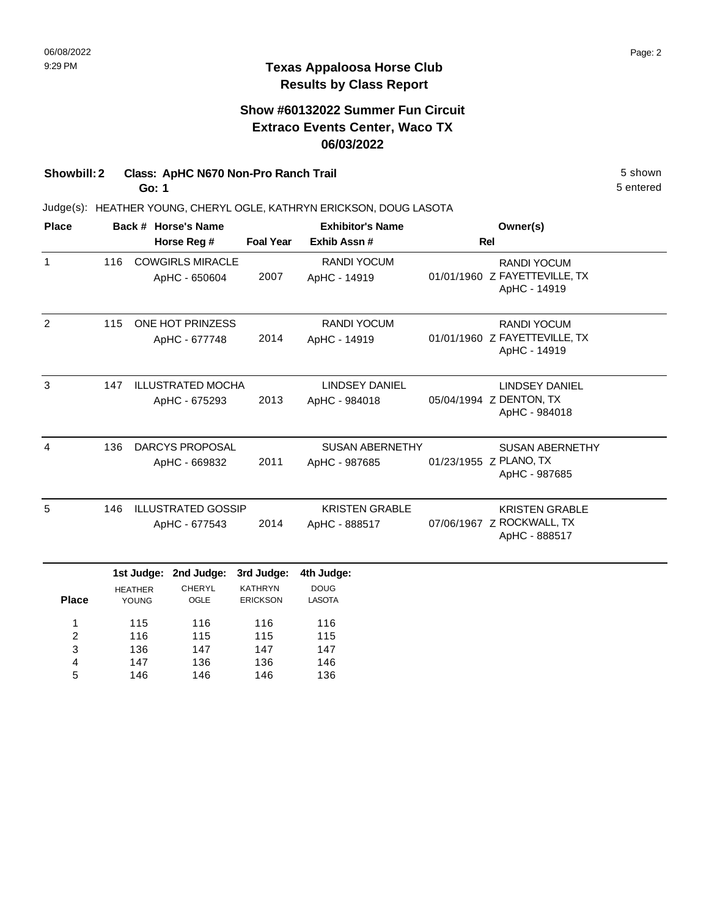# Texas Appaloosa Horse Club
## Results by Class Report

### Show #60132022 Summer Fun Circuit
### Extraco Events Center, Waco TX
### 06/03/2022

**Showbill: 2** **Class: ApHC N670 Non-Pro Ranch Trail** 5 shown
**Go: 1** 5 entered

Judge(s): HEATHER YOUNG, CHERYL OGLE, KATHRYN ERICKSON, DOUG LASOTA

| Place | Back # | Horse's Name / Horse Reg # | Foal Year | Exhibitor's Name / Exhib Assn # | Rel | Owner(s) |
|---|---|---|---|---|---|---|
| 1 | 116 | COWGIRLS MIRACLE<br>ApHC - 650604 | 2007 | RANDI YOCUM<br>ApHC - 14919 | 01/01/1960 Z | RANDI YOCUM<br>FAYETTEVILLE, TX<br>ApHC - 14919 |
| 2 | 115 | ONE HOT PRINZESS<br>ApHC - 677748 | 2014 | RANDI YOCUM<br>ApHC - 14919 | 01/01/1960 Z | RANDI YOCUM<br>FAYETTEVILLE, TX<br>ApHC - 14919 |
| 3 | 147 | ILLUSTRATED MOCHA<br>ApHC - 675293 | 2013 | LINDSEY DANIEL<br>ApHC - 984018 | 05/04/1994 Z | LINDSEY DANIEL<br>DENTON, TX<br>ApHC - 984018 |
| 4 | 136 | DARCYS PROPOSAL<br>ApHC - 669832 | 2011 | SUSAN ABERNETHY<br>ApHC - 987685 | 01/23/1955 Z | SUSAN ABERNETHY<br>PLANO, TX<br>ApHC - 987685 |
| 5 | 146 | ILLUSTRATED GOSSIP<br>ApHC - 677543 | 2014 | KRISTEN GRABLE<br>ApHC - 888517 | 07/06/1967 Z | KRISTEN GRABLE<br>ROCKWALL, TX<br>ApHC - 888517 |

| Place | 1st Judge: HEATHER YOUNG | 2nd Judge: CHERYL OGLE | 3rd Judge: KATHRYN ERICKSON | 4th Judge: DOUG LASOTA |
|---|---|---|---|---|
| 1 | 115 | 116 | 116 | 116 |
| 2 | 116 | 115 | 115 | 115 |
| 3 | 136 | 147 | 147 | 147 |
| 4 | 147 | 136 | 136 | 146 |
| 5 | 146 | 146 | 146 | 136 |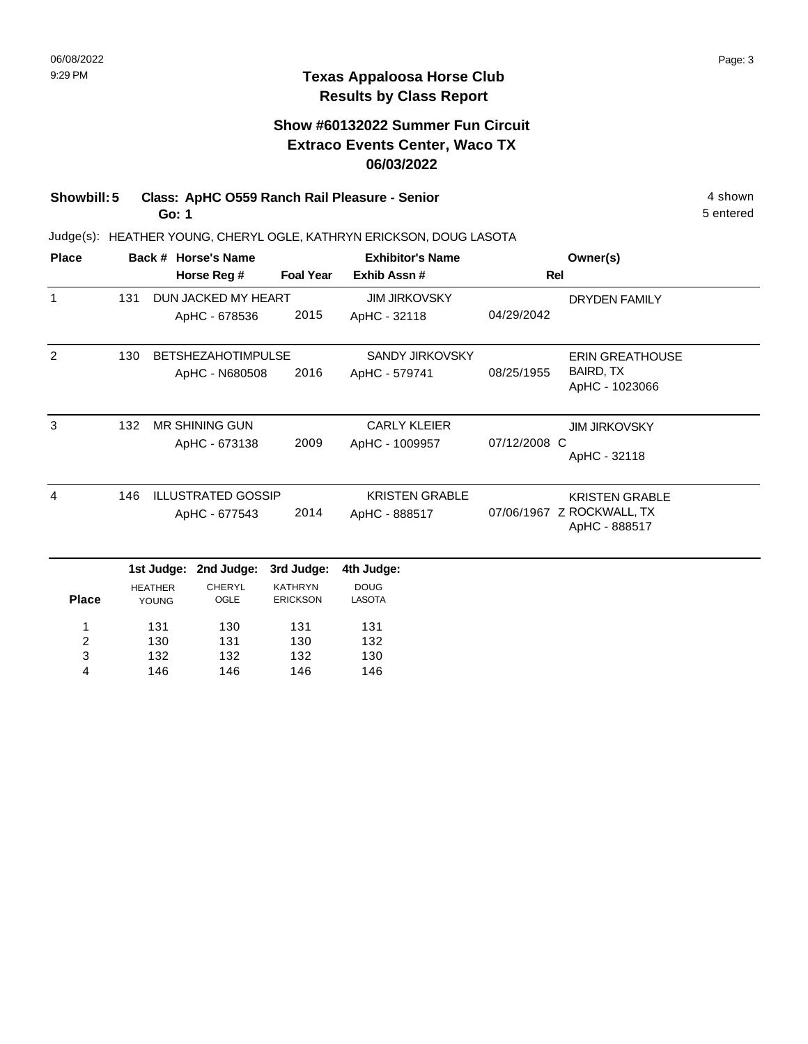# Texas Appaloosa Horse Club
## Results by Class Report

### Show #60132022 Summer Fun Circuit
### Extraco Events Center, Waco TX
### 06/03/2022

**Showbill: 5** **Class: ApHC O559 Ranch Rail Pleasure - Senior** 4 shown

**Go: 1** 5 entered

Judge(s): HEATHER YOUNG, CHERYL OGLE, KATHRYN ERICKSON, DOUG LASOTA

| Place | Back # | Horse's Name / Horse Reg # | Foal Year | Exhibitor's Name / Exhib Assn # | Rel | Owner(s) |
|---|---|---|---|---|---|---|
| 1 | 131 | DUN JACKED MY HEART<br>ApHC - 678536 | 2015 | JIM JIRKOVSKY<br>ApHC - 32118 | 04/29/2042 | DRYDEN FAMILY |
| 2 | 130 | BETSHEZAHOTIMPULSE<br>ApHC - N680508 | 2016 | SANDY JIRKOVSKY<br>ApHC - 579741 | 08/25/1955 | ERIN GREATHOUSE<br>BAIRD, TX<br>ApHC - 1023066 |
| 3 | 132 | MR SHINING GUN<br>ApHC - 673138 | 2009 | CARLY KLEIER<br>ApHC - 1009957 | 07/12/2008 C | JIM JIRKOVSKY<br>ApHC - 32118 |
| 4 | 146 | ILLUSTRATED GOSSIP<br>ApHC - 677543 | 2014 | KRISTEN GRABLE<br>ApHC - 888517 | 07/06/1967 Z | KRISTEN GRABLE<br>ROCKWALL, TX<br>ApHC - 888517 |

| Place | 1st Judge: HEATHER YOUNG | 2nd Judge: CHERYL OGLE | 3rd Judge: KATHRYN ERICKSON | 4th Judge: DOUG LASOTA |
|---|---|---|---|---|
| 1 | 131 | 130 | 131 | 131 |
| 2 | 130 | 131 | 130 | 132 |
| 3 | 132 | 132 | 132 | 130 |
| 4 | 146 | 146 | 146 | 146 |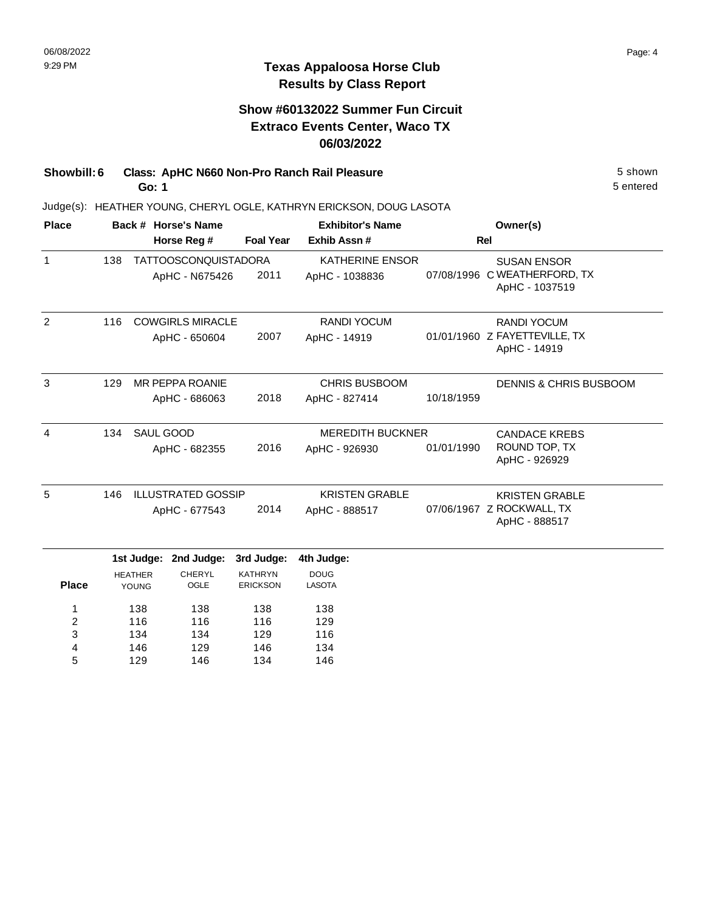## Texas Appaloosa Horse Club
## Results by Class Report

### Show #60132022 Summer Fun Circuit
### Extraco Events Center, Waco TX
### 06/03/2022

**Showbill: 6 Class: ApHC N660 Non-Pro Ranch Rail Pleasure** 5 shown
**Go: 1** 5 entered

Judge(s): HEATHER YOUNG, CHERYL OGLE, KATHRYN ERICKSON, DOUG LASOTA

| Place | Back # | Horse's Name / Horse Reg # | Foal Year | Exhibitor's Name / Exhib Assn # | Rel | Owner(s) |
|---|---|---|---|---|---|---|
| 1 | 138 | TATTOOSCONQUISTADORA<br>ApHC - N675426 | 2011 | KATHERINE ENSOR<br>ApHC - 1038836 | 07/08/1996 C | SUSAN ENSOR<br>WEATHERFORD, TX<br>ApHC - 1037519 |
| 2 | 116 | COWGIRLS MIRACLE<br>ApHC - 650604 | 2007 | RANDI YOCUM<br>ApHC - 14919 | 01/01/1960 Z | RANDI YOCUM<br>FAYETTEVILLE, TX<br>ApHC - 14919 |
| 3 | 129 | MR PEPPA ROANIE<br>ApHC - 686063 | 2018 | CHRIS BUSBOOM<br>ApHC - 827414 | 10/18/1959 | DENNIS & CHRIS BUSBOOM |
| 4 | 134 | SAUL GOOD<br>ApHC - 682355 | 2016 | MEREDITH BUCKNER<br>ApHC - 926930 | 01/01/1990 | CANDACE KREBS<br>ROUND TOP, TX<br>ApHC - 926929 |
| 5 | 146 | ILLUSTRATED GOSSIP<br>ApHC - 677543 | 2014 | KRISTEN GRABLE<br>ApHC - 888517 | 07/06/1967 Z | KRISTEN GRABLE<br>ROCKWALL, TX<br>ApHC - 888517 |

| Place | 1st Judge: HEATHER YOUNG | 2nd Judge: CHERYL OGLE | 3rd Judge: KATHRYN ERICKSON | 4th Judge: DOUG LASOTA |
|---|---|---|---|---|
| 1 | 138 | 138 | 138 | 138 |
| 2 | 116 | 116 | 116 | 129 |
| 3 | 134 | 134 | 129 | 116 |
| 4 | 146 | 129 | 146 | 134 |
| 5 | 129 | 146 | 134 | 146 |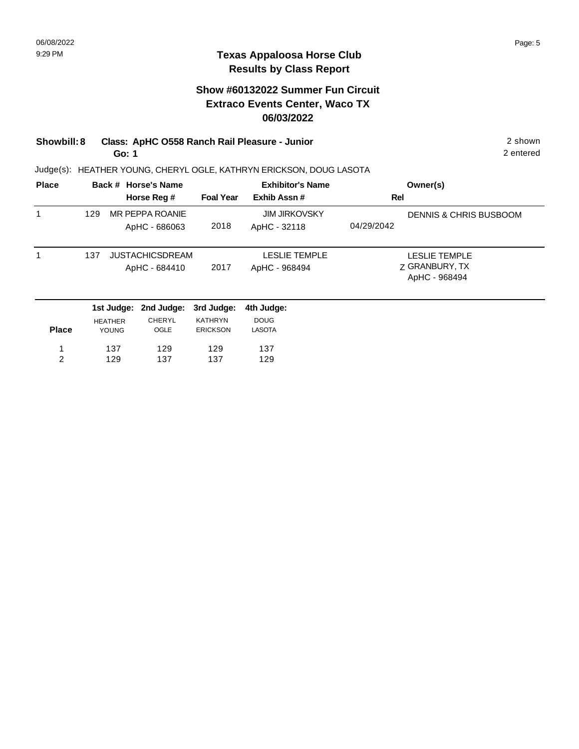# Texas Appaloosa Horse Club
## Results by Class Report

### Show #60132022 Summer Fun Circuit
### Extraco Events Center, Waco TX
### 06/03/2022

**Showbill: 8 Class: ApHC O558 Ranch Rail Pleasure - Junior** 2 shown
**Go: 1** 2 entered

Judge(s): HEATHER YOUNG, CHERYL OGLE, KATHRYN ERICKSON, DOUG LASOTA

| Place | Back # | Horse's Name / Horse Reg # | Foal Year | Exhibitor's Name / Exhib Assn # | Rel | Owner(s) |
|---|---|---|---|---|---|---|
| 1 | 129 | MR PEPPA ROANIE / ApHC - 686063 | 2018 | JIM JIRKOVSKY / ApHC - 32118 | 04/29/2042 | DENNIS & CHRIS BUSBOOM |
| 1 | 137 | JUSTACHICSDREAM / ApHC - 684410 | 2017 | LESLIE TEMPLE / ApHC - 968494 | Z | LESLIE TEMPLE GRANBURY, TX ApHC - 968494 |

| Place | 1st Judge: HEATHER YOUNG | 2nd Judge: CHERYL OGLE | 3rd Judge: KATHRYN ERICKSON | 4th Judge: DOUG LASOTA |
|---|---|---|---|---|
| 1 | 137 | 129 | 129 | 137 |
| 2 | 129 | 137 | 137 | 129 |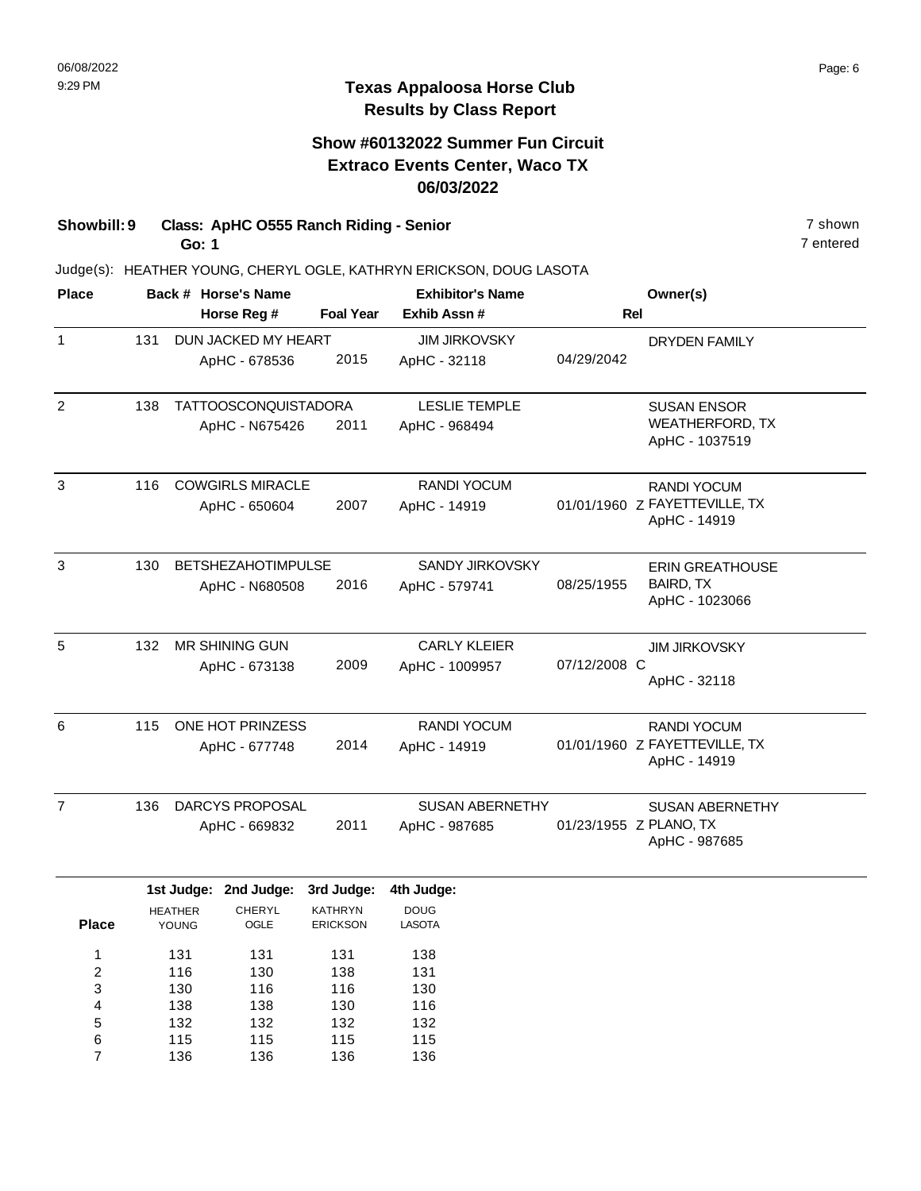# Texas Appaloosa Horse Club
## Results by Class Report

### Show #60132022 Summer Fun Circuit
### Extraco Events Center, Waco TX
### 06/03/2022

**Showbill: 9 Class: ApHC O555 Ranch Riding - Senior** 7 shown
**Go: 1** 7 entered

Judge(s): HEATHER YOUNG, CHERYL OGLE, KATHRYN ERICKSON, DOUG LASOTA

| Place | Back # | Horse's Name / Horse Reg # | Foal Year | Exhibitor's Name / Exhib Assn # | Rel | Owner(s) |
|---|---|---|---|---|---|---|
| 1 | 131 | DUN JACKED MY HEART<br>ApHC - 678536 | 2015 | JIM JIRKOVSKY<br>ApHC - 32118 | 04/29/2042 | DRYDEN FAMILY |
| 2 | 138 | TATTOOSCONQUISTADORA<br>ApHC - N675426 | 2011 | LESLIE TEMPLE<br>ApHC - 968494 | | SUSAN ENSOR<br>WEATHERFORD, TX<br>ApHC - 1037519 |
| 3 | 116 | COWGIRLS MIRACLE<br>ApHC - 650604 | 2007 | RANDI YOCUM<br>ApHC - 14919 | 01/01/1960 Z | RANDI YOCUM<br>FAYETTEVILLE, TX<br>ApHC - 14919 |
| 3 | 130 | BETSHEZAHOTIMPULSE<br>ApHC - N680508 | 2016 | SANDY JIRKOVSKY<br>ApHC - 579741 | 08/25/1955 | ERIN GREATHOUSE<br>BAIRD, TX<br>ApHC - 1023066 |
| 5 | 132 | MR SHINING GUN<br>ApHC - 673138 | 2009 | CARLY KLEIER<br>ApHC - 1009957 | 07/12/2008 C | JIM JIRKOVSKY<br>ApHC - 32118 |
| 6 | 115 | ONE HOT PRINZESS<br>ApHC - 677748 | 2014 | RANDI YOCUM<br>ApHC - 14919 | 01/01/1960 Z | RANDI YOCUM<br>FAYETTEVILLE, TX<br>ApHC - 14919 |
| 7 | 136 | DARCYS PROPOSAL<br>ApHC - 669832 | 2011 | SUSAN ABERNETHY<br>ApHC - 987685 | 01/23/1955 Z | SUSAN ABERNETHY<br>PLANO, TX<br>ApHC - 987685 |

| Place | 1st Judge: HEATHER YOUNG | 2nd Judge: CHERYL OGLE | 3rd Judge: KATHRYN ERICKSON | 4th Judge: DOUG LASOTA |
|---|---|---|---|---|
| 1 | 131 | 131 | 131 | 138 |
| 2 | 116 | 130 | 138 | 131 |
| 3 | 130 | 116 | 116 | 130 |
| 4 | 138 | 138 | 130 | 116 |
| 5 | 132 | 132 | 132 | 132 |
| 6 | 115 | 115 | 115 | 115 |
| 7 | 136 | 136 | 136 | 136 |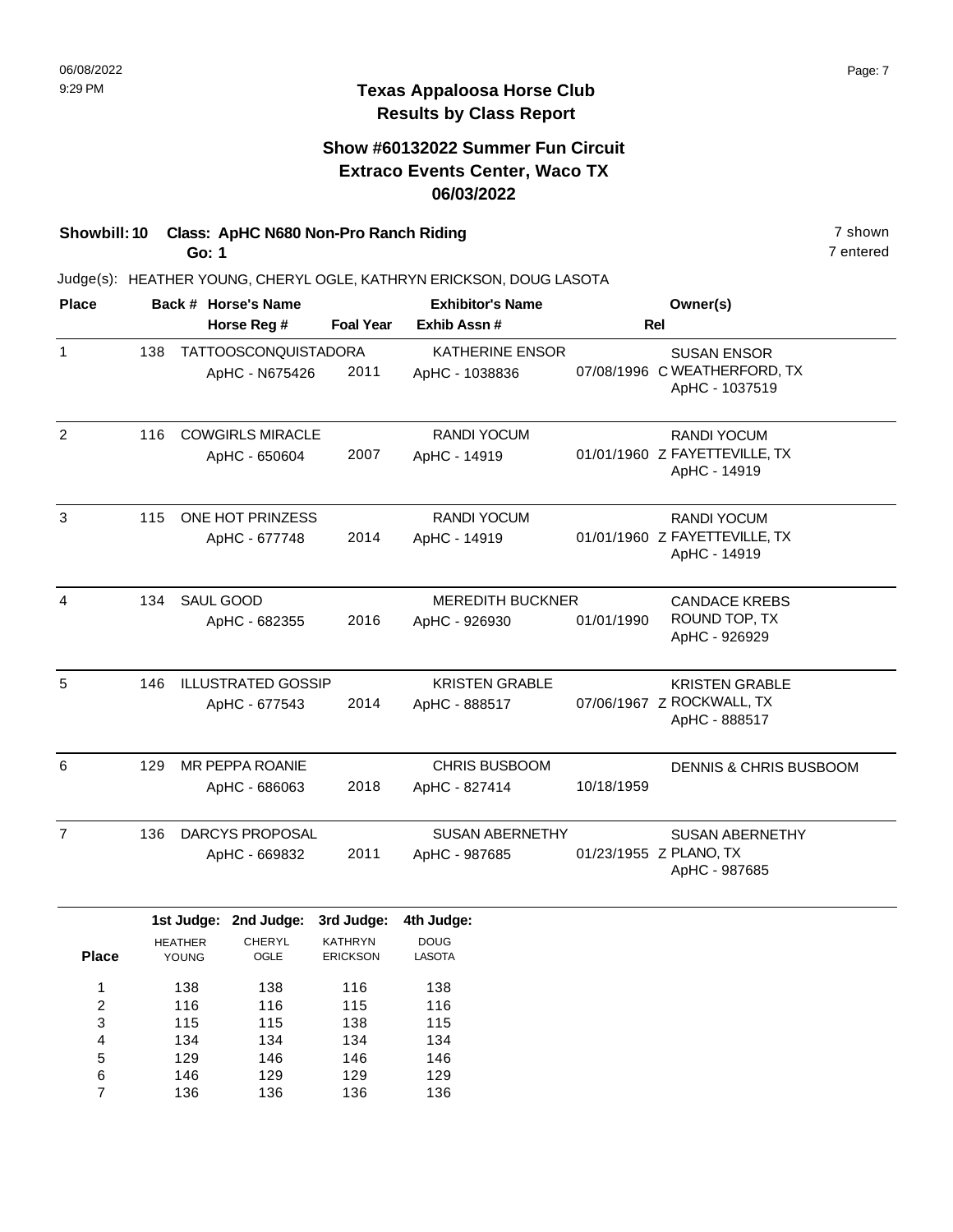## Texas Appaloosa Horse Club
## Results by Class Report

### Show #60132022 Summer Fun Circuit
### Extraco Events Center, Waco TX
### 06/03/2022

**Showbill: 10 Class: ApHC N680 Non-Pro Ranch Riding** — 7 shown

**Go: 1** — 7 entered

Judge(s): HEATHER YOUNG, CHERYL OGLE, KATHRYN ERICKSON, DOUG LASOTA

| Place | Back # | Horse's Name / Horse Reg # | Foal Year | Exhibitor's Name / Exhib Assn # | Rel | Owner(s) |
|---|---|---|---|---|---|---|
| 1 | 138 | TATTOOSCONQUISTADORA<br>ApHC - N675426 | 2011 | KATHERINE ENSOR<br>ApHC - 1038836 | 07/08/1996 C | SUSAN ENSOR<br>WEATHERFORD, TX<br>ApHC - 1037519 |
| 2 | 116 | COWGIRLS MIRACLE<br>ApHC - 650604 | 2007 | RANDI YOCUM<br>ApHC - 14919 | 01/01/1960 Z | RANDI YOCUM<br>FAYETTEVILLE, TX<br>ApHC - 14919 |
| 3 | 115 | ONE HOT PRINZESS<br>ApHC - 677748 | 2014 | RANDI YOCUM<br>ApHC - 14919 | 01/01/1960 Z | RANDI YOCUM<br>FAYETTEVILLE, TX<br>ApHC - 14919 |
| 4 | 134 | SAUL GOOD<br>ApHC - 682355 | 2016 | MEREDITH BUCKNER<br>ApHC - 926930 | 01/01/1990 | CANDACE KREBS<br>ROUND TOP, TX<br>ApHC - 926929 |
| 5 | 146 | ILLUSTRATED GOSSIP<br>ApHC - 677543 | 2014 | KRISTEN GRABLE<br>ApHC - 888517 | 07/06/1967 Z | KRISTEN GRABLE<br>ROCKWALL, TX<br>ApHC - 888517 |
| 6 | 129 | MR PEPPA ROANIE<br>ApHC - 686063 | 2018 | CHRIS BUSBOOM<br>ApHC - 827414 | 10/18/1959 | DENNIS & CHRIS BUSBOOM |
| 7 | 136 | DARCYS PROPOSAL<br>ApHC - 669832 | 2011 | SUSAN ABERNETHY<br>ApHC - 987685 | 01/23/1955 Z | SUSAN ABERNETHY<br>PLANO, TX<br>ApHC - 987685 |

| Place | 1st Judge: HEATHER YOUNG | 2nd Judge: CHERYL OGLE | 3rd Judge: KATHRYN ERICKSON | 4th Judge: DOUG LASOTA |
|---|---|---|---|---|
| 1 | 138 | 138 | 116 | 138 |
| 2 | 116 | 116 | 115 | 116 |
| 3 | 115 | 115 | 138 | 115 |
| 4 | 134 | 134 | 134 | 134 |
| 5 | 129 | 146 | 146 | 146 |
| 6 | 146 | 129 | 129 | 129 |
| 7 | 136 | 136 | 136 | 136 |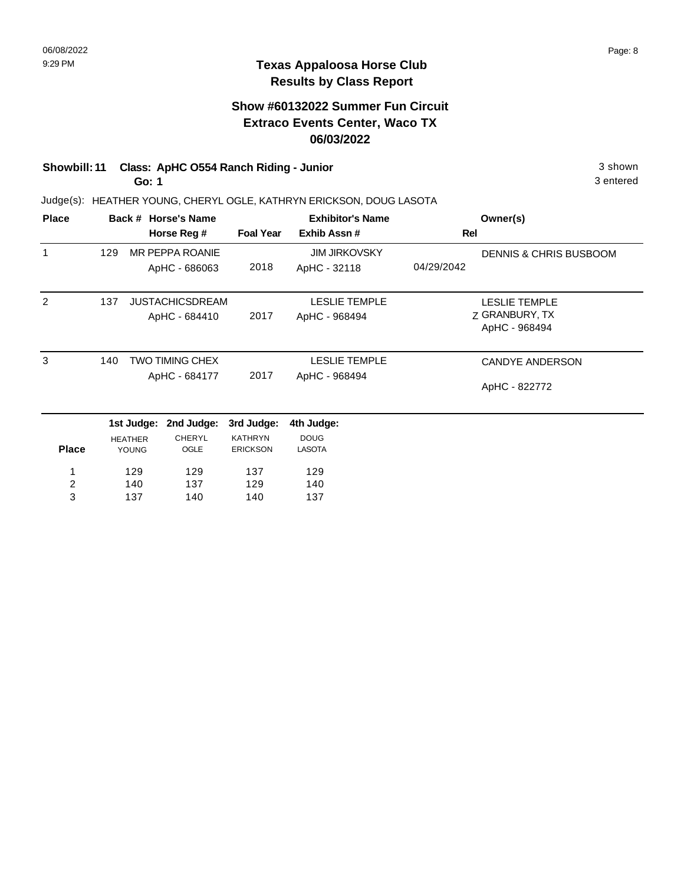## Texas Appaloosa Horse Club
## Results by Class Report

### Show #60132022 Summer Fun Circuit
### Extraco Events Center, Waco TX
### 06/03/2022

**Showbill: 11 Class: ApHC O554 Ranch Riding - Junior** — 3 shown

**Go: 1** — 3 entered

Judge(s): HEATHER YOUNG, CHERYL OGLE, KATHRYN ERICKSON, DOUG LASOTA

| Place | Back # | Horse's Name / Horse Reg # | Foal Year | Exhibitor's Name / Exhib Assn # | Rel | Owner(s) |
|---|---|---|---|---|---|---|
| 1 | 129 | MR PEPPA ROANIE<br>ApHC - 686063 | 2018 | JIM JIRKOVSKY<br>ApHC - 32118 | 04/29/2042 | DENNIS & CHRIS BUSBOOM |
| 2 | 137 | JUSTACHICSDREAM<br>ApHC - 684410 | 2017 | LESLIE TEMPLE<br>ApHC - 968494 | Z | LESLIE TEMPLE<br>GRANBURY, TX<br>ApHC - 968494 |
| 3 | 140 | TWO TIMING CHEX<br>ApHC - 684177 | 2017 | LESLIE TEMPLE<br>ApHC - 968494 | | CANDYE ANDERSON<br>ApHC - 822772 |

| Place | 1st Judge: HEATHER YOUNG | 2nd Judge: CHERYL OGLE | 3rd Judge: KATHRYN ERICKSON | 4th Judge: DOUG LASOTA |
|---|---|---|---|---|
| 1 | 129 | 129 | 137 | 129 |
| 2 | 140 | 137 | 129 | 140 |
| 3 | 137 | 140 | 140 | 137 |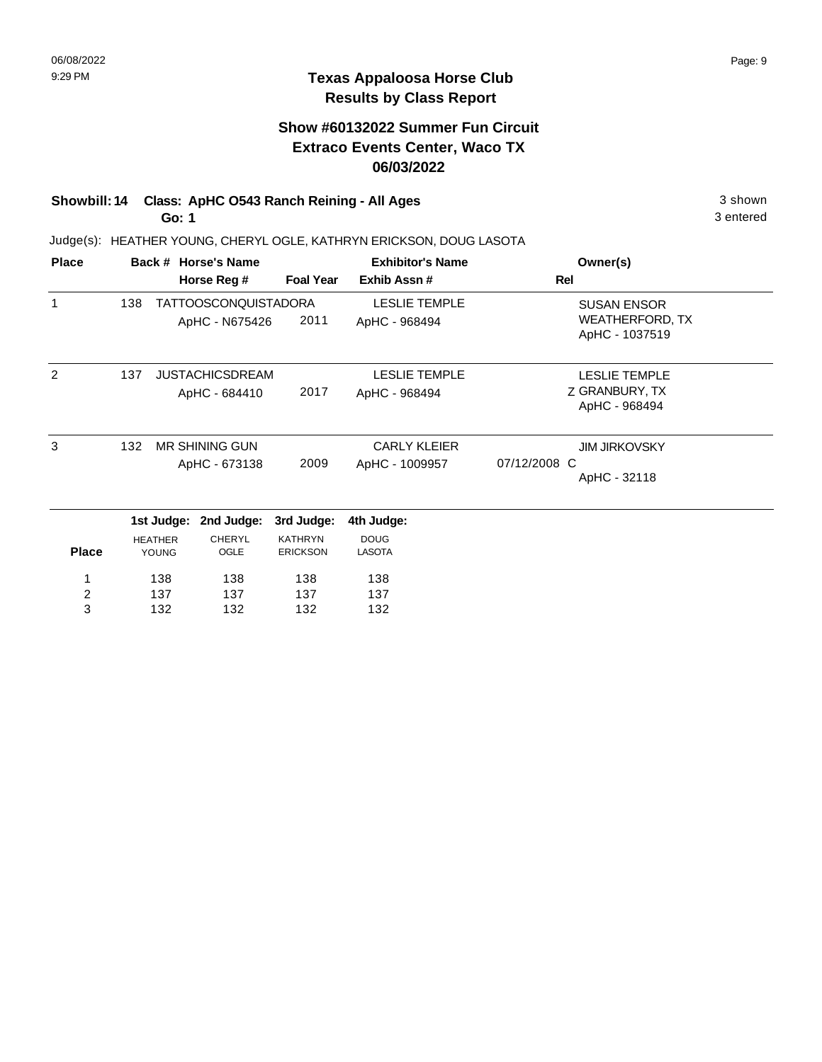06/08/2022
9:29 PM

## Texas Appaloosa Horse Club
## Results by Class Report

### Show #60132022 Summer Fun Circuit
### Extraco Events Center, Waco TX
### 06/03/2022

**Showbill: 14 Class: ApHC O543 Ranch Reining - All Ages** — 3 shown

**Go: 1** — 3 entered

Judge(s): HEATHER YOUNG, CHERYL OGLE, KATHRYN ERICKSON, DOUG LASOTA

| Place | Back # | Horse's Name / Horse Reg # | Foal Year | Exhibitor's Name / Exhib Assn # | Rel | Owner(s) |
|---|---|---|---|---|---|---|
| 1 | 138 | TATTOOSCONQUISTADORA<br>ApHC - N675426 | 2011 | LESLIE TEMPLE<br>ApHC - 968494 | | SUSAN ENSOR<br>WEATHERFORD, TX<br>ApHC - 1037519 |
| 2 | 137 | JUSTACHICSDREAM<br>ApHC - 684410 | 2017 | LESLIE TEMPLE<br>ApHC - 968494 | Z | LESLIE TEMPLE<br>GRANBURY, TX<br>ApHC - 968494 |
| 3 | 132 | MR SHINING GUN<br>ApHC - 673138 | 2009 | CARLY KLEIER<br>ApHC - 1009957 | 07/12/2008 C | JIM JIRKOVSKY<br>ApHC - 32118 |

| Place | 1st Judge: HEATHER YOUNG | 2nd Judge: CHERYL OGLE | 3rd Judge: KATHRYN ERICKSON | 4th Judge: DOUG LASOTA |
|---|---|---|---|---|
| 1 | 138 | 138 | 138 | 138 |
| 2 | 137 | 137 | 137 | 137 |
| 3 | 132 | 132 | 132 | 132 |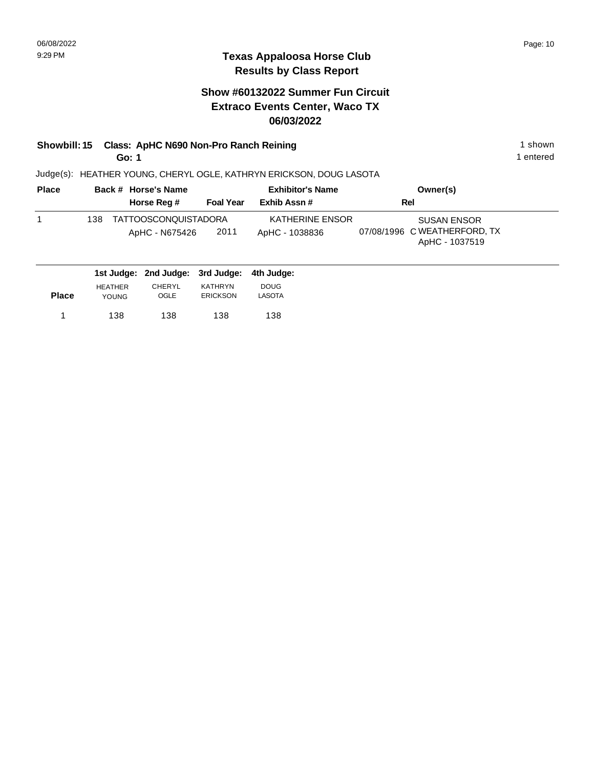# Texas Appaloosa Horse Club
## Results by Class Report

### Show #60132022 Summer Fun Circuit
### Extraco Events Center, Waco TX
### 06/03/2022

**Showbill: 15 Class: ApHC N690 Non-Pro Ranch Reining** — 1 shown

**Go: 1** — 1 entered

Judge(s): HEATHER YOUNG, CHERYL OGLE, KATHRYN ERICKSON, DOUG LASOTA

| Place | Back # | Horse's Name / Horse Reg # | Foal Year | Exhibitor's Name / Exhib Assn # | Rel | Owner(s) |
|---|---|---|---|---|---|---|
| 1 | 138 | TATTOOSCONQUISTADORA<br>ApHC - N675426 | 2011 | KATHERINE ENSOR<br>ApHC - 1038836 | 07/08/1996 C | SUSAN ENSOR<br>WEATHERFORD, TX<br>ApHC - 1037519 |

| Place | 1st Judge: HEATHER YOUNG | 2nd Judge: CHERYL OGLE | 3rd Judge: KATHRYN ERICKSON | 4th Judge: DOUG LASOTA |
|---|---|---|---|---|
| 1 | 138 | 138 | 138 | 138 |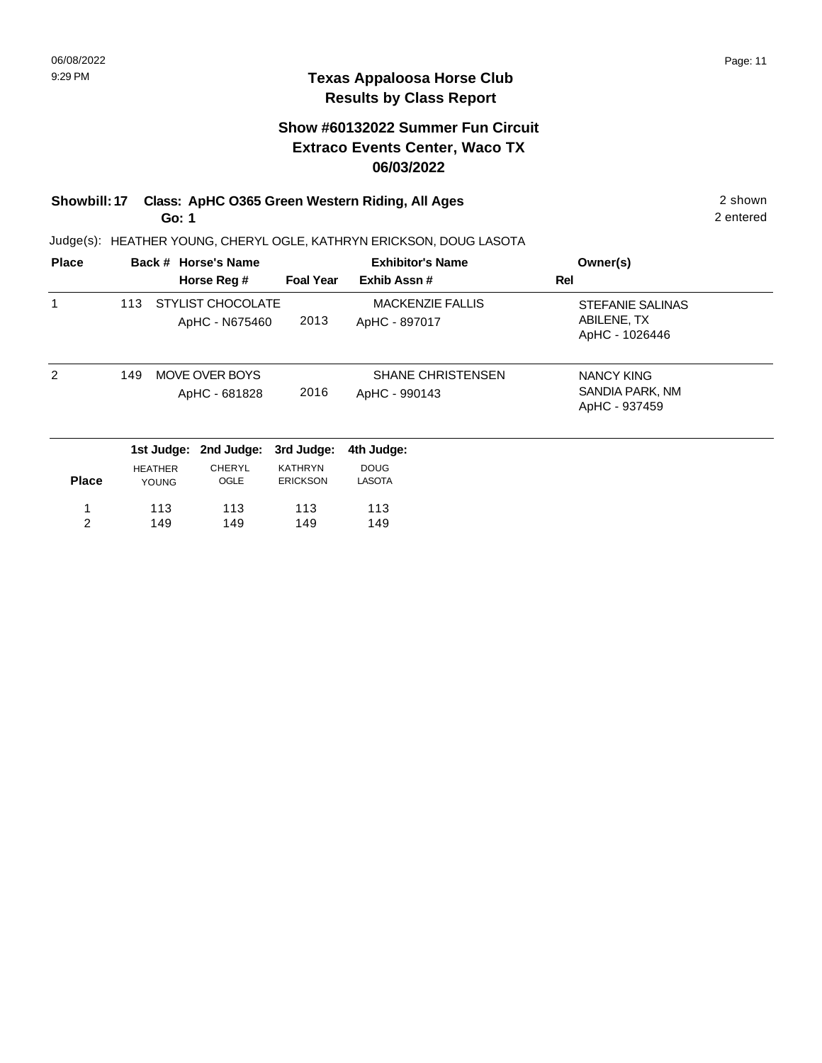**Texas Appaloosa Horse Club**
**Results by Class Report**

**Show #60132022 Summer Fun Circuit**
**Extraco Events Center, Waco TX**
**06/03/2022**

**Showbill: 17 Class: ApHC O365 Green Western Riding, All Ages** — 2 shown
**Go: 1** — 2 entered

Judge(s): HEATHER YOUNG, CHERYL OGLE, KATHRYN ERICKSON, DOUG LASOTA

| Place | Back # | Horse's Name / Horse Reg # | Foal Year | Exhibitor's Name / Exhib Assn # | Rel | Owner(s) |
|---|---|---|---|---|---|---|
| 1 | 113 | STYLIST CHOCOLATE<br>ApHC - N675460 | 2013 | MACKENZIE FALLIS<br>ApHC - 897017 | | STEFANIE SALINAS<br>ABILENE, TX<br>ApHC - 1026446 |
| 2 | 149 | MOVE OVER BOYS<br>ApHC - 681828 | 2016 | SHANE CHRISTENSEN<br>ApHC - 990143 | | NANCY KING<br>SANDIA PARK, NM<br>ApHC - 937459 |

| Place | 1st Judge: HEATHER YOUNG | 2nd Judge: CHERYL OGLE | 3rd Judge: KATHRYN ERICKSON | 4th Judge: DOUG LASOTA |
|---|---|---|---|---|
| 1 | 113 | 113 | 113 | 113 |
| 2 | 149 | 149 | 149 | 149 |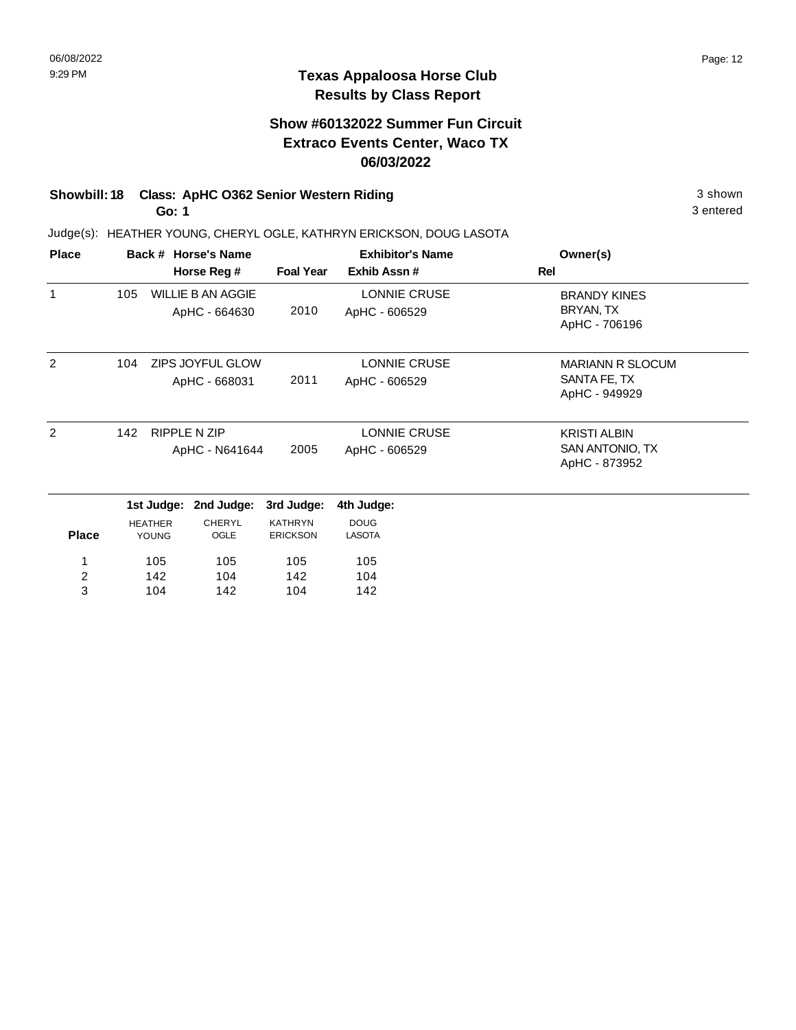06/08/2022
9:29 PM

# Texas Appaloosa Horse Club
## Results by Class Report

### Show #60132022 Summer Fun Circuit
### Extraco Events Center, Waco TX
### 06/03/2022

**Showbill: 18 Class: ApHC O362 Senior Western Riding** — 3 shown
**Go: 1** — 3 entered

Judge(s): HEATHER YOUNG, CHERYL OGLE, KATHRYN ERICKSON, DOUG LASOTA

| Place | Back # | Horse's Name / Horse Reg # | Foal Year | Exhibitor's Name / Exhib Assn # | Rel | Owner(s) |
|---|---|---|---|---|---|---|
| 1 | 105 | WILLIE B AN AGGIE<br>ApHC - 664630 | 2010 | LONNIE CRUSE<br>ApHC - 606529 | | BRANDY KINES<br>BRYAN, TX<br>ApHC - 706196 |
| 2 | 104 | ZIPS JOYFUL GLOW<br>ApHC - 668031 | 2011 | LONNIE CRUSE<br>ApHC - 606529 | | MARIANN R SLOCUM<br>SANTA FE, TX<br>ApHC - 949929 |
| 2 | 142 | RIPPLE N ZIP<br>ApHC - N641644 | 2005 | LONNIE CRUSE<br>ApHC - 606529 | | KRISTI ALBIN<br>SAN ANTONIO, TX<br>ApHC - 873952 |

| Place | 1st Judge: HEATHER YOUNG | 2nd Judge: CHERYL OGLE | 3rd Judge: KATHRYN ERICKSON | 4th Judge: DOUG LASOTA |
|---|---|---|---|---|
| 1 | 105 | 105 | 105 | 105 |
| 2 | 142 | 104 | 142 | 104 |
| 3 | 104 | 142 | 104 | 142 |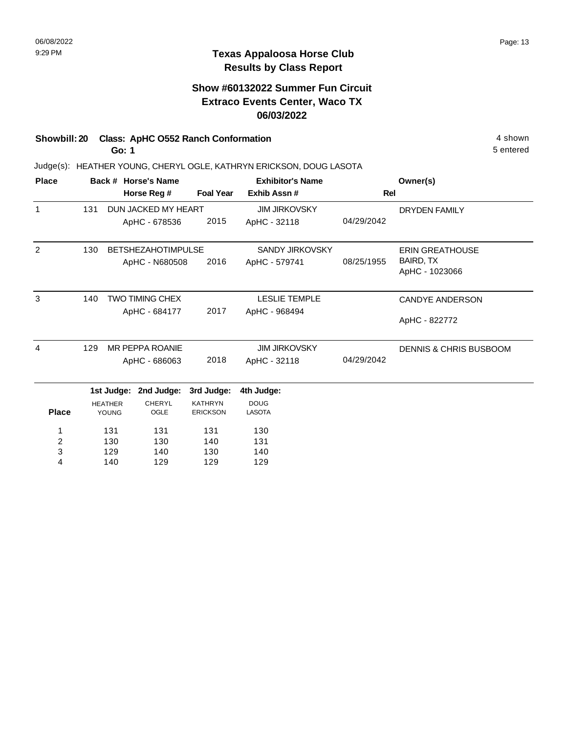# Texas Appaloosa Horse Club
## Results by Class Report

### Show #60132022 Summer Fun Circuit
### Extraco Events Center, Waco TX
### 06/03/2022

**Showbill: 20 Class: ApHC O552 Ranch Conformation** 4 shown
**Go: 1** 5 entered

Judge(s): HEATHER YOUNG, CHERYL OGLE, KATHRYN ERICKSON, DOUG LASOTA

| Place | Back # | Horse's Name / Horse Reg # | Foal Year | Exhibitor's Name / Exhib Assn # | Rel | Owner(s) |
|---|---|---|---|---|---|---|
| 1 | 131 | DUN JACKED MY HEART<br>ApHC - 678536 | 2015 | JIM JIRKOVSKY<br>ApHC - 32118 | 04/29/2042 | DRYDEN FAMILY |
| 2 | 130 | BETSHEZAHOTIMPULSE<br>ApHC - N680508 | 2016 | SANDY JIRKOVSKY<br>ApHC - 579741 | 08/25/1955 | ERIN GREATHOUSE<br>BAIRD, TX<br>ApHC - 1023066 |
| 3 | 140 | TWO TIMING CHEX<br>ApHC - 684177 | 2017 | LESLIE TEMPLE<br>ApHC - 968494 | | CANDYE ANDERSON<br>ApHC - 822772 |
| 4 | 129 | MR PEPPA ROANIE<br>ApHC - 686063 | 2018 | JIM JIRKOVSKY<br>ApHC - 32118 | 04/29/2042 | DENNIS & CHRIS BUSBOOM |

| Place | 1st Judge: HEATHER YOUNG | 2nd Judge: CHERYL OGLE | 3rd Judge: KATHRYN ERICKSON | 4th Judge: DOUG LASOTA |
|---|---|---|---|---|
| 1 | 131 | 131 | 131 | 130 |
| 2 | 130 | 130 | 140 | 131 |
| 3 | 129 | 140 | 130 | 140 |
| 4 | 140 | 129 | 129 | 129 |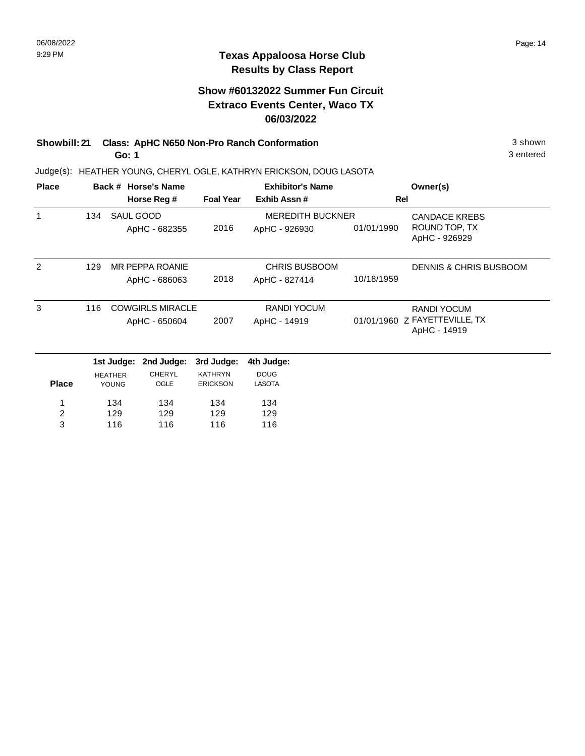# Texas Appaloosa Horse Club
## Results by Class Report

### Show #60132022 Summer Fun Circuit
### Extraco Events Center, Waco TX
### 06/03/2022

**Showbill: 21 Class: ApHC N650 Non-Pro Ranch Conformation** 3 shown
**Go: 1** 3 entered

Judge(s): HEATHER YOUNG, CHERYL OGLE, KATHRYN ERICKSON, DOUG LASOTA

| Place | Back # | Horse's Name / Horse Reg # | Foal Year | Exhibitor's Name / Exhib Assn # | Rel | Owner(s) |
|---|---|---|---|---|---|---|
| 1 | 134 | SAUL GOOD<br>ApHC - 682355 | 2016 | MEREDITH BUCKNER<br>ApHC - 926930 | 01/01/1990 | CANDACE KREBS<br>ROUND TOP, TX<br>ApHC - 926929 |
| 2 | 129 | MR PEPPA ROANIE<br>ApHC - 686063 | 2018 | CHRIS BUSBOOM<br>ApHC - 827414 | 10/18/1959 | DENNIS & CHRIS BUSBOOM |
| 3 | 116 | COWGIRLS MIRACLE<br>ApHC - 650604 | 2007 | RANDI YOCUM<br>ApHC - 14919 | 01/01/1960 Z | RANDI YOCUM<br>FAYETTEVILLE, TX<br>ApHC - 14919 |

| Place | 1st Judge: HEATHER YOUNG | 2nd Judge: CHERYL OGLE | 3rd Judge: KATHRYN ERICKSON | 4th Judge: DOUG LASOTA |
|---|---|---|---|---|
| 1 | 134 | 134 | 134 | 134 |
| 2 | 129 | 129 | 129 | 129 |
| 3 | 116 | 116 | 116 | 116 |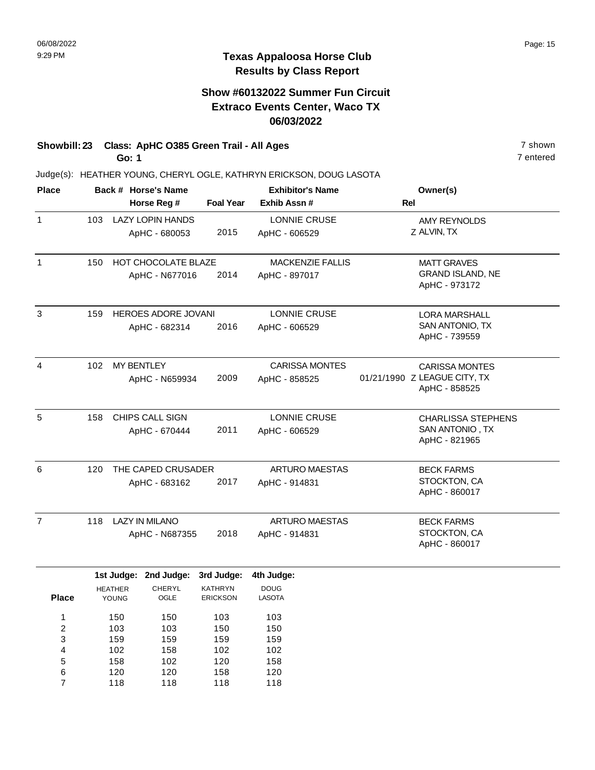# Texas Appaloosa Horse Club
## Results by Class Report

### Show #60132022 Summer Fun Circuit
### Extraco Events Center, Waco TX
### 06/03/2022

**Showbill: 23 Class: ApHC O385 Green Trail - All Ages** — 7 shown

**Go: 1** — 7 entered

Judge(s): HEATHER YOUNG, CHERYL OGLE, KATHRYN ERICKSON, DOUG LASOTA

| Place | Back # | Horse's Name / Horse Reg # | Foal Year | Exhibitor's Name / Exhib Assn # | Rel | Owner(s) |
|---|---|---|---|---|---|---|
| 1 | 103 | LAZY LOPIN HANDS / ApHC - 680053 | 2015 | LONNIE CRUSE / ApHC - 606529 | Z | AMY REYNOLDS / ALVIN, TX |
| 1 | 150 | HOT CHOCOLATE BLAZE / ApHC - N677016 | 2014 | MACKENZIE FALLIS / ApHC - 897017 | | MATT GRAVES / GRAND ISLAND, NE / ApHC - 973172 |
| 3 | 159 | HEROES ADORE JOVANI / ApHC - 682314 | 2016 | LONNIE CRUSE / ApHC - 606529 | | LORA MARSHALL / SAN ANTONIO, TX / ApHC - 739559 |
| 4 | 102 | MY BENTLEY / ApHC - N659934 | 2009 | CARISSA MONTES / ApHC - 858525 | 01/21/1990 Z | CARISSA MONTES / LEAGUE CITY, TX / ApHC - 858525 |
| 5 | 158 | CHIPS CALL SIGN / ApHC - 670444 | 2011 | LONNIE CRUSE / ApHC - 606529 | | CHARLISSA STEPHENS / SAN ANTONIO , TX / ApHC - 821965 |
| 6 | 120 | THE CAPED CRUSADER / ApHC - 683162 | 2017 | ARTURO MAESTAS / ApHC - 914831 | | BECK FARMS / STOCKTON, CA / ApHC - 860017 |
| 7 | 118 | LAZY IN MILANO / ApHC - N687355 | 2018 | ARTURO MAESTAS / ApHC - 914831 | | BECK FARMS / STOCKTON, CA / ApHC - 860017 |

| Place | 1st Judge: HEATHER YOUNG | 2nd Judge: CHERYL OGLE | 3rd Judge: KATHRYN ERICKSON | 4th Judge: DOUG LASOTA |
|---|---|---|---|---|
| 1 | 150 | 150 | 103 | 103 |
| 2 | 103 | 103 | 150 | 150 |
| 3 | 159 | 159 | 159 | 159 |
| 4 | 102 | 158 | 102 | 102 |
| 5 | 158 | 102 | 120 | 158 |
| 6 | 120 | 120 | 158 | 120 |
| 7 | 118 | 118 | 118 | 118 |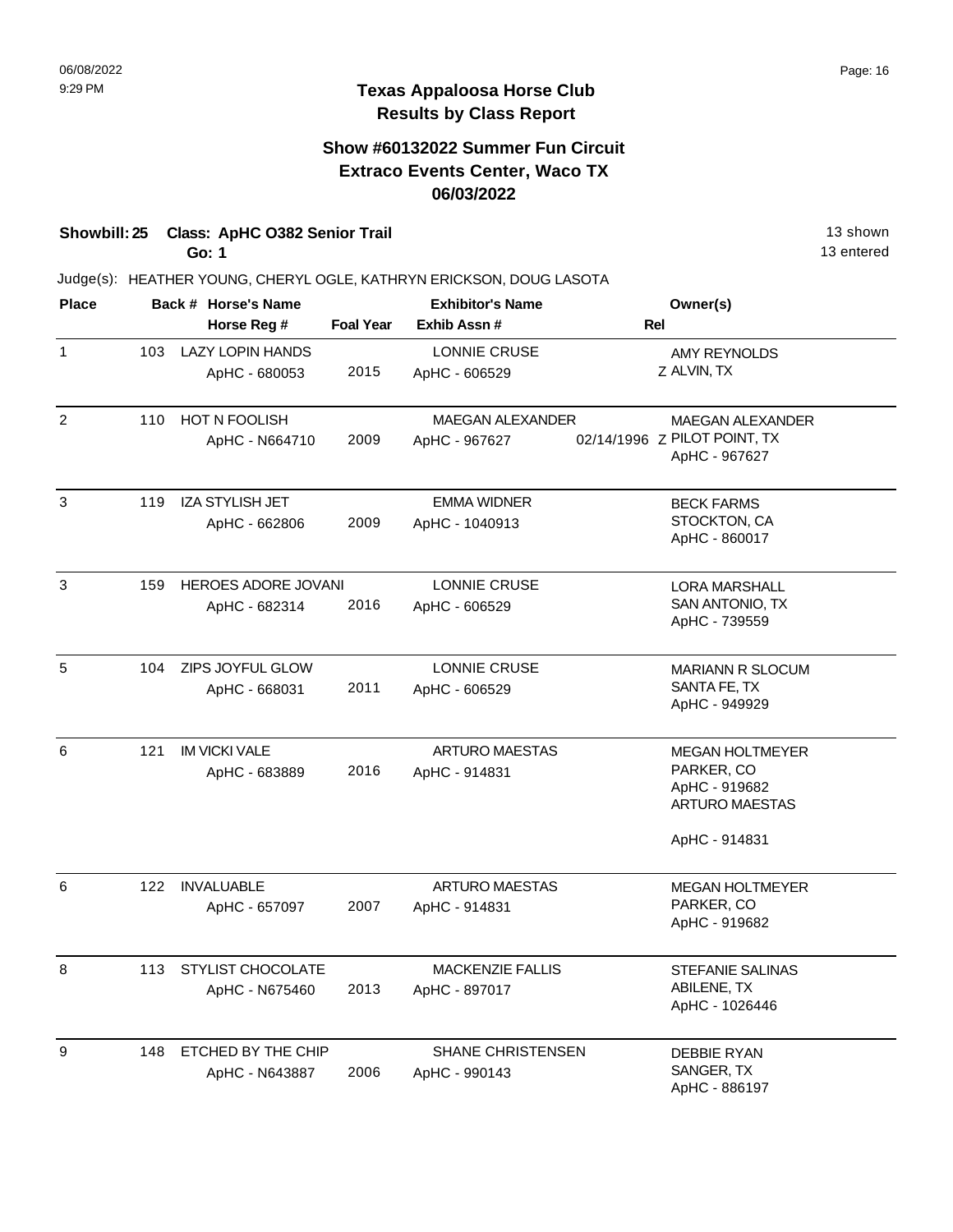# Texas Appaloosa Horse Club
## Results by Class Report

### Show #60132022 Summer Fun Circuit
### Extraco Events Center, Waco TX
### 06/03/2022

**Showbill: 25 Class: ApHC O382 Senior Trail** — 13 shown
**Go: 1** — 13 entered

Judge(s): HEATHER YOUNG, CHERYL OGLE, KATHRYN ERICKSON, DOUG LASOTA

| Place | Back # | Horse's Name / Horse Reg # | Foal Year | Exhibitor's Name / Exhib Assn # | Rel | Owner(s) |
|---|---|---|---|---|---|---|
| 1 | 103 | LAZY LOPIN HANDS<br>ApHC - 680053 | 2015 | LONNIE CRUSE<br>ApHC - 606529 | Z | AMY REYNOLDS<br>ALVIN, TX |
| 2 | 110 | HOT N FOOLISH<br>ApHC - N664710 | 2009 | MAEGAN ALEXANDER<br>ApHC - 967627 | 02/14/1996 Z | MAEGAN ALEXANDER<br>PILOT POINT, TX<br>ApHC - 967627 |
| 3 | 119 | IZA STYLISH JET<br>ApHC - 662806 | 2009 | EMMA WIDNER<br>ApHC - 1040913 | | BECK FARMS<br>STOCKTON, CA<br>ApHC - 860017 |
| 3 | 159 | HEROES ADORE JOVANI<br>ApHC - 682314 | 2016 | LONNIE CRUSE<br>ApHC - 606529 | | LORA MARSHALL<br>SAN ANTONIO, TX<br>ApHC - 739559 |
| 5 | 104 | ZIPS JOYFUL GLOW<br>ApHC - 668031 | 2011 | LONNIE CRUSE<br>ApHC - 606529 | | MARIANN R SLOCUM<br>SANTA FE, TX<br>ApHC - 949929 |
| 6 | 121 | IM VICKI VALE<br>ApHC - 683889 | 2016 | ARTURO MAESTAS<br>ApHC - 914831 | | MEGAN HOLTMEYER<br>PARKER, CO<br>ApHC - 919682<br>ARTURO MAESTAS<br>ApHC - 914831 |
| 6 | 122 | INVALUABLE<br>ApHC - 657097 | 2007 | ARTURO MAESTAS<br>ApHC - 914831 | | MEGAN HOLTMEYER<br>PARKER, CO<br>ApHC - 919682 |
| 8 | 113 | STYLIST CHOCOLATE<br>ApHC - N675460 | 2013 | MACKENZIE FALLIS<br>ApHC - 897017 | | STEFANIE SALINAS<br>ABILENE, TX<br>ApHC - 1026446 |
| 9 | 148 | ETCHED BY THE CHIP<br>ApHC - N643887 | 2006 | SHANE CHRISTENSEN<br>ApHC - 990143 | | DEBBIE RYAN<br>SANGER, TX<br>ApHC - 886197 |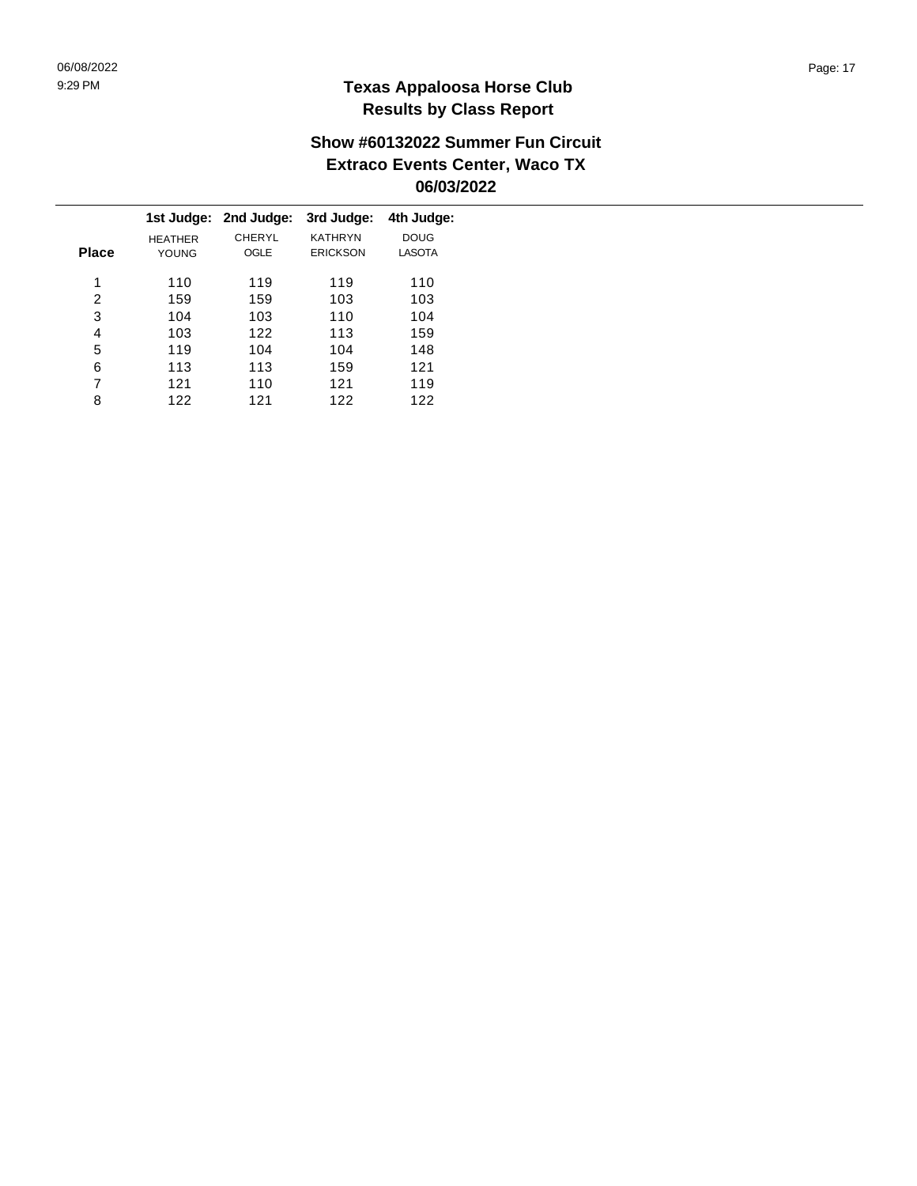**Texas Appaloosa Horse Club**
**Results by Class Report**

**Show #60132022 Summer Fun Circuit**
**Extraco Events Center, Waco TX**
**06/03/2022**

| Place | 1st Judge: HEATHER YOUNG | 2nd Judge: CHERYL OGLE | 3rd Judge: KATHRYN ERICKSON | 4th Judge: DOUG LASOTA |
|---|---|---|---|---|
| 1 | 110 | 119 | 119 | 110 |
| 2 | 159 | 159 | 103 | 103 |
| 3 | 104 | 103 | 110 | 104 |
| 4 | 103 | 122 | 113 | 159 |
| 5 | 119 | 104 | 104 | 148 |
| 6 | 113 | 113 | 159 | 121 |
| 7 | 121 | 110 | 121 | 119 |
| 8 | 122 | 121 | 122 | 122 |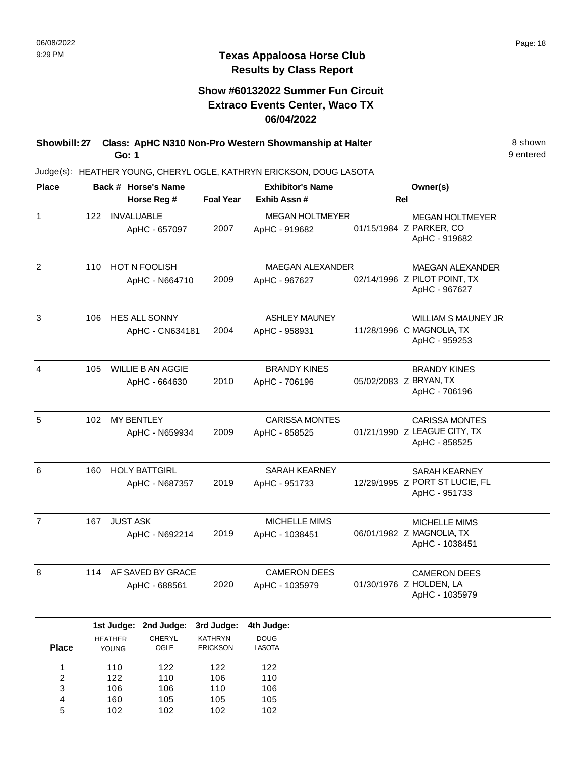06/08/2022
9:29 PM

# Texas Appaloosa Horse Club
## Results by Class Report

### Show #60132022 Summer Fun Circuit
### Extraco Events Center, Waco TX
### 06/04/2022

**Showbill: 27 Class: ApHC N310 Non-Pro Western Showmanship at Halter** — 8 shown
**Go: 1** — 9 entered

Judge(s): HEATHER YOUNG, CHERYL OGLE, KATHRYN ERICKSON, DOUG LASOTA

| Place | Back # | Horse's Name / Horse Reg # | Foal Year | Exhibitor's Name / Exhib Assn # | Rel | Owner(s) |
|---|---|---|---|---|---|---|
| 1 | 122 | INVALUABLE<br>ApHC - 657097 | 2007 | MEGAN HOLTMEYER<br>ApHC - 919682 | 01/15/1984 Z | MEGAN HOLTMEYER<br>PARKER, CO<br>ApHC - 919682 |
| 2 | 110 | HOT N FOOLISH<br>ApHC - N664710 | 2009 | MAEGAN ALEXANDER<br>ApHC - 967627 | 02/14/1996 Z | MAEGAN ALEXANDER<br>PILOT POINT, TX<br>ApHC - 967627 |
| 3 | 106 | HES ALL SONNY<br>ApHC - CN634181 | 2004 | ASHLEY MAUNEY<br>ApHC - 958931 | 11/28/1996 C | WILLIAM S MAUNEY JR<br>MAGNOLIA, TX<br>ApHC - 959253 |
| 4 | 105 | WILLIE B AN AGGIE<br>ApHC - 664630 | 2010 | BRANDY KINES<br>ApHC - 706196 | 05/02/2083 Z | BRANDY KINES<br>BRYAN, TX<br>ApHC - 706196 |
| 5 | 102 | MY BENTLEY<br>ApHC - N659934 | 2009 | CARISSA MONTES<br>ApHC - 858525 | 01/21/1990 Z | CARISSA MONTES<br>LEAGUE CITY, TX<br>ApHC - 858525 |
| 6 | 160 | HOLY BATTGIRL<br>ApHC - N687357 | 2019 | SARAH KEARNEY<br>ApHC - 951733 | 12/29/1995 Z | SARAH KEARNEY<br>PORT ST LUCIE, FL<br>ApHC - 951733 |
| 7 | 167 | JUST ASK<br>ApHC - N692214 | 2019 | MICHELLE MIMS<br>ApHC - 1038451 | 06/01/1982 Z | MICHELLE MIMS<br>MAGNOLIA, TX<br>ApHC - 1038451 |
| 8 | 114 | AF SAVED BY GRACE<br>ApHC - 688561 | 2020 | CAMERON DEES<br>ApHC - 1035979 | 01/30/1976 Z | CAMERON DEES<br>HOLDEN, LA<br>ApHC - 1035979 |

| Place | 1st Judge: HEATHER YOUNG | 2nd Judge: CHERYL OGLE | 3rd Judge: KATHRYN ERICKSON | 4th Judge: DOUG LASOTA |
|---|---|---|---|---|
| 1 | 110 | 122 | 122 | 122 |
| 2 | 122 | 110 | 106 | 110 |
| 3 | 106 | 106 | 110 | 106 |
| 4 | 160 | 105 | 105 | 105 |
| 5 | 102 | 102 | 102 | 102 |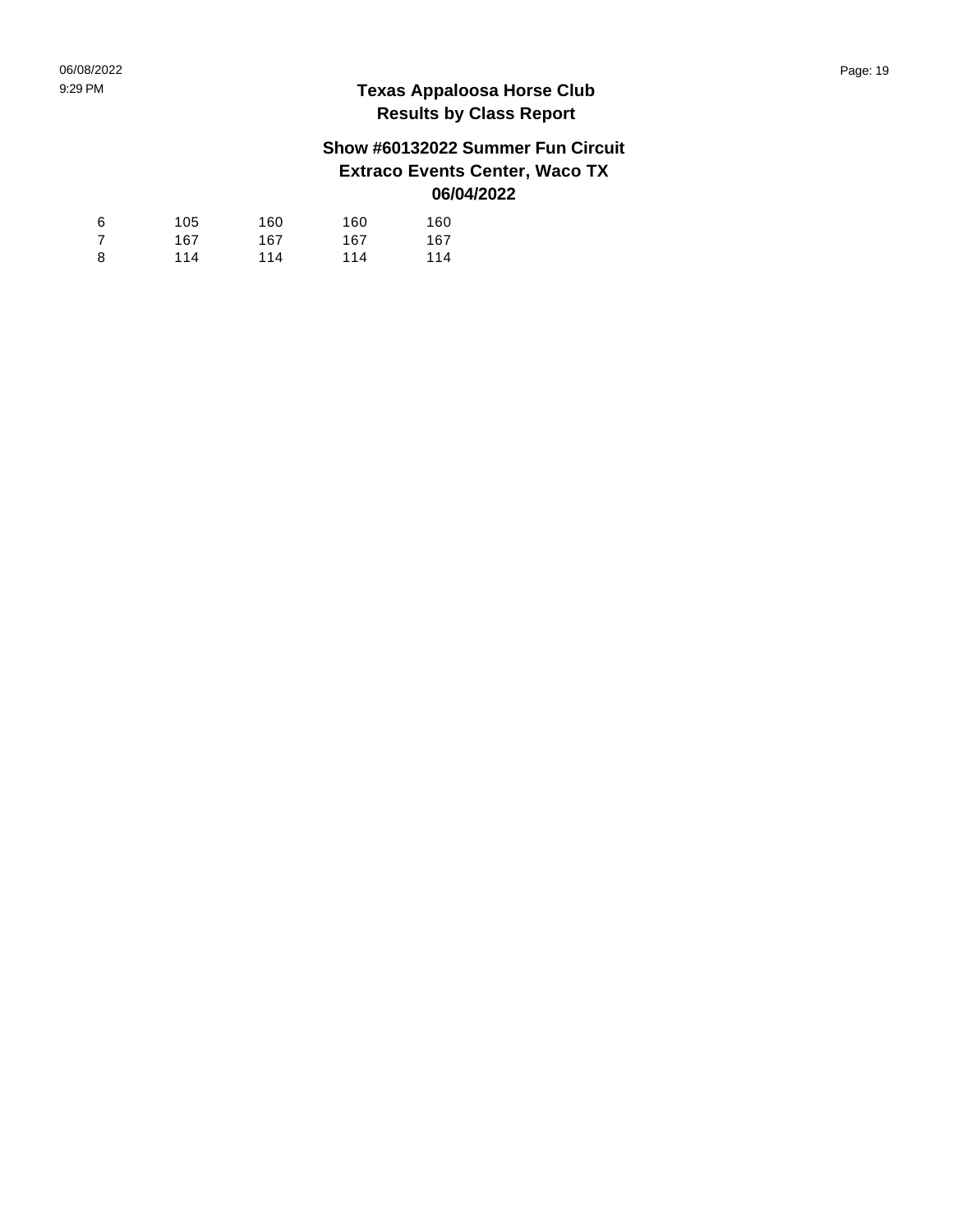# Texas Appaloosa Horse Club
## Results by Class Report

### Show #60132022 Summer Fun Circuit
### Extraco Events Center, Waco TX
### 06/04/2022

| | | | | |
|---|---|---|---|---|
| 6 | 105 | 160 | 160 | 160 |
| 7 | 167 | 167 | 167 | 167 |
| 8 | 114 | 114 | 114 | 114 |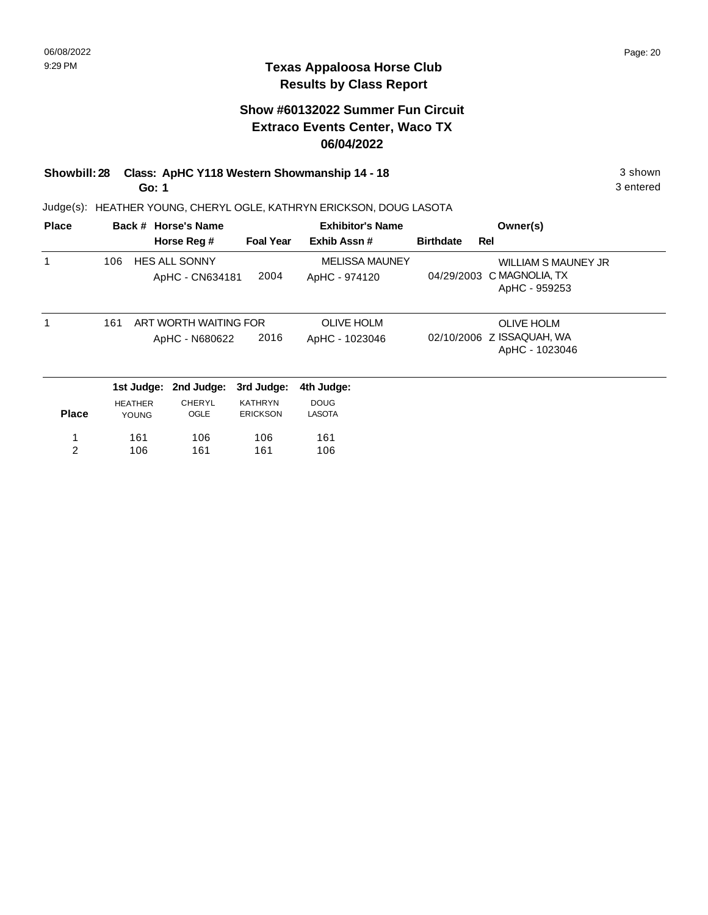# Texas Appaloosa Horse Club
## Results by Class Report

### Show #60132022 Summer Fun Circuit
### Extraco Events Center, Waco TX
### 06/04/2022

**Showbill: 28 Class: ApHC Y118 Western Showmanship 14 - 18** — 3 shown, 3 entered

**Go: 1**

Judge(s): HEATHER YOUNG, CHERYL OGLE, KATHRYN ERICKSON, DOUG LASOTA

| Place | Back # | Horse's Name / Horse Reg # | Foal Year | Exhibitor's Name / Exhib Assn # | Birthdate | Rel | Owner(s) |
|---|---|---|---|---|---|---|---|
| 1 | 106 | HES ALL SONNY<br>ApHC - CN634181 | 2004 | MELISSA MAUNEY<br>ApHC - 974120 | 04/29/2003 | C | WILLIAM S MAUNEY JR<br>MAGNOLIA, TX<br>ApHC - 959253 |
| 1 | 161 | ART WORTH WAITING FOR<br>ApHC - N680622 | 2016 | OLIVE HOLM<br>ApHC - 1023046 | 02/10/2006 | Z | OLIVE HOLM<br>ISSAQUAH, WA<br>ApHC - 1023046 |

| Place | 1st Judge: HEATHER YOUNG | 2nd Judge: CHERYL OGLE | 3rd Judge: KATHRYN ERICKSON | 4th Judge: DOUG LASOTA |
|---|---|---|---|---|
| 1 | 161 | 106 | 106 | 161 |
| 2 | 106 | 161 | 161 | 106 |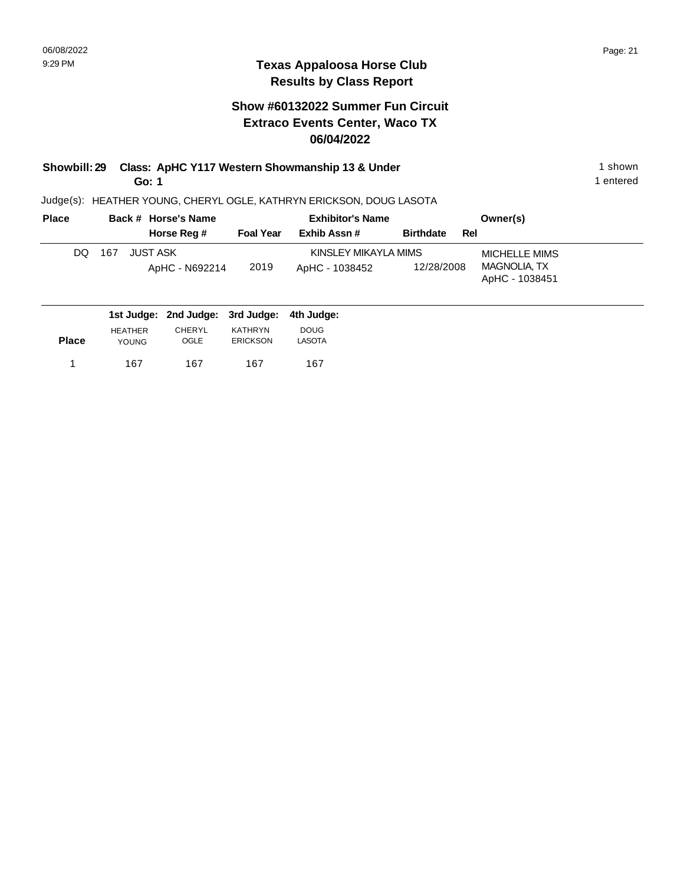# Texas Appaloosa Horse Club
## Results by Class Report

### Show #60132022 Summer Fun Circuit
### Extraco Events Center, Waco TX
### 06/04/2022

**Showbill: 29 Class: ApHC Y117 Western Showmanship 13 & Under** 1 shown
**Go: 1** 1 entered

Judge(s): HEATHER YOUNG, CHERYL OGLE, KATHRYN ERICKSON, DOUG LASOTA

| Place | Back # | Horse's Name / Horse Reg # | Foal Year | Exhibitor's Name / Exhib Assn # | Birthdate | Rel | Owner(s) |
|---|---|---|---|---|---|---|---|
| DQ | 167 | JUST ASK<br>ApHC - N692214 | 2019 | KINSLEY MIKAYLA MIMS<br>ApHC - 1038452 | 12/28/2008 | | MICHELLE MIMS<br>MAGNOLIA, TX<br>ApHC - 1038451 |

| Place | 1st Judge: HEATHER YOUNG | 2nd Judge: CHERYL OGLE | 3rd Judge: KATHRYN ERICKSON | 4th Judge: DOUG LASOTA |
|---|---|---|---|---|
| 1 | 167 | 167 | 167 | 167 |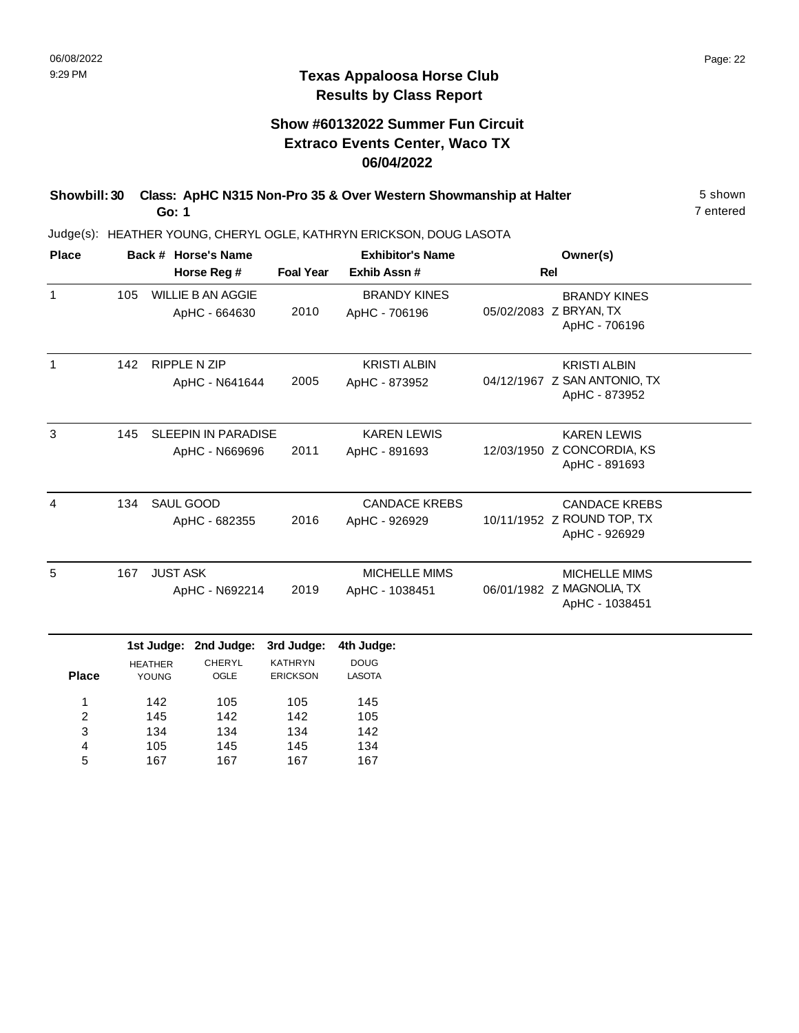06/08/2022
9:29 PM

# Texas Appaloosa Horse Club
## Results by Class Report

### Show #60132022 Summer Fun Circuit
### Extraco Events Center, Waco TX
### 06/04/2022

**Showbill: 30 Class: ApHC N315 Non-Pro 35 & Over Western Showmanship at Halter** 5 shown
**Go: 1** 7 entered

Judge(s): HEATHER YOUNG, CHERYL OGLE, KATHRYN ERICKSON, DOUG LASOTA

| Place | Back # | Horse's Name / Horse Reg # | Foal Year | Exhibitor's Name / Exhib Assn # | Rel | Owner(s) |
|---|---|---|---|---|---|---|
| 1 | 105 | WILLIE B AN AGGIE<br>ApHC - 664630 | 2010 | BRANDY KINES<br>ApHC - 706196 | 05/02/2083 Z | BRANDY KINES<br>BRYAN, TX<br>ApHC - 706196 |
| 1 | 142 | RIPPLE N ZIP<br>ApHC - N641644 | 2005 | KRISTI ALBIN<br>ApHC - 873952 | 04/12/1967 Z | KRISTI ALBIN<br>SAN ANTONIO, TX<br>ApHC - 873952 |
| 3 | 145 | SLEEPIN IN PARADISE<br>ApHC - N669696 | 2011 | KAREN LEWIS<br>ApHC - 891693 | 12/03/1950 Z | KAREN LEWIS<br>CONCORDIA, KS<br>ApHC - 891693 |
| 4 | 134 | SAUL GOOD<br>ApHC - 682355 | 2016 | CANDACE KREBS<br>ApHC - 926929 | 10/11/1952 Z | CANDACE KREBS<br>ROUND TOP, TX<br>ApHC - 926929 |
| 5 | 167 | JUST ASK<br>ApHC - N692214 | 2019 | MICHELLE MIMS<br>ApHC - 1038451 | 06/01/1982 Z | MICHELLE MIMS<br>MAGNOLIA, TX<br>ApHC - 1038451 |

| Place | 1st Judge: HEATHER YOUNG | 2nd Judge: CHERYL OGLE | 3rd Judge: KATHRYN ERICKSON | 4th Judge: DOUG LASOTA |
|---|---|---|---|---|
| 1 | 142 | 105 | 105 | 145 |
| 2 | 145 | 142 | 142 | 105 |
| 3 | 134 | 134 | 134 | 142 |
| 4 | 105 | 145 | 145 | 134 |
| 5 | 167 | 167 | 167 | 167 |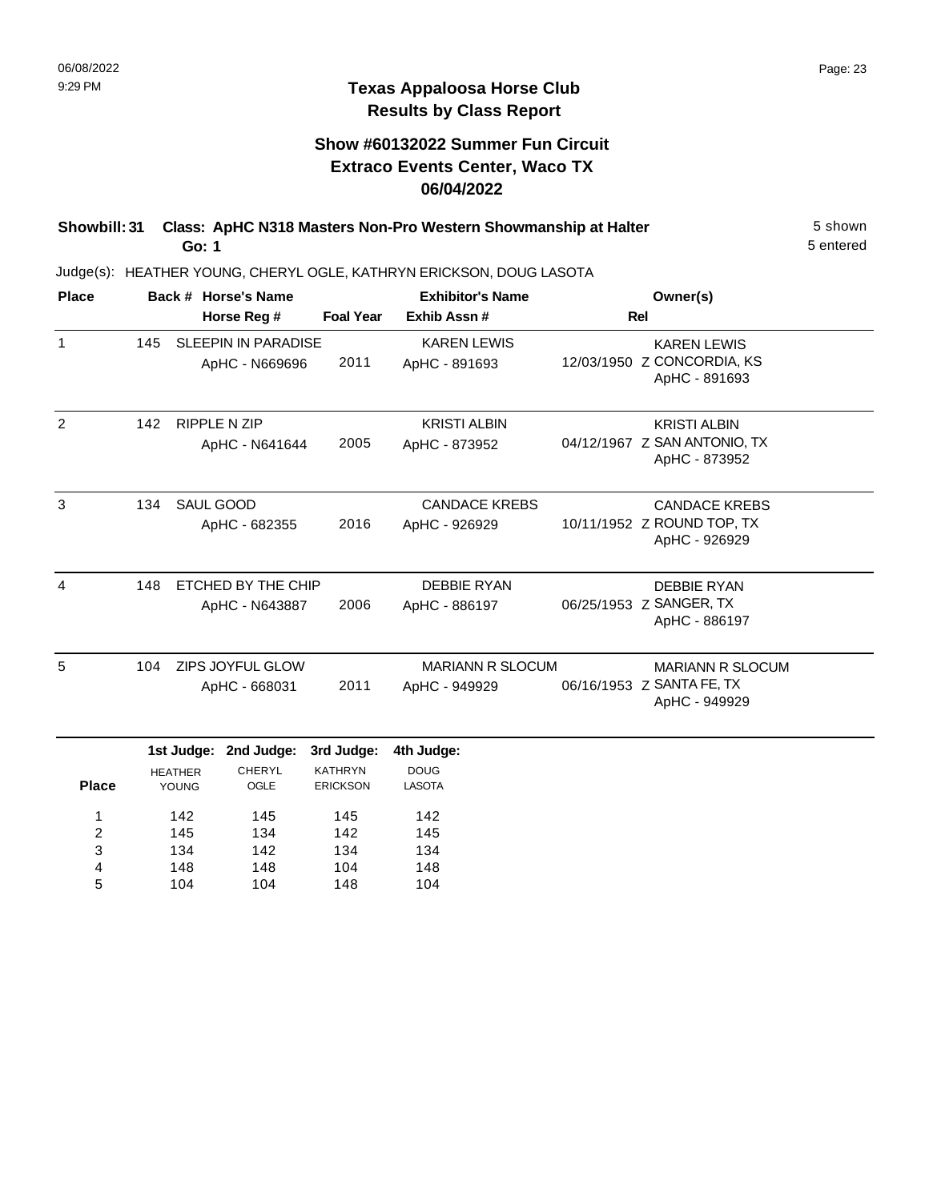# Texas Appaloosa Horse Club
## Results by Class Report

### Show #60132022 Summer Fun Circuit
### Extraco Events Center, Waco TX
### 06/04/2022

**Showbill: 31 Class: ApHC N318 Masters Non-Pro Western Showmanship at Halter** — 5 shown

**Go: 1** — 5 entered

Judge(s): HEATHER YOUNG, CHERYL OGLE, KATHRYN ERICKSON, DOUG LASOTA

| Place | Back # | Horse's Name / Horse Reg # | Foal Year | Exhibitor's Name / Exhib Assn # | Rel | Owner(s) |
|---|---|---|---|---|---|---|
| 1 | 145 | SLEEPIN IN PARADISE<br>ApHC - N669696 | 2011 | KAREN LEWIS<br>ApHC - 891693 | 12/03/1950 Z | KAREN LEWIS<br>CONCORDIA, KS<br>ApHC - 891693 |
| 2 | 142 | RIPPLE N ZIP<br>ApHC - N641644 | 2005 | KRISTI ALBIN<br>ApHC - 873952 | 04/12/1967 Z | KRISTI ALBIN<br>SAN ANTONIO, TX<br>ApHC - 873952 |
| 3 | 134 | SAUL GOOD<br>ApHC - 682355 | 2016 | CANDACE KREBS<br>ApHC - 926929 | 10/11/1952 Z | CANDACE KREBS<br>ROUND TOP, TX<br>ApHC - 926929 |
| 4 | 148 | ETCHED BY THE CHIP<br>ApHC - N643887 | 2006 | DEBBIE RYAN<br>ApHC - 886197 | 06/25/1953 Z | DEBBIE RYAN<br>SANGER, TX<br>ApHC - 886197 |
| 5 | 104 | ZIPS JOYFUL GLOW<br>ApHC - 668031 | 2011 | MARIANN R SLOCUM<br>ApHC - 949929 | 06/16/1953 Z | MARIANN R SLOCUM<br>SANTA FE, TX<br>ApHC - 949929 |

| Place | 1st Judge: HEATHER YOUNG | 2nd Judge: CHERYL OGLE | 3rd Judge: KATHRYN ERICKSON | 4th Judge: DOUG LASOTA |
|---|---|---|---|---|
| 1 | 142 | 145 | 145 | 142 |
| 2 | 145 | 134 | 142 | 145 |
| 3 | 134 | 142 | 134 | 134 |
| 4 | 148 | 148 | 104 | 148 |
| 5 | 104 | 104 | 148 | 104 |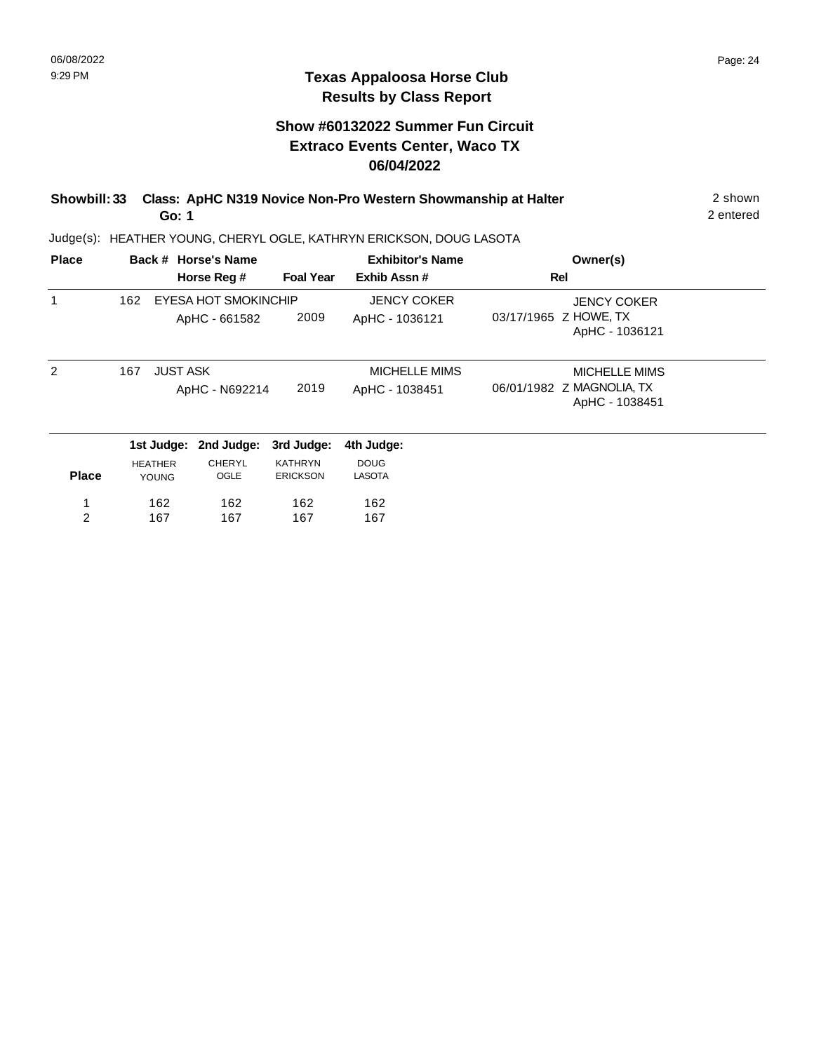# Texas Appaloosa Horse Club
## Results by Class Report

### Show #60132022 Summer Fun Circuit
### Extraco Events Center, Waco TX
### 06/04/2022

**Showbill: 33 Class: ApHC N319 Novice Non-Pro Western Showmanship at Halter** — 2 shown

**Go: 1** — 2 entered

Judge(s): HEATHER YOUNG, CHERYL OGLE, KATHRYN ERICKSON, DOUG LASOTA

| Place | Back # | Horse's Name / Horse Reg # | Foal Year | Exhibitor's Name / Exhib Assn # | Rel | Owner(s) |
|---|---|---|---|---|---|---|
| 1 | 162 | EYESA HOT SMOKINCHIP<br>ApHC - 661582 | 2009 | JENCY COKER<br>ApHC - 1036121 | 03/17/1965 Z | JENCY COKER<br>HOWE, TX<br>ApHC - 1036121 |
| 2 | 167 | JUST ASK<br>ApHC - N692214 | 2019 | MICHELLE MIMS<br>ApHC - 1038451 | 06/01/1982 Z | MICHELLE MIMS<br>MAGNOLIA, TX<br>ApHC - 1038451 |

| Place | 1st Judge: HEATHER YOUNG | 2nd Judge: CHERYL OGLE | 3rd Judge: KATHRYN ERICKSON | 4th Judge: DOUG LASOTA |
|---|---|---|---|---|
| 1 | 162 | 162 | 162 | 162 |
| 2 | 167 | 167 | 167 | 167 |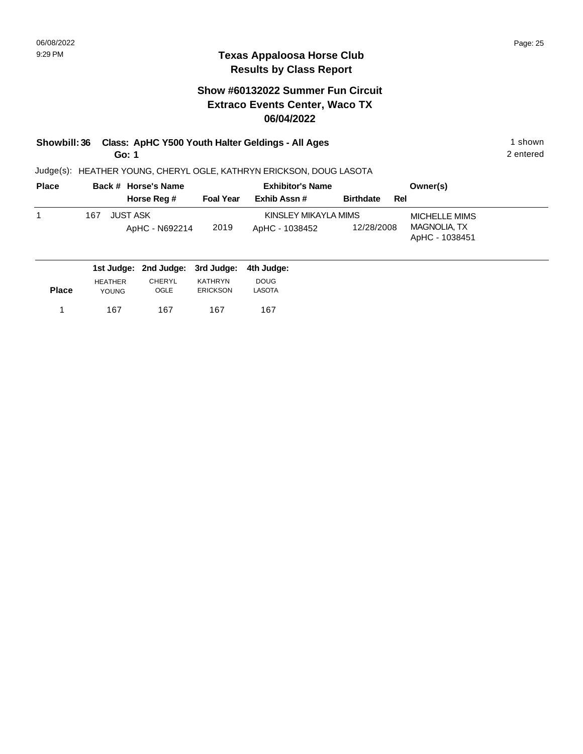# Texas Appaloosa Horse Club
## Results by Class Report

### Show #60132022 Summer Fun Circuit
### Extraco Events Center, Waco TX
### 06/04/2022

**Showbill: 36 Class: ApHC Y500 Youth Halter Geldings - All Ages** 1 shown
**Go: 1** 2 entered

Judge(s): HEATHER YOUNG, CHERYL OGLE, KATHRYN ERICKSON, DOUG LASOTA

| Place | Back # | Horse's Name / Horse Reg # | Foal Year | Exhibitor's Name / Exhib Assn # | Birthdate | Rel | Owner(s) |
|---|---|---|---|---|---|---|---|
| 1 | 167 | JUST ASK<br>ApHC - N692214 | 2019 | KINSLEY MIKAYLA MIMS<br>ApHC - 1038452 | 12/28/2008 | | MICHELLE MIMS<br>MAGNOLIA, TX<br>ApHC - 1038451 |

| Place | 1st Judge: HEATHER YOUNG | 2nd Judge: CHERYL OGLE | 3rd Judge: KATHRYN ERICKSON | 4th Judge: DOUG LASOTA |
|---|---|---|---|---|
| 1 | 167 | 167 | 167 | 167 |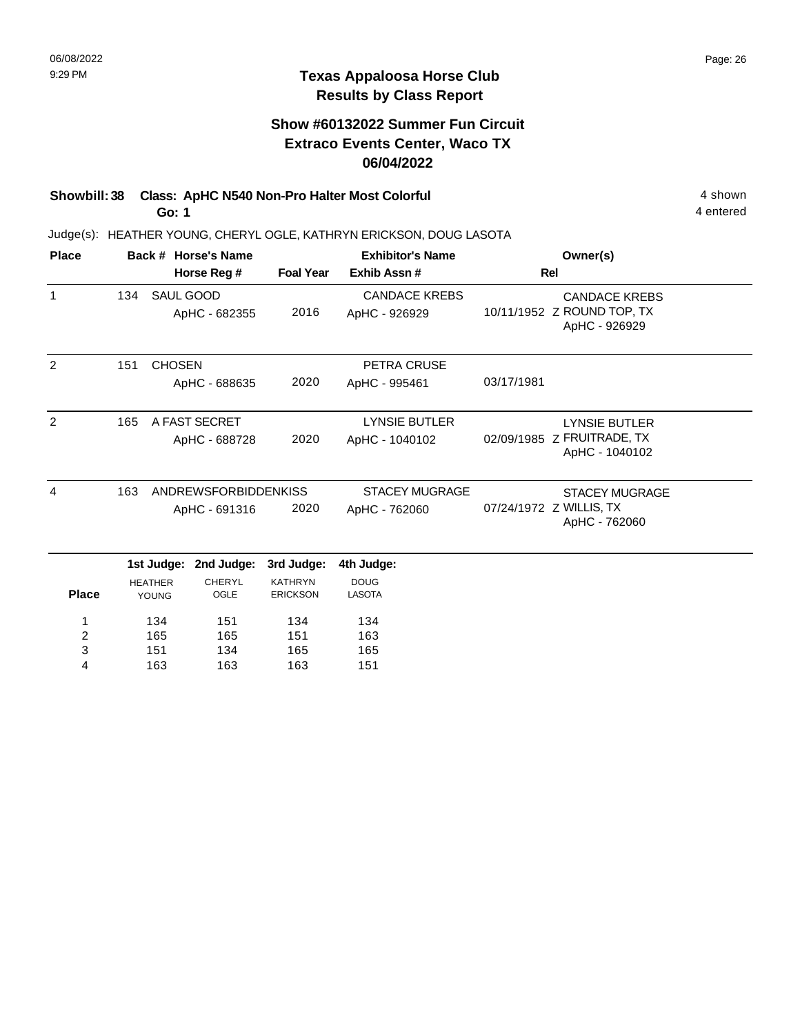# Texas Appaloosa Horse Club
## Results by Class Report

### Show #60132022 Summer Fun Circuit
### Extraco Events Center, Waco TX
### 06/04/2022

**Showbill: 38 Class: ApHC N540 Non-Pro Halter Most Colorful** 4 shown
**Go: 1** 4 entered

Judge(s): HEATHER YOUNG, CHERYL OGLE, KATHRYN ERICKSON, DOUG LASOTA

| Place | Back # | Horse's Name / Horse Reg # | Foal Year | Exhibitor's Name / Exhib Assn # | Rel | Owner(s) |
|---|---|---|---|---|---|---|
| 1 | 134 | SAUL GOOD<br>ApHC - 682355 | 2016 | CANDACE KREBS<br>ApHC - 926929 | 10/11/1952 Z | CANDACE KREBS<br>ROUND TOP, TX<br>ApHC - 926929 |
| 2 | 151 | CHOSEN<br>ApHC - 688635 | 2020 | PETRA CRUSE<br>ApHC - 995461 | 03/17/1981 | |
| 2 | 165 | A FAST SECRET<br>ApHC - 688728 | 2020 | LYNSIE BUTLER<br>ApHC - 1040102 | 02/09/1985 Z | LYNSIE BUTLER<br>FRUITRADE, TX<br>ApHC - 1040102 |
| 4 | 163 | ANDREWSFORBIDDENKISS<br>ApHC - 691316 | 2020 | STACEY MUGRAGE<br>ApHC - 762060 | 07/24/1972 Z | STACEY MUGRAGE<br>WILLIS, TX<br>ApHC - 762060 |

| Place | 1st Judge: HEATHER YOUNG | 2nd Judge: CHERYL OGLE | 3rd Judge: KATHRYN ERICKSON | 4th Judge: DOUG LASOTA |
|---|---|---|---|---|
| 1 | 134 | 151 | 134 | 134 |
| 2 | 165 | 165 | 151 | 163 |
| 3 | 151 | 134 | 165 | 165 |
| 4 | 163 | 163 | 163 | 151 |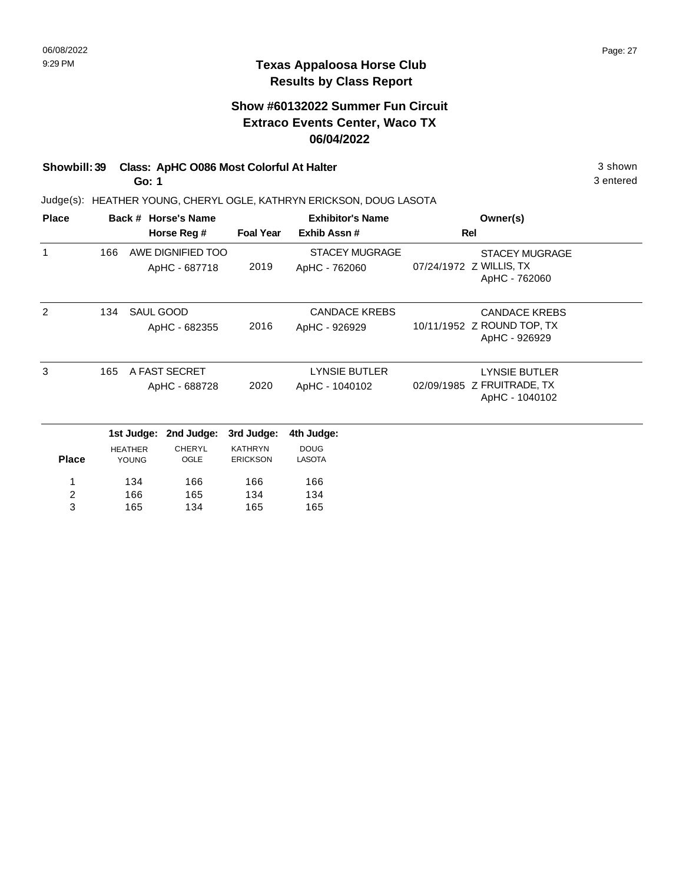# Texas Appaloosa Horse Club
## Results by Class Report

### Show #60132022 Summer Fun Circuit
### Extraco Events Center, Waco TX
### 06/04/2022

**Showbill: 39 Class: ApHC O086 Most Colorful At Halter** — 3 shown

**Go: 1** — 3 entered

Judge(s): HEATHER YOUNG, CHERYL OGLE, KATHRYN ERICKSON, DOUG LASOTA

| Place | Back # | Horse's Name / Horse Reg # | Foal Year | Exhibitor's Name / Exhib Assn # | Rel | Owner(s) |
|---|---|---|---|---|---|---|
| 1 | 166 | AWE DIGNIFIED TOO<br>ApHC - 687718 | 2019 | STACEY MUGRAGE<br>ApHC - 762060 | 07/24/1972 Z | STACEY MUGRAGE<br>WILLIS, TX<br>ApHC - 762060 |
| 2 | 134 | SAUL GOOD<br>ApHC - 682355 | 2016 | CANDACE KREBS<br>ApHC - 926929 | 10/11/1952 Z | CANDACE KREBS<br>ROUND TOP, TX<br>ApHC - 926929 |
| 3 | 165 | A FAST SECRET<br>ApHC - 688728 | 2020 | LYNSIE BUTLER<br>ApHC - 1040102 | 02/09/1985 Z | LYNSIE BUTLER<br>FRUITRADE, TX<br>ApHC - 1040102 |

| Place | 1st Judge: HEATHER YOUNG | 2nd Judge: CHERYL OGLE | 3rd Judge: KATHRYN ERICKSON | 4th Judge: DOUG LASOTA |
|---|---|---|---|---|
| 1 | 134 | 166 | 166 | 166 |
| 2 | 166 | 165 | 134 | 134 |
| 3 | 165 | 134 | 165 | 165 |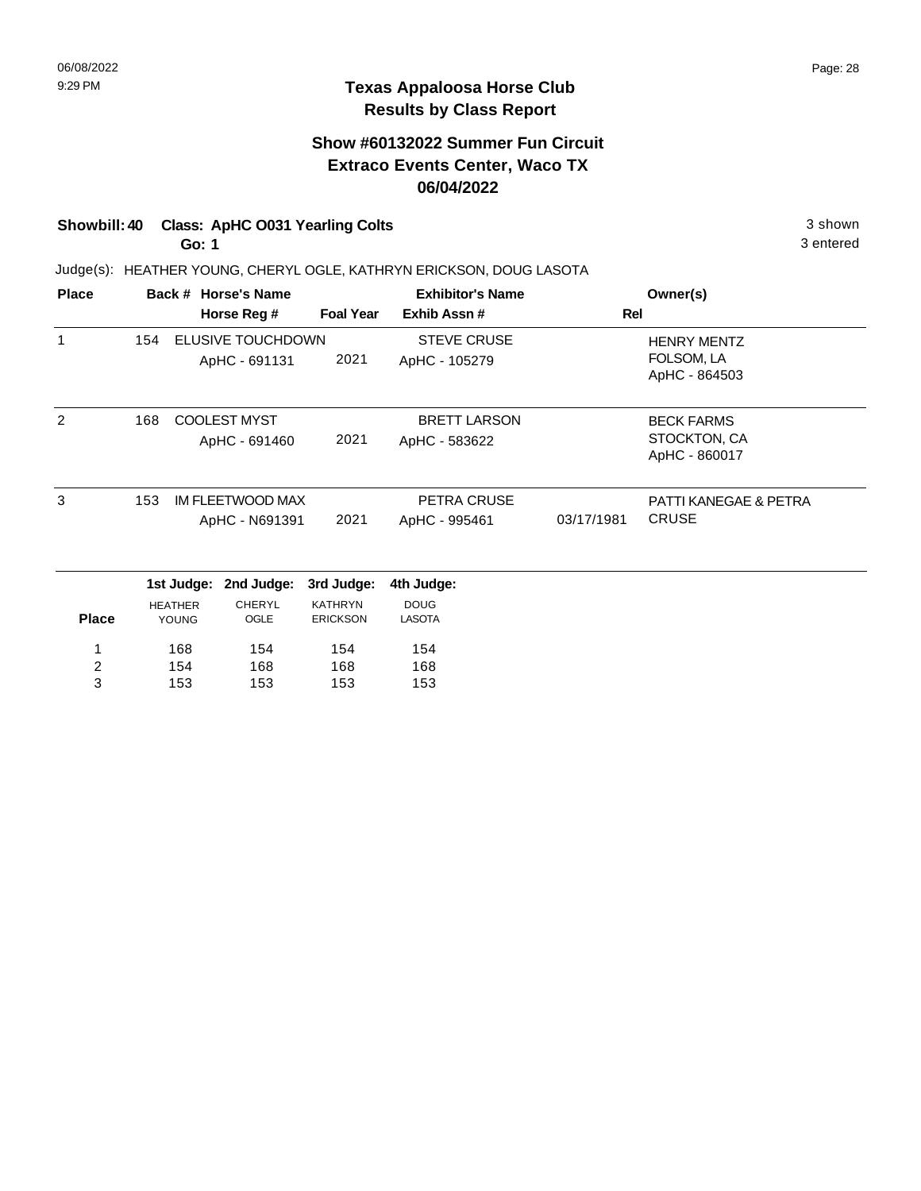# Texas Appaloosa Horse Club
## Results by Class Report

### Show #60132022 Summer Fun Circuit
### Extraco Events Center, Waco TX
### 06/04/2022

**Showbill: 40 Class: ApHC O031 Yearling Colts** — 3 shown

**Go: 1** — 3 entered

Judge(s): HEATHER YOUNG, CHERYL OGLE, KATHRYN ERICKSON, DOUG LASOTA

| Place | Back # | Horse's Name / Horse Reg # | Foal Year | Exhibitor's Name / Exhib Assn # | Rel | Owner(s) |
|---|---|---|---|---|---|---|
| 1 | 154 | ELUSIVE TOUCHDOWN<br>ApHC - 691131 | 2021 | STEVE CRUSE<br>ApHC - 105279 | | HENRY MENTZ<br>FOLSOM, LA<br>ApHC - 864503 |
| 2 | 168 | COOLEST MYST<br>ApHC - 691460 | 2021 | BRETT LARSON<br>ApHC - 583622 | | BECK FARMS<br>STOCKTON, CA<br>ApHC - 860017 |
| 3 | 153 | IM FLEETWOOD MAX<br>ApHC - N691391 | 2021 | PETRA CRUSE<br>ApHC - 995461 | 03/17/1981 | PATTI KANEGAE & PETRA CRUSE |

| Place | 1st Judge: HEATHER YOUNG | 2nd Judge: CHERYL OGLE | 3rd Judge: KATHRYN ERICKSON | 4th Judge: DOUG LASOTA |
|---|---|---|---|---|
| 1 | 168 | 154 | 154 | 154 |
| 2 | 154 | 168 | 168 | 168 |
| 3 | 153 | 153 | 153 | 153 |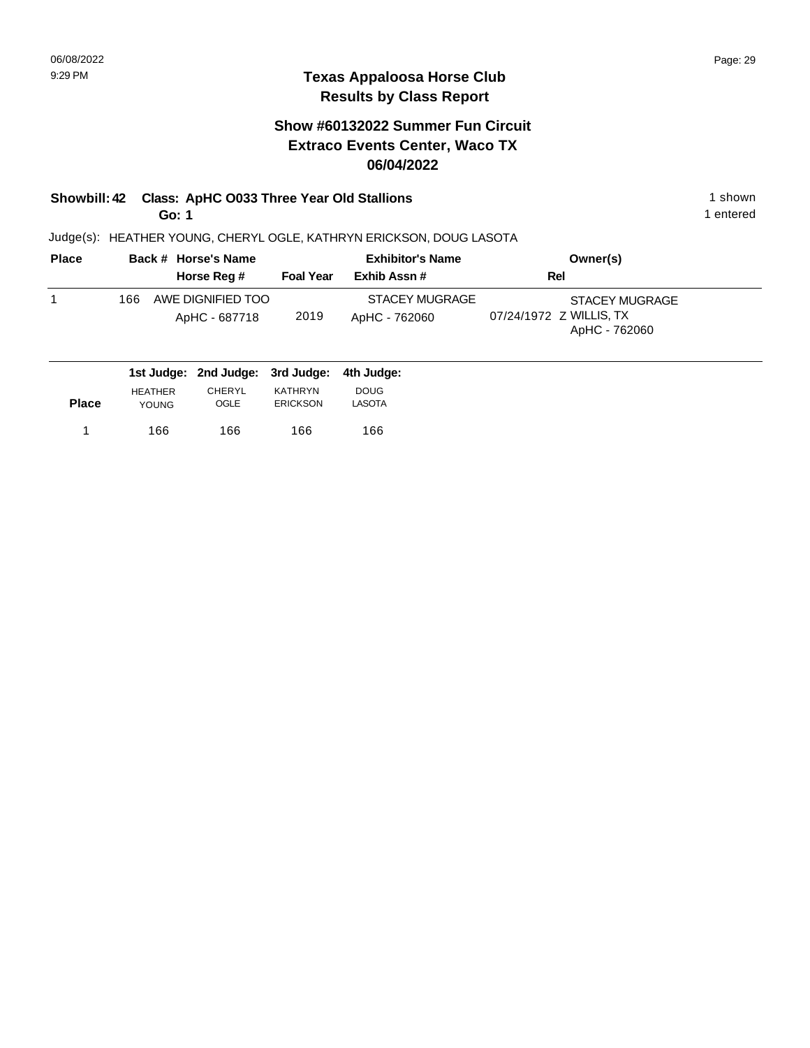## Texas Appaloosa Horse Club
## Results by Class Report

### Show #60132022 Summer Fun Circuit
### Extraco Events Center, Waco TX
### 06/04/2022

**Showbill: 42 Class: ApHC O033 Three Year Old Stallions** 1 shown
**Go: 1** 1 entered

Judge(s): HEATHER YOUNG, CHERYL OGLE, KATHRYN ERICKSON, DOUG LASOTA

| Place | Back # | Horse's Name / Horse Reg # | Foal Year | Exhibitor's Name / Exhib Assn # | Rel | Owner(s) |
|---|---|---|---|---|---|---|
| 1 | 166 | AWE DIGNIFIED TOO<br>ApHC - 687718 | 2019 | STACEY MUGRAGE<br>ApHC - 762060 | 07/24/1972 Z | STACEY MUGRAGE<br>WILLIS, TX<br>ApHC - 762060 |

| Place | 1st Judge: HEATHER YOUNG | 2nd Judge: CHERYL OGLE | 3rd Judge: KATHRYN ERICKSON | 4th Judge: DOUG LASOTA |
|---|---|---|---|---|
| 1 | 166 | 166 | 166 | 166 |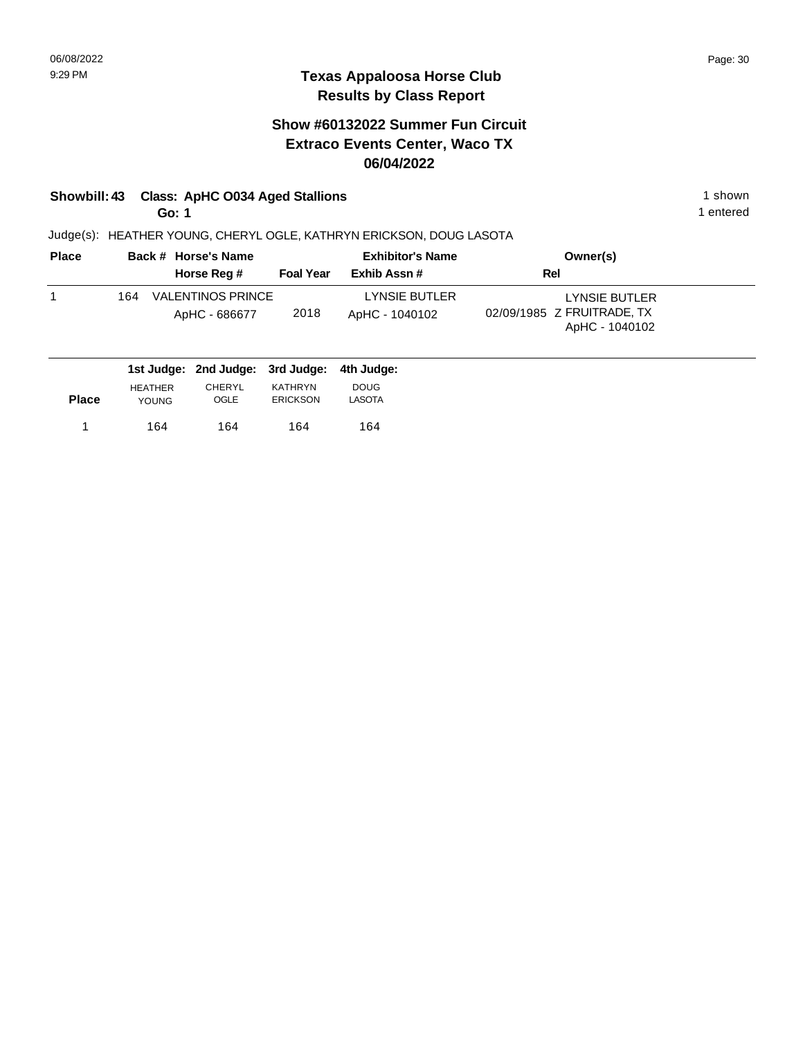# Texas Appaloosa Horse Club
## Results by Class Report

### Show #60132022 Summer Fun Circuit
### Extraco Events Center, Waco TX
### 06/04/2022

**Showbill: 43 Class: ApHC O034 Aged Stallions** 1 shown

**Go: 1** 1 entered

Judge(s): HEATHER YOUNG, CHERYL OGLE, KATHRYN ERICKSON, DOUG LASOTA

| Place | Back # | Horse's Name / Horse Reg # | Foal Year | Exhibitor's Name / Exhib Assn # | Rel | Owner(s) |
|---|---|---|---|---|---|---|
| 1 | 164 | VALENTINOS PRINCE<br>ApHC - 686677 | 2018 | LYNSIE BUTLER<br>ApHC - 1040102 | 02/09/1985 Z | LYNSIE BUTLER<br>FRUITRADE, TX<br>ApHC - 1040102 |

| Place | 1st Judge: HEATHER YOUNG | 2nd Judge: CHERYL OGLE | 3rd Judge: KATHRYN ERICKSON | 4th Judge: DOUG LASOTA |
|---|---|---|---|---|
| 1 | 164 | 164 | 164 | 164 |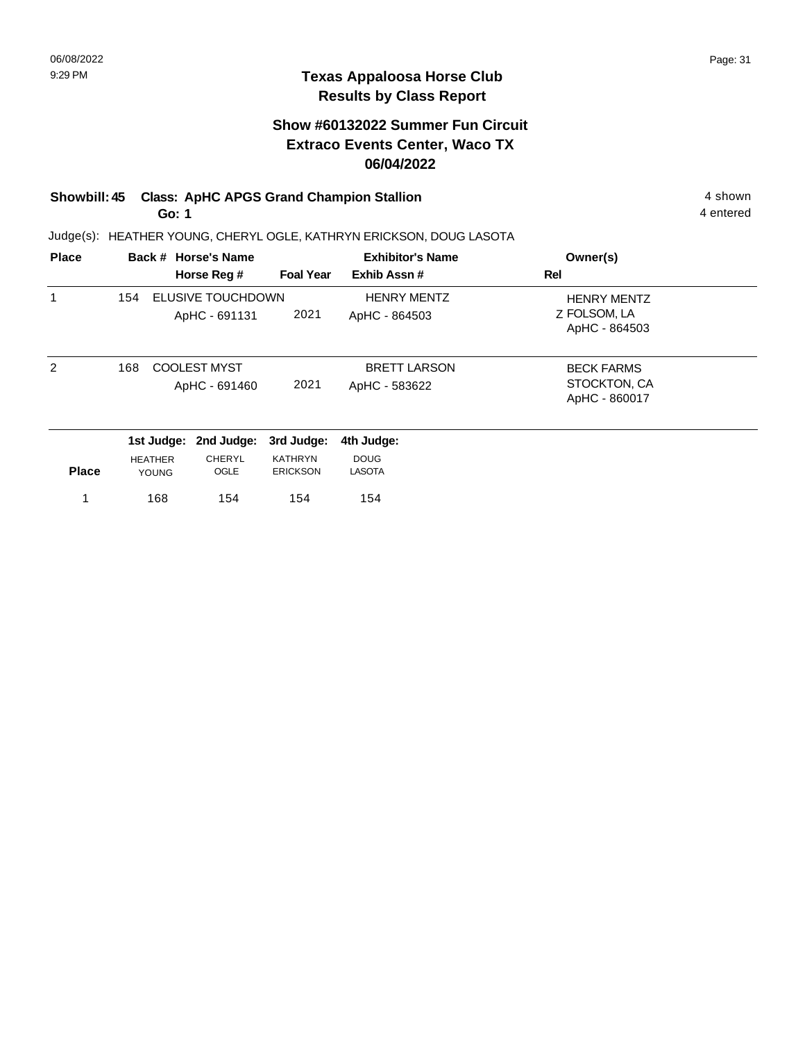# Texas Appaloosa Horse Club
## Results by Class Report

### Show #60132022 Summer Fun Circuit
### Extraco Events Center, Waco TX
### 06/04/2022

**Showbill: 45 Class: ApHC APGS Grand Champion Stallion** 4 shown
**Go: 1** 4 entered

Judge(s): HEATHER YOUNG, CHERYL OGLE, KATHRYN ERICKSON, DOUG LASOTA

| Place | Back # | Horse's Name / Horse Reg # | Foal Year | Exhibitor's Name / Exhib Assn # | Rel | Owner(s) |
|---|---|---|---|---|---|---|
| 1 | 154 | ELUSIVE TOUCHDOWN<br>ApHC - 691131 | 2021 | HENRY MENTZ<br>ApHC - 864503 | Z | HENRY MENTZ<br>FOLSOM, LA<br>ApHC - 864503 |
| 2 | 168 | COOLEST MYST<br>ApHC - 691460 | 2021 | BRETT LARSON<br>ApHC - 583622 | | BECK FARMS<br>STOCKTON, CA<br>ApHC - 860017 |

| Place | 1st Judge: HEATHER YOUNG | 2nd Judge: CHERYL OGLE | 3rd Judge: KATHRYN ERICKSON | 4th Judge: DOUG LASOTA |
|---|---|---|---|---|
| 1 | 168 | 154 | 154 | 154 |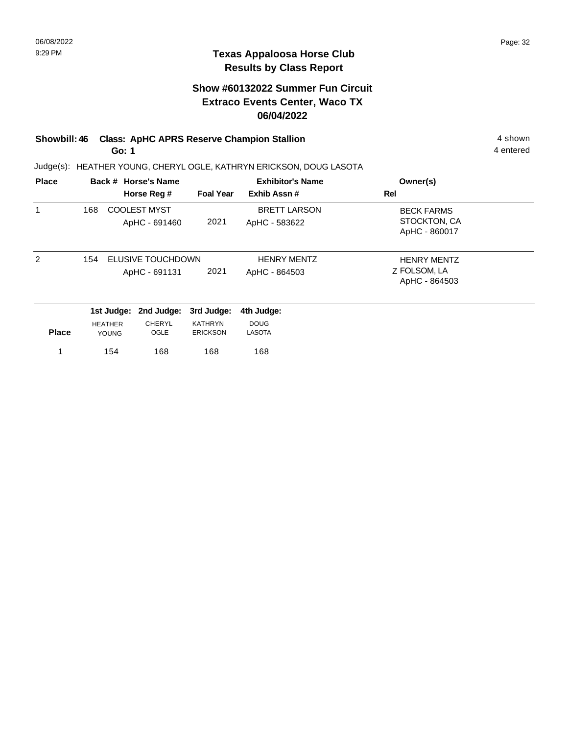# Texas Appaloosa Horse Club
## Results by Class Report

### Show #60132022 Summer Fun Circuit
### Extraco Events Center, Waco TX
### 06/04/2022

**Showbill: 46 Class: ApHC APRS Reserve Champion Stallion** 4 shown
**Go: 1** 4 entered

Judge(s): HEATHER YOUNG, CHERYL OGLE, KATHRYN ERICKSON, DOUG LASOTA

| Place | Back # | Horse's Name / Horse Reg # | Foal Year | Exhibitor's Name / Exhib Assn # | Rel | Owner(s) |
|---|---|---|---|---|---|---|
| 1 | 168 | COOLEST MYST<br>ApHC - 691460 | 2021 | BRETT LARSON<br>ApHC - 583622 | | BECK FARMS<br>STOCKTON, CA<br>ApHC - 860017 |
| 2 | 154 | ELUSIVE TOUCHDOWN<br>ApHC - 691131 | 2021 | HENRY MENTZ<br>ApHC - 864503 | Z | HENRY MENTZ<br>FOLSOM, LA<br>ApHC - 864503 |

| Place | 1st Judge: HEATHER YOUNG | 2nd Judge: CHERYL OGLE | 3rd Judge: KATHRYN ERICKSON | 4th Judge: DOUG LASOTA |
|---|---|---|---|---|
| 1 | 154 | 168 | 168 | 168 |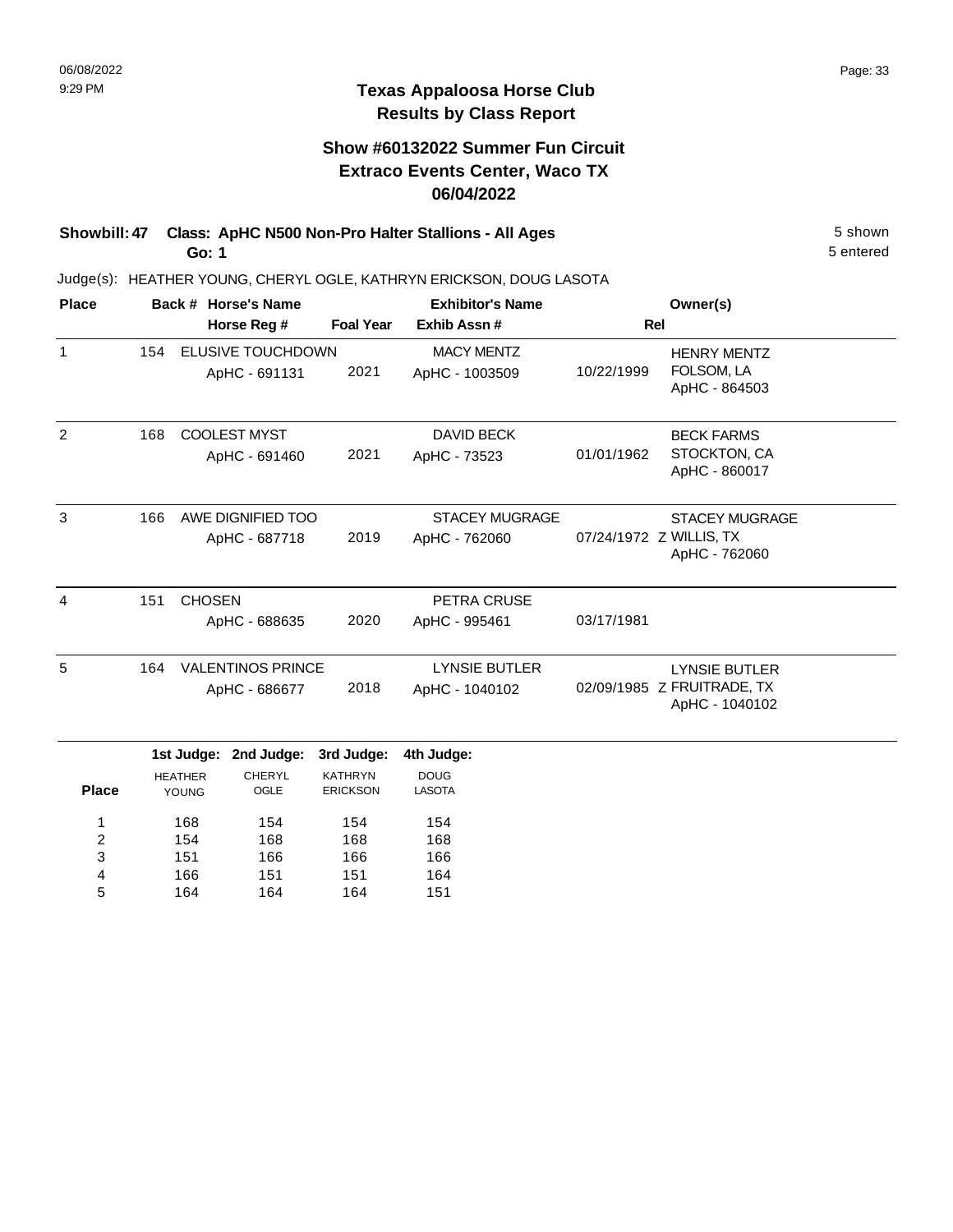# Texas Appaloosa Horse Club
## Results by Class Report

### Show #60132022 Summer Fun Circuit
### Extraco Events Center, Waco TX
### 06/04/2022

**Showbill: 47 Class: ApHC N500 Non-Pro Halter Stallions - All Ages** 5 shown
**Go: 1** 5 entered

Judge(s): HEATHER YOUNG, CHERYL OGLE, KATHRYN ERICKSON, DOUG LASOTA

| Place | Back # | Horse's Name / Horse Reg # | Foal Year | Exhibitor's Name / Exhib Assn # | Rel | Owner(s) |
|---|---|---|---|---|---|---|
| 1 | 154 | ELUSIVE TOUCHDOWN<br>ApHC - 691131 | 2021 | MACY MENTZ<br>ApHC - 1003509 | 10/22/1999 | HENRY MENTZ<br>FOLSOM, LA<br>ApHC - 864503 |
| 2 | 168 | COOLEST MYST<br>ApHC - 691460 | 2021 | DAVID BECK<br>ApHC - 73523 | 01/01/1962 | BECK FARMS<br>STOCKTON, CA<br>ApHC - 860017 |
| 3 | 166 | AWE DIGNIFIED TOO<br>ApHC - 687718 | 2019 | STACEY MUGRAGE<br>ApHC - 762060 | 07/24/1972 Z | STACEY MUGRAGE<br>WILLIS, TX<br>ApHC - 762060 |
| 4 | 151 | CHOSEN<br>ApHC - 688635 | 2020 | PETRA CRUSE<br>ApHC - 995461 | 03/17/1981 | |
| 5 | 164 | VALENTINOS PRINCE<br>ApHC - 686677 | 2018 | LYNSIE BUTLER<br>ApHC - 1040102 | 02/09/1985 Z | LYNSIE BUTLER<br>FRUITRADE, TX<br>ApHC - 1040102 |

| Place | 1st Judge: HEATHER YOUNG | 2nd Judge: CHERYL OGLE | 3rd Judge: KATHRYN ERICKSON | 4th Judge: DOUG LASOTA |
|---|---|---|---|---|
| 1 | 168 | 154 | 154 | 154 |
| 2 | 154 | 168 | 168 | 168 |
| 3 | 151 | 166 | 166 | 166 |
| 4 | 166 | 151 | 151 | 164 |
| 5 | 164 | 164 | 164 | 151 |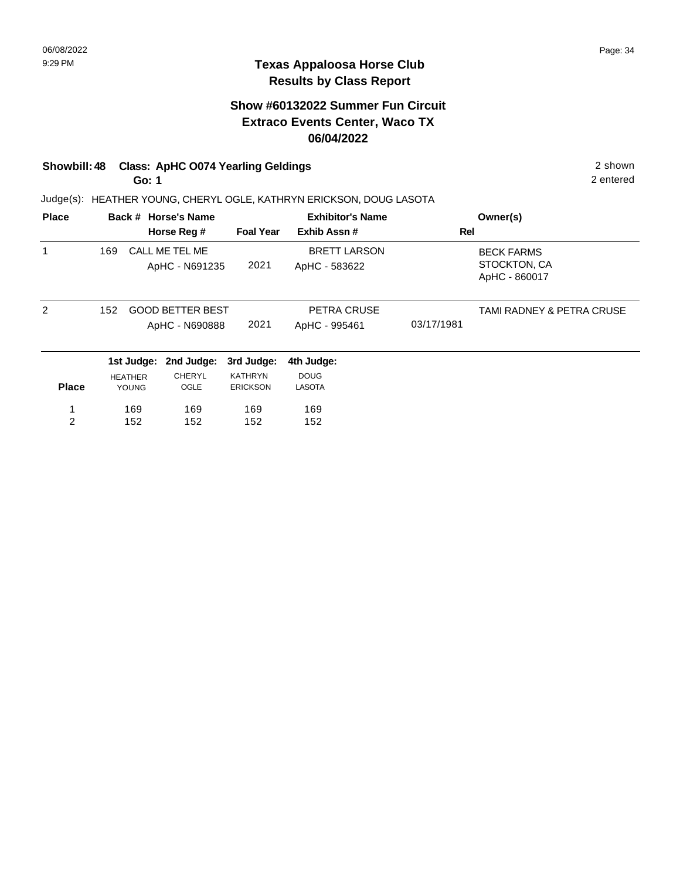# Texas Appaloosa Horse Club
## Results by Class Report

### Show #60132022 Summer Fun Circuit
### Extraco Events Center, Waco TX
### 06/04/2022

**Showbill: 48  Class: ApHC O074 Yearling Geldings** — 2 shown, 2 entered

**Go: 1**

Judge(s): HEATHER YOUNG, CHERYL OGLE, KATHRYN ERICKSON, DOUG LASOTA

| Place | Back # | Horse's Name / Horse Reg # | Foal Year | Exhibitor's Name / Exhib Assn # | Rel | Owner(s) |
|---|---|---|---|---|---|---|
| 1 | 169 | CALL ME TEL ME<br>ApHC - N691235 | 2021 | BRETT LARSON<br>ApHC - 583622 | | BECK FARMS<br>STOCKTON, CA<br>ApHC - 860017 |
| 2 | 152 | GOOD BETTER BEST<br>ApHC - N690888 | 2021 | PETRA CRUSE<br>ApHC - 995461 | 03/17/1981 | TAMI RADNEY & PETRA CRUSE |

| Place | 1st Judge: HEATHER YOUNG | 2nd Judge: CHERYL OGLE | 3rd Judge: KATHRYN ERICKSON | 4th Judge: DOUG LASOTA |
|---|---|---|---|---|
| 1 | 169 | 169 | 169 | 169 |
| 2 | 152 | 152 | 152 | 152 |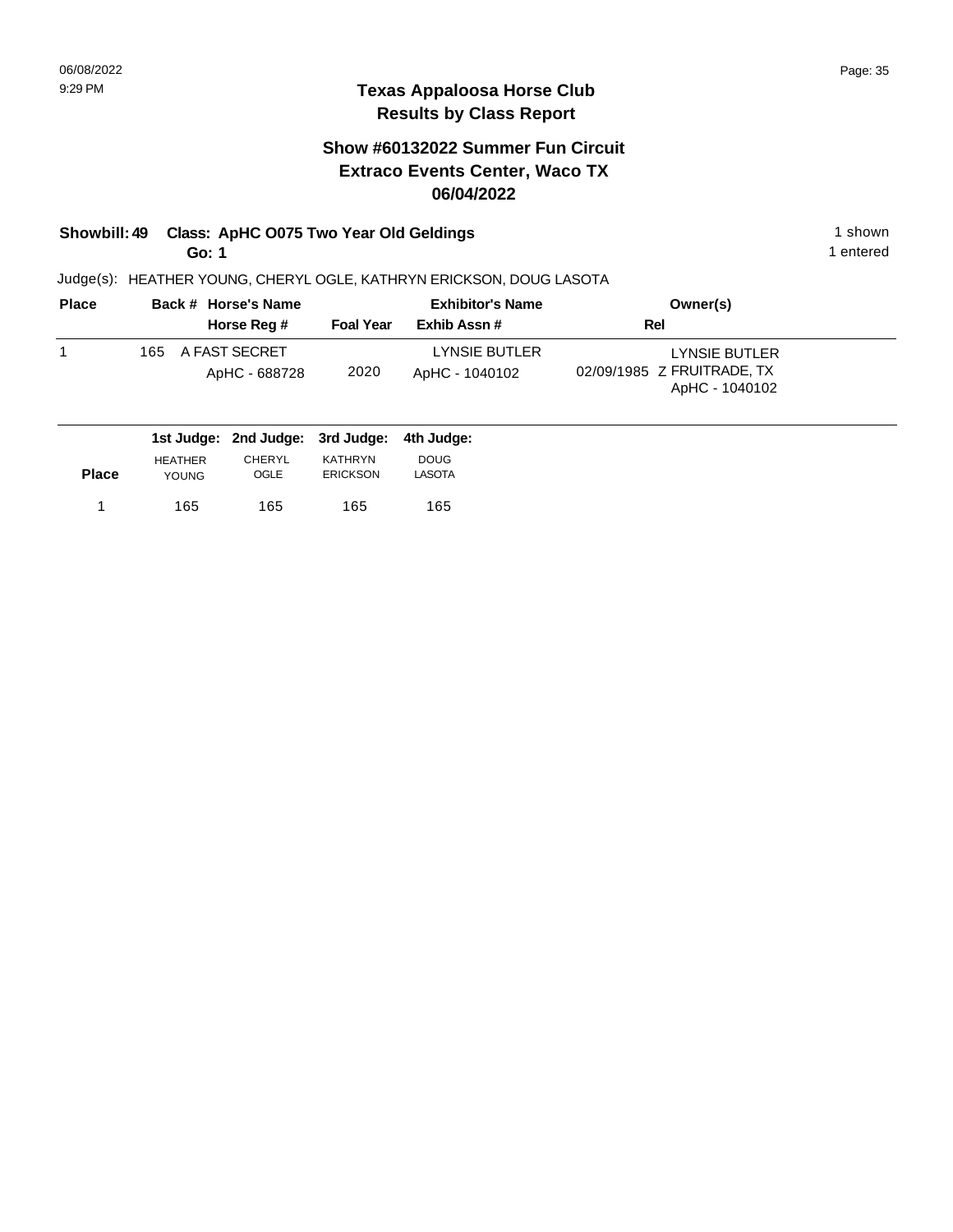# Texas Appaloosa Horse Club
## Results by Class Report

### Show #60132022 Summer Fun Circuit
### Extraco Events Center, Waco TX
### 06/04/2022

**Showbill: 49 Class: ApHC O075 Two Year Old Geldings** 1 shown

**Go: 1** 1 entered

Judge(s): HEATHER YOUNG, CHERYL OGLE, KATHRYN ERICKSON, DOUG LASOTA

| Place | Back # | Horse's Name / Horse Reg # | Foal Year | Exhibitor's Name / Exhib Assn # | Rel | Owner(s) |
|---|---|---|---|---|---|---|
| 1 | 165 | A FAST SECRET<br>ApHC - 688728 | 2020 | LYNSIE BUTLER<br>ApHC - 1040102 | 02/09/1985 | LYNSIE BUTLER<br>Z FRUITRADE, TX<br>ApHC - 1040102 |

| Place | 1st Judge: HEATHER YOUNG | 2nd Judge: CHERYL OGLE | 3rd Judge: KATHRYN ERICKSON | 4th Judge: DOUG LASOTA |
|---|---|---|---|---|
| 1 | 165 | 165 | 165 | 165 |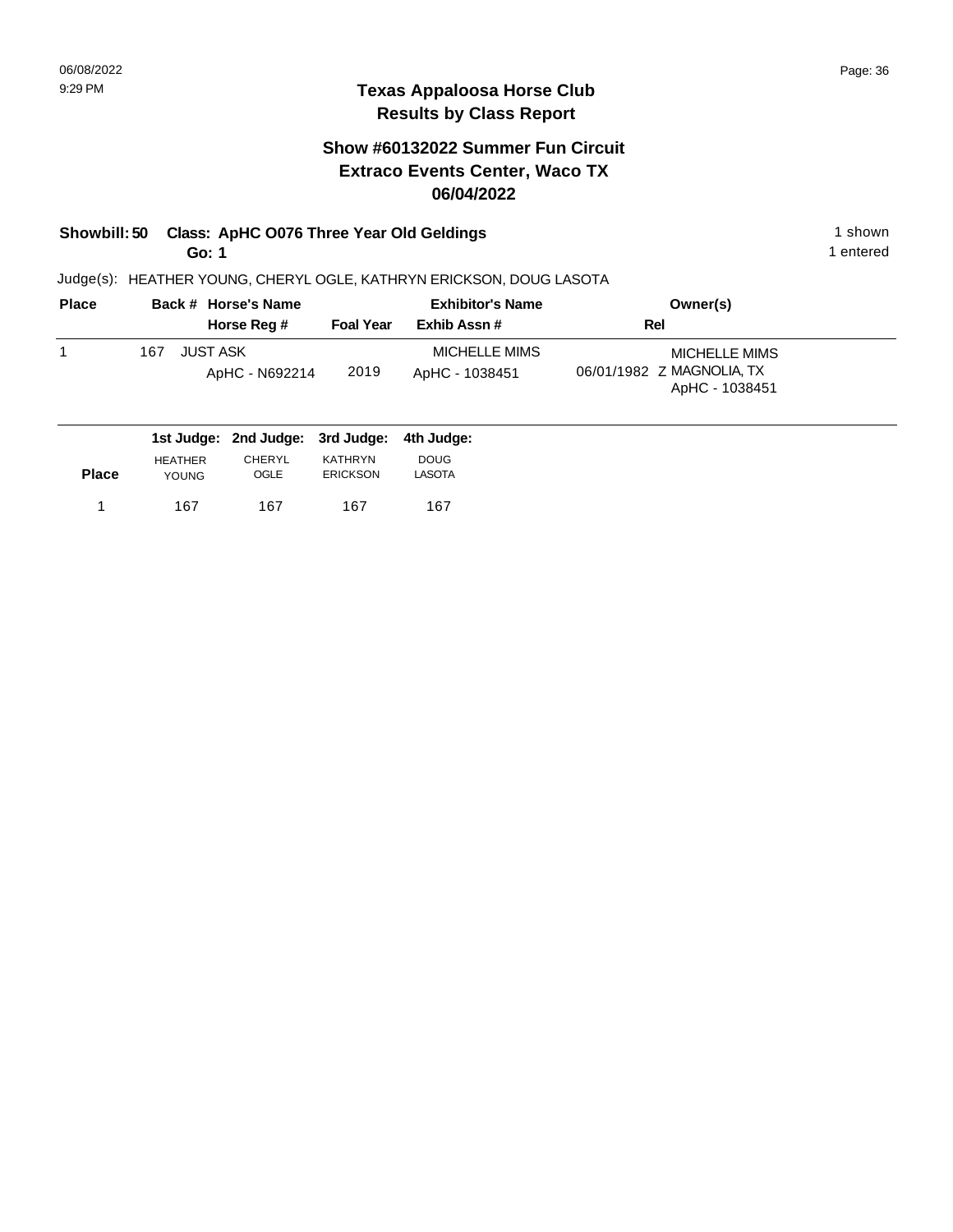## Texas Appaloosa Horse Club
## Results by Class Report

### Show #60132022 Summer Fun Circuit
### Extraco Events Center, Waco TX
### 06/04/2022

**Showbill: 50 Class: ApHC O076 Three Year Old Geldings** 1 shown

**Go: 1** 1 entered

Judge(s): HEATHER YOUNG, CHERYL OGLE, KATHRYN ERICKSON, DOUG LASOTA

| Place | Back # | Horse's Name / Horse Reg # | Foal Year | Exhibitor's Name / Exhib Assn # | Rel | Owner(s) |
|---|---|---|---|---|---|---|
| 1 | 167 | JUST ASK<br>ApHC - N692214 | 2019 | MICHELLE MIMS<br>ApHC - 1038451 | 06/01/1982 Z | MICHELLE MIMS<br>MAGNOLIA, TX<br>ApHC - 1038451 |

| Place | 1st Judge: HEATHER YOUNG | 2nd Judge: CHERYL OGLE | 3rd Judge: KATHRYN ERICKSON | 4th Judge: DOUG LASOTA |
|---|---|---|---|---|
| 1 | 167 | 167 | 167 | 167 |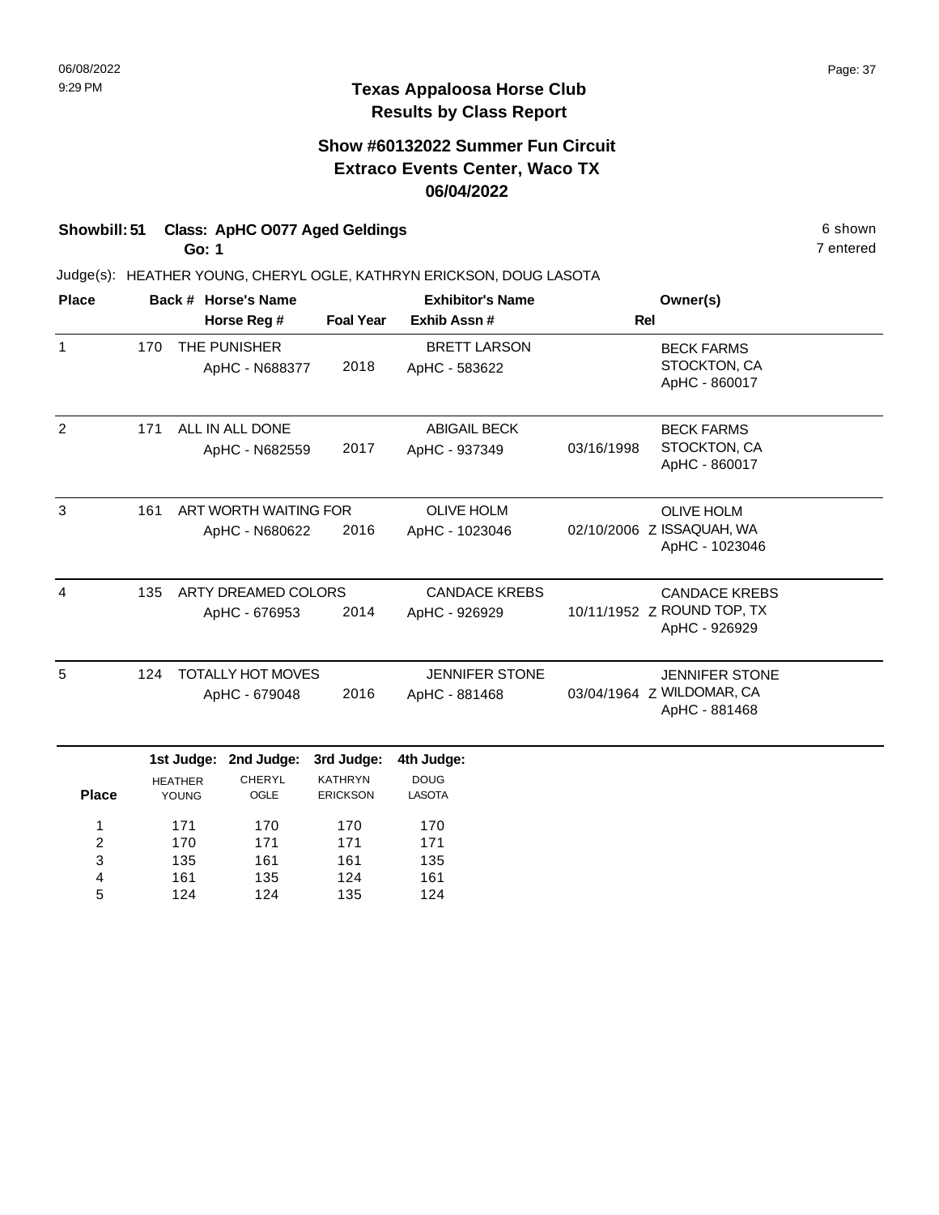# Texas Appaloosa Horse Club
## Results by Class Report

### Show #60132022 Summer Fun Circuit
### Extraco Events Center, Waco TX
### 06/04/2022

**Showbill: 51 Class: ApHC O077 Aged Geldings** 6 shown
**Go: 1** 7 entered

Judge(s): HEATHER YOUNG, CHERYL OGLE, KATHRYN ERICKSON, DOUG LASOTA

| Place | Back # | Horse's Name / Horse Reg # | Foal Year | Exhibitor's Name / Exhib Assn # | Rel | Owner(s) |
|---|---|---|---|---|---|---|
| 1 | 170 | THE PUNISHER<br>ApHC - N688377 | 2018 | BRETT LARSON<br>ApHC - 583622 | | BECK FARMS<br>STOCKTON, CA<br>ApHC - 860017 |
| 2 | 171 | ALL IN ALL DONE<br>ApHC - N682559 | 2017 | ABIGAIL BECK<br>ApHC - 937349 | 03/16/1998 | BECK FARMS<br>STOCKTON, CA<br>ApHC - 860017 |
| 3 | 161 | ART WORTH WAITING FOR<br>ApHC - N680622 | 2016 | OLIVE HOLM<br>ApHC - 1023046 | 02/10/2006 Z | OLIVE HOLM<br>ISSAQUAH, WA<br>ApHC - 1023046 |
| 4 | 135 | ARTY DREAMED COLORS<br>ApHC - 676953 | 2014 | CANDACE KREBS<br>ApHC - 926929 | 10/11/1952 Z | CANDACE KREBS<br>ROUND TOP, TX<br>ApHC - 926929 |
| 5 | 124 | TOTALLY HOT MOVES<br>ApHC - 679048 | 2016 | JENNIFER STONE<br>ApHC - 881468 | 03/04/1964 Z | JENNIFER STONE<br>WILDOMAR, CA<br>ApHC - 881468 |

| Place | 1st Judge: HEATHER YOUNG | 2nd Judge: CHERYL OGLE | 3rd Judge: KATHRYN ERICKSON | 4th Judge: DOUG LASOTA |
|---|---|---|---|---|
| 1 | 171 | 170 | 170 | 170 |
| 2 | 170 | 171 | 171 | 171 |
| 3 | 135 | 161 | 161 | 135 |
| 4 | 161 | 135 | 124 | 161 |
| 5 | 124 | 124 | 135 | 124 |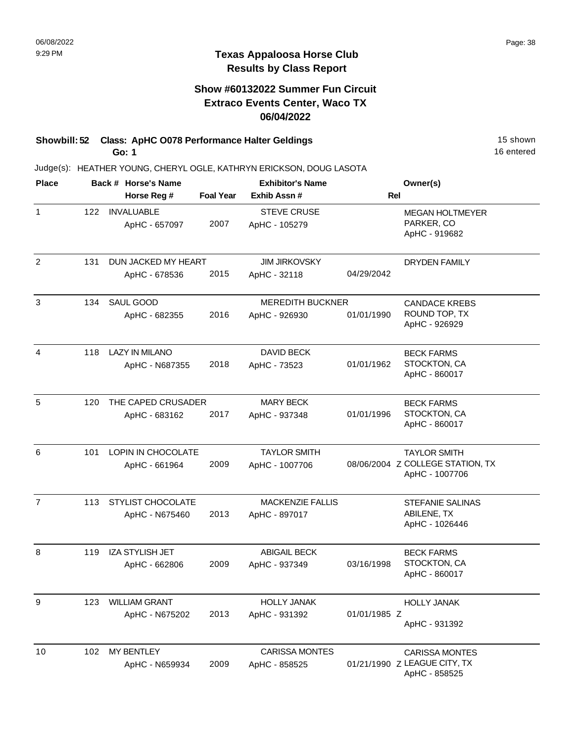06/08/2022
9:29 PM

# Texas Appaloosa Horse Club
## Results by Class Report

### Show #60132022 Summer Fun Circuit
### Extraco Events Center, Waco TX
### 06/04/2022

**Showbill: 52 Class: ApHC O078 Performance Halter Geldings** — 15 shown

**Go: 1** — 16 entered

Judge(s): HEATHER YOUNG, CHERYL OGLE, KATHRYN ERICKSON, DOUG LASOTA

| Place | Back # | Horse's Name / Horse Reg # | Foal Year | Exhibitor's Name / Exhib Assn # | Rel | Owner(s) |
|---|---|---|---|---|---|---|
| 1 | 122 | INVALUABLE<br>ApHC - 657097 | 2007 | STEVE CRUSE<br>ApHC - 105279 | | MEGAN HOLTMEYER<br>PARKER, CO<br>ApHC - 919682 |
| 2 | 131 | DUN JACKED MY HEART<br>ApHC - 678536 | 2015 | JIM JIRKOVSKY<br>ApHC - 32118 | 04/29/2042 | DRYDEN FAMILY |
| 3 | 134 | SAUL GOOD<br>ApHC - 682355 | 2016 | MEREDITH BUCKNER<br>ApHC - 926930 | 01/01/1990 | CANDACE KREBS<br>ROUND TOP, TX<br>ApHC - 926929 |
| 4 | 118 | LAZY IN MILANO<br>ApHC - N687355 | 2018 | DAVID BECK<br>ApHC - 73523 | 01/01/1962 | BECK FARMS<br>STOCKTON, CA<br>ApHC - 860017 |
| 5 | 120 | THE CAPED CRUSADER<br>ApHC - 683162 | 2017 | MARY BECK<br>ApHC - 937348 | 01/01/1996 | BECK FARMS<br>STOCKTON, CA<br>ApHC - 860017 |
| 6 | 101 | LOPIN IN CHOCOLATE<br>ApHC - 661964 | 2009 | TAYLOR SMITH<br>ApHC - 1007706 | 08/06/2004 Z | TAYLOR SMITH<br>COLLEGE STATION, TX<br>ApHC - 1007706 |
| 7 | 113 | STYLIST CHOCOLATE<br>ApHC - N675460 | 2013 | MACKENZIE FALLIS<br>ApHC - 897017 | | STEFANIE SALINAS<br>ABILENE, TX<br>ApHC - 1026446 |
| 8 | 119 | IZA STYLISH JET<br>ApHC - 662806 | 2009 | ABIGAIL BECK<br>ApHC - 937349 | 03/16/1998 | BECK FARMS<br>STOCKTON, CA<br>ApHC - 860017 |
| 9 | 123 | WILLIAM GRANT<br>ApHC - N675202 | 2013 | HOLLY JANAK<br>ApHC - 931392 | 01/01/1985 Z | HOLLY JANAK<br>ApHC - 931392 |
| 10 | 102 | MY BENTLEY<br>ApHC - N659934 | 2009 | CARISSA MONTES<br>ApHC - 858525 | 01/21/1990 Z | CARISSA MONTES<br>LEAGUE CITY, TX<br>ApHC - 858525 |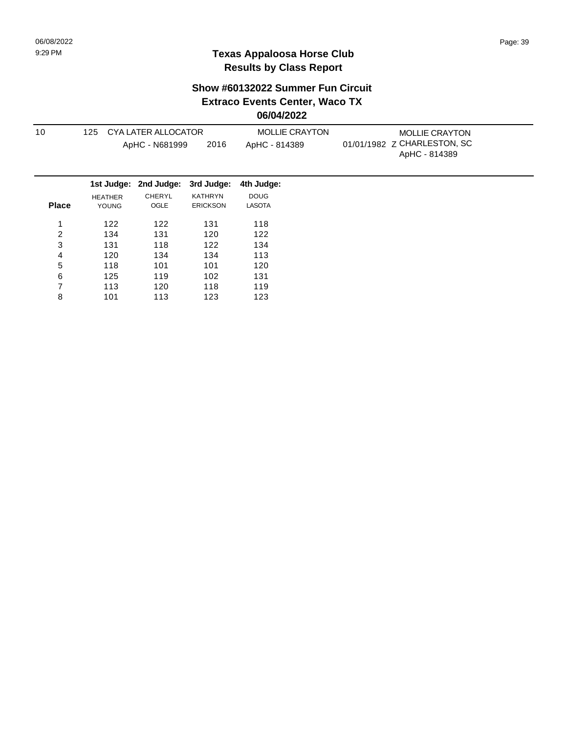# Texas Appaloosa Horse Club
## Results by Class Report

### Show #60132022 Summer Fun Circuit
### Extraco Events Center, Waco TX
### 06/04/2022

| | | | | | | |
|---|---|---|---|---|---|---|
| 10 | 125 | CYA LATER ALLOCATOR | | MOLLIE CRAYTON | | MOLLIE CRAYTON |
| | | ApHC - N681999 | 2016 | ApHC - 814389 | 01/01/1982 Z | CHARLESTON, SC |
| | | | | | | ApHC - 814389 |

| Place | 1st Judge: HEATHER YOUNG | 2nd Judge: CHERYL OGLE | 3rd Judge: KATHRYN ERICKSON | 4th Judge: DOUG LASOTA |
|---|---|---|---|---|
| 1 | 122 | 122 | 131 | 118 |
| 2 | 134 | 131 | 120 | 122 |
| 3 | 131 | 118 | 122 | 134 |
| 4 | 120 | 134 | 134 | 113 |
| 5 | 118 | 101 | 101 | 120 |
| 6 | 125 | 119 | 102 | 131 |
| 7 | 113 | 120 | 118 | 119 |
| 8 | 101 | 113 | 123 | 123 |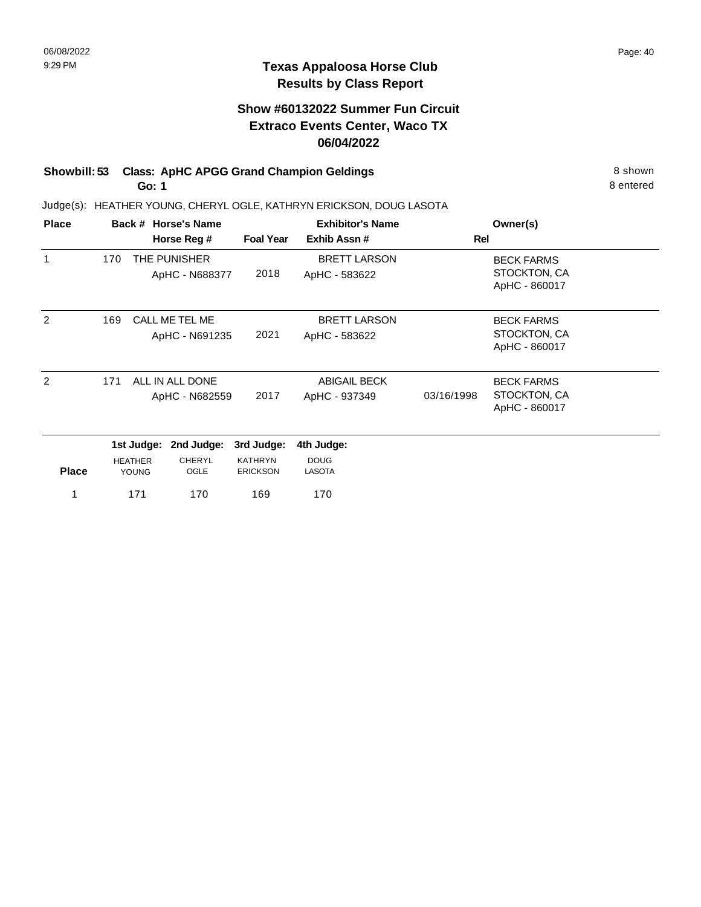## Texas Appaloosa Horse Club
## Results by Class Report

### Show #60132022 Summer Fun Circuit
### Extraco Events Center, Waco TX
### 06/04/2022

**Showbill: 53 Class: ApHC APGG Grand Champion Geldings** — 8 shown

**Go: 1** — 8 entered

Judge(s): HEATHER YOUNG, CHERYL OGLE, KATHRYN ERICKSON, DOUG LASOTA

| Place | Back # | Horse's Name / Horse Reg # | Foal Year | Exhibitor's Name / Exhib Assn # | Rel | Owner(s) |
|---|---|---|---|---|---|---|
| 1 | 170 | THE PUNISHER<br>ApHC - N688377 | 2018 | BRETT LARSON<br>ApHC - 583622 | | BECK FARMS<br>STOCKTON, CA<br>ApHC - 860017 |
| 2 | 169 | CALL ME TEL ME<br>ApHC - N691235 | 2021 | BRETT LARSON<br>ApHC - 583622 | | BECK FARMS<br>STOCKTON, CA<br>ApHC - 860017 |
| 2 | 171 | ALL IN ALL DONE<br>ApHC - N682559 | 2017 | ABIGAIL BECK<br>ApHC - 937349 | 03/16/1998 | BECK FARMS<br>STOCKTON, CA<br>ApHC - 860017 |

| Place | 1st Judge: HEATHER YOUNG | 2nd Judge: CHERYL OGLE | 3rd Judge: KATHRYN ERICKSON | 4th Judge: DOUG LASOTA |
|---|---|---|---|---|
| 1 | 171 | 170 | 169 | 170 |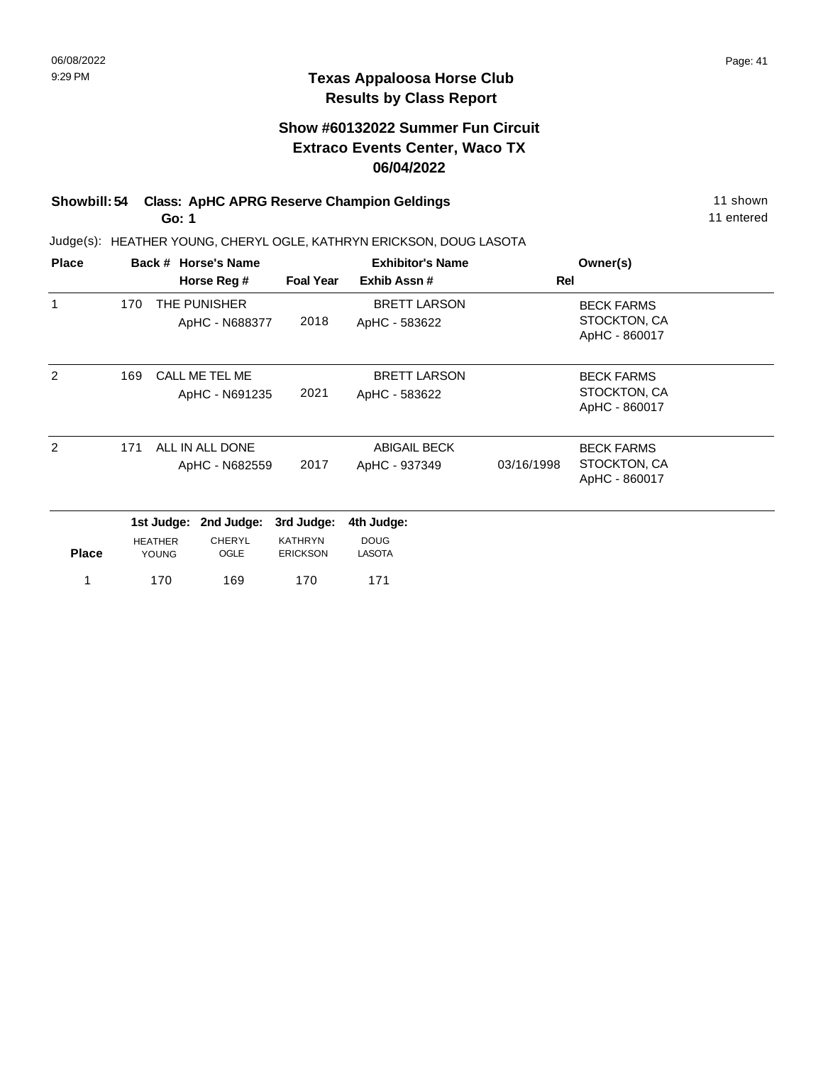# Texas Appaloosa Horse Club
## Results by Class Report

### Show #60132022 Summer Fun Circuit
### Extraco Events Center, Waco TX
### 06/04/2022

**Showbill: 54 Class: ApHC APRG Reserve Champion Geldings** — 11 shown

**Go: 1** — 11 entered

Judge(s): HEATHER YOUNG, CHERYL OGLE, KATHRYN ERICKSON, DOUG LASOTA

| Place | Back # | Horse's Name / Horse Reg # | Foal Year | Exhibitor's Name / Exhib Assn # | Rel | Owner(s) |
|---|---|---|---|---|---|---|
| 1 | 170 | THE PUNISHER<br>ApHC - N688377 | 2018 | BRETT LARSON<br>ApHC - 583622 | | BECK FARMS<br>STOCKTON, CA<br>ApHC - 860017 |
| 2 | 169 | CALL ME TEL ME<br>ApHC - N691235 | 2021 | BRETT LARSON<br>ApHC - 583622 | | BECK FARMS<br>STOCKTON, CA<br>ApHC - 860017 |
| 2 | 171 | ALL IN ALL DONE<br>ApHC - N682559 | 2017 | ABIGAIL BECK<br>ApHC - 937349 | 03/16/1998 | BECK FARMS<br>STOCKTON, CA<br>ApHC - 860017 |

| Place | 1st Judge: HEATHER YOUNG | 2nd Judge: CHERYL OGLE | 3rd Judge: KATHRYN ERICKSON | 4th Judge: DOUG LASOTA |
|---|---|---|---|---|
| 1 | 170 | 169 | 170 | 171 |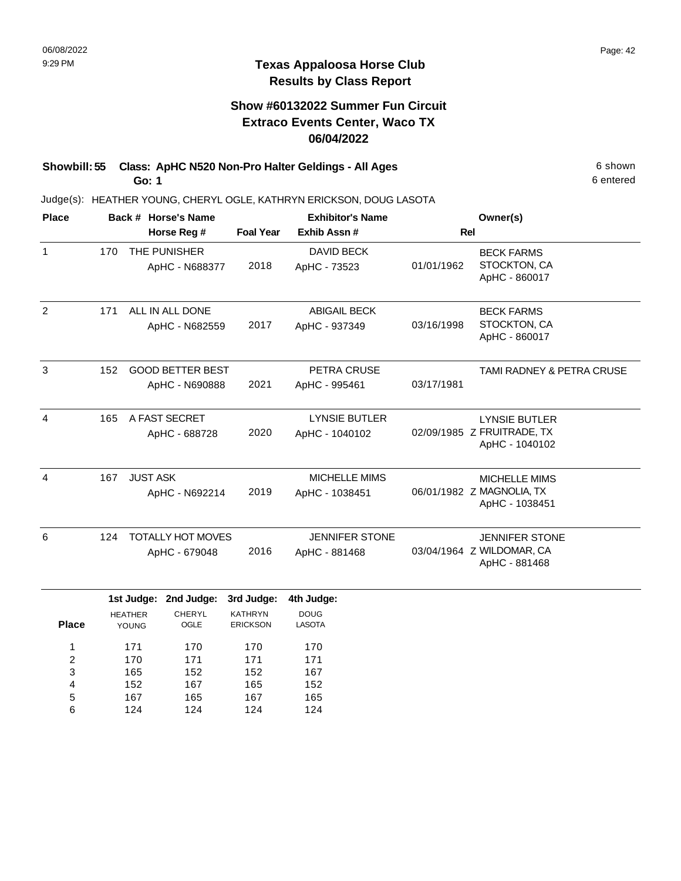06/08/2022
9:29 PM

# Texas Appaloosa Horse Club
## Results by Class Report

### Show #60132022 Summer Fun Circuit
### Extraco Events Center, Waco TX
### 06/04/2022

**Showbill: 55 Class: ApHC N520 Non-Pro Halter Geldings - All Ages** 6 shown
**Go: 1** 6 entered

Judge(s): HEATHER YOUNG, CHERYL OGLE, KATHRYN ERICKSON, DOUG LASOTA

| Place | Back # | Horse's Name / Horse Reg # | Foal Year | Exhibitor's Name / Exhib Assn # | Rel | Owner(s) |
|---|---|---|---|---|---|---|
| 1 | 170 | THE PUNISHER<br>ApHC - N688377 | 2018 | DAVID BECK<br>ApHC - 73523 | 01/01/1962 | BECK FARMS<br>STOCKTON, CA<br>ApHC - 860017 |
| 2 | 171 | ALL IN ALL DONE<br>ApHC - N682559 | 2017 | ABIGAIL BECK<br>ApHC - 937349 | 03/16/1998 | BECK FARMS<br>STOCKTON, CA<br>ApHC - 860017 |
| 3 | 152 | GOOD BETTER BEST<br>ApHC - N690888 | 2021 | PETRA CRUSE<br>ApHC - 995461 | 03/17/1981 | TAMI RADNEY & PETRA CRUSE |
| 4 | 165 | A FAST SECRET<br>ApHC - 688728 | 2020 | LYNSIE BUTLER<br>ApHC - 1040102 | 02/09/1985 Z | LYNSIE BUTLER<br>FRUITRADE, TX<br>ApHC - 1040102 |
| 4 | 167 | JUST ASK<br>ApHC - N692214 | 2019 | MICHELLE MIMS<br>ApHC - 1038451 | 06/01/1982 Z | MICHELLE MIMS<br>MAGNOLIA, TX<br>ApHC - 1038451 |
| 6 | 124 | TOTALLY HOT MOVES<br>ApHC - 679048 | 2016 | JENNIFER STONE<br>ApHC - 881468 | 03/04/1964 Z | JENNIFER STONE<br>WILDOMAR, CA<br>ApHC - 881468 |

| Place | 1st Judge: HEATHER YOUNG | 2nd Judge: CHERYL OGLE | 3rd Judge: KATHRYN ERICKSON | 4th Judge: DOUG LASOTA |
|---|---|---|---|---|
| 1 | 171 | 170 | 170 | 170 |
| 2 | 170 | 171 | 171 | 171 |
| 3 | 165 | 152 | 152 | 167 |
| 4 | 152 | 167 | 165 | 152 |
| 5 | 167 | 165 | 167 | 165 |
| 6 | 124 | 124 | 124 | 124 |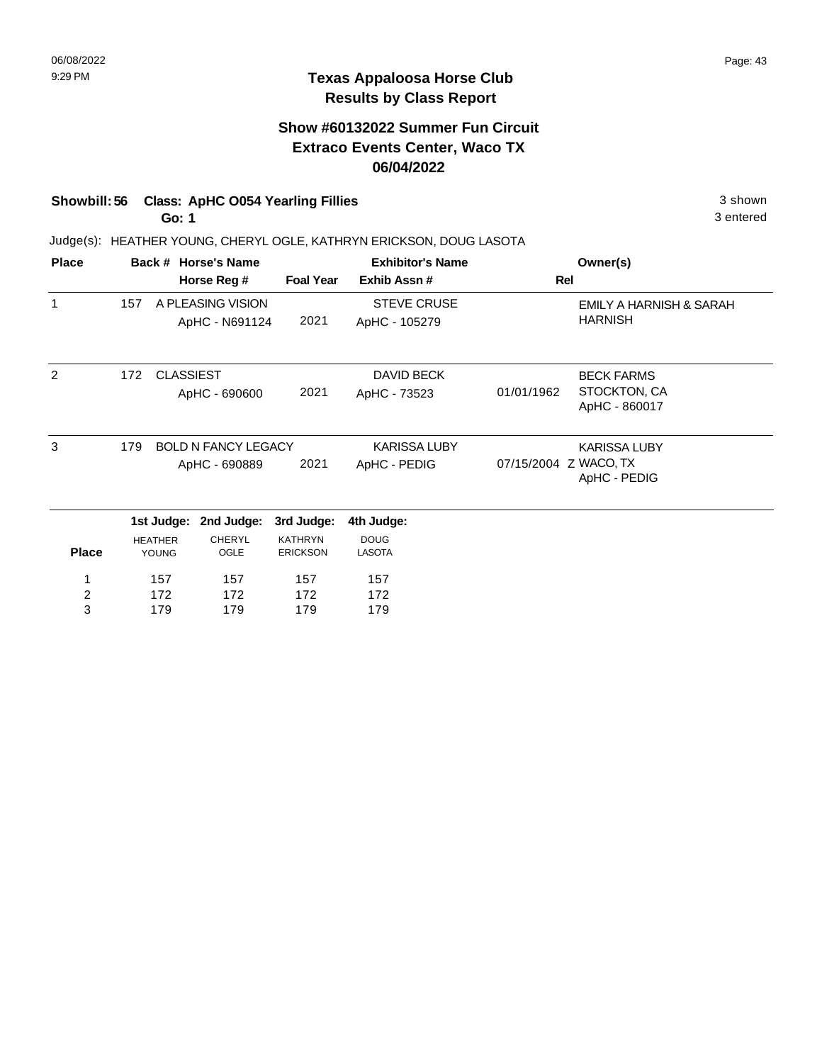# Texas Appaloosa Horse Club
## Results by Class Report

### Show #60132022 Summer Fun Circuit
### Extraco Events Center, Waco TX
### 06/04/2022

**Showbill: 56 Class: ApHC O054 Yearling Fillies** — 3 shown

**Go: 1** — 3 entered

Judge(s): HEATHER YOUNG, CHERYL OGLE, KATHRYN ERICKSON, DOUG LASOTA

| Place | Back # | Horse's Name / Horse Reg # | Foal Year | Exhibitor's Name / Exhib Assn # | Rel | Owner(s) |
|---|---|---|---|---|---|---|
| 1 | 157 | A PLEASING VISION<br>ApHC - N691124 | 2021 | STEVE CRUSE<br>ApHC - 105279 | | EMILY A HARNISH & SARAH HARNISH |
| 2 | 172 | CLASSIEST<br>ApHC - 690600 | 2021 | DAVID BECK<br>ApHC - 73523 | 01/01/1962 | BECK FARMS<br>STOCKTON, CA<br>ApHC - 860017 |
| 3 | 179 | BOLD N FANCY LEGACY<br>ApHC - 690889 | 2021 | KARISSA LUBY<br>ApHC - PEDIG | 07/15/2004 Z | KARISSA LUBY<br>WACO, TX<br>ApHC - PEDIG |

| Place | 1st Judge: HEATHER YOUNG | 2nd Judge: CHERYL OGLE | 3rd Judge: KATHRYN ERICKSON | 4th Judge: DOUG LASOTA |
|---|---|---|---|---|
| 1 | 157 | 157 | 157 | 157 |
| 2 | 172 | 172 | 172 | 172 |
| 3 | 179 | 179 | 179 | 179 |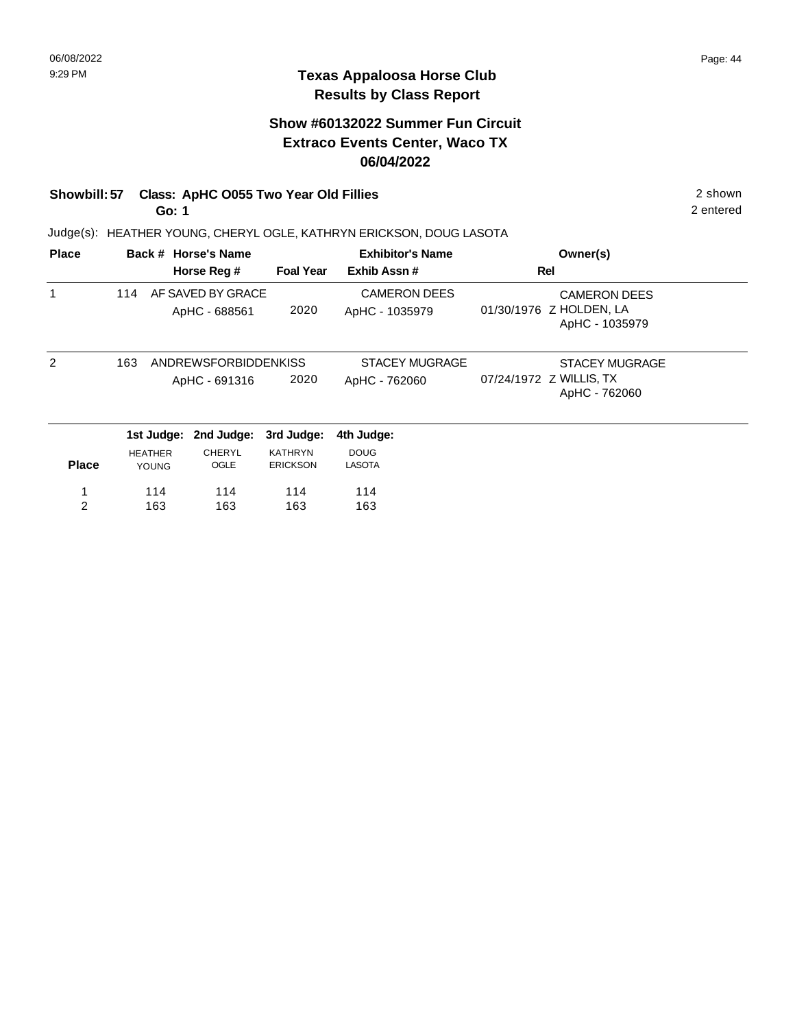## Texas Appaloosa Horse Club
## Results by Class Report

### Show #60132022 Summer Fun Circuit
### Extraco Events Center, Waco TX
### 06/04/2022

**Showbill: 57 Class: ApHC O055 Two Year Old Fillies** 2 shown

**Go: 1** 2 entered

Judge(s): HEATHER YOUNG, CHERYL OGLE, KATHRYN ERICKSON, DOUG LASOTA

| Place | Back # | Horse's Name / Horse Reg # | Foal Year | Exhibitor's Name / Exhib Assn # | Rel | Owner(s) |
|---|---|---|---|---|---|---|
| 1 | 114 | AF SAVED BY GRACE<br>ApHC - 688561 | 2020 | CAMERON DEES<br>ApHC - 1035979 | 01/30/1976 Z | CAMERON DEES<br>HOLDEN, LA<br>ApHC - 1035979 |
| 2 | 163 | ANDREWSFORBIDDENKISS<br>ApHC - 691316 | 2020 | STACEY MUGRAGE<br>ApHC - 762060 | 07/24/1972 Z | STACEY MUGRAGE<br>WILLIS, TX<br>ApHC - 762060 |

| Place | 1st Judge: HEATHER YOUNG | 2nd Judge: CHERYL OGLE | 3rd Judge: KATHRYN ERICKSON | 4th Judge: DOUG LASOTA |
|---|---|---|---|---|
| 1 | 114 | 114 | 114 | 114 |
| 2 | 163 | 163 | 163 | 163 |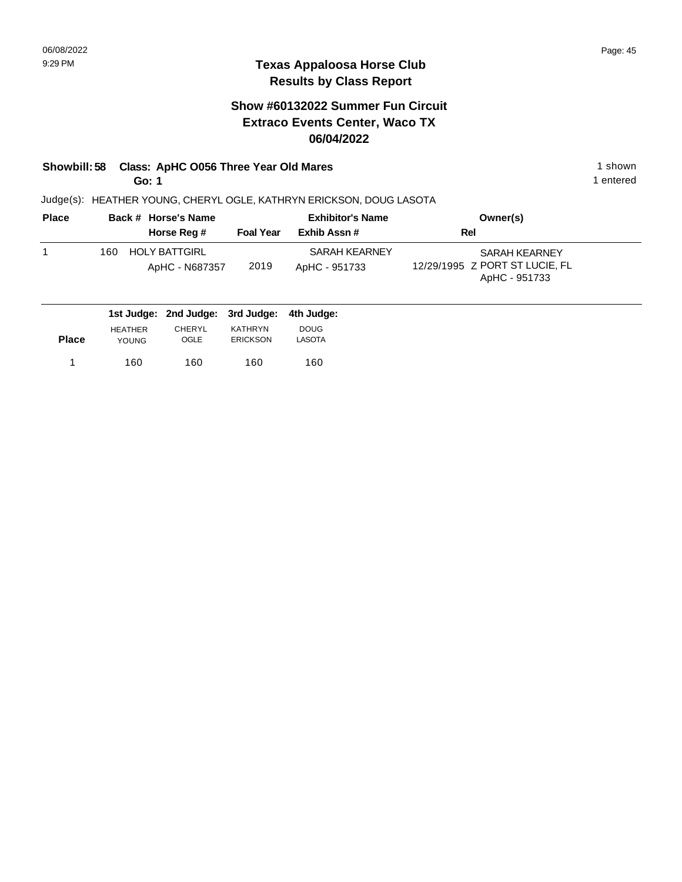# Texas Appaloosa Horse Club
## Results by Class Report

### Show #60132022 Summer Fun Circuit
### Extraco Events Center, Waco TX
### 06/04/2022

**Showbill: 58 Class: ApHC O056 Three Year Old Mares** — 1 shown

**Go: 1** — 1 entered

Judge(s): HEATHER YOUNG, CHERYL OGLE, KATHRYN ERICKSON, DOUG LASOTA

| Place | Back # | Horse's Name / Horse Reg # | Foal Year | Exhibitor's Name / Exhib Assn # | Rel | Owner(s) |
|---|---|---|---|---|---|---|
| 1 | 160 | HOLY BATTGIRL<br>ApHC - N687357 | 2019 | SARAH KEARNEY<br>ApHC - 951733 | 12/29/1995 Z | SARAH KEARNEY<br>PORT ST LUCIE, FL<br>ApHC - 951733 |

| Place | 1st Judge: HEATHER YOUNG | 2nd Judge: CHERYL OGLE | 3rd Judge: KATHRYN ERICKSON | 4th Judge: DOUG LASOTA |
|---|---|---|---|---|
| 1 | 160 | 160 | 160 | 160 |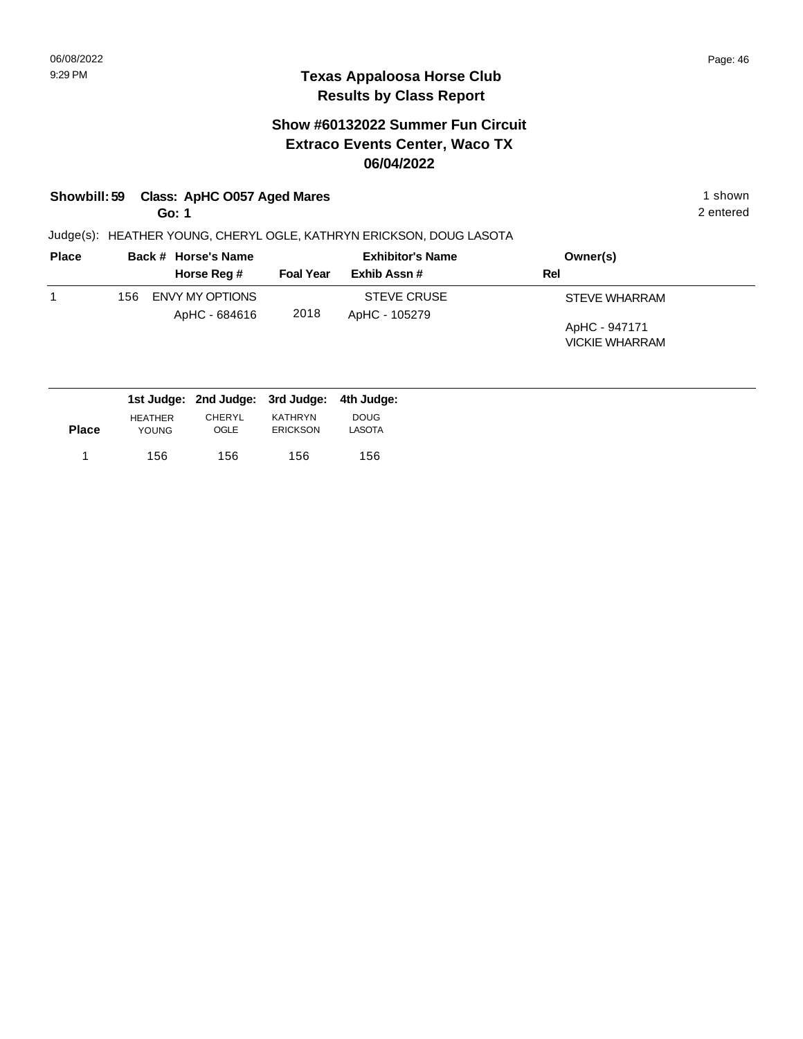# Texas Appaloosa Horse Club
## Results by Class Report

### Show #60132022 Summer Fun Circuit
### Extraco Events Center, Waco TX
### 06/04/2022

**Showbill: 59 Class: ApHC O057 Aged Mares** 1 shown
**Go: 1** 2 entered

Judge(s): HEATHER YOUNG, CHERYL OGLE, KATHRYN ERICKSON, DOUG LASOTA

| Place | Back # | Horse's Name / Horse Reg # | Foal Year | Exhibitor's Name / Exhib Assn # | Owner(s) / Rel |
|---|---|---|---|---|---|
| 1 | 156 | ENVY MY OPTIONS<br>ApHC - 684616 | 2018 | STEVE CRUSE<br>ApHC - 105279 | STEVE WHARRAM<br>ApHC - 947171<br>VICKIE WHARRAM |

| Place | 1st Judge: HEATHER YOUNG | 2nd Judge: CHERYL OGLE | 3rd Judge: KATHRYN ERICKSON | 4th Judge: DOUG LASOTA |
|---|---|---|---|---|
| 1 | 156 | 156 | 156 | 156 |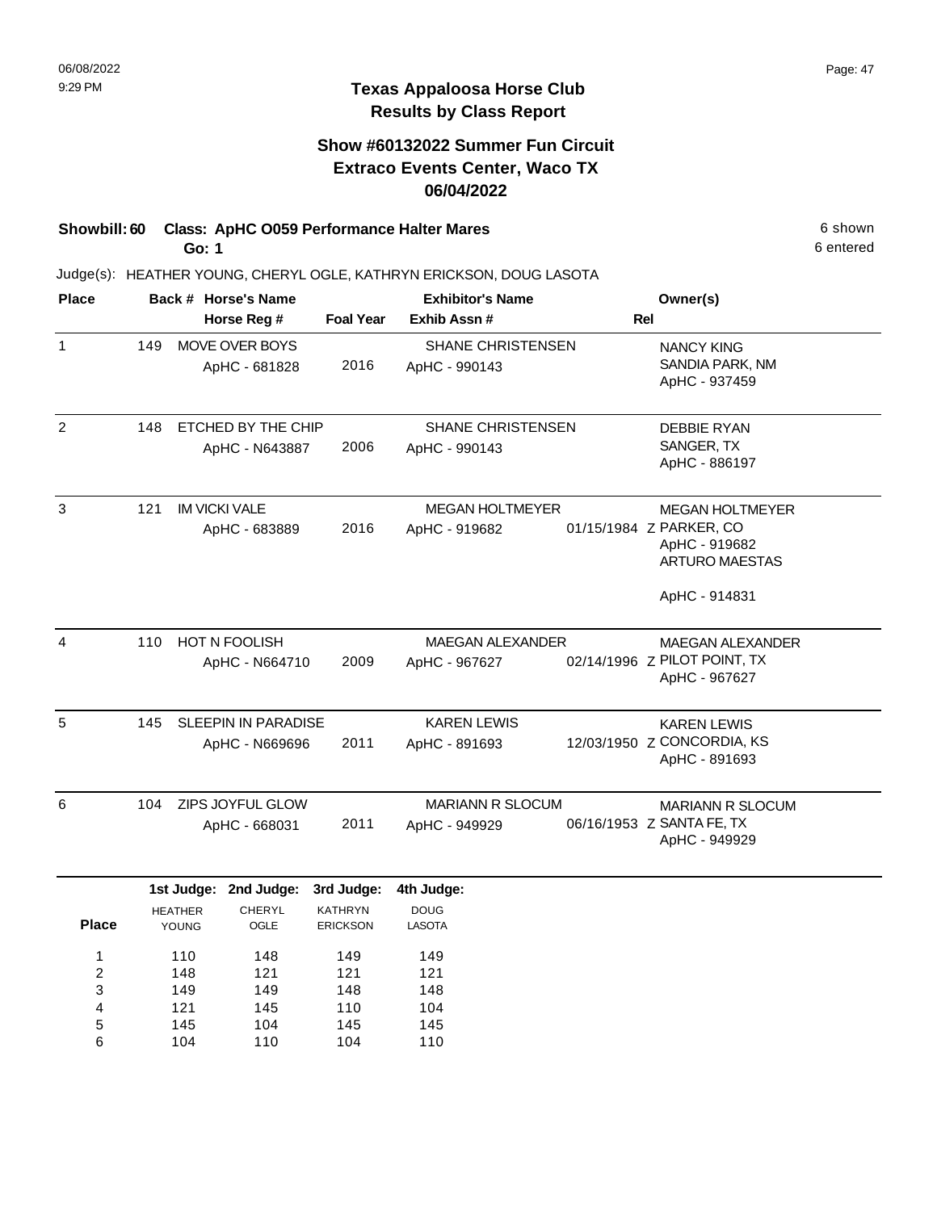# Texas Appaloosa Horse Club
## Results by Class Report

### Show #60132022 Summer Fun Circuit
### Extraco Events Center, Waco TX
### 06/04/2022

**Showbill: 60 Class: ApHC O059 Performance Halter Mares** — 6 shown, 6 entered

**Go: 1**

Judge(s): HEATHER YOUNG, CHERYL OGLE, KATHRYN ERICKSON, DOUG LASOTA

| Place | Back # | Horse's Name / Horse Reg # | Foal Year | Exhibitor's Name / Exhib Assn # | Rel | Owner(s) |
|---|---|---|---|---|---|---|
| 1 | 149 | MOVE OVER BOYS<br>ApHC - 681828 | 2016 | SHANE CHRISTENSEN<br>ApHC - 990143 | | NANCY KING<br>SANDIA PARK, NM<br>ApHC - 937459 |
| 2 | 148 | ETCHED BY THE CHIP<br>ApHC - N643887 | 2006 | SHANE CHRISTENSEN<br>ApHC - 990143 | | DEBBIE RYAN<br>SANGER, TX<br>ApHC - 886197 |
| 3 | 121 | IM VICKI VALE<br>ApHC - 683889 | 2016 | MEGAN HOLTMEYER<br>ApHC - 919682 | 01/15/1984 Z | MEGAN HOLTMEYER<br>PARKER, CO<br>ApHC - 919682<br>ARTURO MAESTAS<br>ApHC - 914831 |
| 4 | 110 | HOT N FOOLISH<br>ApHC - N664710 | 2009 | MAEGAN ALEXANDER<br>ApHC - 967627 | 02/14/1996 Z | MAEGAN ALEXANDER<br>PILOT POINT, TX<br>ApHC - 967627 |
| 5 | 145 | SLEEPIN IN PARADISE<br>ApHC - N669696 | 2011 | KAREN LEWIS<br>ApHC - 891693 | 12/03/1950 Z | KAREN LEWIS<br>CONCORDIA, KS<br>ApHC - 891693 |
| 6 | 104 | ZIPS JOYFUL GLOW<br>ApHC - 668031 | 2011 | MARIANN R SLOCUM<br>ApHC - 949929 | 06/16/1953 Z | MARIANN R SLOCUM<br>SANTA FE, TX<br>ApHC - 949929 |

| Place | 1st Judge: HEATHER YOUNG | 2nd Judge: CHERYL OGLE | 3rd Judge: KATHRYN ERICKSON | 4th Judge: DOUG LASOTA |
|---|---|---|---|---|
| 1 | 110 | 148 | 149 | 149 |
| 2 | 148 | 121 | 121 | 121 |
| 3 | 149 | 149 | 148 | 148 |
| 4 | 121 | 145 | 110 | 104 |
| 5 | 145 | 104 | 145 | 145 |
| 6 | 104 | 110 | 104 | 110 |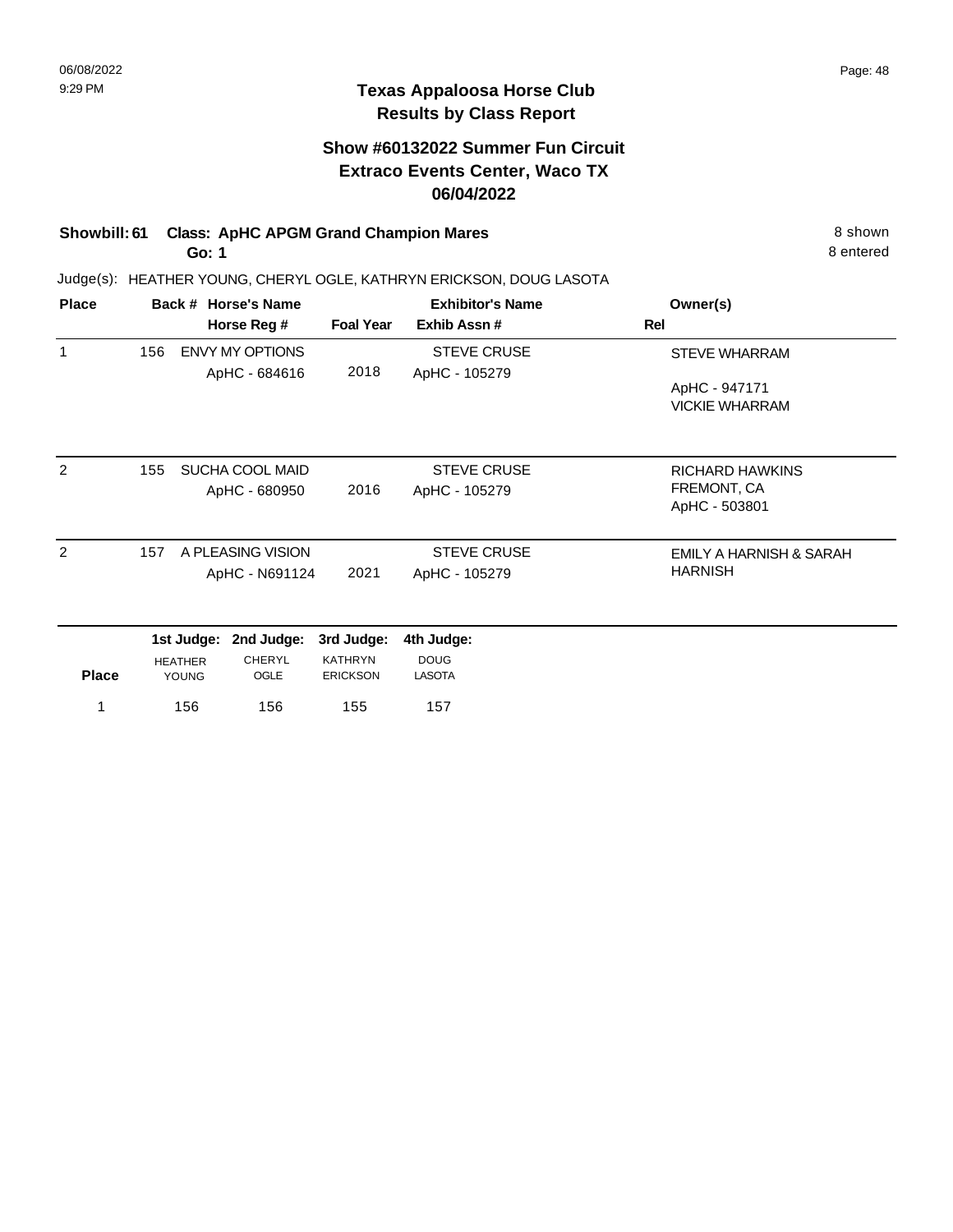# Texas Appaloosa Horse Club
## Results by Class Report

### Show #60132022 Summer Fun Circuit
### Extraco Events Center, Waco TX
### 06/04/2022

**Showbill: 61 Class: ApHC APGM Grand Champion Mares** — 8 shown

**Go: 1** — 8 entered

Judge(s): HEATHER YOUNG, CHERYL OGLE, KATHRYN ERICKSON, DOUG LASOTA

| Place | Back # | Horse's Name / Horse Reg # | Foal Year | Exhibitor's Name / Exhib Assn # | Owner(s) / Rel |
|---|---|---|---|---|---|
| 1 | 156 | ENVY MY OPTIONS<br>ApHC - 684616 | 2018 | STEVE CRUSE<br>ApHC - 105279 | STEVE WHARRAM<br>ApHC - 947171<br>VICKIE WHARRAM |
| 2 | 155 | SUCHA COOL MAID<br>ApHC - 680950 | 2016 | STEVE CRUSE<br>ApHC - 105279 | RICHARD HAWKINS<br>FREMONT, CA<br>ApHC - 503801 |
| 2 | 157 | A PLEASING VISION<br>ApHC - N691124 | 2021 | STEVE CRUSE<br>ApHC - 105279 | EMILY A HARNISH & SARAH HARNISH |

| Place | 1st Judge: HEATHER YOUNG | 2nd Judge: CHERYL OGLE | 3rd Judge: KATHRYN ERICKSON | 4th Judge: DOUG LASOTA |
|---|---|---|---|---|
| 1 | 156 | 156 | 155 | 157 |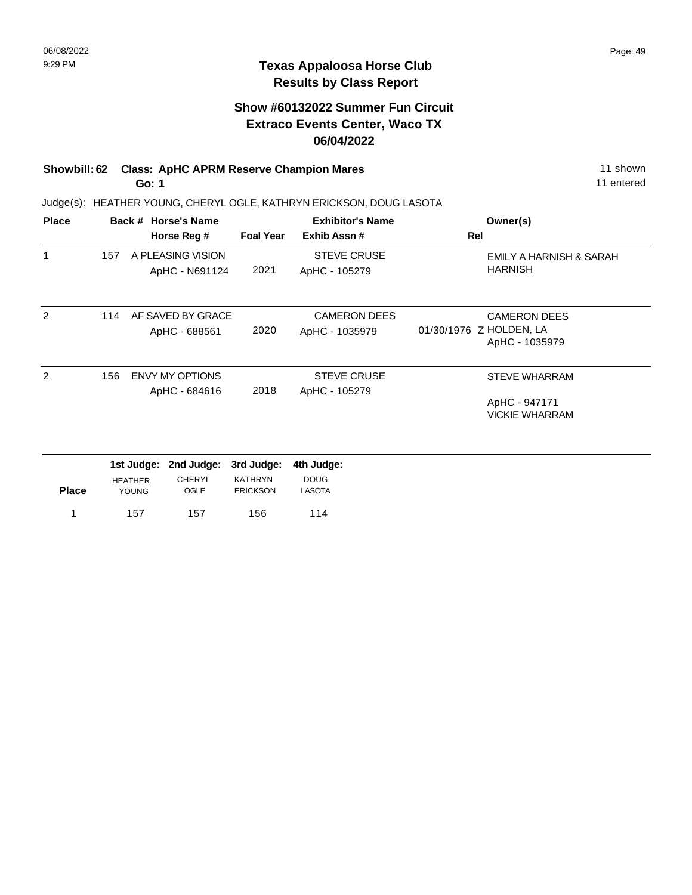# Texas Appaloosa Horse Club
## Results by Class Report

### Show #60132022 Summer Fun Circuit
### Extraco Events Center, Waco TX
### 06/04/2022

**Showbill: 62 Class: ApHC APRM Reserve Champion Mares** — 11 shown
**Go: 1** — 11 entered

Judge(s): HEATHER YOUNG, CHERYL OGLE, KATHRYN ERICKSON, DOUG LASOTA

| Place | Back # | Horse's Name / Horse Reg # | Foal Year | Exhibitor's Name / Exhib Assn # | Rel | Owner(s) |
|---|---|---|---|---|---|---|
| 1 | 157 | A PLEASING VISION<br>ApHC - N691124 | 2021 | STEVE CRUSE<br>ApHC - 105279 | | EMILY A HARNISH & SARAH HARNISH |
| 2 | 114 | AF SAVED BY GRACE<br>ApHC - 688561 | 2020 | CAMERON DEES<br>ApHC - 1035979 | 01/30/1976 Z | CAMERON DEES<br>HOLDEN, LA<br>ApHC - 1035979 |
| 2 | 156 | ENVY MY OPTIONS<br>ApHC - 684616 | 2018 | STEVE CRUSE<br>ApHC - 105279 | | STEVE WHARRAM<br>ApHC - 947171<br>VICKIE WHARRAM |

| Place | 1st Judge: HEATHER YOUNG | 2nd Judge: CHERYL OGLE | 3rd Judge: KATHRYN ERICKSON | 4th Judge: DOUG LASOTA |
|---|---|---|---|---|
| 1 | 157 | 157 | 156 | 114 |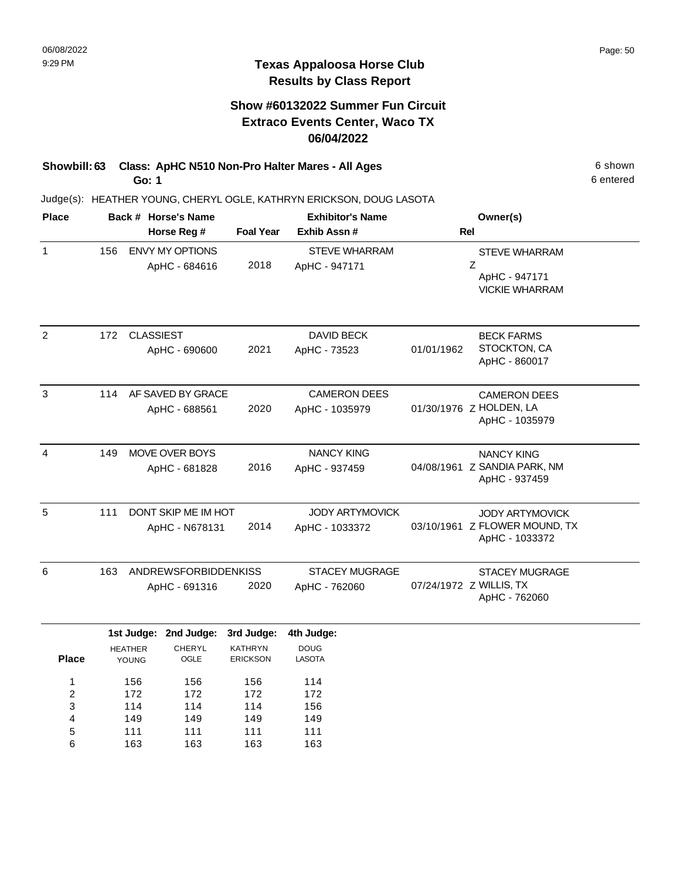# Texas Appaloosa Horse Club
## Results by Class Report

### Show #60132022 Summer Fun Circuit
### Extraco Events Center, Waco TX
### 06/04/2022

**Showbill: 63 Class: ApHC N510 Non-Pro Halter Mares - All Ages** 6 shown
**Go: 1** 6 entered

Judge(s): HEATHER YOUNG, CHERYL OGLE, KATHRYN ERICKSON, DOUG LASOTA

| Place | Back # | Horse's Name / Horse Reg # | Foal Year | Exhibitor's Name / Exhib Assn # | Rel | Owner(s) |
|---|---|---|---|---|---|---|
| 1 | 156 | ENVY MY OPTIONS<br>ApHC - 684616 | 2018 | STEVE WHARRAM<br>ApHC - 947171 | Z | STEVE WHARRAM<br>ApHC - 947171<br>VICKIE WHARRAM |
| 2 | 172 | CLASSIEST<br>ApHC - 690600 | 2021 | DAVID BECK<br>ApHC - 73523 | 01/01/1962 | BECK FARMS<br>STOCKTON, CA<br>ApHC - 860017 |
| 3 | 114 | AF SAVED BY GRACE<br>ApHC - 688561 | 2020 | CAMERON DEES<br>ApHC - 1035979 | 01/30/1976 Z | CAMERON DEES<br>HOLDEN, LA<br>ApHC - 1035979 |
| 4 | 149 | MOVE OVER BOYS<br>ApHC - 681828 | 2016 | NANCY KING<br>ApHC - 937459 | 04/08/1961 Z | NANCY KING<br>SANDIA PARK, NM<br>ApHC - 937459 |
| 5 | 111 | DONT SKIP ME IM HOT<br>ApHC - N678131 | 2014 | JODY ARTYMOVICK<br>ApHC - 1033372 | 03/10/1961 Z | JODY ARTYMOVICK<br>FLOWER MOUND, TX<br>ApHC - 1033372 |
| 6 | 163 | ANDREWSFORBIDDENKISS<br>ApHC - 691316 | 2020 | STACEY MUGRAGE<br>ApHC - 762060 | 07/24/1972 Z | STACEY MUGRAGE<br>WILLIS, TX<br>ApHC - 762060 |

| Place | 1st Judge: HEATHER YOUNG | 2nd Judge: CHERYL OGLE | 3rd Judge: KATHRYN ERICKSON | 4th Judge: DOUG LASOTA |
|---|---|---|---|---|
| 1 | 156 | 156 | 156 | 114 |
| 2 | 172 | 172 | 172 | 172 |
| 3 | 114 | 114 | 114 | 156 |
| 4 | 149 | 149 | 149 | 149 |
| 5 | 111 | 111 | 111 | 111 |
| 6 | 163 | 163 | 163 | 163 |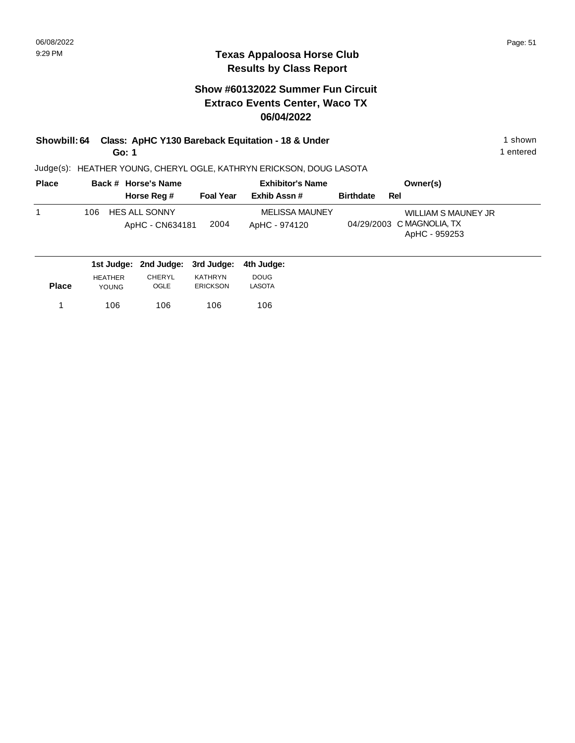## Texas Appaloosa Horse Club
## Results by Class Report

### Show #60132022 Summer Fun Circuit
### Extraco Events Center, Waco TX
### 06/04/2022

**Showbill: 64 Class: ApHC Y130 Bareback Equitation - 18 & Under** 1 shown
**Go: 1** 1 entered

Judge(s): HEATHER YOUNG, CHERYL OGLE, KATHRYN ERICKSON, DOUG LASOTA

| Place | Back # | Horse's Name / Horse Reg # | Foal Year | Exhibitor's Name / Exhib Assn # | Birthdate | Rel | Owner(s) |
|---|---|---|---|---|---|---|---|
| 1 | 106 | HES ALL SONNY<br>ApHC - CN634181 | 2004 | MELISSA MAUNEY<br>ApHC - 974120 | 04/29/2003 | C | WILLIAM S MAUNEY JR<br>MAGNOLIA, TX<br>ApHC - 959253 |

| Place | 1st Judge: HEATHER YOUNG | 2nd Judge: CHERYL OGLE | 3rd Judge: KATHRYN ERICKSON | 4th Judge: DOUG LASOTA |
|---|---|---|---|---|
| 1 | 106 | 106 | 106 | 106 |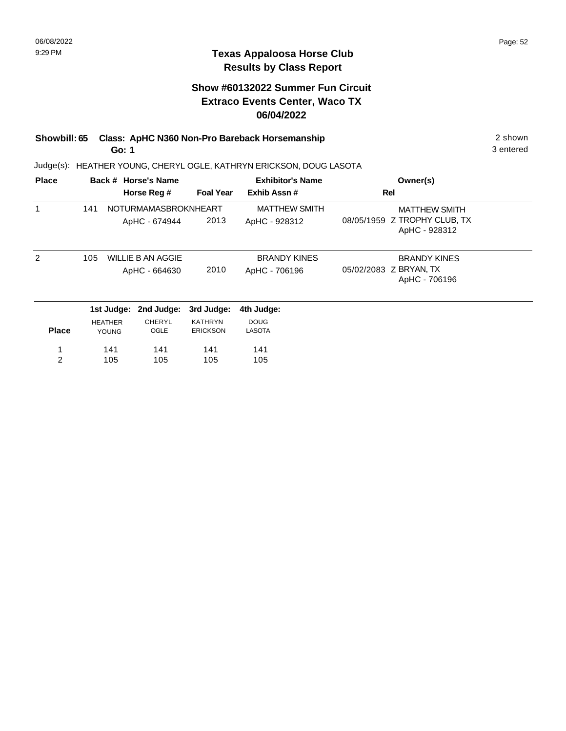06/08/2022
9:29 PM

# Texas Appaloosa Horse Club
## Results by Class Report

### Show #60132022 Summer Fun Circuit
### Extraco Events Center, Waco TX
### 06/04/2022

**Showbill: 65 Class: ApHC N360 Non-Pro Bareback Horsemanship** 2 shown
**Go: 1** 3 entered

Judge(s): HEATHER YOUNG, CHERYL OGLE, KATHRYN ERICKSON, DOUG LASOTA

| Place | Back # | Horse's Name / Horse Reg # | Foal Year | Exhibitor's Name / Exhib Assn # | Rel | Owner(s) |
|---|---|---|---|---|---|---|
| 1 | 141 | NOTURMAMASBROKNHEART<br>ApHC - 674944 | 2013 | MATTHEW SMITH<br>ApHC - 928312 | 08/05/1959 Z | MATTHEW SMITH<br>TROPHY CLUB, TX<br>ApHC - 928312 |
| 2 | 105 | WILLIE B AN AGGIE<br>ApHC - 664630 | 2010 | BRANDY KINES<br>ApHC - 706196 | 05/02/2083 Z | BRANDY KINES<br>BRYAN, TX<br>ApHC - 706196 |

| Place | 1st Judge: HEATHER YOUNG | 2nd Judge: CHERYL OGLE | 3rd Judge: KATHRYN ERICKSON | 4th Judge: DOUG LASOTA |
|---|---|---|---|---|
| 1 | 141 | 141 | 141 | 141 |
| 2 | 105 | 105 | 105 | 105 |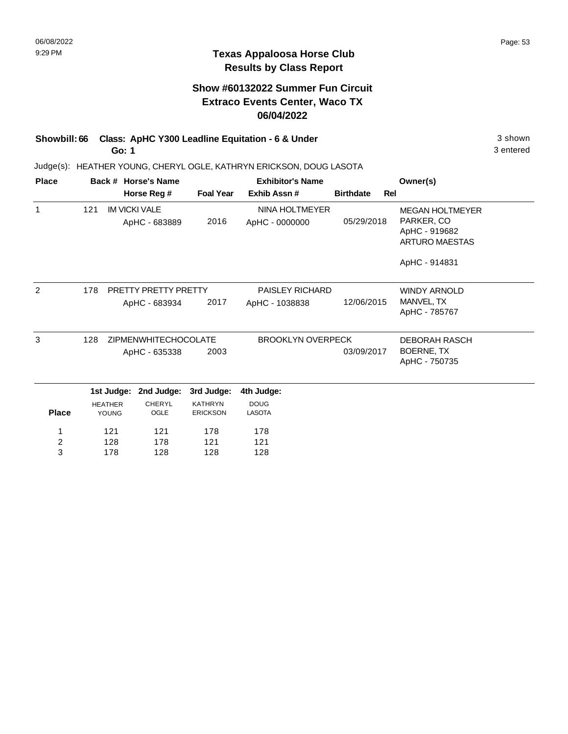# Texas Appaloosa Horse Club
## Results by Class Report

### Show #60132022 Summer Fun Circuit
### Extraco Events Center, Waco TX
### 06/04/2022

**Showbill: 66 Class: ApHC Y300 Leadline Equitation - 6 & Under** — 3 shown, 3 entered

**Go: 1**

Judge(s): HEATHER YOUNG, CHERYL OGLE, KATHRYN ERICKSON, DOUG LASOTA

| Place | Back # | Horse's Name / Horse Reg # | Foal Year | Exhibitor's Name / Exhib Assn # | Birthdate | Rel | Owner(s) |
|---|---|---|---|---|---|---|---|
| 1 | 121 | IM VICKI VALE<br>ApHC - 683889 | 2016 | NINA HOLTMEYER<br>ApHC - 0000000 | 05/29/2018 | | MEGAN HOLTMEYER<br>PARKER, CO<br>ApHC - 919682<br>ARTURO MAESTAS<br><br>ApHC - 914831 |
| 2 | 178 | PRETTY PRETTY PRETTY<br>ApHC - 683934 | 2017 | PAISLEY RICHARD<br>ApHC - 1038838 | 12/06/2015 | | WINDY ARNOLD<br>MANVEL, TX<br>ApHC - 785767 |
| 3 | 128 | ZIPMENWHITECHOCOLATE<br>ApHC - 635338 | 2003 | BROOKLYN OVERPECK | 03/09/2017 | | DEBORAH RASCH<br>BOERNE, TX<br>ApHC - 750735 |

| Place | 1st Judge: HEATHER YOUNG | 2nd Judge: CHERYL OGLE | 3rd Judge: KATHRYN ERICKSON | 4th Judge: DOUG LASOTA |
|---|---|---|---|---|
| 1 | 121 | 121 | 178 | 178 |
| 2 | 128 | 178 | 121 | 121 |
| 3 | 178 | 128 | 128 | 128 |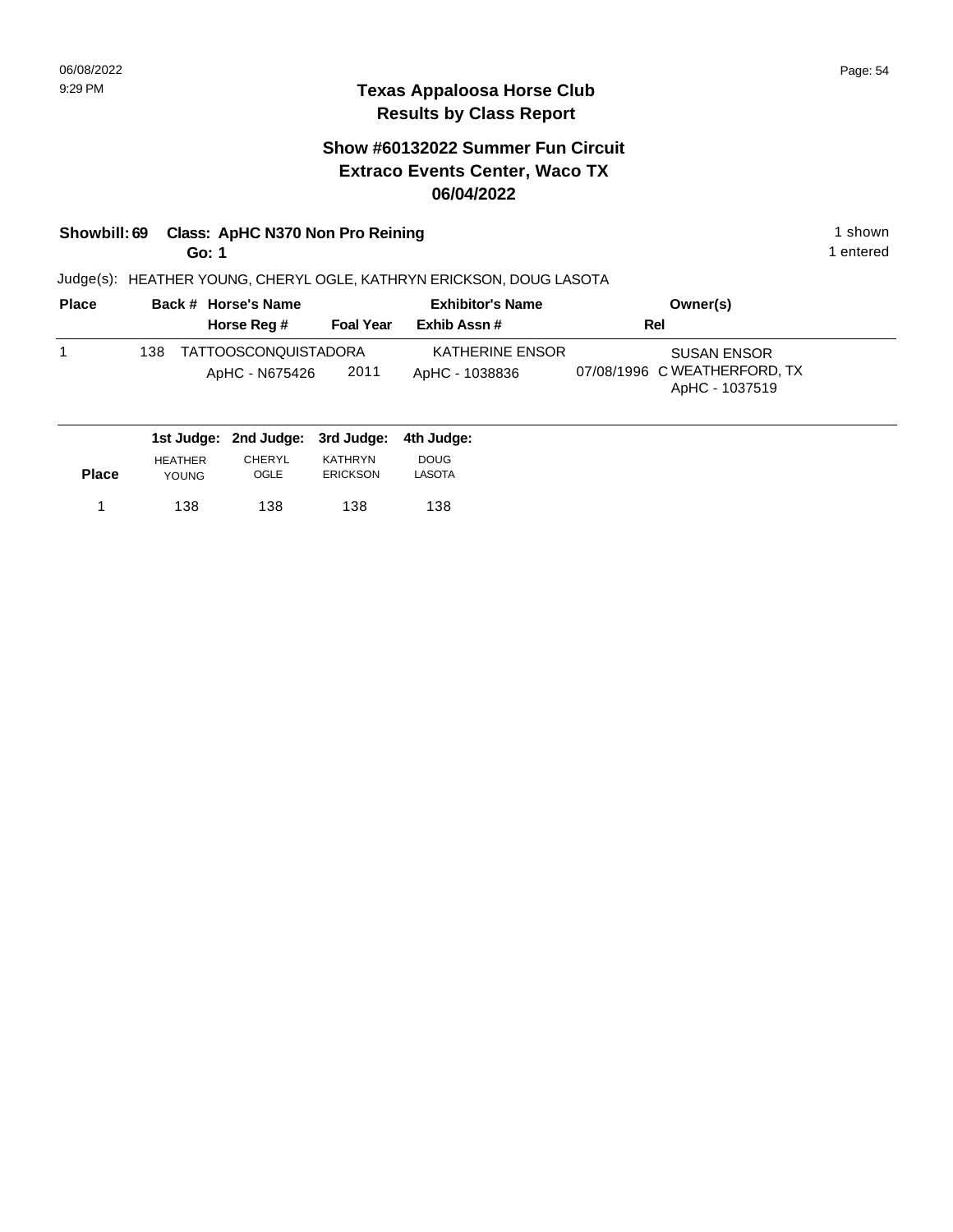# Texas Appaloosa Horse Club
## Results by Class Report

### Show #60132022 Summer Fun Circuit
### Extraco Events Center, Waco TX
### 06/04/2022

**Showbill: 69 Class: ApHC N370 Non Pro Reining** 1 shown
**Go: 1** 1 entered

Judge(s): HEATHER YOUNG, CHERYL OGLE, KATHRYN ERICKSON, DOUG LASOTA

| Place | Back # | Horse's Name / Horse Reg # | Foal Year | Exhibitor's Name / Exhib Assn # | Rel | Owner(s) |
|---|---|---|---|---|---|---|
| 1 | 138 | TATTOOSCONQUISTADORA<br>ApHC - N675426 | 2011 | KATHERINE ENSOR<br>ApHC - 1038836 | 07/08/1996 C | SUSAN ENSOR<br>WEATHERFORD, TX<br>ApHC - 1037519 |

| Place | 1st Judge: HEATHER YOUNG | 2nd Judge: CHERYL OGLE | 3rd Judge: KATHRYN ERICKSON | 4th Judge: DOUG LASOTA |
|---|---|---|---|---|
| 1 | 138 | 138 | 138 | 138 |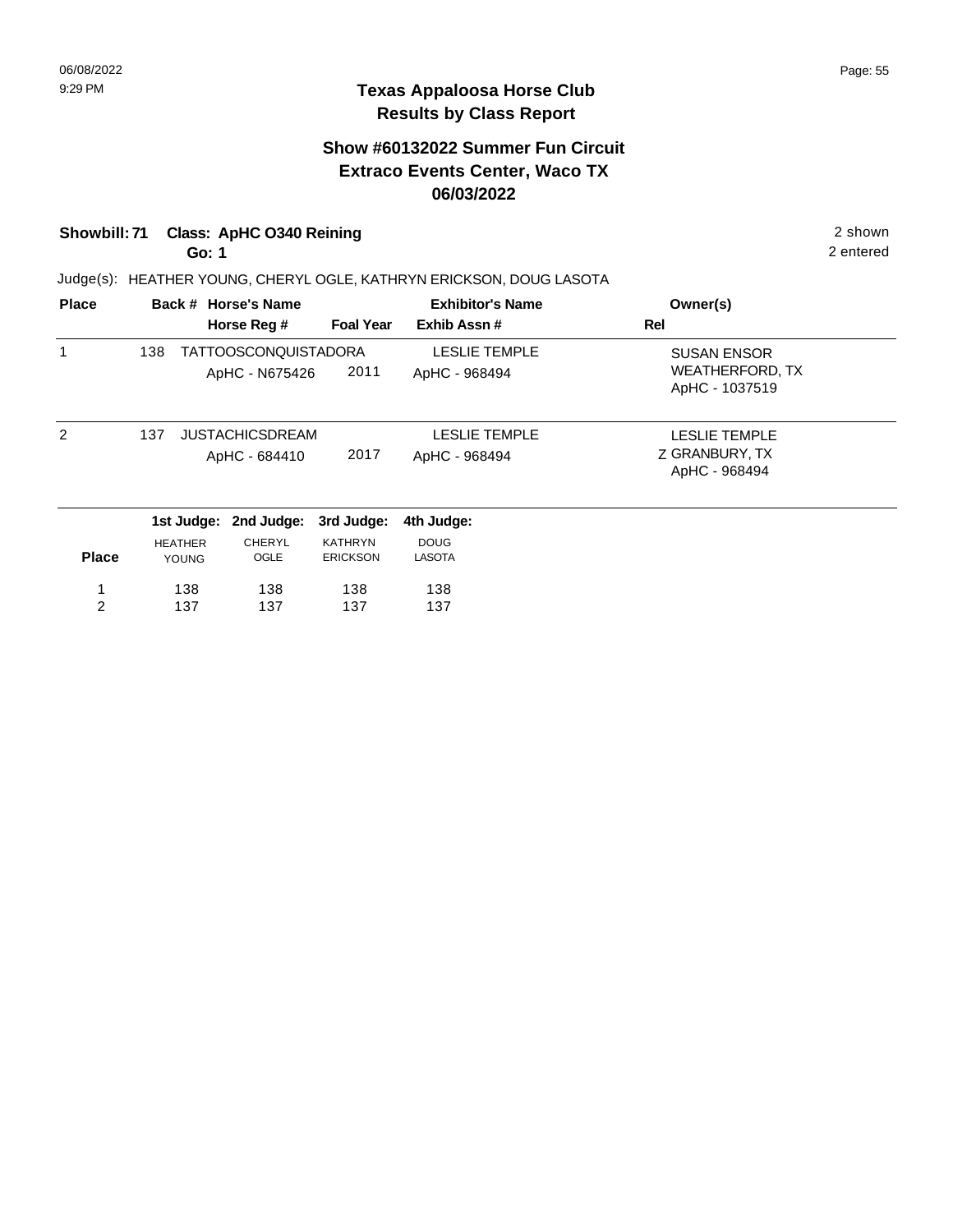# Texas Appaloosa Horse Club
## Results by Class Report

### Show #60132022 Summer Fun Circuit
### Extraco Events Center, Waco TX
### 06/03/2022

**Showbill: 71 Class: ApHC O340 Reining** 2 shown
**Go: 1** 2 entered

Judge(s): HEATHER YOUNG, CHERYL OGLE, KATHRYN ERICKSON, DOUG LASOTA

| Place | Back # | Horse's Name / Horse Reg # | Foal Year | Exhibitor's Name / Exhib Assn # | Owner(s) / Rel |
|---|---|---|---|---|---|
| 1 | 138 | TATTOOSCONQUISTADORA<br>ApHC - N675426 | 2011 | LESLIE TEMPLE<br>ApHC - 968494 | SUSAN ENSOR<br>WEATHERFORD, TX<br>ApHC - 1037519 |
| 2 | 137 | JUSTACHICSDREAM<br>ApHC - 684410 | 2017 | LESLIE TEMPLE<br>ApHC - 968494 | LESLIE TEMPLE<br>Z GRANBURY, TX<br>ApHC - 968494 |

| Place | 1st Judge: HEATHER YOUNG | 2nd Judge: CHERYL OGLE | 3rd Judge: KATHRYN ERICKSON | 4th Judge: DOUG LASOTA |
|---|---|---|---|---|
| 1 | 138 | 138 | 138 | 138 |
| 2 | 137 | 137 | 137 | 137 |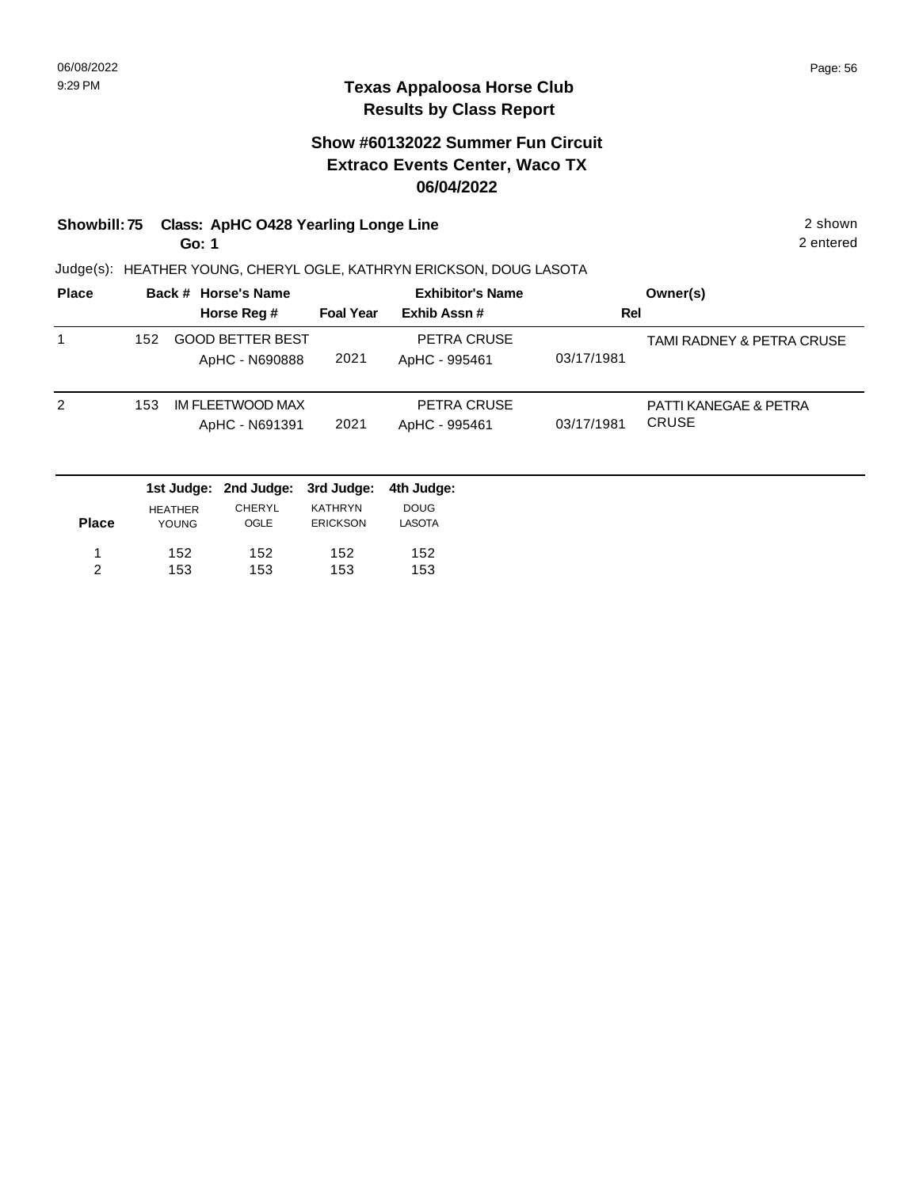## Texas Appaloosa Horse Club
## Results by Class Report

### Show #60132022 Summer Fun Circuit
### Extraco Events Center, Waco TX
### 06/04/2022

**Showbill: 75 Class: ApHC O428 Yearling Longe Line** — 2 shown

**Go: 1** — 2 entered

Judge(s): HEATHER YOUNG, CHERYL OGLE, KATHRYN ERICKSON, DOUG LASOTA

| Place | Back # | Horse's Name / Horse Reg # | Foal Year | Exhibitor's Name / Exhib Assn # | Rel | Owner(s) |
|---|---|---|---|---|---|---|
| 1 | 152 | GOOD BETTER BEST<br>ApHC - N690888 | 2021 | PETRA CRUSE<br>ApHC - 995461 | 03/17/1981 | TAMI RADNEY & PETRA CRUSE |
| 2 | 153 | IM FLEETWOOD MAX<br>ApHC - N691391 | 2021 | PETRA CRUSE<br>ApHC - 995461 | 03/17/1981 | PATTI KANEGAE & PETRA CRUSE |

| Place | 1st Judge: HEATHER YOUNG | 2nd Judge: CHERYL OGLE | 3rd Judge: KATHRYN ERICKSON | 4th Judge: DOUG LASOTA |
|---|---|---|---|---|
| 1 | 152 | 152 | 152 | 152 |
| 2 | 153 | 153 | 153 | 153 |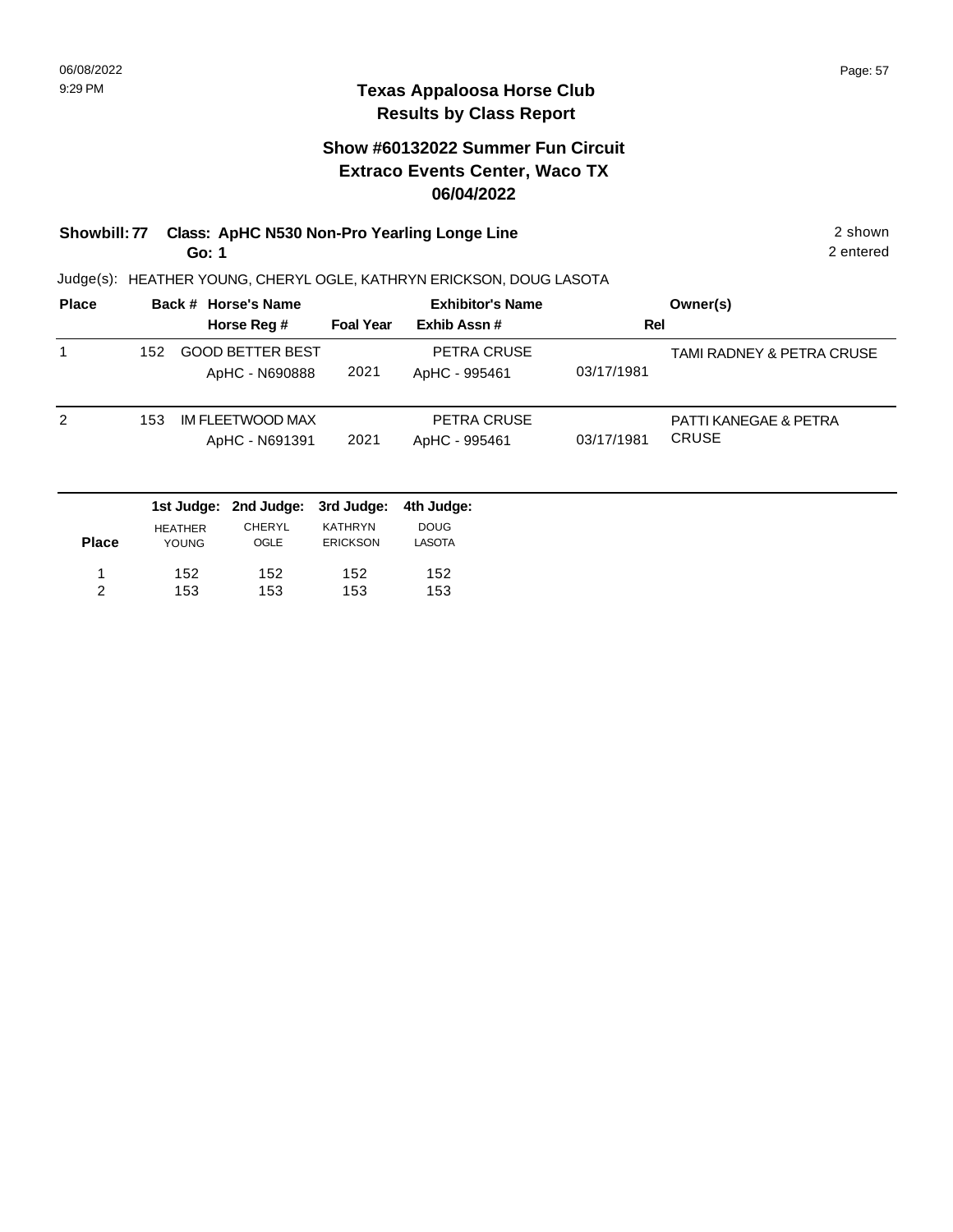# Texas Appaloosa Horse Club
## Results by Class Report

### Show #60132022 Summer Fun Circuit
### Extraco Events Center, Waco TX
### 06/04/2022

**Showbill: 77 Class: ApHC N530 Non-Pro Yearling Longe Line** — 2 shown

**Go: 1** — 2 entered

Judge(s): HEATHER YOUNG, CHERYL OGLE, KATHRYN ERICKSON, DOUG LASOTA

| Place | Back # | Horse's Name / Horse Reg # | Foal Year | Exhibitor's Name / Exhib Assn # | Rel | Owner(s) |
|---|---|---|---|---|---|---|
| 1 | 152 | GOOD BETTER BEST / ApHC - N690888 | 2021 | PETRA CRUSE / ApHC - 995461 | 03/17/1981 | TAMI RADNEY & PETRA CRUSE |
| 2 | 153 | IM FLEETWOOD MAX / ApHC - N691391 | 2021 | PETRA CRUSE / ApHC - 995461 | 03/17/1981 | PATTI KANEGAE & PETRA CRUSE |

| Place | 1st Judge: HEATHER YOUNG | 2nd Judge: CHERYL OGLE | 3rd Judge: KATHRYN ERICKSON | 4th Judge: DOUG LASOTA |
|---|---|---|---|---|
| 1 | 152 | 152 | 152 | 152 |
| 2 | 153 | 153 | 153 | 153 |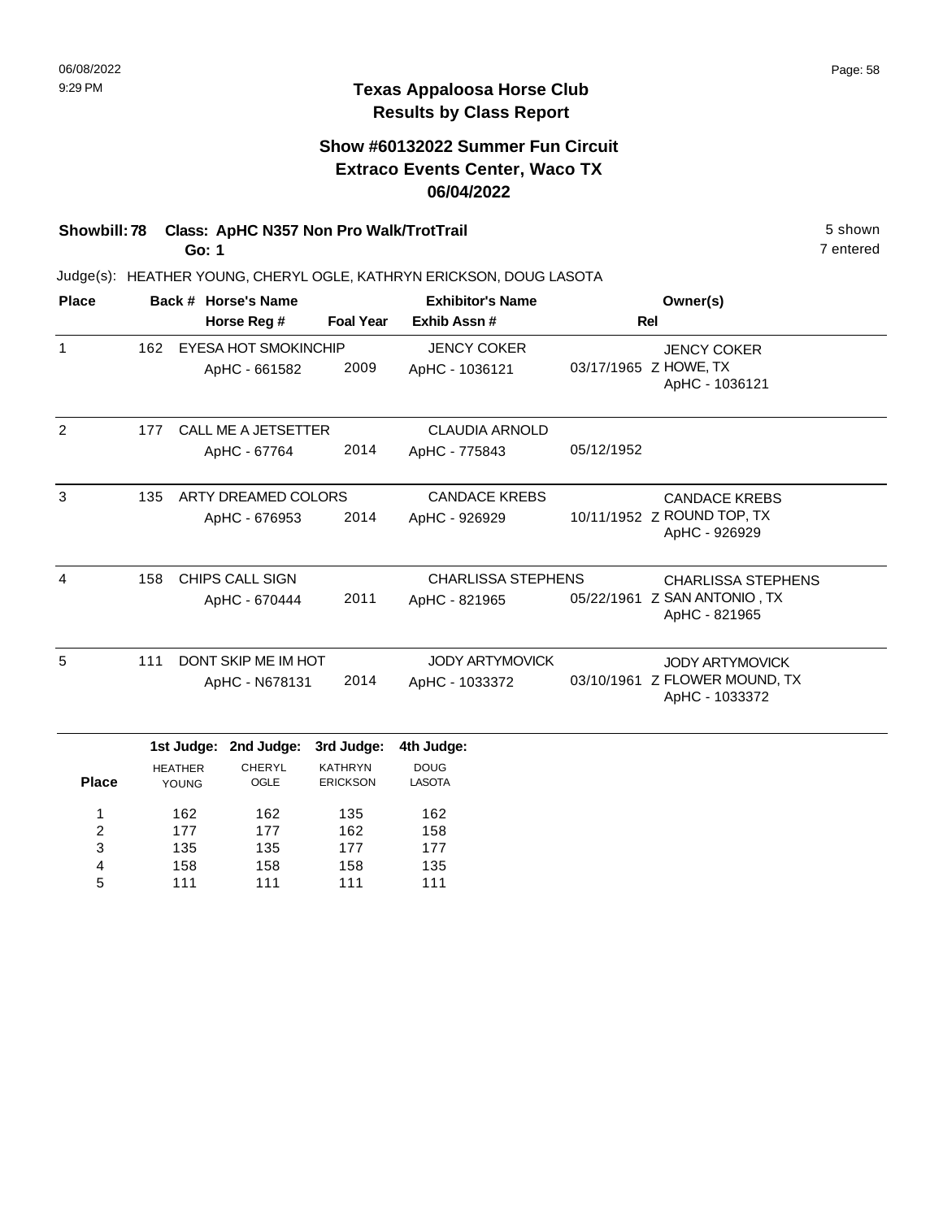# Texas Appaloosa Horse Club
## Results by Class Report

### Show #60132022 Summer Fun Circuit
### Extraco Events Center, Waco TX
### 06/04/2022

**Showbill: 78 Class: ApHC N357 Non Pro Walk/TrotTrail** 5 shown
**Go: 1** 7 entered

Judge(s): HEATHER YOUNG, CHERYL OGLE, KATHRYN ERICKSON, DOUG LASOTA

| Place | Back # | Horse's Name / Horse Reg # | Foal Year | Exhibitor's Name / Exhib Assn # | Rel | Owner(s) |
|---|---|---|---|---|---|---|
| 1 | 162 | EYESA HOT SMOKINCHIP<br>ApHC - 661582 | 2009 | JENCY COKER<br>ApHC - 1036121 | 03/17/1965 Z | JENCY COKER<br>HOWE, TX<br>ApHC - 1036121 |
| 2 | 177 | CALL ME A JETSETTER<br>ApHC - 67764 | 2014 | CLAUDIA ARNOLD<br>ApHC - 775843 | 05/12/1952 | |
| 3 | 135 | ARTY DREAMED COLORS<br>ApHC - 676953 | 2014 | CANDACE KREBS<br>ApHC - 926929 | 10/11/1952 Z | CANDACE KREBS<br>ROUND TOP, TX<br>ApHC - 926929 |
| 4 | 158 | CHIPS CALL SIGN<br>ApHC - 670444 | 2011 | CHARLISSA STEPHENS<br>ApHC - 821965 | 05/22/1961 Z | CHARLISSA STEPHENS<br>SAN ANTONIO , TX<br>ApHC - 821965 |
| 5 | 111 | DONT SKIP ME IM HOT<br>ApHC - N678131 | 2014 | JODY ARTYMOVICK<br>ApHC - 1033372 | 03/10/1961 Z | JODY ARTYMOVICK<br>FLOWER MOUND, TX<br>ApHC - 1033372 |

| Place | 1st Judge: HEATHER YOUNG | 2nd Judge: CHERYL OGLE | 3rd Judge: KATHRYN ERICKSON | 4th Judge: DOUG LASOTA |
|---|---|---|---|---|
| 1 | 162 | 162 | 135 | 162 |
| 2 | 177 | 177 | 162 | 158 |
| 3 | 135 | 135 | 177 | 177 |
| 4 | 158 | 158 | 158 | 135 |
| 5 | 111 | 111 | 111 | 111 |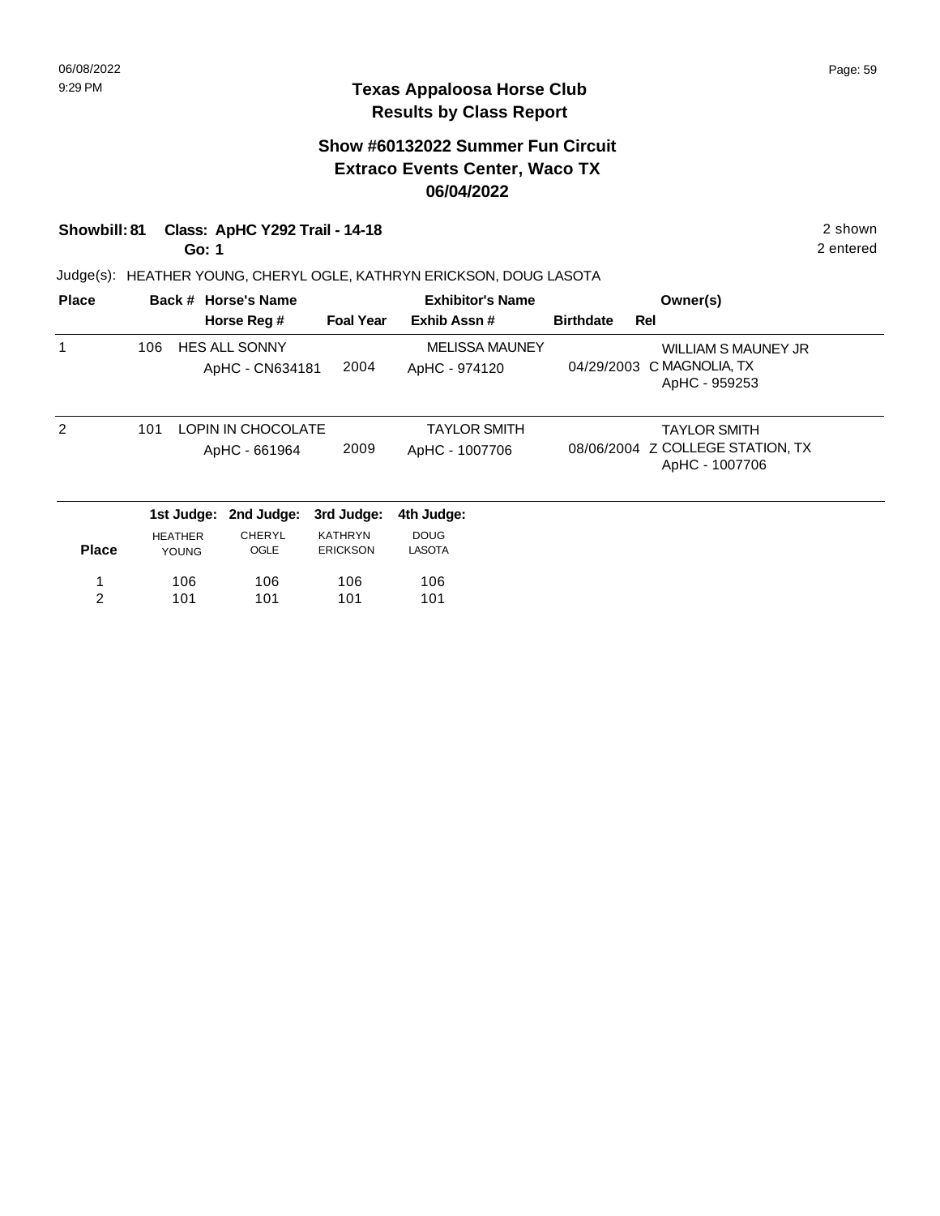# Texas Appaloosa Horse Club
## Results by Class Report

### Show #60132022 Summer Fun Circuit
### Extraco Events Center, Waco TX
### 06/04/2022

**Showbill: 81 Class: ApHC Y292 Trail - 14-18** 2 shown

**Go: 1** 2 entered

Judge(s): HEATHER YOUNG, CHERYL OGLE, KATHRYN ERICKSON, DOUG LASOTA

| Place | Back # | Horse's Name / Horse Reg # | Foal Year | Exhibitor's Name / Exhib Assn # | Birthdate | Rel | Owner(s) |
|---|---|---|---|---|---|---|---|
| 1 | 106 | HES ALL SONNY<br>ApHC - CN634181 | 2004 | MELISSA MAUNEY<br>ApHC - 974120 | 04/29/2003 | C | WILLIAM S MAUNEY JR<br>MAGNOLIA, TX<br>ApHC - 959253 |
| 2 | 101 | LOPIN IN CHOCOLATE<br>ApHC - 661964 | 2009 | TAYLOR SMITH<br>ApHC - 1007706 | 08/06/2004 | Z | TAYLOR SMITH<br>COLLEGE STATION, TX<br>ApHC - 1007706 |

| Place | 1st Judge: HEATHER YOUNG | 2nd Judge: CHERYL OGLE | 3rd Judge: KATHRYN ERICKSON | 4th Judge: DOUG LASOTA |
|---|---|---|---|---|
| 1 | 106 | 106 | 106 | 106 |
| 2 | 101 | 101 | 101 | 101 |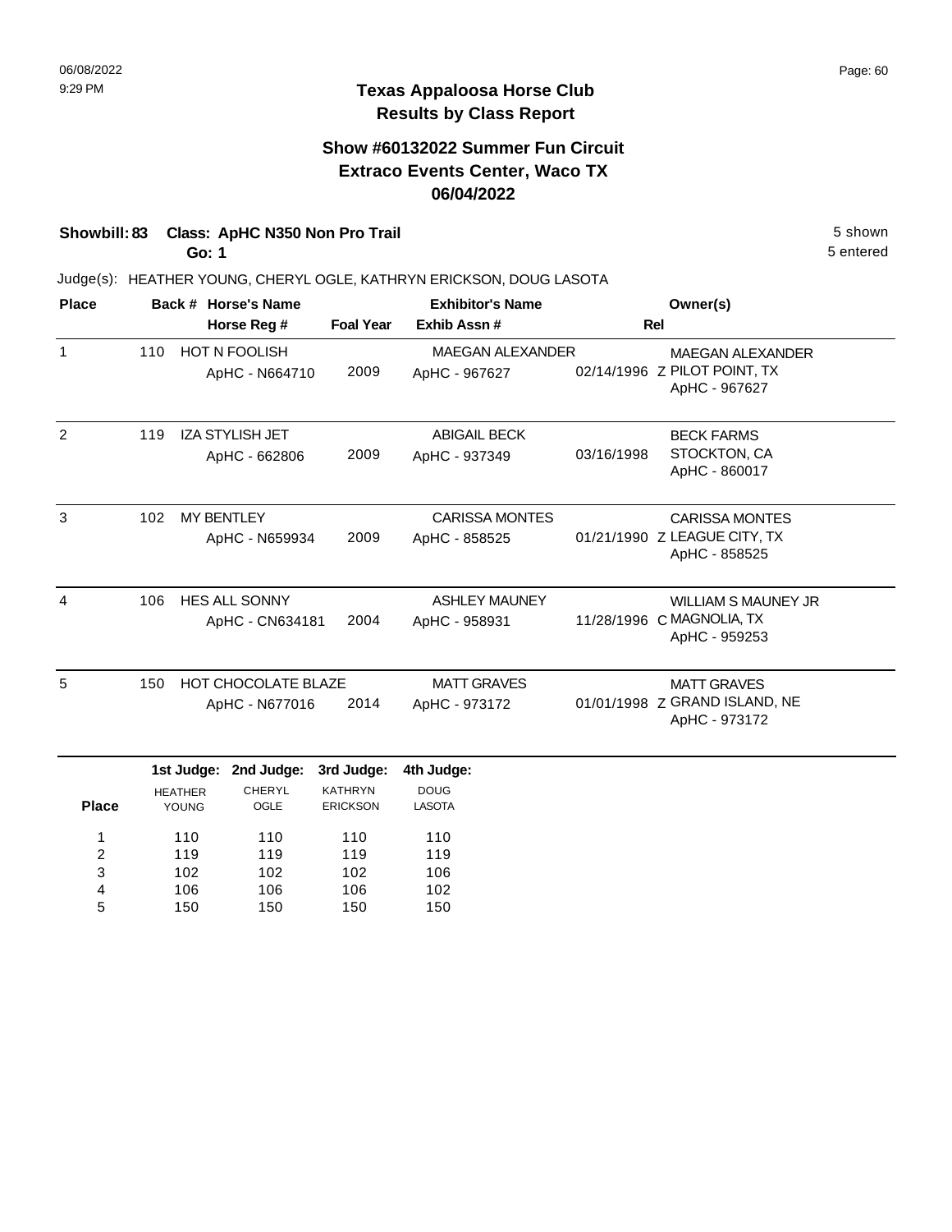# Texas Appaloosa Horse Club
## Results by Class Report

### Show #60132022 Summer Fun Circuit
### Extraco Events Center, Waco TX
### 06/04/2022

**Showbill: 83 Class: ApHC N350 Non Pro Trail** — 5 shown

**Go: 1** — 5 entered

Judge(s): HEATHER YOUNG, CHERYL OGLE, KATHRYN ERICKSON, DOUG LASOTA

| Place | Back # | Horse's Name / Horse Reg # | Foal Year | Exhibitor's Name / Exhib Assn # | Rel | Owner(s) |
|---|---|---|---|---|---|---|
| 1 | 110 | HOT N FOOLISH<br>ApHC - N664710 | 2009 | MAEGAN ALEXANDER<br>ApHC - 967627 | 02/14/1996 Z | MAEGAN ALEXANDER<br>PILOT POINT, TX<br>ApHC - 967627 |
| 2 | 119 | IZA STYLISH JET<br>ApHC - 662806 | 2009 | ABIGAIL BECK<br>ApHC - 937349 | 03/16/1998 | BECK FARMS<br>STOCKTON, CA<br>ApHC - 860017 |
| 3 | 102 | MY BENTLEY<br>ApHC - N659934 | 2009 | CARISSA MONTES<br>ApHC - 858525 | 01/21/1990 Z | CARISSA MONTES<br>LEAGUE CITY, TX<br>ApHC - 858525 |
| 4 | 106 | HES ALL SONNY<br>ApHC - CN634181 | 2004 | ASHLEY MAUNEY<br>ApHC - 958931 | 11/28/1996 C | WILLIAM S MAUNEY JR<br>MAGNOLIA, TX<br>ApHC - 959253 |
| 5 | 150 | HOT CHOCOLATE BLAZE<br>ApHC - N677016 | 2014 | MATT GRAVES<br>ApHC - 973172 | 01/01/1998 Z | MATT GRAVES<br>GRAND ISLAND, NE<br>ApHC - 973172 |

| Place | 1st Judge: HEATHER YOUNG | 2nd Judge: CHERYL OGLE | 3rd Judge: KATHRYN ERICKSON | 4th Judge: DOUG LASOTA |
|---|---|---|---|---|
| 1 | 110 | 110 | 110 | 110 |
| 2 | 119 | 119 | 119 | 119 |
| 3 | 102 | 102 | 102 | 106 |
| 4 | 106 | 106 | 106 | 102 |
| 5 | 150 | 150 | 150 | 150 |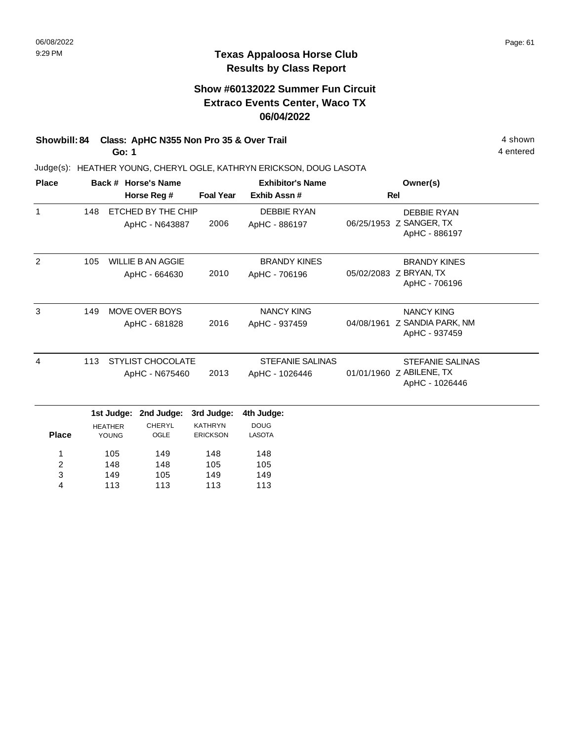06/08/2022
9:29 PM

## Texas Appaloosa Horse Club
## Results by Class Report

### Show #60132022 Summer Fun Circuit
### Extraco Events Center, Waco TX
### 06/04/2022

**Showbill: 84 Class: ApHC N355 Non Pro 35 & Over Trail** — 4 shown

**Go: 1** — 4 entered

Judge(s): HEATHER YOUNG, CHERYL OGLE, KATHRYN ERICKSON, DOUG LASOTA

| Place | Back # | Horse's Name / Horse Reg # | Foal Year | Exhibitor's Name / Exhib Assn # | Rel | Owner(s) |
|---|---|---|---|---|---|---|
| 1 | 148 | ETCHED BY THE CHIP<br>ApHC - N643887 | 2006 | DEBBIE RYAN<br>ApHC - 886197 | 06/25/1953 Z | DEBBIE RYAN<br>SANGER, TX<br>ApHC - 886197 |
| 2 | 105 | WILLIE B AN AGGIE<br>ApHC - 664630 | 2010 | BRANDY KINES<br>ApHC - 706196 | 05/02/2083 Z | BRANDY KINES<br>BRYAN, TX<br>ApHC - 706196 |
| 3 | 149 | MOVE OVER BOYS<br>ApHC - 681828 | 2016 | NANCY KING<br>ApHC - 937459 | 04/08/1961 Z | NANCY KING<br>SANDIA PARK, NM<br>ApHC - 937459 |
| 4 | 113 | STYLIST CHOCOLATE<br>ApHC - N675460 | 2013 | STEFANIE SALINAS<br>ApHC - 1026446 | 01/01/1960 Z | STEFANIE SALINAS<br>ABILENE, TX<br>ApHC - 1026446 |

| Place | 1st Judge: HEATHER YOUNG | 2nd Judge: CHERYL OGLE | 3rd Judge: KATHRYN ERICKSON | 4th Judge: DOUG LASOTA |
|---|---|---|---|---|
| 1 | 105 | 149 | 148 | 148 |
| 2 | 148 | 148 | 105 | 105 |
| 3 | 149 | 105 | 149 | 149 |
| 4 | 113 | 113 | 113 | 113 |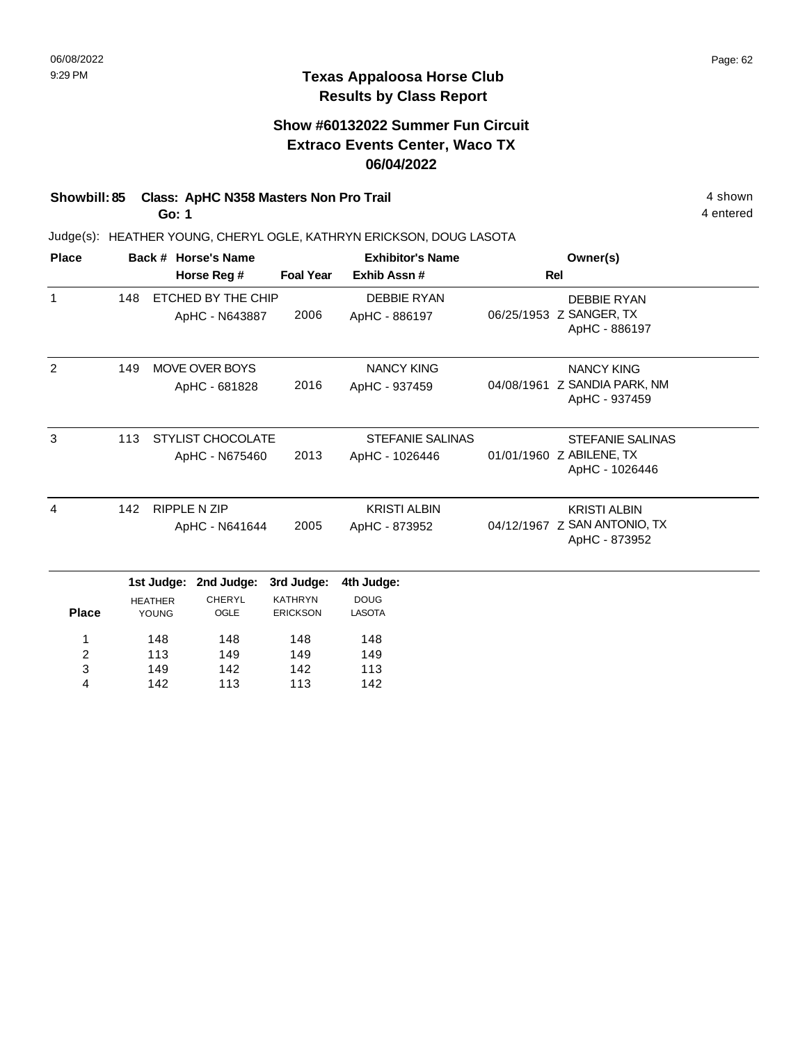# Texas Appaloosa Horse Club
## Results by Class Report

### Show #60132022 Summer Fun Circuit
### Extraco Events Center, Waco TX
### 06/04/2022

**Showbill: 85 Class: ApHC N358 Masters Non Pro Trail** — 4 shown

**Go: 1** — 4 entered

Judge(s): HEATHER YOUNG, CHERYL OGLE, KATHRYN ERICKSON, DOUG LASOTA

| Place | Back # | Horse's Name / Horse Reg # | Foal Year | Exhibitor's Name / Exhib Assn # | Rel | Owner(s) |
|---|---|---|---|---|---|---|
| 1 | 148 | ETCHED BY THE CHIP<br>ApHC - N643887 | 2006 | DEBBIE RYAN<br>ApHC - 886197 | 06/25/1953 Z | DEBBIE RYAN<br>SANGER, TX<br>ApHC - 886197 |
| 2 | 149 | MOVE OVER BOYS<br>ApHC - 681828 | 2016 | NANCY KING<br>ApHC - 937459 | 04/08/1961 Z | NANCY KING<br>SANDIA PARK, NM<br>ApHC - 937459 |
| 3 | 113 | STYLIST CHOCOLATE<br>ApHC - N675460 | 2013 | STEFANIE SALINAS<br>ApHC - 1026446 | 01/01/1960 Z | STEFANIE SALINAS<br>ABILENE, TX<br>ApHC - 1026446 |
| 4 | 142 | RIPPLE N ZIP<br>ApHC - N641644 | 2005 | KRISTI ALBIN<br>ApHC - 873952 | 04/12/1967 Z | KRISTI ALBIN<br>SAN ANTONIO, TX<br>ApHC - 873952 |

| Place | 1st Judge: HEATHER YOUNG | 2nd Judge: CHERYL OGLE | 3rd Judge: KATHRYN ERICKSON | 4th Judge: DOUG LASOTA |
|---|---|---|---|---|
| 1 | 148 | 148 | 148 | 148 |
| 2 | 113 | 149 | 149 | 149 |
| 3 | 149 | 142 | 142 | 113 |
| 4 | 142 | 113 | 113 | 142 |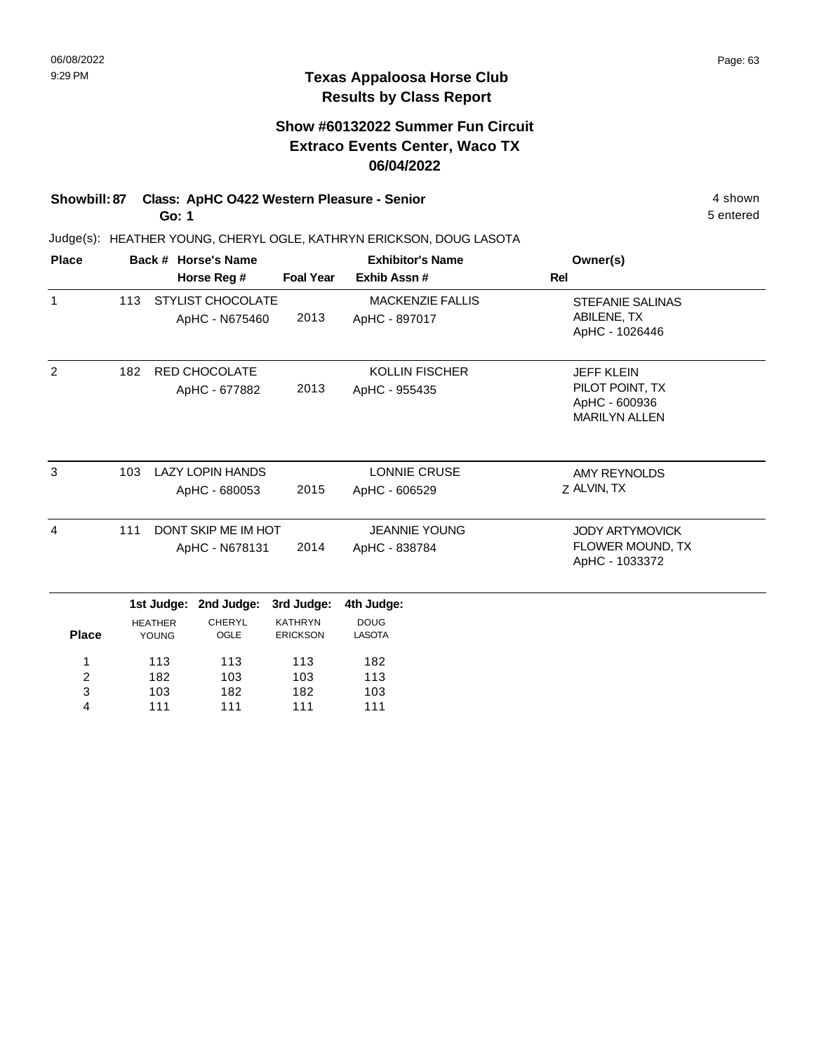# Texas Appaloosa Horse Club
## Results by Class Report

### Show #60132022 Summer Fun Circuit
### Extraco Events Center, Waco TX
### 06/04/2022

**Showbill: 87 Class: ApHC O422 Western Pleasure - Senior** — 4 shown, 5 entered

**Go: 1**

Judge(s): HEATHER YOUNG, CHERYL OGLE, KATHRYN ERICKSON, DOUG LASOTA

| Place | Back # | Horse's Name / Horse Reg # | Foal Year | Exhibitor's Name / Exhib Assn # | Rel | Owner(s) |
|---|---|---|---|---|---|---|
| 1 | 113 | STYLIST CHOCOLATE<br>ApHC - N675460 | 2013 | MACKENZIE FALLIS<br>ApHC - 897017 | | STEFANIE SALINAS<br>ABILENE, TX<br>ApHC - 1026446 |
| 2 | 182 | RED CHOCOLATE<br>ApHC - 677882 | 2013 | KOLLIN FISCHER<br>ApHC - 955435 | | JEFF KLEIN<br>PILOT POINT, TX<br>ApHC - 600936<br>MARILYN ALLEN |
| 3 | 103 | LAZY LOPIN HANDS<br>ApHC - 680053 | 2015 | LONNIE CRUSE<br>ApHC - 606529 | Z | AMY REYNOLDS<br>ALVIN, TX |
| 4 | 111 | DONT SKIP ME IM HOT<br>ApHC - N678131 | 2014 | JEANNIE YOUNG<br>ApHC - 838784 | | JODY ARTYMOVICK<br>FLOWER MOUND, TX<br>ApHC - 1033372 |

| Place | 1st Judge: HEATHER YOUNG | 2nd Judge: CHERYL OGLE | 3rd Judge: KATHRYN ERICKSON | 4th Judge: DOUG LASOTA |
|---|---|---|---|---|
| 1 | 113 | 113 | 113 | 182 |
| 2 | 182 | 103 | 103 | 113 |
| 3 | 103 | 182 | 182 | 103 |
| 4 | 111 | 111 | 111 | 111 |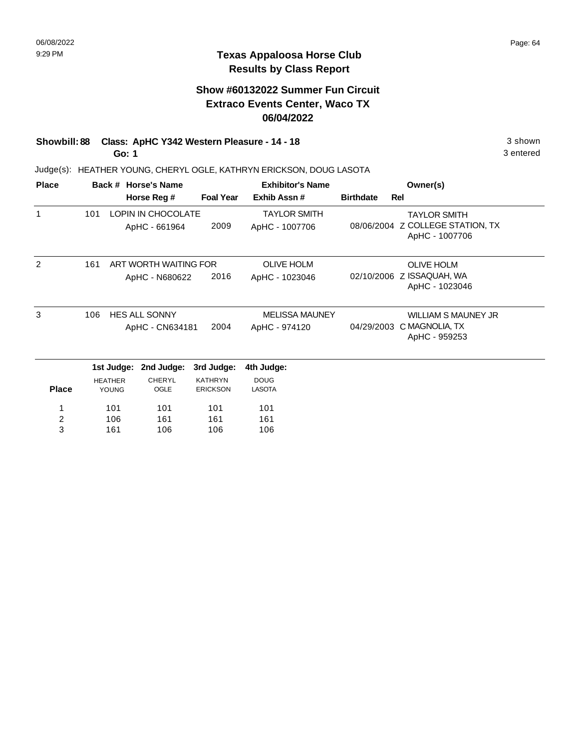# Texas Appaloosa Horse Club
## Results by Class Report

### Show #60132022 Summer Fun Circuit
### Extraco Events Center, Waco TX
### 06/04/2022

**Showbill: 88 Class: ApHC Y342 Western Pleasure - 14 - 18** 3 shown
**Go: 1** 3 entered

Judge(s): HEATHER YOUNG, CHERYL OGLE, KATHRYN ERICKSON, DOUG LASOTA

| Place | Back # | Horse's Name / Horse Reg # | Foal Year | Exhibitor's Name / Exhib Assn # | Birthdate | Rel | Owner(s) |
|---|---|---|---|---|---|---|---|
| 1 | 101 | LOPIN IN CHOCOLATE / ApHC - 661964 | 2009 | TAYLOR SMITH / ApHC - 1007706 | 08/06/2004 | Z | TAYLOR SMITH, COLLEGE STATION, TX, ApHC - 1007706 |
| 2 | 161 | ART WORTH WAITING FOR / ApHC - N680622 | 2016 | OLIVE HOLM / ApHC - 1023046 | 02/10/2006 | Z | OLIVE HOLM, ISSAQUAH, WA, ApHC - 1023046 |
| 3 | 106 | HES ALL SONNY / ApHC - CN634181 | 2004 | MELISSA MAUNEY / ApHC - 974120 | 04/29/2003 | C | WILLIAM S MAUNEY JR, MAGNOLIA, TX, ApHC - 959253 |

| Place | 1st Judge: HEATHER YOUNG | 2nd Judge: CHERYL OGLE | 3rd Judge: KATHRYN ERICKSON | 4th Judge: DOUG LASOTA |
|---|---|---|---|---|
| 1 | 101 | 101 | 101 | 101 |
| 2 | 106 | 161 | 161 | 161 |
| 3 | 161 | 106 | 106 | 106 |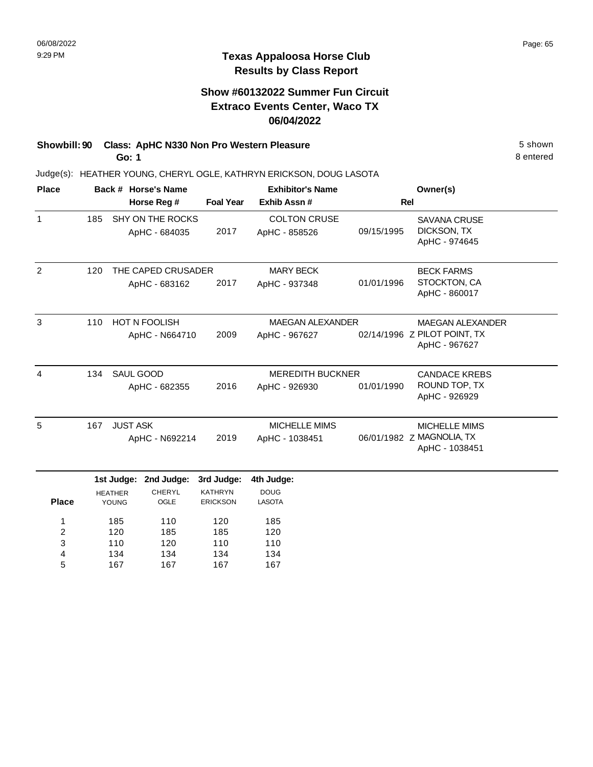06/08/2022
9:29 PM

# Texas Appaloosa Horse Club
## Results by Class Report

### Show #60132022 Summer Fun Circuit
### Extraco Events Center, Waco TX
### 06/04/2022

**Showbill: 90 Class: ApHC N330 Non Pro Western Pleasure** 5 shown
**Go: 1** 8 entered

Judge(s): HEATHER YOUNG, CHERYL OGLE, KATHRYN ERICKSON, DOUG LASOTA

| Place | Back # | Horse's Name / Horse Reg # | Foal Year | Exhibitor's Name / Exhib Assn # | Rel | Owner(s) |
|---|---|---|---|---|---|---|
| 1 | 185 | SHY ON THE ROCKS<br>ApHC - 684035 | 2017 | COLTON CRUSE<br>ApHC - 858526 | 09/15/1995 | SAVANA CRUSE<br>DICKSON, TX<br>ApHC - 974645 |
| 2 | 120 | THE CAPED CRUSADER<br>ApHC - 683162 | 2017 | MARY BECK<br>ApHC - 937348 | 01/01/1996 | BECK FARMS<br>STOCKTON, CA<br>ApHC - 860017 |
| 3 | 110 | HOT N FOOLISH<br>ApHC - N664710 | 2009 | MAEGAN ALEXANDER<br>ApHC - 967627 | 02/14/1996 Z | MAEGAN ALEXANDER<br>PILOT POINT, TX<br>ApHC - 967627 |
| 4 | 134 | SAUL GOOD<br>ApHC - 682355 | 2016 | MEREDITH BUCKNER<br>ApHC - 926930 | 01/01/1990 | CANDACE KREBS<br>ROUND TOP, TX<br>ApHC - 926929 |
| 5 | 167 | JUST ASK<br>ApHC - N692214 | 2019 | MICHELLE MIMS<br>ApHC - 1038451 | 06/01/1982 Z | MICHELLE MIMS<br>MAGNOLIA, TX<br>ApHC - 1038451 |

| Place | 1st Judge: HEATHER YOUNG | 2nd Judge: CHERYL OGLE | 3rd Judge: KATHRYN ERICKSON | 4th Judge: DOUG LASOTA |
|---|---|---|---|---|
| 1 | 185 | 110 | 120 | 185 |
| 2 | 120 | 185 | 185 | 120 |
| 3 | 110 | 120 | 110 | 110 |
| 4 | 134 | 134 | 134 | 134 |
| 5 | 167 | 167 | 167 | 167 |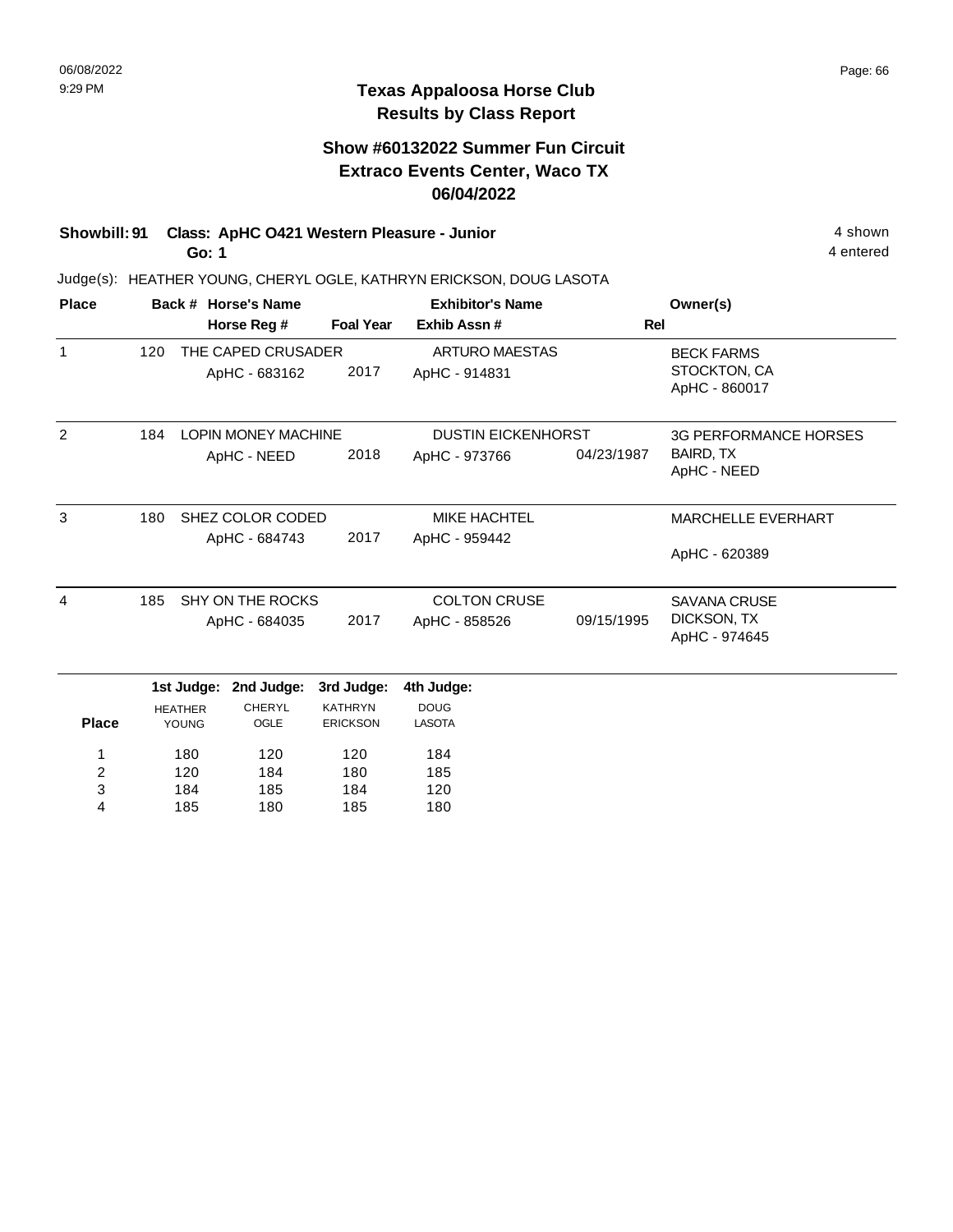# Texas Appaloosa Horse Club
## Results by Class Report

### Show #60132022 Summer Fun Circuit
### Extraco Events Center, Waco TX
### 06/04/2022

**Showbill: 91 Class: ApHC O421 Western Pleasure - Junior** 4 shown
**Go: 1** 4 entered

Judge(s): HEATHER YOUNG, CHERYL OGLE, KATHRYN ERICKSON, DOUG LASOTA

| Place | Back # | Horse's Name / Horse Reg # | Foal Year | Exhibitor's Name / Exhib Assn # | Rel | Owner(s) |
|---|---|---|---|---|---|---|
| 1 | 120 | THE CAPED CRUSADER<br>ApHC - 683162 | 2017 | ARTURO MAESTAS<br>ApHC - 914831 | | BECK FARMS<br>STOCKTON, CA<br>ApHC - 860017 |
| 2 | 184 | LOPIN MONEY MACHINE<br>ApHC - NEED | 2018 | DUSTIN EICKENHORST<br>ApHC - 973766 | 04/23/1987 | 3G PERFORMANCE HORSES<br>BAIRD, TX<br>ApHC - NEED |
| 3 | 180 | SHEZ COLOR CODED<br>ApHC - 684743 | 2017 | MIKE HACHTEL<br>ApHC - 959442 | | MARCHELLE EVERHART<br>ApHC - 620389 |
| 4 | 185 | SHY ON THE ROCKS<br>ApHC - 684035 | 2017 | COLTON CRUSE<br>ApHC - 858526 | 09/15/1995 | SAVANA CRUSE<br>DICKSON, TX<br>ApHC - 974645 |

| Place | 1st Judge: HEATHER YOUNG | 2nd Judge: CHERYL OGLE | 3rd Judge: KATHRYN ERICKSON | 4th Judge: DOUG LASOTA |
|---|---|---|---|---|
| 1 | 180 | 120 | 120 | 184 |
| 2 | 120 | 184 | 180 | 185 |
| 3 | 184 | 185 | 184 | 120 |
| 4 | 185 | 180 | 185 | 180 |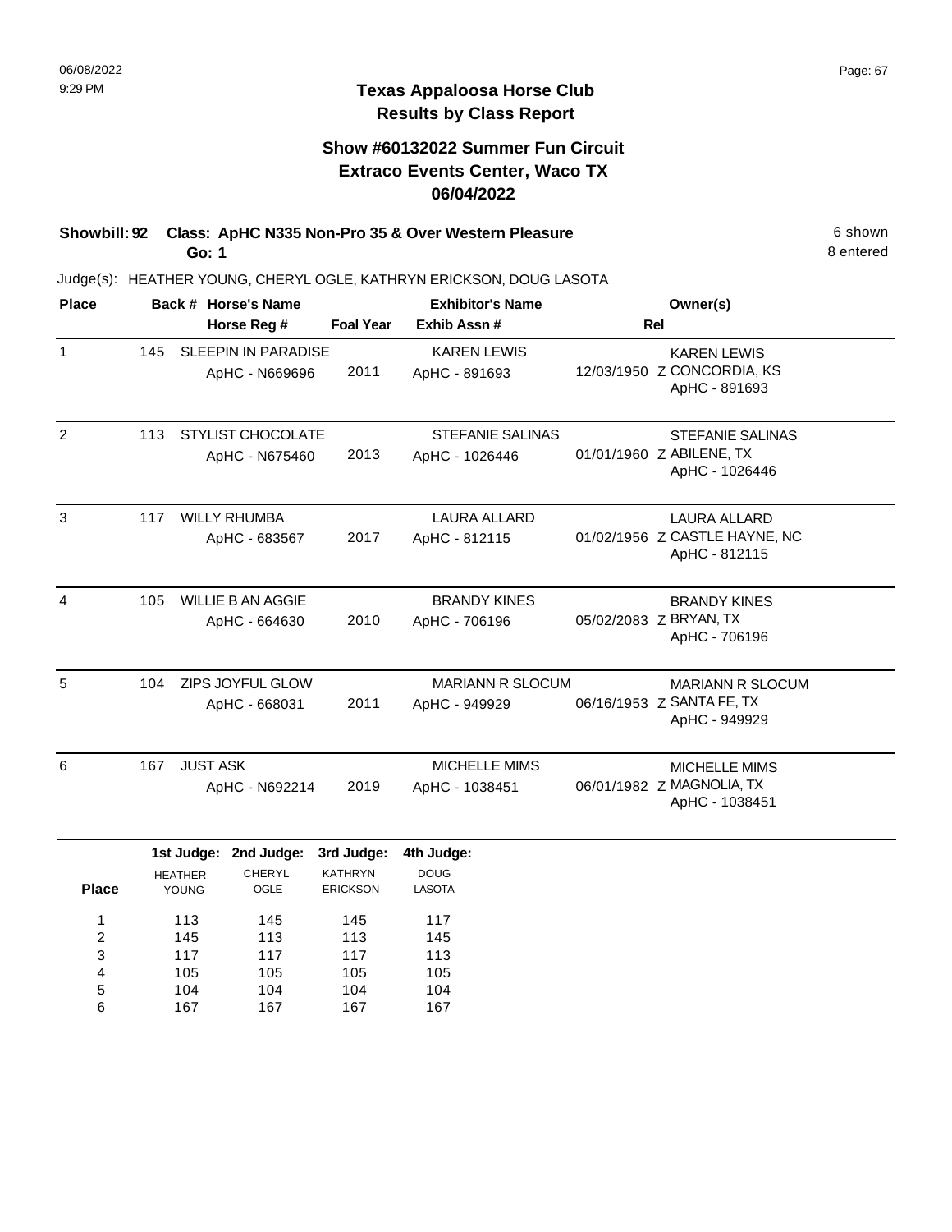# Texas Appaloosa Horse Club

## Results by Class Report

### Show #60132022 Summer Fun Circuit
### Extraco Events Center, Waco TX
### 06/04/2022

**Showbill: 92 Class: ApHC N335 Non-Pro 35 & Over Western Pleasure** — 6 shown

**Go: 1** — 8 entered

Judge(s): HEATHER YOUNG, CHERYL OGLE, KATHRYN ERICKSON, DOUG LASOTA

| Place | Back # | Horse's Name / Horse Reg # | Foal Year | Exhibitor's Name / Exhib Assn # | Rel | Owner(s) |
|---|---|---|---|---|---|---|
| 1 | 145 | SLEEPIN IN PARADISE<br>ApHC - N669696 | 2011 | KAREN LEWIS<br>ApHC - 891693 | 12/03/1950 Z | KAREN LEWIS<br>CONCORDIA, KS<br>ApHC - 891693 |
| 2 | 113 | STYLIST CHOCOLATE<br>ApHC - N675460 | 2013 | STEFANIE SALINAS<br>ApHC - 1026446 | 01/01/1960 Z | STEFANIE SALINAS<br>ABILENE, TX<br>ApHC - 1026446 |
| 3 | 117 | WILLY RHUMBA<br>ApHC - 683567 | 2017 | LAURA ALLARD<br>ApHC - 812115 | 01/02/1956 Z | LAURA ALLARD<br>CASTLE HAYNE, NC<br>ApHC - 812115 |
| 4 | 105 | WILLIE B AN AGGIE<br>ApHC - 664630 | 2010 | BRANDY KINES<br>ApHC - 706196 | 05/02/2083 Z | BRANDY KINES<br>BRYAN, TX<br>ApHC - 706196 |
| 5 | 104 | ZIPS JOYFUL GLOW<br>ApHC - 668031 | 2011 | MARIANN R SLOCUM<br>ApHC - 949929 | 06/16/1953 Z | MARIANN R SLOCUM<br>SANTA FE, TX<br>ApHC - 949929 |
| 6 | 167 | JUST ASK<br>ApHC - N692214 | 2019 | MICHELLE MIMS<br>ApHC - 1038451 | 06/01/1982 Z | MICHELLE MIMS<br>MAGNOLIA, TX<br>ApHC - 1038451 |

| Place | 1st Judge: HEATHER YOUNG | 2nd Judge: CHERYL OGLE | 3rd Judge: KATHRYN ERICKSON | 4th Judge: DOUG LASOTA |
|---|---|---|---|---|
| 1 | 113 | 145 | 145 | 117 |
| 2 | 145 | 113 | 113 | 145 |
| 3 | 117 | 117 | 117 | 113 |
| 4 | 105 | 105 | 105 | 105 |
| 5 | 104 | 104 | 104 | 104 |
| 6 | 167 | 167 | 167 | 167 |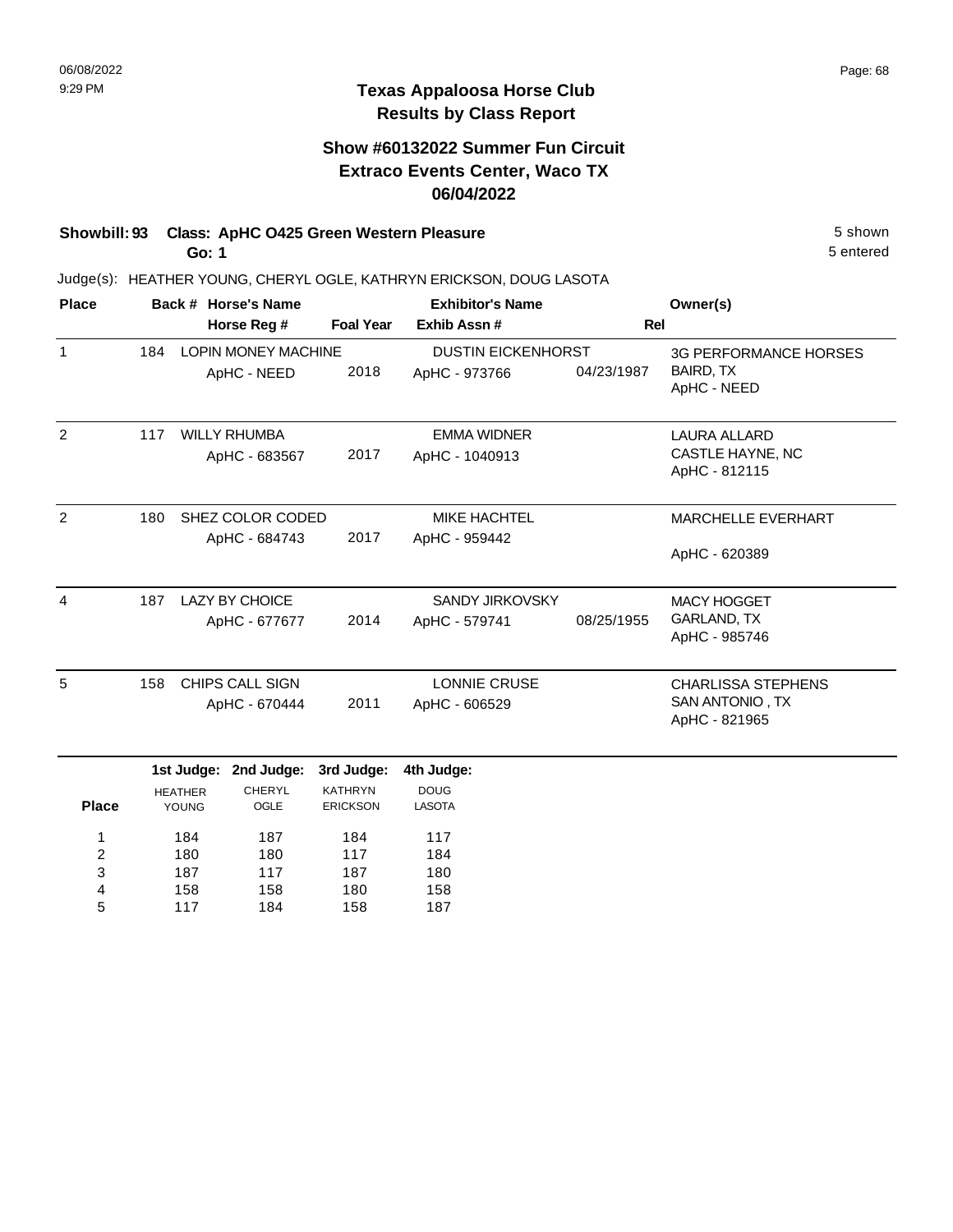# Texas Appaloosa Horse Club
## Results by Class Report

### Show #60132022 Summer Fun Circuit
### Extraco Events Center, Waco TX
### 06/04/2022

**Showbill: 93 Class: ApHC O425 Green Western Pleasure** — 5 shown

**Go: 1** — 5 entered

Judge(s): HEATHER YOUNG, CHERYL OGLE, KATHRYN ERICKSON, DOUG LASOTA

| Place | Back # | Horse's Name / Horse Reg # | Foal Year | Exhibitor's Name / Exhib Assn # | Rel | Owner(s) |
|---|---|---|---|---|---|---|
| 1 | 184 | LOPIN MONEY MACHINE<br>ApHC - NEED | 2018 | DUSTIN EICKENHORST<br>ApHC - 973766 | 04/23/1987 | 3G PERFORMANCE HORSES<br>BAIRD, TX<br>ApHC - NEED |
| 2 | 117 | WILLY RHUMBA<br>ApHC - 683567 | 2017 | EMMA WIDNER<br>ApHC - 1040913 | | LAURA ALLARD<br>CASTLE HAYNE, NC<br>ApHC - 812115 |
| 2 | 180 | SHEZ COLOR CODED<br>ApHC - 684743 | 2017 | MIKE HACHTEL<br>ApHC - 959442 | | MARCHELLE EVERHART<br>ApHC - 620389 |
| 4 | 187 | LAZY BY CHOICE<br>ApHC - 677677 | 2014 | SANDY JIRKOVSKY<br>ApHC - 579741 | 08/25/1955 | MACY HOGGET<br>GARLAND, TX<br>ApHC - 985746 |
| 5 | 158 | CHIPS CALL SIGN<br>ApHC - 670444 | 2011 | LONNIE CRUSE<br>ApHC - 606529 | | CHARLISSA STEPHENS<br>SAN ANTONIO , TX<br>ApHC - 821965 |

| Place | 1st Judge: HEATHER YOUNG | 2nd Judge: CHERYL OGLE | 3rd Judge: KATHRYN ERICKSON | 4th Judge: DOUG LASOTA |
|---|---|---|---|---|
| 1 | 184 | 187 | 184 | 117 |
| 2 | 180 | 180 | 117 | 184 |
| 3 | 187 | 117 | 187 | 180 |
| 4 | 158 | 158 | 180 | 158 |
| 5 | 117 | 184 | 158 | 187 |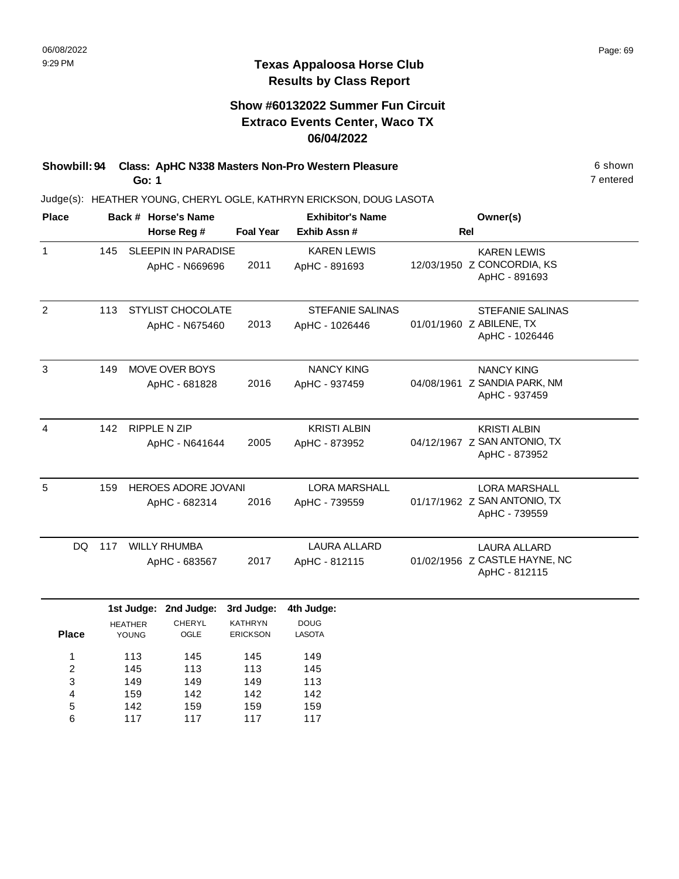# Texas Appaloosa Horse Club
## Results by Class Report

### Show #60132022 Summer Fun Circuit
### Extraco Events Center, Waco TX
### 06/04/2022

**Showbill: 94 Class: ApHC N338 Masters Non-Pro Western Pleasure** 6 shown
**Go: 1** 7 entered

Judge(s): HEATHER YOUNG, CHERYL OGLE, KATHRYN ERICKSON, DOUG LASOTA

| Place | Back # | Horse's Name / Horse Reg # | Foal Year | Exhibitor's Name / Exhib Assn # | Rel | Owner(s) |
|---|---|---|---|---|---|---|
| 1 | 145 | SLEEPIN IN PARADISE<br>ApHC - N669696 | 2011 | KAREN LEWIS<br>ApHC - 891693 | 12/03/1950 Z | KAREN LEWIS<br>CONCORDIA, KS<br>ApHC - 891693 |
| 2 | 113 | STYLIST CHOCOLATE<br>ApHC - N675460 | 2013 | STEFANIE SALINAS<br>ApHC - 1026446 | 01/01/1960 Z | STEFANIE SALINAS<br>ABILENE, TX<br>ApHC - 1026446 |
| 3 | 149 | MOVE OVER BOYS<br>ApHC - 681828 | 2016 | NANCY KING<br>ApHC - 937459 | 04/08/1961 Z | NANCY KING<br>SANDIA PARK, NM<br>ApHC - 937459 |
| 4 | 142 | RIPPLE N ZIP<br>ApHC - N641644 | 2005 | KRISTI ALBIN<br>ApHC - 873952 | 04/12/1967 Z | KRISTI ALBIN<br>SAN ANTONIO, TX<br>ApHC - 873952 |
| 5 | 159 | HEROES ADORE JOVANI<br>ApHC - 682314 | 2016 | LORA MARSHALL<br>ApHC - 739559 | 01/17/1962 Z | LORA MARSHALL<br>SAN ANTONIO, TX<br>ApHC - 739559 |
| DQ | 117 | WILLY RHUMBA<br>ApHC - 683567 | 2017 | LAURA ALLARD<br>ApHC - 812115 | 01/02/1956 Z | LAURA ALLARD<br>CASTLE HAYNE, NC<br>ApHC - 812115 |

| Place | 1st Judge: HEATHER YOUNG | 2nd Judge: CHERYL OGLE | 3rd Judge: KATHRYN ERICKSON | 4th Judge: DOUG LASOTA |
|---|---|---|---|---|
| 1 | 113 | 145 | 145 | 149 |
| 2 | 145 | 113 | 113 | 145 |
| 3 | 149 | 149 | 149 | 113 |
| 4 | 159 | 142 | 142 | 142 |
| 5 | 142 | 159 | 159 | 159 |
| 6 | 117 | 117 | 117 | 117 |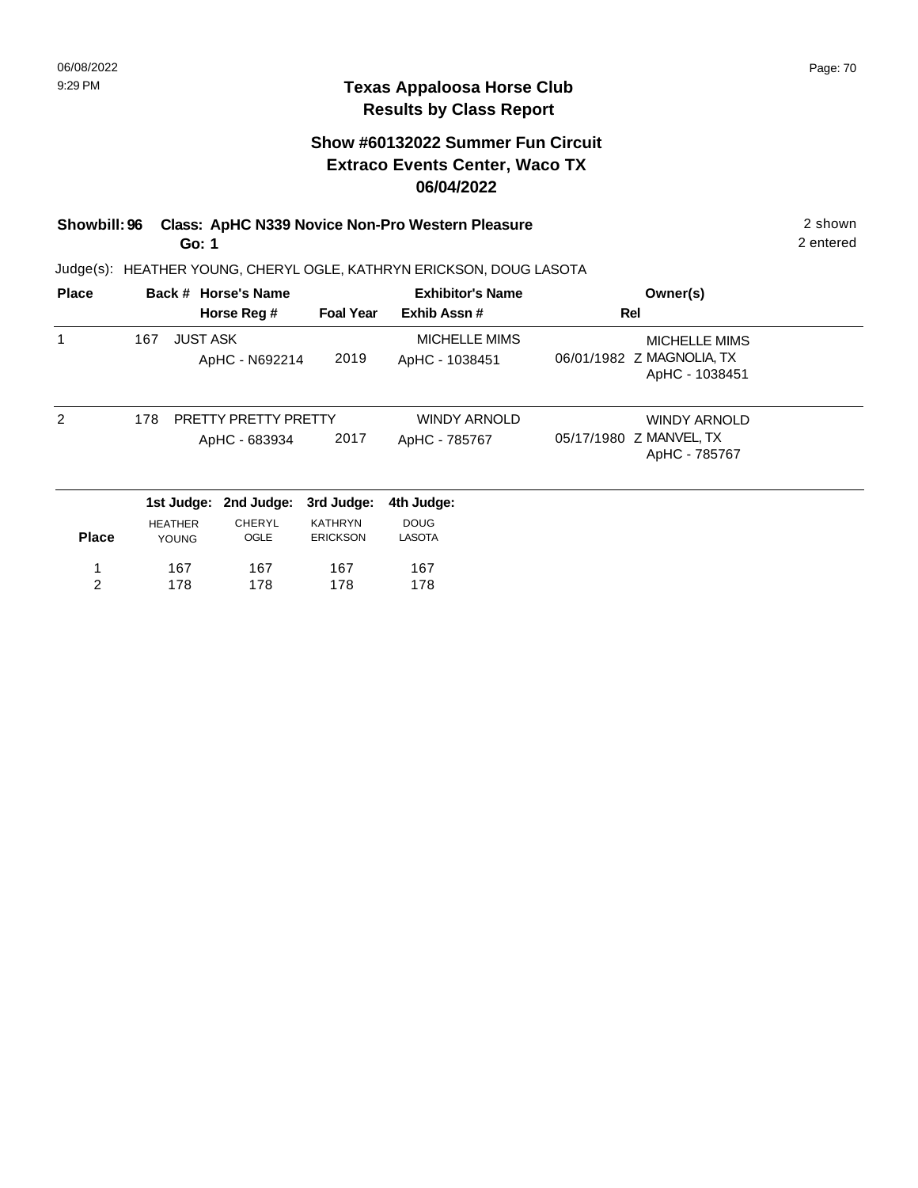# Texas Appaloosa Horse Club
## Results by Class Report

### Show #60132022 Summer Fun Circuit
### Extraco Events Center, Waco TX
### 06/04/2022

**Showbill: 96 Class: ApHC N339 Novice Non-Pro Western Pleasure** — 2 shown

**Go: 1** — 2 entered

Judge(s): HEATHER YOUNG, CHERYL OGLE, KATHRYN ERICKSON, DOUG LASOTA

| Place | Back # | Horse's Name / Horse Reg # | Foal Year | Exhibitor's Name / Exhib Assn # | Rel | Owner(s) |
|---|---|---|---|---|---|---|
| 1 | 167 | JUST ASK<br>ApHC - N692214 | 2019 | MICHELLE MIMS<br>ApHC - 1038451 | 06/01/1982 Z | MICHELLE MIMS<br>MAGNOLIA, TX<br>ApHC - 1038451 |
| 2 | 178 | PRETTY PRETTY PRETTY<br>ApHC - 683934 | 2017 | WINDY ARNOLD<br>ApHC - 785767 | 05/17/1980 Z | WINDY ARNOLD<br>MANVEL, TX<br>ApHC - 785767 |

| Place | 1st Judge: HEATHER YOUNG | 2nd Judge: CHERYL OGLE | 3rd Judge: KATHRYN ERICKSON | 4th Judge: DOUG LASOTA |
|---|---|---|---|---|
| 1 | 167 | 167 | 167 | 167 |
| 2 | 178 | 178 | 178 | 178 |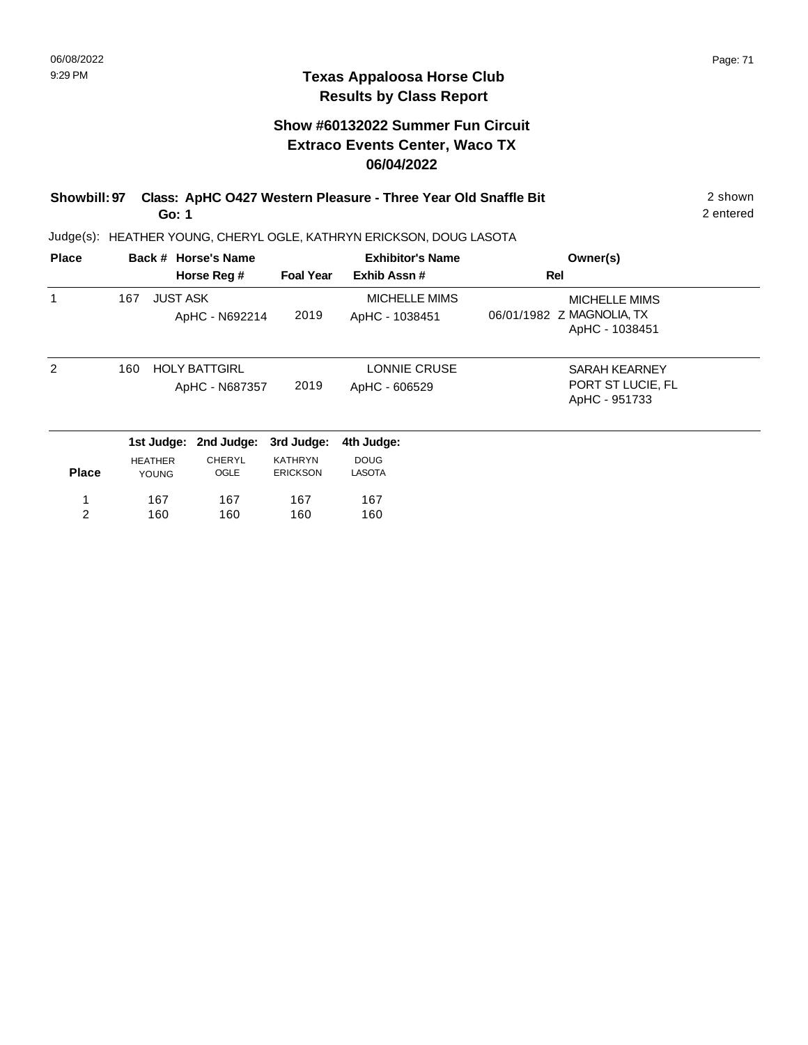# Texas Appaloosa Horse Club
## Results by Class Report

### Show #60132022 Summer Fun Circuit
### Extraco Events Center, Waco TX
### 06/04/2022

**Showbill: 97 Class: ApHC O427 Western Pleasure - Three Year Old Snaffle Bit** 2 shown
**Go: 1** 2 entered

Judge(s): HEATHER YOUNG, CHERYL OGLE, KATHRYN ERICKSON, DOUG LASOTA

| Place | Back # | Horse's Name / Horse Reg # | Foal Year | Exhibitor's Name / Exhib Assn # | Rel | Owner(s) |
|---|---|---|---|---|---|---|
| 1 | 167 | JUST ASK<br>ApHC - N692214 | 2019 | MICHELLE MIMS<br>ApHC - 1038451 | 06/01/1982 Z | MICHELLE MIMS<br>MAGNOLIA, TX<br>ApHC - 1038451 |
| 2 | 160 | HOLY BATTGIRL<br>ApHC - N687357 | 2019 | LONNIE CRUSE<br>ApHC - 606529 | | SARAH KEARNEY<br>PORT ST LUCIE, FL<br>ApHC - 951733 |

| Place | 1st Judge: HEATHER YOUNG | 2nd Judge: CHERYL OGLE | 3rd Judge: KATHRYN ERICKSON | 4th Judge: DOUG LASOTA |
|---|---|---|---|---|
| 1 | 167 | 167 | 167 | 167 |
| 2 | 160 | 160 | 160 | 160 |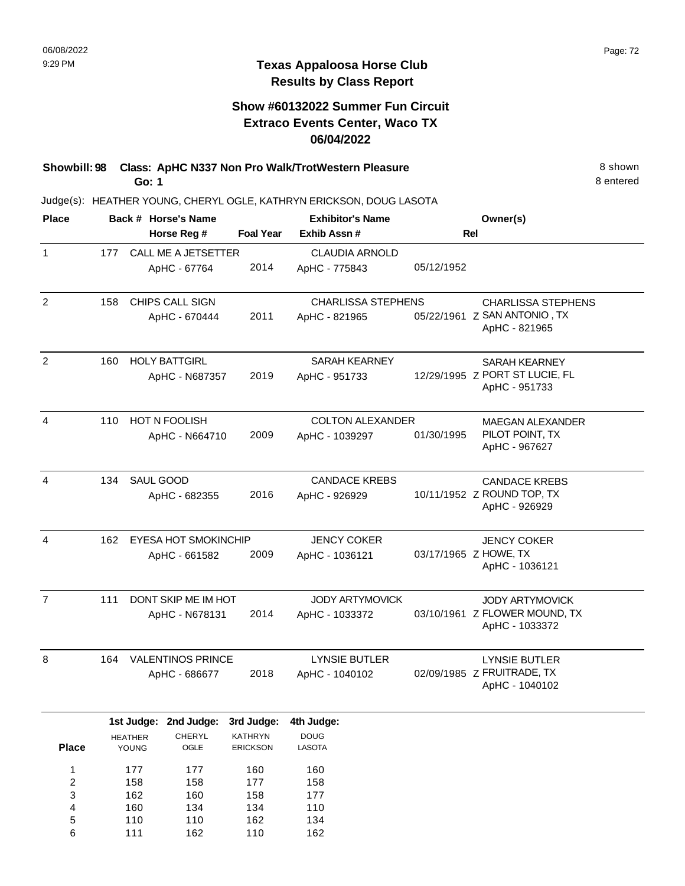06/08/2022
9:29 PM

# Texas Appaloosa Horse Club
## Results by Class Report

### Show #60132022 Summer Fun Circuit
### Extraco Events Center, Waco TX
### 06/04/2022

**Showbill: 98 Class: ApHC N337 Non Pro Walk/TrotWestern Pleasure** 8 shown
**Go: 1** 8 entered

Judge(s): HEATHER YOUNG, CHERYL OGLE, KATHRYN ERICKSON, DOUG LASOTA

| Place | Back # | Horse's Name / Horse Reg # | Foal Year | Exhibitor's Name / Exhib Assn # | Rel | Owner(s) |
|---|---|---|---|---|---|---|
| 1 | 177 | CALL ME A JETSETTER<br>ApHC - 67764 | 2014 | CLAUDIA ARNOLD<br>ApHC - 775843 | 05/12/1952 | |
| 2 | 158 | CHIPS CALL SIGN<br>ApHC - 670444 | 2011 | CHARLISSA STEPHENS<br>ApHC - 821965 | 05/22/1961 Z | CHARLISSA STEPHENS<br>SAN ANTONIO , TX<br>ApHC - 821965 |
| 2 | 160 | HOLY BATTGIRL<br>ApHC - N687357 | 2019 | SARAH KEARNEY<br>ApHC - 951733 | 12/29/1995 Z | SARAH KEARNEY<br>PORT ST LUCIE, FL<br>ApHC - 951733 |
| 4 | 110 | HOT N FOOLISH<br>ApHC - N664710 | 2009 | COLTON ALEXANDER<br>ApHC - 1039297 | 01/30/1995 | MAEGAN ALEXANDER<br>PILOT POINT, TX<br>ApHC - 967627 |
| 4 | 134 | SAUL GOOD<br>ApHC - 682355 | 2016 | CANDACE KREBS<br>ApHC - 926929 | 10/11/1952 Z | CANDACE KREBS<br>ROUND TOP, TX<br>ApHC - 926929 |
| 4 | 162 | EYESA HOT SMOKINCHIP<br>ApHC - 661582 | 2009 | JENCY COKER<br>ApHC - 1036121 | 03/17/1965 Z | JENCY COKER<br>HOWE, TX<br>ApHC - 1036121 |
| 7 | 111 | DONT SKIP ME IM HOT<br>ApHC - N678131 | 2014 | JODY ARTYMOVICK<br>ApHC - 1033372 | 03/10/1961 Z | JODY ARTYMOVICK<br>FLOWER MOUND, TX<br>ApHC - 1033372 |
| 8 | 164 | VALENTINOS PRINCE<br>ApHC - 686677 | 2018 | LYNSIE BUTLER<br>ApHC - 1040102 | 02/09/1985 Z | LYNSIE BUTLER<br>FRUITRADE, TX<br>ApHC - 1040102 |

| Place | 1st Judge: HEATHER YOUNG | 2nd Judge: CHERYL OGLE | 3rd Judge: KATHRYN ERICKSON | 4th Judge: DOUG LASOTA |
|---|---|---|---|---|
| 1 | 177 | 177 | 160 | 160 |
| 2 | 158 | 158 | 177 | 158 |
| 3 | 162 | 160 | 158 | 177 |
| 4 | 160 | 134 | 134 | 110 |
| 5 | 110 | 110 | 162 | 134 |
| 6 | 111 | 162 | 110 | 162 |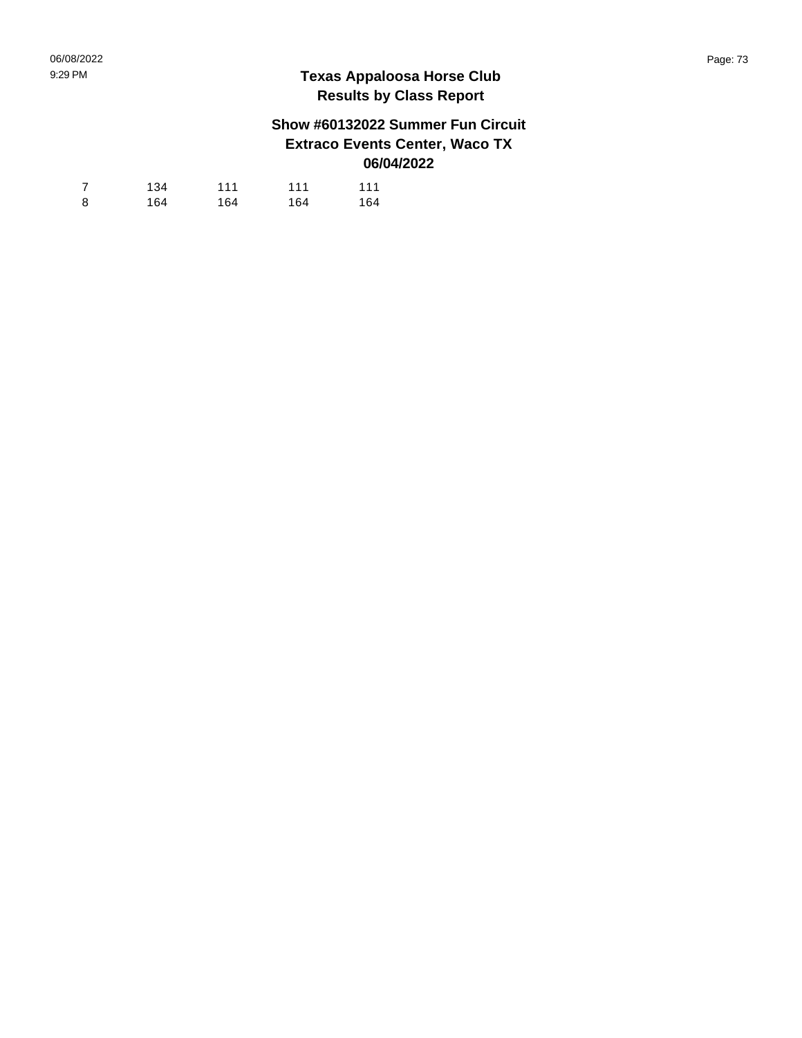# Texas Appaloosa Horse Club
## Results by Class Report

### Show #60132022 Summer Fun Circuit
### Extraco Events Center, Waco TX
### 06/04/2022

| | | | | |
|---|---|---|---|---|
| 7 | 134 | 111 | 111 | 111 |
| 8 | 164 | 164 | 164 | 164 |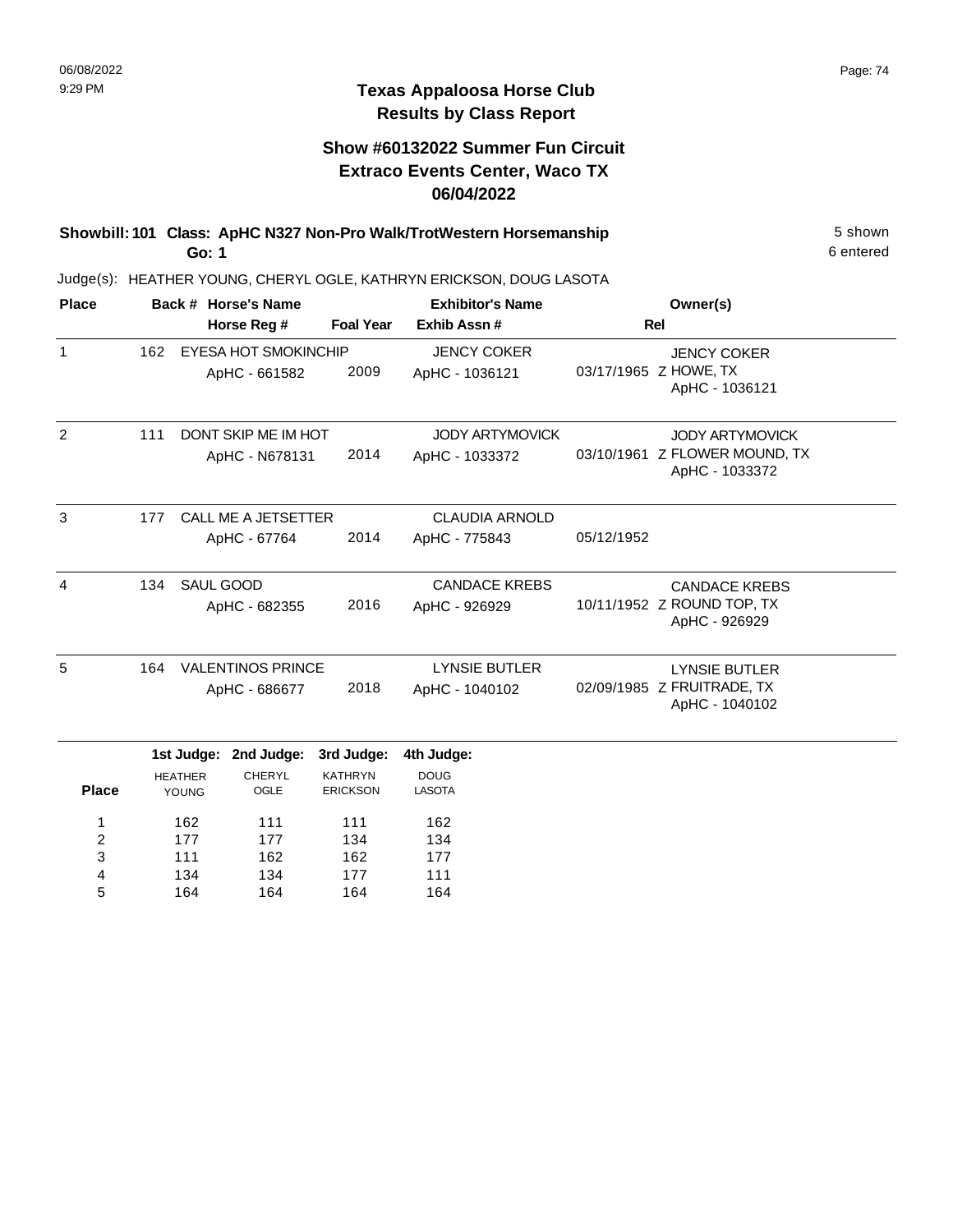## Texas Appaloosa Horse Club
## Results by Class Report

### Show #60132022 Summer Fun Circuit
### Extraco Events Center, Waco TX
### 06/04/2022

**Showbill: 101 Class: ApHC N327 Non-Pro Walk/TrotWestern Horsemanship** 5 shown

**Go: 1** 6 entered

Judge(s): HEATHER YOUNG, CHERYL OGLE, KATHRYN ERICKSON, DOUG LASOTA

| Place | Back # | Horse's Name / Horse Reg # | Foal Year | Exhibitor's Name / Exhib Assn # | Rel | Owner(s) |
|---|---|---|---|---|---|---|
| 1 | 162 | EYESA HOT SMOKINCHIP<br>ApHC - 661582 | 2009 | JENCY COKER<br>ApHC - 1036121 | 03/17/1965 Z | JENCY COKER<br>HOWE, TX<br>ApHC - 1036121 |
| 2 | 111 | DONT SKIP ME IM HOT<br>ApHC - N678131 | 2014 | JODY ARTYMOVICK<br>ApHC - 1033372 | 03/10/1961 Z | JODY ARTYMOVICK<br>FLOWER MOUND, TX<br>ApHC - 1033372 |
| 3 | 177 | CALL ME A JETSETTER<br>ApHC - 67764 | 2014 | CLAUDIA ARNOLD<br>ApHC - 775843 | 05/12/1952 | |
| 4 | 134 | SAUL GOOD<br>ApHC - 682355 | 2016 | CANDACE KREBS<br>ApHC - 926929 | 10/11/1952 Z | CANDACE KREBS<br>ROUND TOP, TX<br>ApHC - 926929 |
| 5 | 164 | VALENTINOS PRINCE<br>ApHC - 686677 | 2018 | LYNSIE BUTLER<br>ApHC - 1040102 | 02/09/1985 Z | LYNSIE BUTLER<br>FRUITRADE, TX<br>ApHC - 1040102 |

| Place | 1st Judge: HEATHER YOUNG | 2nd Judge: CHERYL OGLE | 3rd Judge: KATHRYN ERICKSON | 4th Judge: DOUG LASOTA |
|---|---|---|---|---|
| 1 | 162 | 111 | 111 | 162 |
| 2 | 177 | 177 | 134 | 134 |
| 3 | 111 | 162 | 162 | 177 |
| 4 | 134 | 134 | 177 | 111 |
| 5 | 164 | 164 | 164 | 164 |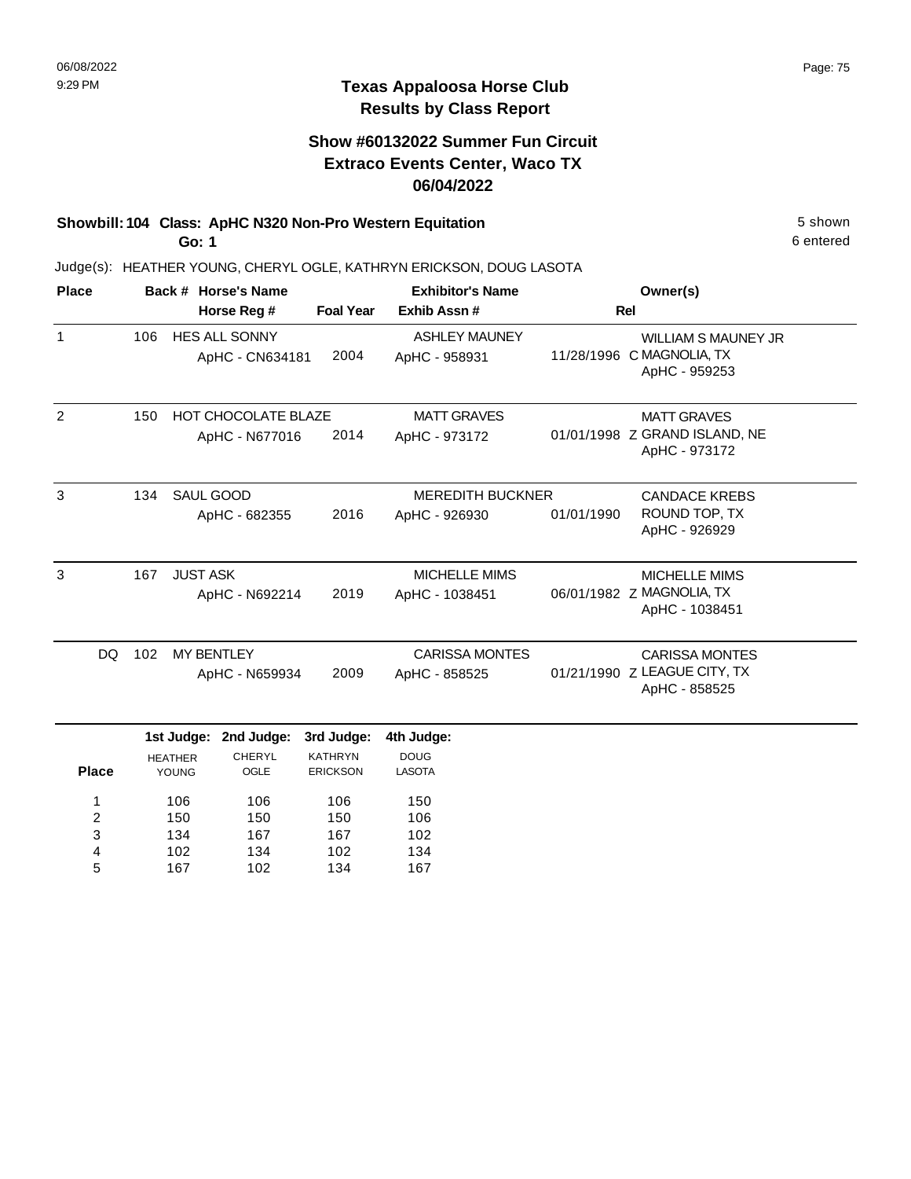## Texas Appaloosa Horse Club
## Results by Class Report

### Show #60132022 Summer Fun Circuit
### Extraco Events Center, Waco TX
### 06/04/2022

**Showbill: 104 Class: ApHC N320 Non-Pro Western Equitation** — 5 shown

**Go: 1** — 6 entered

Judge(s): HEATHER YOUNG, CHERYL OGLE, KATHRYN ERICKSON, DOUG LASOTA

| Place | Back # | Horse's Name / Horse Reg # | Foal Year | Exhibitor's Name / Exhib Assn # | Rel | Owner(s) |
|---|---|---|---|---|---|---|
| 1 | 106 | HES ALL SONNY<br>ApHC - CN634181 | 2004 | ASHLEY MAUNEY<br>ApHC - 958931 | 11/28/1996 C | WILLIAM S MAUNEY JR<br>MAGNOLIA, TX<br>ApHC - 959253 |
| 2 | 150 | HOT CHOCOLATE BLAZE<br>ApHC - N677016 | 2014 | MATT GRAVES<br>ApHC - 973172 | 01/01/1998 Z | MATT GRAVES<br>GRAND ISLAND, NE<br>ApHC - 973172 |
| 3 | 134 | SAUL GOOD<br>ApHC - 682355 | 2016 | MEREDITH BUCKNER<br>ApHC - 926930 | 01/01/1990 | CANDACE KREBS<br>ROUND TOP, TX<br>ApHC - 926929 |
| 3 | 167 | JUST ASK<br>ApHC - N692214 | 2019 | MICHELLE MIMS<br>ApHC - 1038451 | 06/01/1982 Z | MICHELLE MIMS<br>MAGNOLIA, TX<br>ApHC - 1038451 |
| DQ | 102 | MY BENTLEY<br>ApHC - N659934 | 2009 | CARISSA MONTES<br>ApHC - 858525 | 01/21/1990 Z | CARISSA MONTES<br>LEAGUE CITY, TX<br>ApHC - 858525 |

| Place | 1st Judge: HEATHER YOUNG | 2nd Judge: CHERYL OGLE | 3rd Judge: KATHRYN ERICKSON | 4th Judge: DOUG LASOTA |
|---|---|---|---|---|
| 1 | 106 | 106 | 106 | 150 |
| 2 | 150 | 150 | 150 | 106 |
| 3 | 134 | 167 | 167 | 102 |
| 4 | 102 | 134 | 102 | 134 |
| 5 | 167 | 102 | 134 | 167 |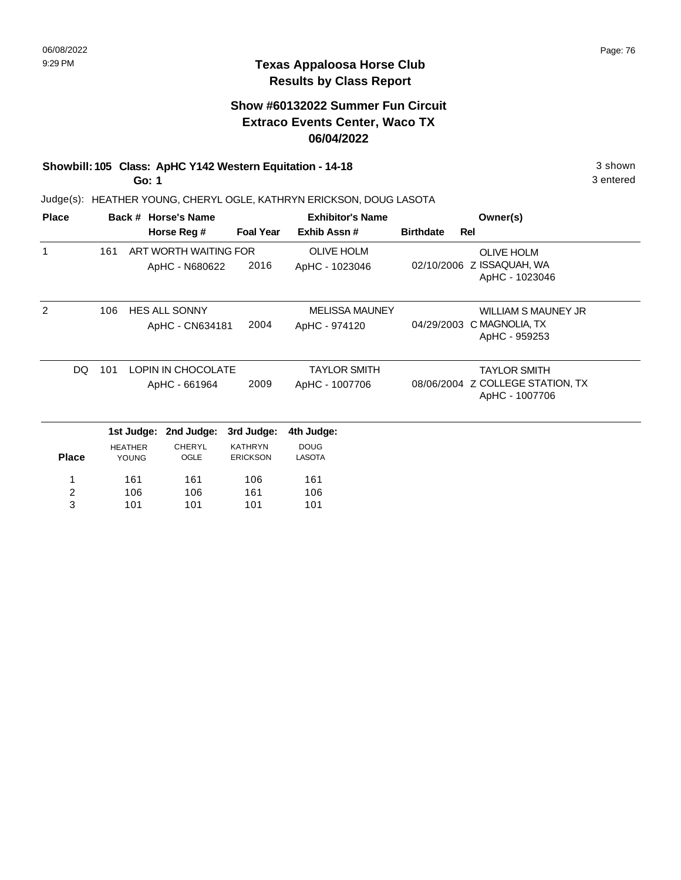# Texas Appaloosa Horse Club
## Results by Class Report

### Show #60132022 Summer Fun Circuit
### Extraco Events Center, Waco TX
### 06/04/2022

**Showbill: 105 Class: ApHC Y142 Western Equitation - 14-18** — 3 shown

**Go: 1** — 3 entered

Judge(s): HEATHER YOUNG, CHERYL OGLE, KATHRYN ERICKSON, DOUG LASOTA

| Place | Back # | Horse's Name / Horse Reg # | Foal Year | Exhibitor's Name / Exhib Assn # | Birthdate | Rel | Owner(s) |
|---|---|---|---|---|---|---|---|
| 1 | 161 | ART WORTH WAITING FOR<br>ApHC - N680622 | 2016 | OLIVE HOLM<br>ApHC - 1023046 | 02/10/2006 | Z | OLIVE HOLM<br>ISSAQUAH, WA<br>ApHC - 1023046 |
| 2 | 106 | HES ALL SONNY<br>ApHC - CN634181 | 2004 | MELISSA MAUNEY<br>ApHC - 974120 | 04/29/2003 | C | WILLIAM S MAUNEY JR<br>MAGNOLIA, TX<br>ApHC - 959253 |
| DQ | 101 | LOPIN IN CHOCOLATE<br>ApHC - 661964 | 2009 | TAYLOR SMITH<br>ApHC - 1007706 | 08/06/2004 | Z | TAYLOR SMITH<br>COLLEGE STATION, TX<br>ApHC - 1007706 |

| Place | 1st Judge: HEATHER YOUNG | 2nd Judge: CHERYL OGLE | 3rd Judge: KATHRYN ERICKSON | 4th Judge: DOUG LASOTA |
|---|---|---|---|---|
| 1 | 161 | 161 | 106 | 161 |
| 2 | 106 | 106 | 161 | 106 |
| 3 | 101 | 101 | 101 | 101 |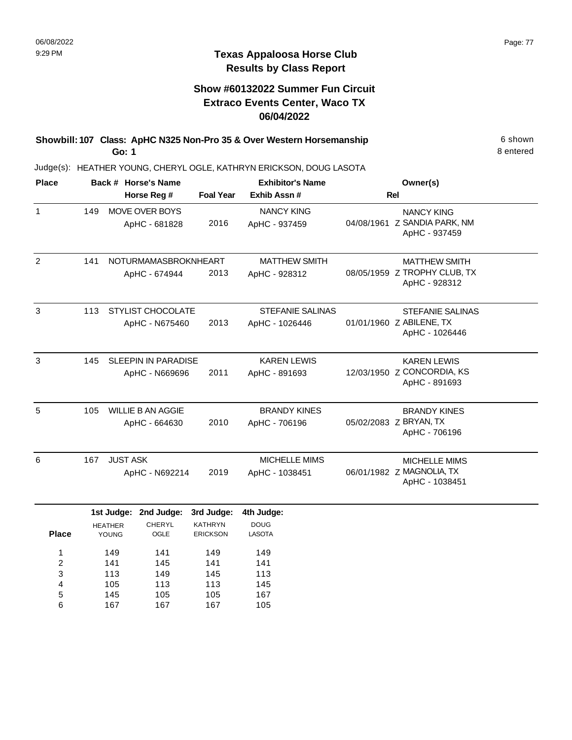06/08/2022
9:29 PM

# Texas Appaloosa Horse Club
## Results by Class Report

### Show #60132022 Summer Fun Circuit
### Extraco Events Center, Waco TX
### 06/04/2022

**Showbill: 107 Class: ApHC N325 Non-Pro 35 & Over Western Horsemanship** — 6 shown, 8 entered

**Go: 1**

Judge(s): HEATHER YOUNG, CHERYL OGLE, KATHRYN ERICKSON, DOUG LASOTA

| Place | Back # | Horse's Name / Horse Reg # | Foal Year | Exhibitor's Name / Exhib Assn # | Rel | Owner(s) |
|---|---|---|---|---|---|---|
| 1 | 149 | MOVE OVER BOYS<br>ApHC - 681828 | 2016 | NANCY KING<br>ApHC - 937459 | 04/08/1961 Z | NANCY KING<br>SANDIA PARK, NM<br>ApHC - 937459 |
| 2 | 141 | NOTURMAMASBROKNHEART<br>ApHC - 674944 | 2013 | MATTHEW SMITH<br>ApHC - 928312 | 08/05/1959 Z | MATTHEW SMITH<br>TROPHY CLUB, TX<br>ApHC - 928312 |
| 3 | 113 | STYLIST CHOCOLATE<br>ApHC - N675460 | 2013 | STEFANIE SALINAS<br>ApHC - 1026446 | 01/01/1960 Z | STEFANIE SALINAS<br>ABILENE, TX<br>ApHC - 1026446 |
| 3 | 145 | SLEEPIN IN PARADISE<br>ApHC - N669696 | 2011 | KAREN LEWIS<br>ApHC - 891693 | 12/03/1950 Z | KAREN LEWIS<br>CONCORDIA, KS<br>ApHC - 891693 |
| 5 | 105 | WILLIE B AN AGGIE<br>ApHC - 664630 | 2010 | BRANDY KINES<br>ApHC - 706196 | 05/02/2083 Z | BRANDY KINES<br>BRYAN, TX<br>ApHC - 706196 |
| 6 | 167 | JUST ASK<br>ApHC - N692214 | 2019 | MICHELLE MIMS<br>ApHC - 1038451 | 06/01/1982 Z | MICHELLE MIMS<br>MAGNOLIA, TX<br>ApHC - 1038451 |

| Place | 1st Judge: HEATHER YOUNG | 2nd Judge: CHERYL OGLE | 3rd Judge: KATHRYN ERICKSON | 4th Judge: DOUG LASOTA |
|---|---|---|---|---|
| 1 | 149 | 141 | 149 | 149 |
| 2 | 141 | 145 | 141 | 141 |
| 3 | 113 | 149 | 145 | 113 |
| 4 | 105 | 113 | 113 | 145 |
| 5 | 145 | 105 | 105 | 167 |
| 6 | 167 | 167 | 167 | 105 |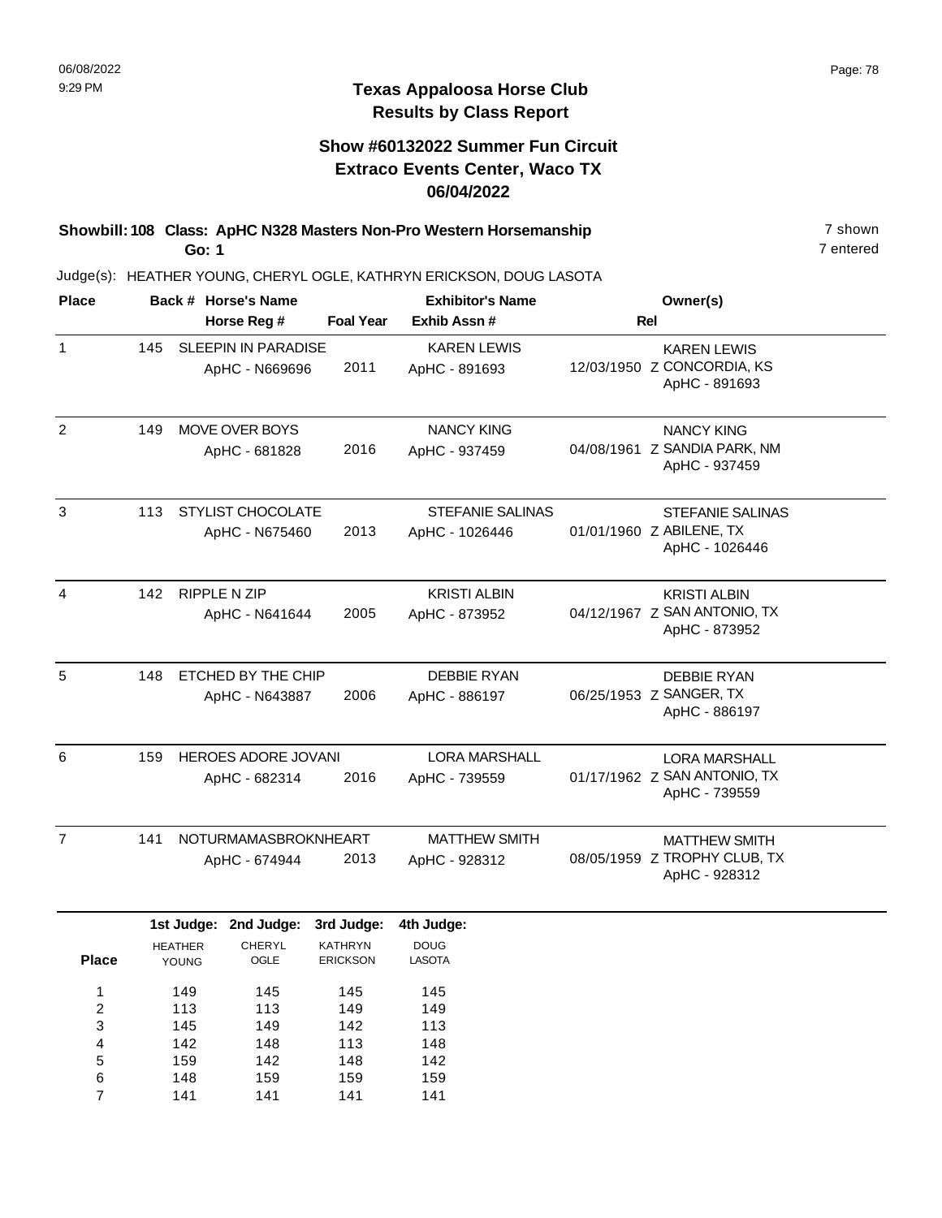06/08/2022
9:29 PM

# Texas Appaloosa Horse Club
## Results by Class Report

### Show #60132022 Summer Fun Circuit
### Extraco Events Center, Waco TX
### 06/04/2022

**Showbill: 108 Class: ApHC N328 Masters Non-Pro Western Horsemanship** 7 shown
**Go: 1** 7 entered

Judge(s): HEATHER YOUNG, CHERYL OGLE, KATHRYN ERICKSON, DOUG LASOTA

| Place | Back # | Horse's Name / Horse Reg # | Foal Year | Exhibitor's Name / Exhib Assn # | Rel | Owner(s) |
|---|---|---|---|---|---|---|
| 1 | 145 | SLEEPIN IN PARADISE<br>ApHC - N669696 | 2011 | KAREN LEWIS<br>ApHC - 891693 | 12/03/1950 Z | KAREN LEWIS<br>CONCORDIA, KS<br>ApHC - 891693 |
| 2 | 149 | MOVE OVER BOYS<br>ApHC - 681828 | 2016 | NANCY KING<br>ApHC - 937459 | 04/08/1961 Z | NANCY KING<br>SANDIA PARK, NM<br>ApHC - 937459 |
| 3 | 113 | STYLIST CHOCOLATE<br>ApHC - N675460 | 2013 | STEFANIE SALINAS<br>ApHC - 1026446 | 01/01/1960 Z | STEFANIE SALINAS<br>ABILENE, TX<br>ApHC - 1026446 |
| 4 | 142 | RIPPLE N ZIP<br>ApHC - N641644 | 2005 | KRISTI ALBIN<br>ApHC - 873952 | 04/12/1967 Z | KRISTI ALBIN<br>SAN ANTONIO, TX<br>ApHC - 873952 |
| 5 | 148 | ETCHED BY THE CHIP<br>ApHC - N643887 | 2006 | DEBBIE RYAN<br>ApHC - 886197 | 06/25/1953 Z | DEBBIE RYAN<br>SANGER, TX<br>ApHC - 886197 |
| 6 | 159 | HEROES ADORE JOVANI<br>ApHC - 682314 | 2016 | LORA MARSHALL<br>ApHC - 739559 | 01/17/1962 Z | LORA MARSHALL<br>SAN ANTONIO, TX<br>ApHC - 739559 |
| 7 | 141 | NOTURMAMASBROKNHEART<br>ApHC - 674944 | 2013 | MATTHEW SMITH<br>ApHC - 928312 | 08/05/1959 Z | MATTHEW SMITH<br>TROPHY CLUB, TX<br>ApHC - 928312 |

| Place | 1st Judge: HEATHER YOUNG | 2nd Judge: CHERYL OGLE | 3rd Judge: KATHRYN ERICKSON | 4th Judge: DOUG LASOTA |
|---|---|---|---|---|
| 1 | 149 | 145 | 145 | 145 |
| 2 | 113 | 113 | 149 | 149 |
| 3 | 145 | 149 | 142 | 113 |
| 4 | 142 | 148 | 113 | 148 |
| 5 | 159 | 142 | 148 | 142 |
| 6 | 148 | 159 | 159 | 159 |
| 7 | 141 | 141 | 141 | 141 |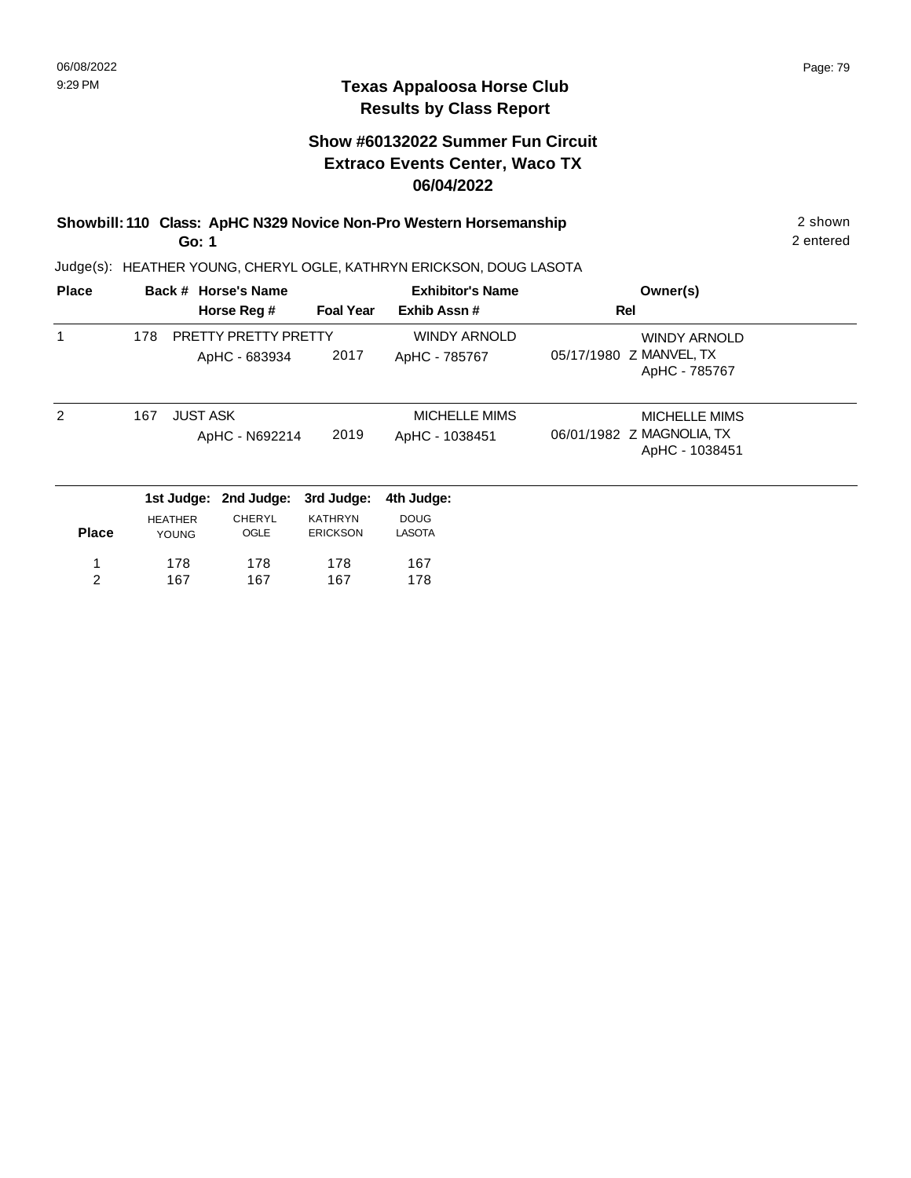## Texas Appaloosa Horse Club
## Results by Class Report

### Show #60132022 Summer Fun Circuit
### Extraco Events Center, Waco TX
### 06/04/2022

**Showbill: 110 Class: ApHC N329 Novice Non-Pro Western Horsemanship** — 2 shown, 2 entered

**Go: 1**

Judge(s): HEATHER YOUNG, CHERYL OGLE, KATHRYN ERICKSON, DOUG LASOTA

| Place | Back # | Horse's Name / Horse Reg # | Foal Year | Exhibitor's Name / Exhib Assn # | Rel | Owner(s) |
|---|---|---|---|---|---|---|
| 1 | 178 | PRETTY PRETTY PRETTY<br>ApHC - 683934 | 2017 | WINDY ARNOLD<br>ApHC - 785767 | 05/17/1980 Z | WINDY ARNOLD<br>MANVEL, TX<br>ApHC - 785767 |
| 2 | 167 | JUST ASK<br>ApHC - N692214 | 2019 | MICHELLE MIMS<br>ApHC - 1038451 | 06/01/1982 Z | MICHELLE MIMS<br>MAGNOLIA, TX<br>ApHC - 1038451 |

| Place | 1st Judge: HEATHER YOUNG | 2nd Judge: CHERYL OGLE | 3rd Judge: KATHRYN ERICKSON | 4th Judge: DOUG LASOTA |
|---|---|---|---|---|
| 1 | 178 | 178 | 178 | 167 |
| 2 | 167 | 167 | 167 | 178 |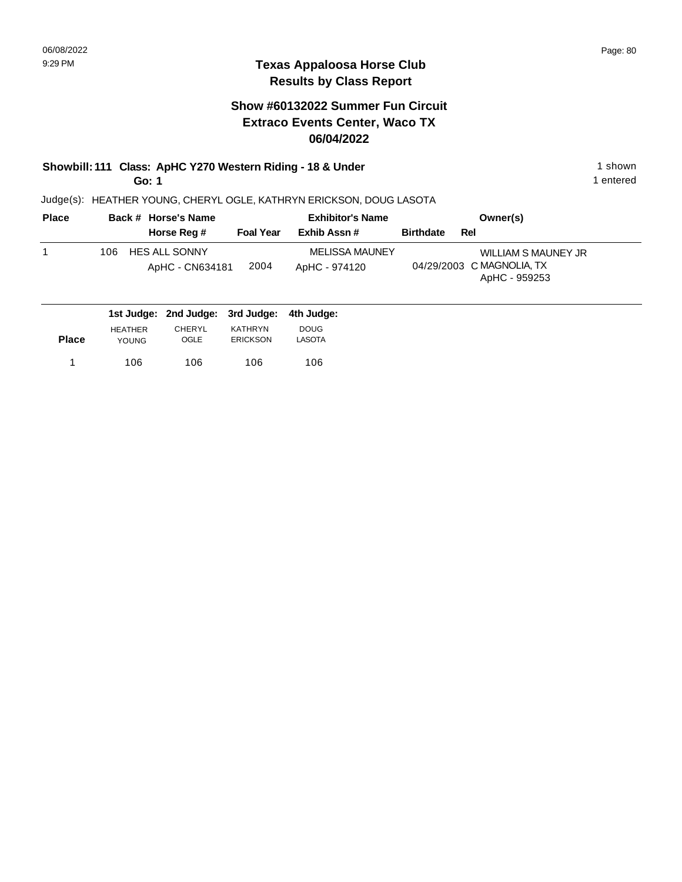# Texas Appaloosa Horse Club
## Results by Class Report

### Show #60132022 Summer Fun Circuit
### Extraco Events Center, Waco TX
### 06/04/2022

**Showbill: 111 Class: ApHC Y270 Western Riding - 18 & Under** — 1 shown
**Go: 1** — 1 entered

Judge(s): HEATHER YOUNG, CHERYL OGLE, KATHRYN ERICKSON, DOUG LASOTA

| Place | Back # | Horse's Name / Horse Reg # | Foal Year | Exhibitor's Name / Exhib Assn # | Birthdate | Rel | Owner(s) |
|---|---|---|---|---|---|---|---|
| 1 | 106 | HES ALL SONNY<br>ApHC - CN634181 | 2004 | MELISSA MAUNEY<br>ApHC - 974120 | 04/29/2003 | C | WILLIAM S MAUNEY JR<br>MAGNOLIA, TX<br>ApHC - 959253 |

| Place | 1st Judge: HEATHER YOUNG | 2nd Judge: CHERYL OGLE | 3rd Judge: KATHRYN ERICKSON | 4th Judge: DOUG LASOTA |
|---|---|---|---|---|
| 1 | 106 | 106 | 106 | 106 |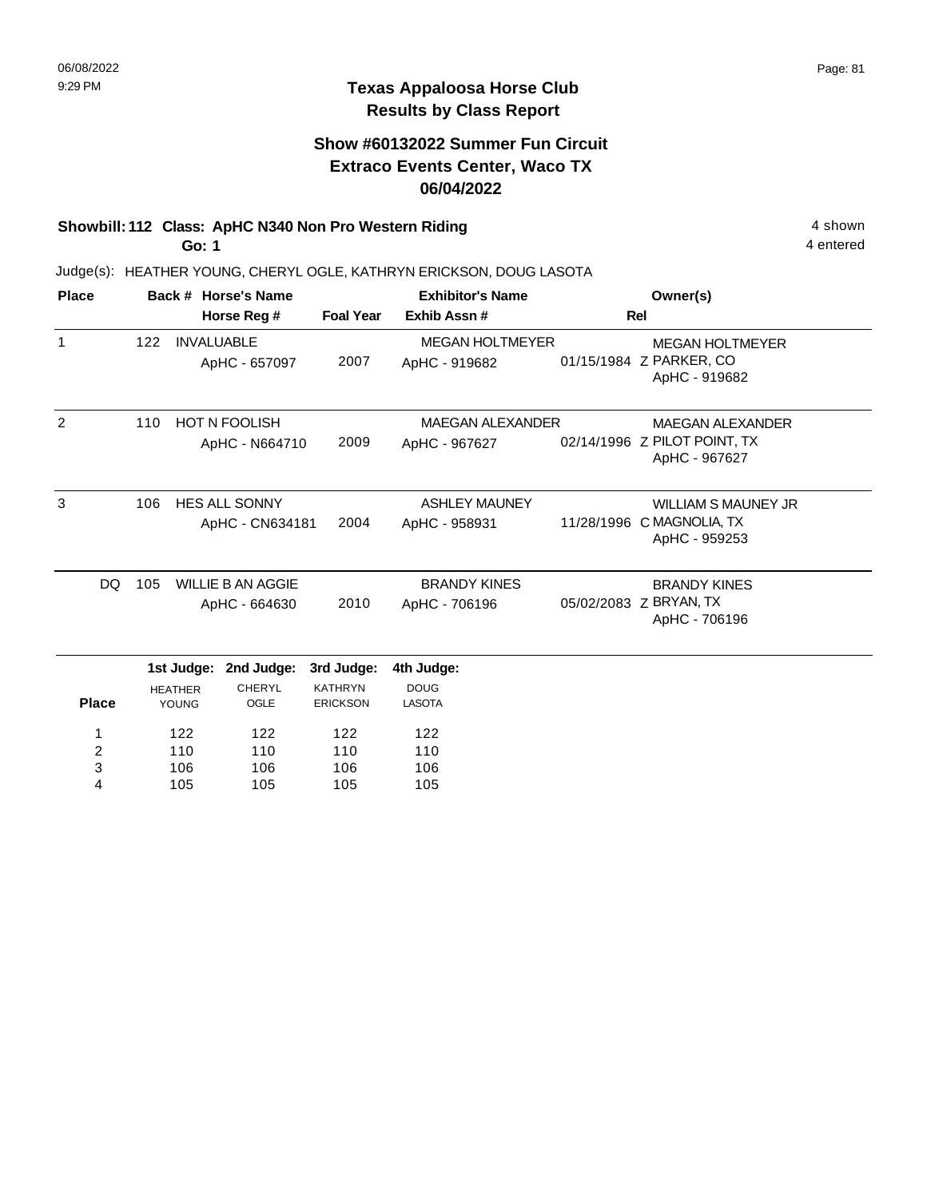# Texas Appaloosa Horse Club
## Results by Class Report

### Show #60132022 Summer Fun Circuit
### Extraco Events Center, Waco TX
### 06/04/2022

**Showbill: 112 Class: ApHC N340 Non Pro Western Riding** — 4 shown

**Go: 1** — 4 entered

Judge(s): HEATHER YOUNG, CHERYL OGLE, KATHRYN ERICKSON, DOUG LASOTA

| Place | Back # | Horse's Name / Horse Reg # | Foal Year | Exhibitor's Name / Exhib Assn # | Rel | Owner(s) |
|---|---|---|---|---|---|---|
| 1 | 122 | INVALUABLE<br>ApHC - 657097 | 2007 | MEGAN HOLTMEYER<br>ApHC - 919682 | 01/15/1984 Z | MEGAN HOLTMEYER<br>PARKER, CO<br>ApHC - 919682 |
| 2 | 110 | HOT N FOOLISH<br>ApHC - N664710 | 2009 | MAEGAN ALEXANDER<br>ApHC - 967627 | 02/14/1996 Z | MAEGAN ALEXANDER<br>PILOT POINT, TX<br>ApHC - 967627 |
| 3 | 106 | HES ALL SONNY<br>ApHC - CN634181 | 2004 | ASHLEY MAUNEY<br>ApHC - 958931 | 11/28/1996 C | WILLIAM S MAUNEY JR<br>MAGNOLIA, TX<br>ApHC - 959253 |
| DQ | 105 | WILLIE B AN AGGIE<br>ApHC - 664630 | 2010 | BRANDY KINES<br>ApHC - 706196 | 05/02/2083 Z | BRANDY KINES<br>BRYAN, TX<br>ApHC - 706196 |

| Place | 1st Judge: HEATHER YOUNG | 2nd Judge: CHERYL OGLE | 3rd Judge: KATHRYN ERICKSON | 4th Judge: DOUG LASOTA |
|---|---|---|---|---|
| 1 | 122 | 122 | 122 | 122 |
| 2 | 110 | 110 | 110 | 110 |
| 3 | 106 | 106 | 106 | 106 |
| 4 | 105 | 105 | 105 | 105 |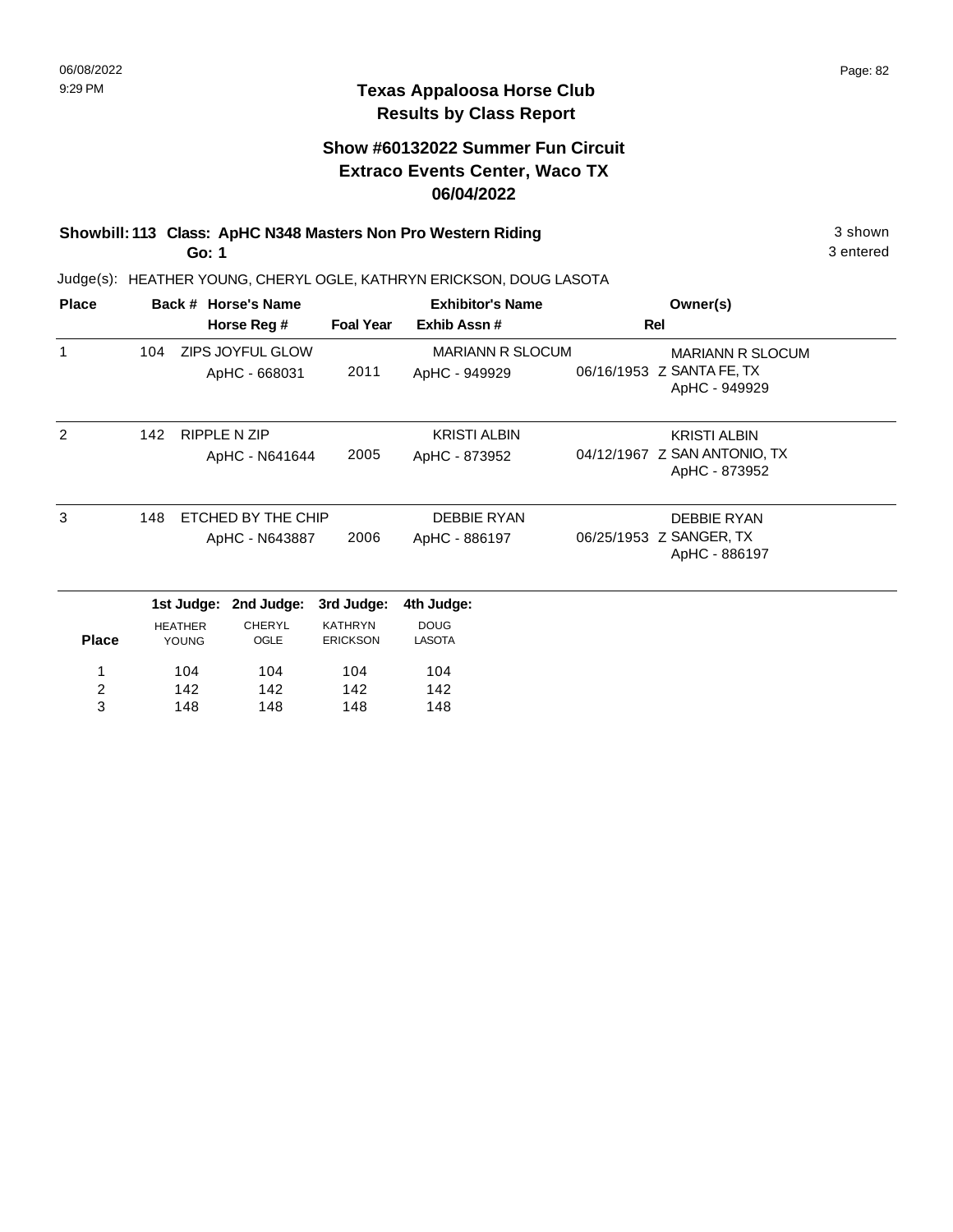# Texas Appaloosa Horse Club
## Results by Class Report

### Show #60132022 Summer Fun Circuit
### Extraco Events Center, Waco TX
### 06/04/2022

**Showbill: 113 Class: ApHC N348 Masters Non Pro Western Riding** — 3 shown

**Go: 1** — 3 entered

Judge(s): HEATHER YOUNG, CHERYL OGLE, KATHRYN ERICKSON, DOUG LASOTA

| Place | Back # | Horse's Name / Horse Reg # | Foal Year | Exhibitor's Name / Exhib Assn # | Rel | Owner(s) |
|---|---|---|---|---|---|---|
| 1 | 104 | ZIPS JOYFUL GLOW<br>ApHC - 668031 | 2011 | MARIANN R SLOCUM<br>ApHC - 949929 | 06/16/1953 Z | MARIANN R SLOCUM<br>SANTA FE, TX<br>ApHC - 949929 |
| 2 | 142 | RIPPLE N ZIP<br>ApHC - N641644 | 2005 | KRISTI ALBIN<br>ApHC - 873952 | 04/12/1967 Z | KRISTI ALBIN<br>SAN ANTONIO, TX<br>ApHC - 873952 |
| 3 | 148 | ETCHED BY THE CHIP<br>ApHC - N643887 | 2006 | DEBBIE RYAN<br>ApHC - 886197 | 06/25/1953 Z | DEBBIE RYAN<br>SANGER, TX<br>ApHC - 886197 |

| Place | 1st Judge: HEATHER YOUNG | 2nd Judge: CHERYL OGLE | 3rd Judge: KATHRYN ERICKSON | 4th Judge: DOUG LASOTA |
|---|---|---|---|---|
| 1 | 104 | 104 | 104 | 104 |
| 2 | 142 | 142 | 142 | 142 |
| 3 | 148 | 148 | 148 | 148 |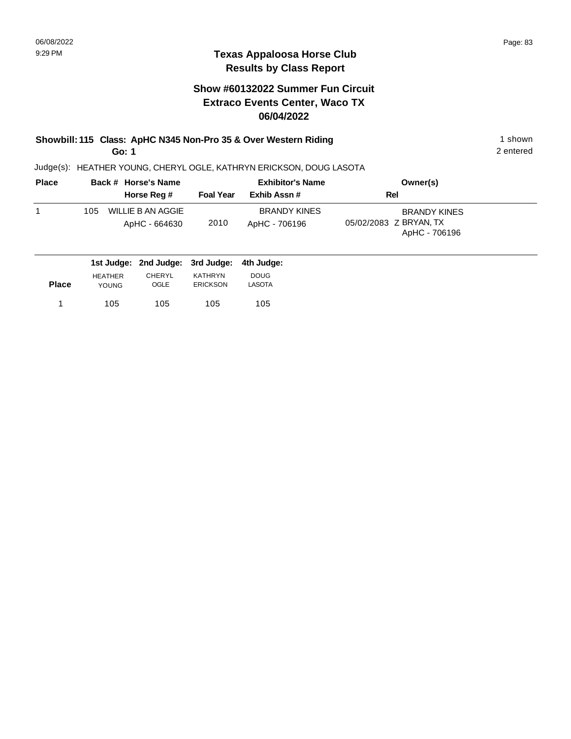# Texas Appaloosa Horse Club
## Results by Class Report

### Show #60132022 Summer Fun Circuit
### Extraco Events Center, Waco TX
### 06/04/2022

**Showbill: 115 Class: ApHC N345 Non-Pro 35 & Over Western Riding** — 1 shown

**Go: 1** — 2 entered

Judge(s): HEATHER YOUNG, CHERYL OGLE, KATHRYN ERICKSON, DOUG LASOTA

| Place | Back # | Horse's Name / Horse Reg # | Foal Year | Exhibitor's Name / Exhib Assn # | Rel | Owner(s) |
|---|---|---|---|---|---|---|
| 1 | 105 | WILLIE B AN AGGIE<br>ApHC - 664630 | 2010 | BRANDY KINES<br>ApHC - 706196 | 05/02/2083 Z | BRANDY KINES<br>BRYAN, TX<br>ApHC - 706196 |

| Place | 1st Judge: HEATHER YOUNG | 2nd Judge: CHERYL OGLE | 3rd Judge: KATHRYN ERICKSON | 4th Judge: DOUG LASOTA |
|---|---|---|---|---|
| 1 | 105 | 105 | 105 | 105 |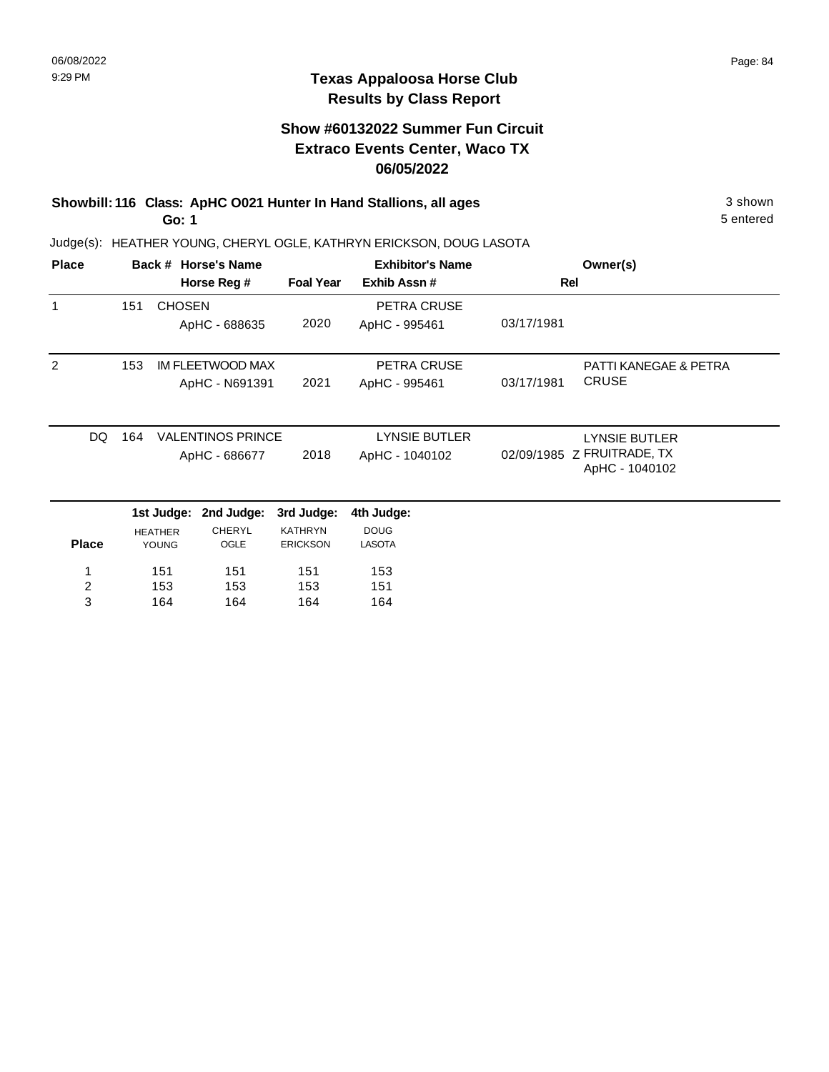# Texas Appaloosa Horse Club
## Results by Class Report

### Show #60132022 Summer Fun Circuit
### Extraco Events Center, Waco TX
### 06/05/2022

**Showbill: 116 Class: ApHC O021 Hunter In Hand Stallions, all ages** — 3 shown
**Go: 1** — 5 entered

Judge(s): HEATHER YOUNG, CHERYL OGLE, KATHRYN ERICKSON, DOUG LASOTA

| Place | Back # | Horse's Name / Horse Reg # | Foal Year | Exhibitor's Name / Exhib Assn # | Rel | Owner(s) |
|---|---|---|---|---|---|---|
| 1 | 151 | CHOSEN / ApHC - 688635 | 2020 | PETRA CRUSE / ApHC - 995461 | 03/17/1981 | |
| 2 | 153 | IM FLEETWOOD MAX / ApHC - N691391 | 2021 | PETRA CRUSE / ApHC - 995461 | 03/17/1981 | PATTI KANEGAE & PETRA CRUSE |
| DQ | 164 | VALENTINOS PRINCE / ApHC - 686677 | 2018 | LYNSIE BUTLER / ApHC - 1040102 | 02/09/1985 Z | LYNSIE BUTLER FRUITRADE, TX ApHC - 1040102 |

| Place | 1st Judge: HEATHER YOUNG | 2nd Judge: CHERYL OGLE | 3rd Judge: KATHRYN ERICKSON | 4th Judge: DOUG LASOTA |
|---|---|---|---|---|
| 1 | 151 | 151 | 151 | 153 |
| 2 | 153 | 153 | 153 | 151 |
| 3 | 164 | 164 | 164 | 164 |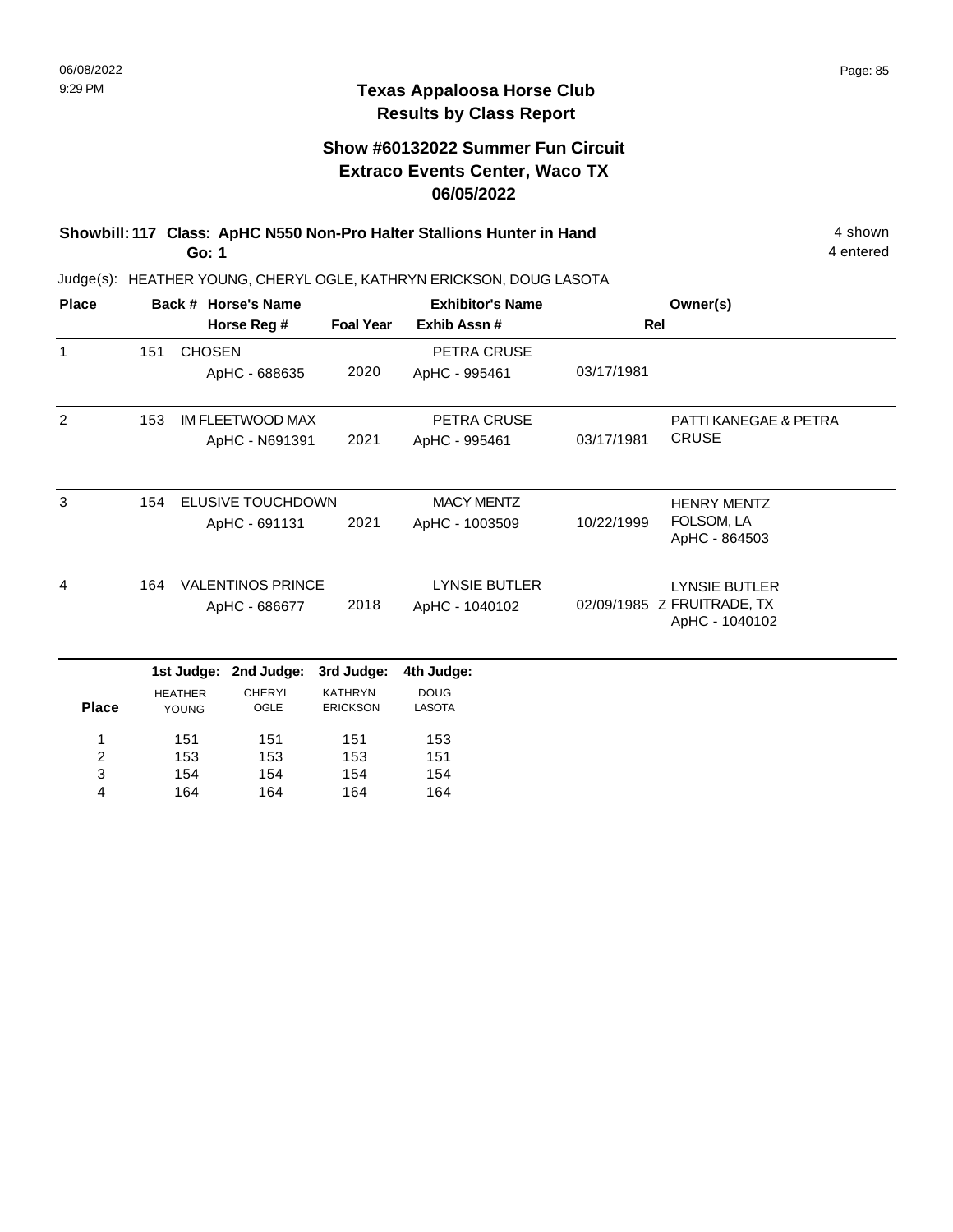# Texas Appaloosa Horse Club
## Results by Class Report

### Show #60132022 Summer Fun Circuit
### Extraco Events Center, Waco TX
### 06/05/2022

**Showbill: 117 Class: ApHC N550 Non-Pro Halter Stallions Hunter in Hand** — 4 shown
**Go: 1** — 4 entered

Judge(s): HEATHER YOUNG, CHERYL OGLE, KATHRYN ERICKSON, DOUG LASOTA

| Place | Back # | Horse's Name / Horse Reg # | Foal Year | Exhibitor's Name / Exhib Assn # | Rel | Owner(s) |
|---|---|---|---|---|---|---|
| 1 | 151 | CHOSEN<br>ApHC - 688635 | 2020 | PETRA CRUSE<br>ApHC - 995461 | 03/17/1981 | |
| 2 | 153 | IM FLEETWOOD MAX<br>ApHC - N691391 | 2021 | PETRA CRUSE<br>ApHC - 995461 | 03/17/1981 | PATTI KANEGAE & PETRA CRUSE |
| 3 | 154 | ELUSIVE TOUCHDOWN<br>ApHC - 691131 | 2021 | MACY MENTZ<br>ApHC - 1003509 | 10/22/1999 | HENRY MENTZ<br>FOLSOM, LA<br>ApHC - 864503 |
| 4 | 164 | VALENTINOS PRINCE<br>ApHC - 686677 | 2018 | LYNSIE BUTLER<br>ApHC - 1040102 | 02/09/1985 Z | LYNSIE BUTLER<br>FRUITRADE, TX<br>ApHC - 1040102 |

| Place | 1st Judge: HEATHER YOUNG | 2nd Judge: CHERYL OGLE | 3rd Judge: KATHRYN ERICKSON | 4th Judge: DOUG LASOTA |
|---|---|---|---|---|
| 1 | 151 | 151 | 151 | 153 |
| 2 | 153 | 153 | 153 | 151 |
| 3 | 154 | 154 | 154 | 154 |
| 4 | 164 | 164 | 164 | 164 |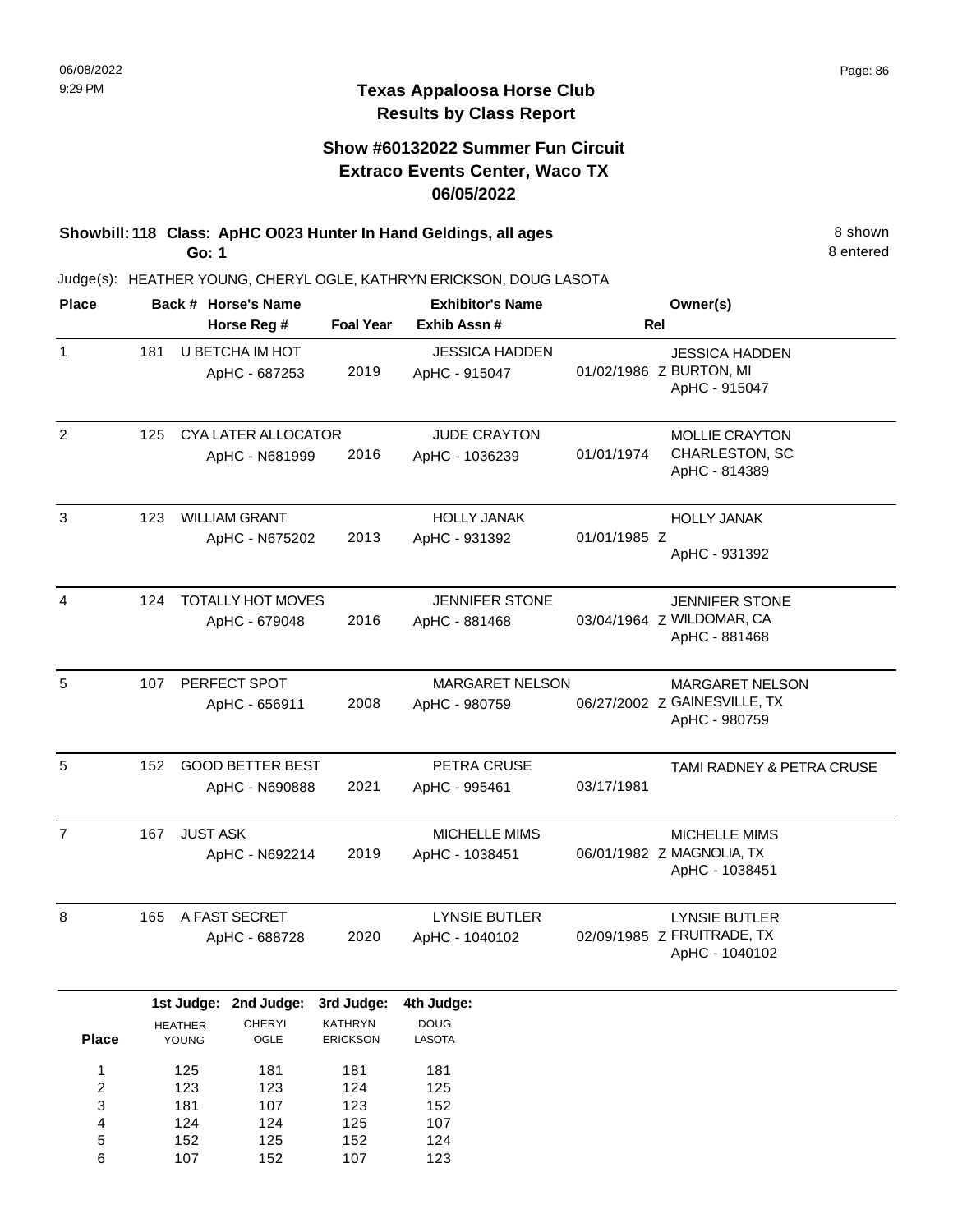# Texas Appaloosa Horse Club
## Results by Class Report

### Show #60132022 Summer Fun Circuit
### Extraco Events Center, Waco TX
### 06/05/2022

**Showbill: 118 Class: ApHC O023 Hunter In Hand Geldings, all ages** 8 shown

**Go: 1** 8 entered

Judge(s): HEATHER YOUNG, CHERYL OGLE, KATHRYN ERICKSON, DOUG LASOTA

| Place | Back # | Horse's Name / Horse Reg # | Foal Year | Exhibitor's Name / Exhib Assn # | Rel | Owner(s) |
|---|---|---|---|---|---|---|
| 1 | 181 | U BETCHA IM HOT<br>ApHC - 687253 | 2019 | JESSICA HADDEN<br>ApHC - 915047 | 01/02/1986 Z | JESSICA HADDEN<br>BURTON, MI<br>ApHC - 915047 |
| 2 | 125 | CYA LATER ALLOCATOR<br>ApHC - N681999 | 2016 | JUDE CRAYTON<br>ApHC - 1036239 | 01/01/1974 | MOLLIE CRAYTON<br>CHARLESTON, SC<br>ApHC - 814389 |
| 3 | 123 | WILLIAM GRANT<br>ApHC - N675202 | 2013 | HOLLY JANAK<br>ApHC - 931392 | 01/01/1985 Z | HOLLY JANAK<br>ApHC - 931392 |
| 4 | 124 | TOTALLY HOT MOVES<br>ApHC - 679048 | 2016 | JENNIFER STONE<br>ApHC - 881468 | 03/04/1964 Z | JENNIFER STONE<br>WILDOMAR, CA<br>ApHC - 881468 |
| 5 | 107 | PERFECT SPOT<br>ApHC - 656911 | 2008 | MARGARET NELSON<br>ApHC - 980759 | 06/27/2002 Z | MARGARET NELSON<br>GAINESVILLE, TX<br>ApHC - 980759 |
| 5 | 152 | GOOD BETTER BEST<br>ApHC - N690888 | 2021 | PETRA CRUSE<br>ApHC - 995461 | 03/17/1981 | TAMI RADNEY & PETRA CRUSE |
| 7 | 167 | JUST ASK<br>ApHC - N692214 | 2019 | MICHELLE MIMS<br>ApHC - 1038451 | 06/01/1982 Z | MICHELLE MIMS<br>MAGNOLIA, TX<br>ApHC - 1038451 |
| 8 | 165 | A FAST SECRET<br>ApHC - 688728 | 2020 | LYNSIE BUTLER<br>ApHC - 1040102 | 02/09/1985 Z | LYNSIE BUTLER<br>FRUITRADE, TX<br>ApHC - 1040102 |

| Place | 1st Judge: HEATHER YOUNG | 2nd Judge: CHERYL OGLE | 3rd Judge: KATHRYN ERICKSON | 4th Judge: DOUG LASOTA |
|---|---|---|---|---|
| 1 | 125 | 181 | 181 | 181 |
| 2 | 123 | 123 | 124 | 125 |
| 3 | 181 | 107 | 123 | 152 |
| 4 | 124 | 124 | 125 | 107 |
| 5 | 152 | 125 | 152 | 124 |
| 6 | 107 | 152 | 107 | 123 |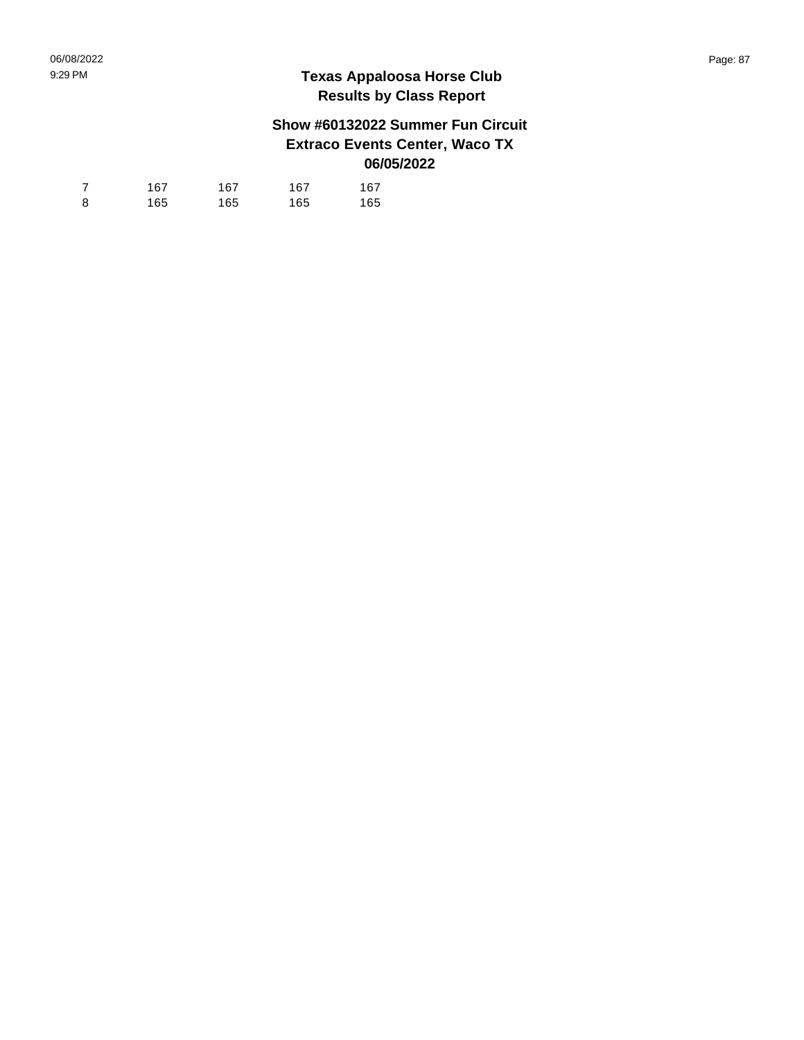# Texas Appaloosa Horse Club
## Results by Class Report

### Show #60132022 Summer Fun Circuit
### Extraco Events Center, Waco TX
### 06/05/2022

| | | | | |
|---|---|---|---|---|
| 7 | 167 | 167 | 167 | 167 |
| 8 | 165 | 165 | 165 | 165 |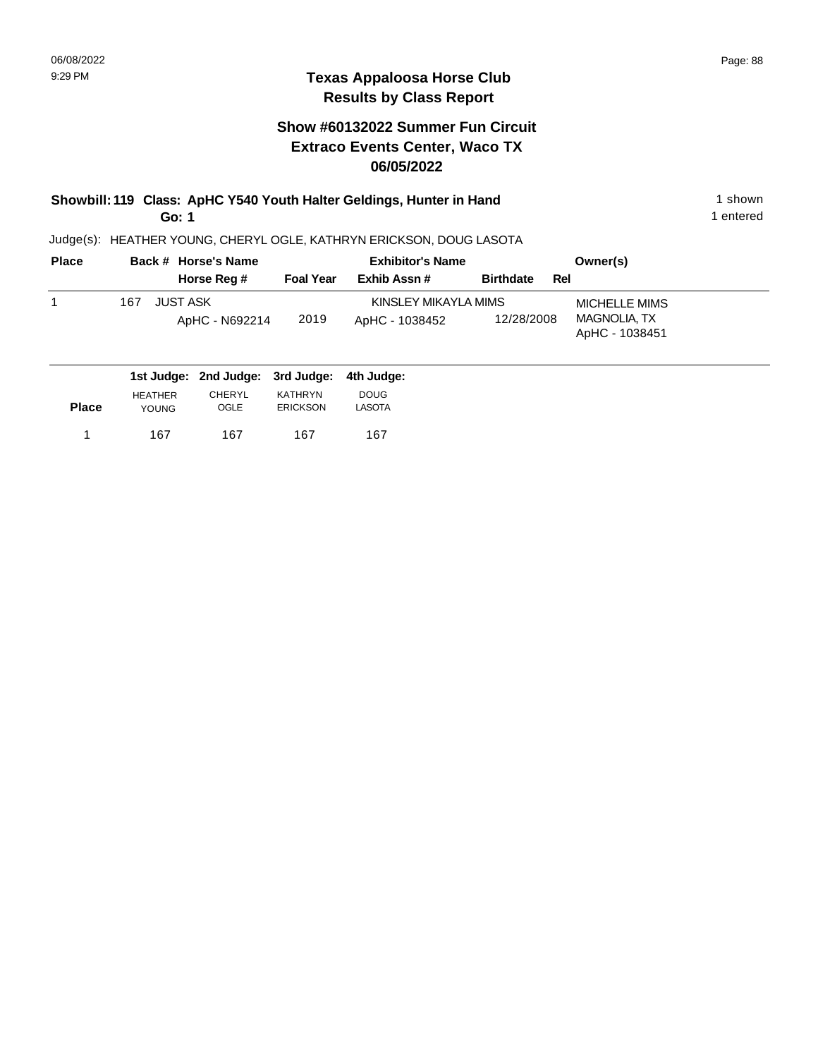## Texas Appaloosa Horse Club
## Results by Class Report

### Show #60132022 Summer Fun Circuit
### Extraco Events Center, Waco TX
### 06/05/2022

**Showbill: 119 Class: ApHC Y540 Youth Halter Geldings, Hunter in Hand** — 1 shown

**Go: 1** — 1 entered

Judge(s): HEATHER YOUNG, CHERYL OGLE, KATHRYN ERICKSON, DOUG LASOTA

| Place | Back # | Horse's Name / Horse Reg # | Foal Year | Exhibitor's Name / Exhib Assn # | Birthdate | Rel | Owner(s) |
|---|---|---|---|---|---|---|---|
| 1 | 167 | JUST ASK<br>ApHC - N692214 | 2019 | KINSLEY MIKAYLA MIMS<br>ApHC - 1038452 | 12/28/2008 | | MICHELLE MIMS<br>MAGNOLIA, TX<br>ApHC - 1038451 |

| Place | 1st Judge: HEATHER YOUNG | 2nd Judge: CHERYL OGLE | 3rd Judge: KATHRYN ERICKSON | 4th Judge: DOUG LASOTA |
|---|---|---|---|---|
| 1 | 167 | 167 | 167 | 167 |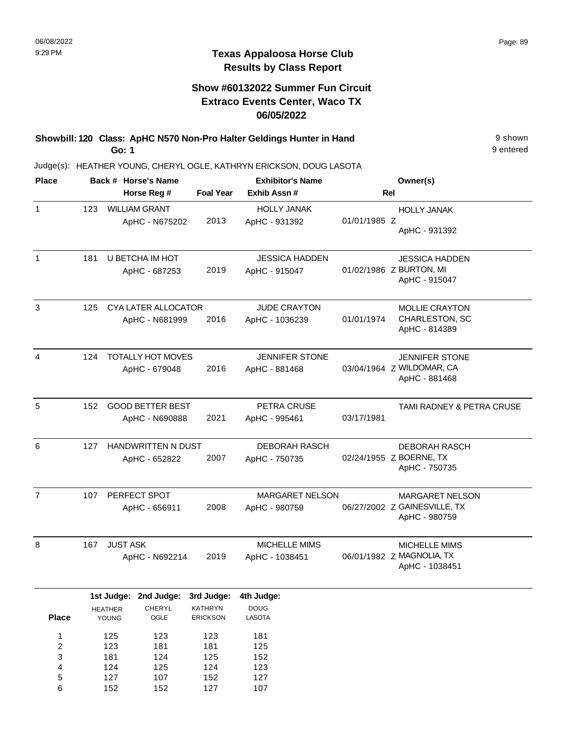# Texas Appaloosa Horse Club
## Results by Class Report

### Show #60132022 Summer Fun Circuit
### Extraco Events Center, Waco TX
### 06/05/2022

**Showbill: 120 Class: ApHC N570 Non-Pro Halter Geldings Hunter in Hand** — 9 shown, 9 entered

**Go: 1**

Judge(s): HEATHER YOUNG, CHERYL OGLE, KATHRYN ERICKSON, DOUG LASOTA

| Place | Back # | Horse's Name / Horse Reg # | Foal Year | Exhibitor's Name / Exhib Assn # | Rel | Owner(s) |
|---|---|---|---|---|---|---|
| 1 | 123 | WILLIAM GRANT<br>ApHC - N675202 | 2013 | HOLLY JANAK<br>ApHC - 931392 | 01/01/1985 Z | HOLLY JANAK<br>ApHC - 931392 |
| 1 | 181 | U BETCHA IM HOT<br>ApHC - 687253 | 2019 | JESSICA HADDEN<br>ApHC - 915047 | 01/02/1986 Z | JESSICA HADDEN<br>BURTON, MI<br>ApHC - 915047 |
| 3 | 125 | CYA LATER ALLOCATOR<br>ApHC - N681999 | 2016 | JUDE CRAYTON<br>ApHC - 1036239 | 01/01/1974 | MOLLIE CRAYTON<br>CHARLESTON, SC<br>ApHC - 814389 |
| 4 | 124 | TOTALLY HOT MOVES<br>ApHC - 679048 | 2016 | JENNIFER STONE<br>ApHC - 881468 | 03/04/1964 Z | JENNIFER STONE<br>WILDOMAR, CA<br>ApHC - 881468 |
| 5 | 152 | GOOD BETTER BEST<br>ApHC - N690888 | 2021 | PETRA CRUSE<br>ApHC - 995461 | 03/17/1981 | TAMI RADNEY & PETRA CRUSE |
| 6 | 127 | HANDWRITTEN N DUST<br>ApHC - 652822 | 2007 | DEBORAH RASCH<br>ApHC - 750735 | 02/24/1955 Z | DEBORAH RASCH<br>BOERNE, TX<br>ApHC - 750735 |
| 7 | 107 | PERFECT SPOT<br>ApHC - 656911 | 2008 | MARGARET NELSON<br>ApHC - 980759 | 06/27/2002 Z | MARGARET NELSON<br>GAINESVILLE, TX<br>ApHC - 980759 |
| 8 | 167 | JUST ASK<br>ApHC - N692214 | 2019 | MICHELLE MIMS<br>ApHC - 1038451 | 06/01/1982 Z | MICHELLE MIMS<br>MAGNOLIA, TX<br>ApHC - 1038451 |

| Place | 1st Judge: HEATHER YOUNG | 2nd Judge: CHERYL OGLE | 3rd Judge: KATHRYN ERICKSON | 4th Judge: DOUG LASOTA |
|---|---|---|---|---|
| 1 | 125 | 123 | 123 | 181 |
| 2 | 123 | 181 | 181 | 125 |
| 3 | 181 | 124 | 125 | 152 |
| 4 | 124 | 125 | 124 | 123 |
| 5 | 127 | 107 | 152 | 127 |
| 6 | 152 | 152 | 127 | 107 |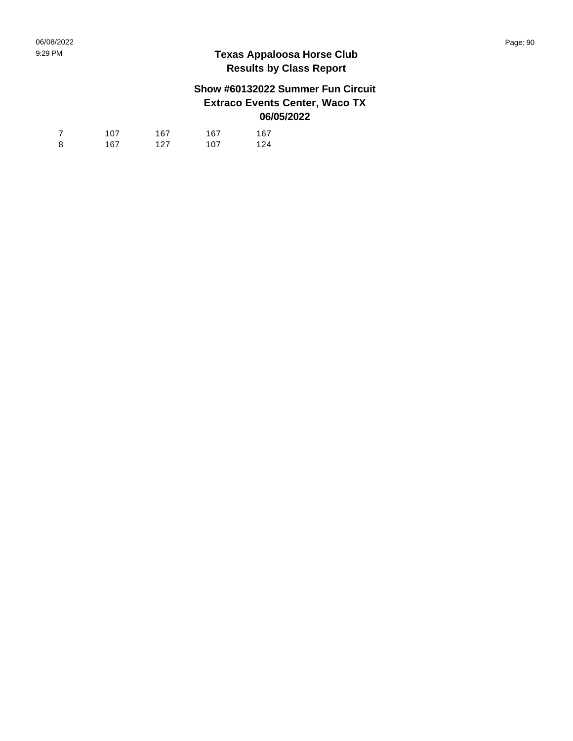# Texas Appaloosa Horse Club
## Results by Class Report

### Show #60132022 Summer Fun Circuit
### Extraco Events Center, Waco TX
### 06/05/2022

| | | | | |
|---|---|---|---|---|
| 7 | 107 | 167 | 167 | 167 |
| 8 | 167 | 127 | 107 | 124 |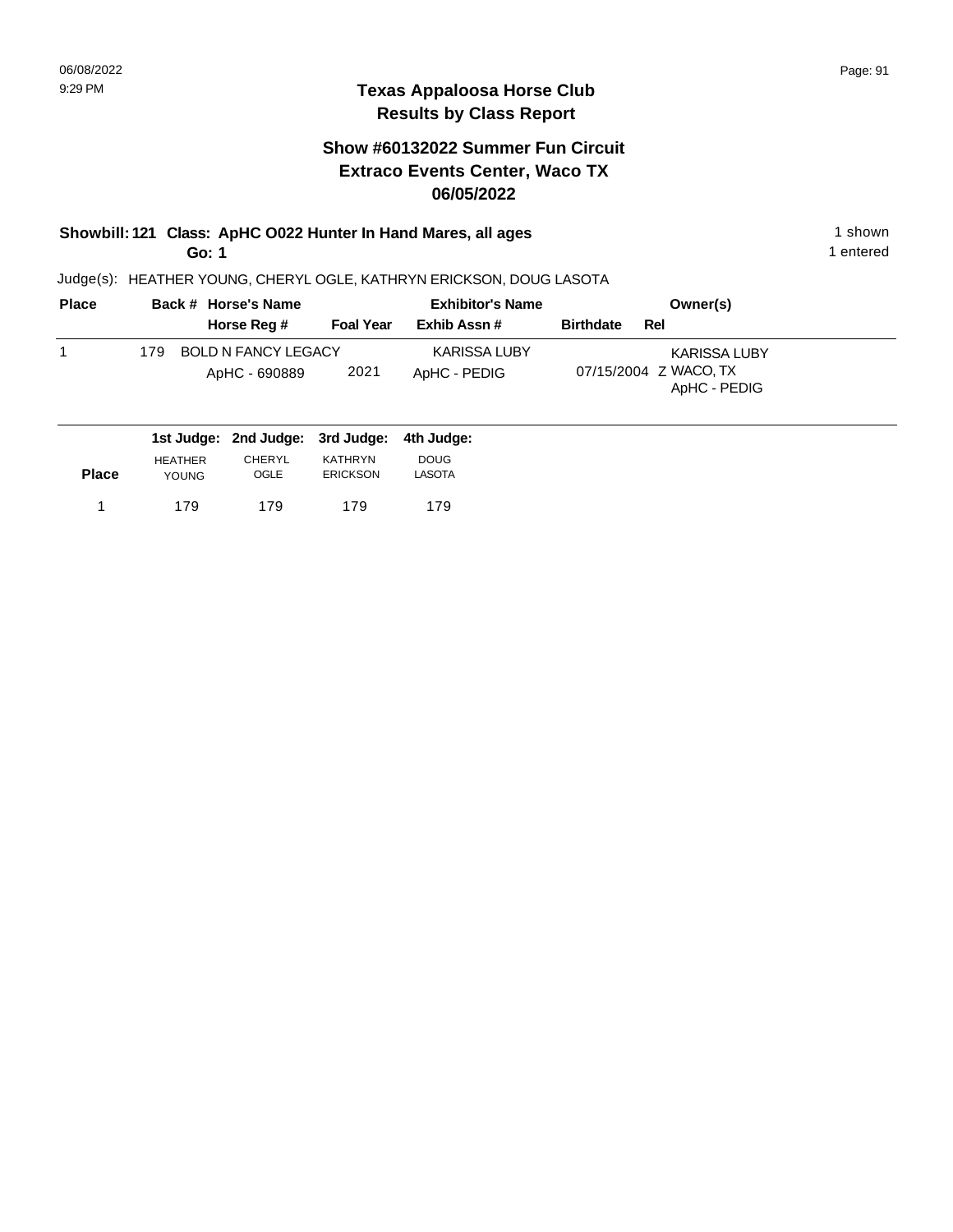# Texas Appaloosa Horse Club
## Results by Class Report

### Show #60132022 Summer Fun Circuit
### Extraco Events Center, Waco TX
### 06/05/2022

**Showbill: 121 Class: ApHC O022 Hunter In Hand Mares, all ages** — 1 shown
**Go: 1** — 1 entered

Judge(s): HEATHER YOUNG, CHERYL OGLE, KATHRYN ERICKSON, DOUG LASOTA

| Place | Back # | Horse's Name / Horse Reg # | Foal Year | Exhibitor's Name / Exhib Assn # | Birthdate | Rel | Owner(s) |
|---|---|---|---|---|---|---|---|
| 1 | 179 | BOLD N FANCY LEGACY / ApHC - 690889 | 2021 | KARISSA LUBY / ApHC - PEDIG | 07/15/2004 | Z | KARISSA LUBY, WACO, TX, ApHC - PEDIG |

| Place | 1st Judge: HEATHER YOUNG | 2nd Judge: CHERYL OGLE | 3rd Judge: KATHRYN ERICKSON | 4th Judge: DOUG LASOTA |
|---|---|---|---|---|
| 1 | 179 | 179 | 179 | 179 |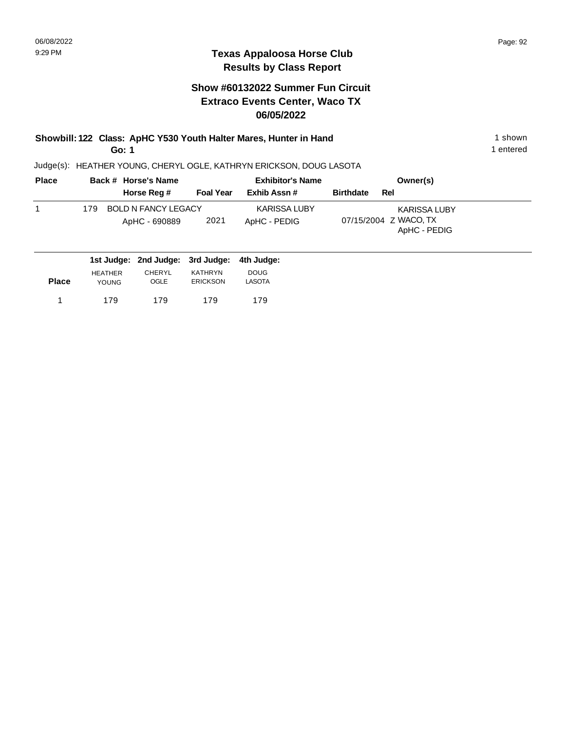# Texas Appaloosa Horse Club
## Results by Class Report

### Show #60132022 Summer Fun Circuit
### Extraco Events Center, Waco TX
### 06/05/2022

**Showbill: 122 Class: ApHC Y530 Youth Halter Mares, Hunter in Hand** — 1 shown
**Go: 1** — 1 entered

Judge(s): HEATHER YOUNG, CHERYL OGLE, KATHRYN ERICKSON, DOUG LASOTA

| Place | Back # | Horse's Name / Horse Reg # | Foal Year | Exhibitor's Name / Exhib Assn # | Birthdate | Rel | Owner(s) |
|---|---|---|---|---|---|---|---|
| 1 | 179 | BOLD N FANCY LEGACY<br>ApHC - 690889 | 2021 | KARISSA LUBY<br>ApHC - PEDIG | 07/15/2004 | Z | KARISSA LUBY<br>WACO, TX<br>ApHC - PEDIG |

| Place | 1st Judge: HEATHER YOUNG | 2nd Judge: CHERYL OGLE | 3rd Judge: KATHRYN ERICKSON | 4th Judge: DOUG LASOTA |
|---|---|---|---|---|
| 1 | 179 | 179 | 179 | 179 |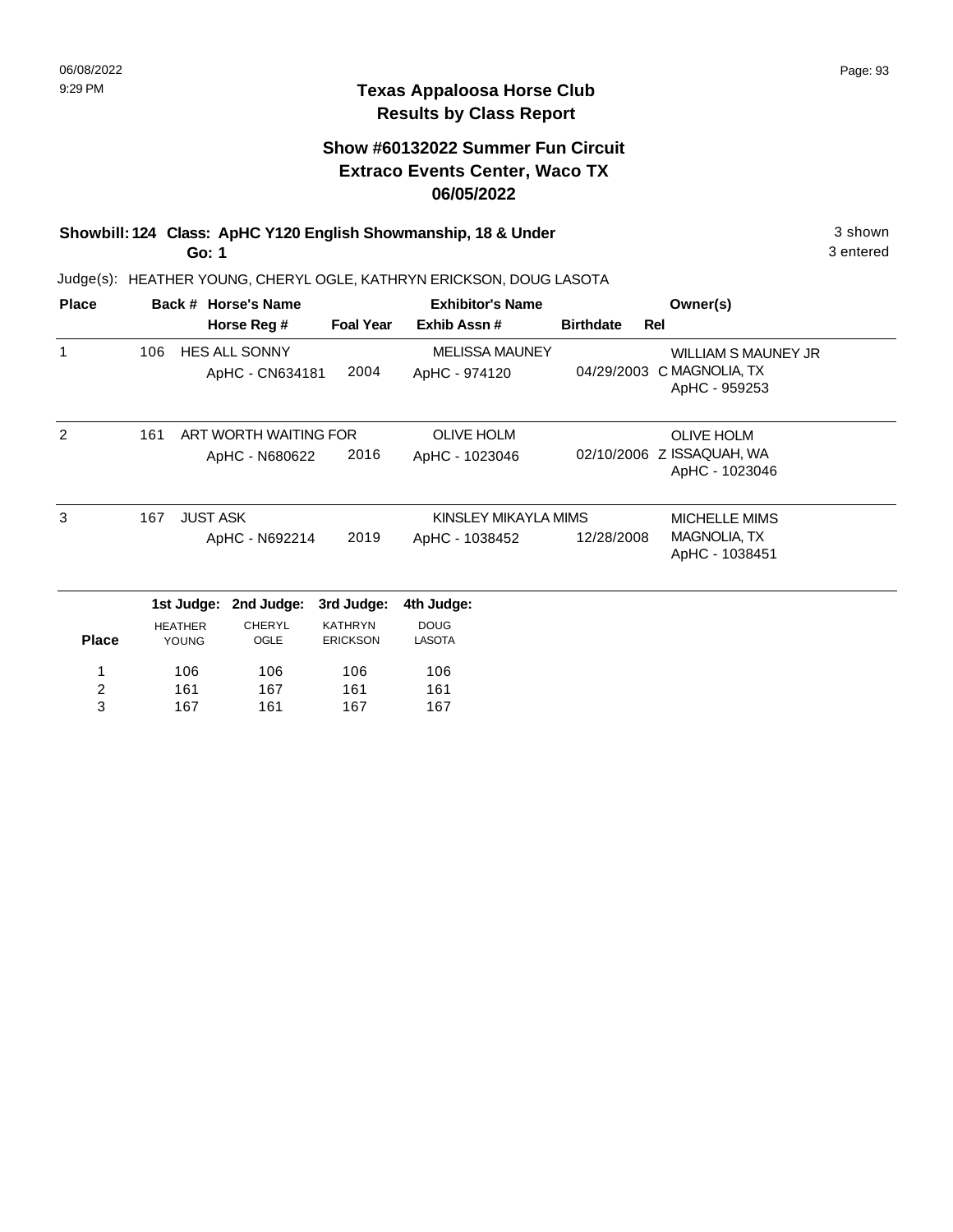**Texas Appaloosa Horse Club**
**Results by Class Report**

## Show #60132022 Summer Fun Circuit
## Extraco Events Center, Waco TX
## 06/05/2022

**Showbill: 124 Class: ApHC Y120 English Showmanship, 18 & Under** — 3 shown
**Go: 1** — 3 entered

Judge(s): HEATHER YOUNG, CHERYL OGLE, KATHRYN ERICKSON, DOUG LASOTA

| Place | Back # | Horse's Name / Horse Reg # | Foal Year | Exhibitor's Name / Exhib Assn # | Birthdate | Rel | Owner(s) |
|---|---|---|---|---|---|---|---|
| 1 | 106 | HES ALL SONNY<br>ApHC - CN634181 | 2004 | MELISSA MAUNEY<br>ApHC - 974120 | 04/29/2003 | C | WILLIAM S MAUNEY JR<br>MAGNOLIA, TX<br>ApHC - 959253 |
| 2 | 161 | ART WORTH WAITING FOR<br>ApHC - N680622 | 2016 | OLIVE HOLM<br>ApHC - 1023046 | 02/10/2006 | Z | OLIVE HOLM<br>ISSAQUAH, WA<br>ApHC - 1023046 |
| 3 | 167 | JUST ASK<br>ApHC - N692214 | 2019 | KINSLEY MIKAYLA MIMS<br>ApHC - 1038452 | 12/28/2008 | | MICHELLE MIMS<br>MAGNOLIA, TX<br>ApHC - 1038451 |

| Place | 1st Judge: HEATHER YOUNG | 2nd Judge: CHERYL OGLE | 3rd Judge: KATHRYN ERICKSON | 4th Judge: DOUG LASOTA |
|---|---|---|---|---|
| 1 | 106 | 106 | 106 | 106 |
| 2 | 161 | 167 | 161 | 161 |
| 3 | 167 | 161 | 167 | 167 |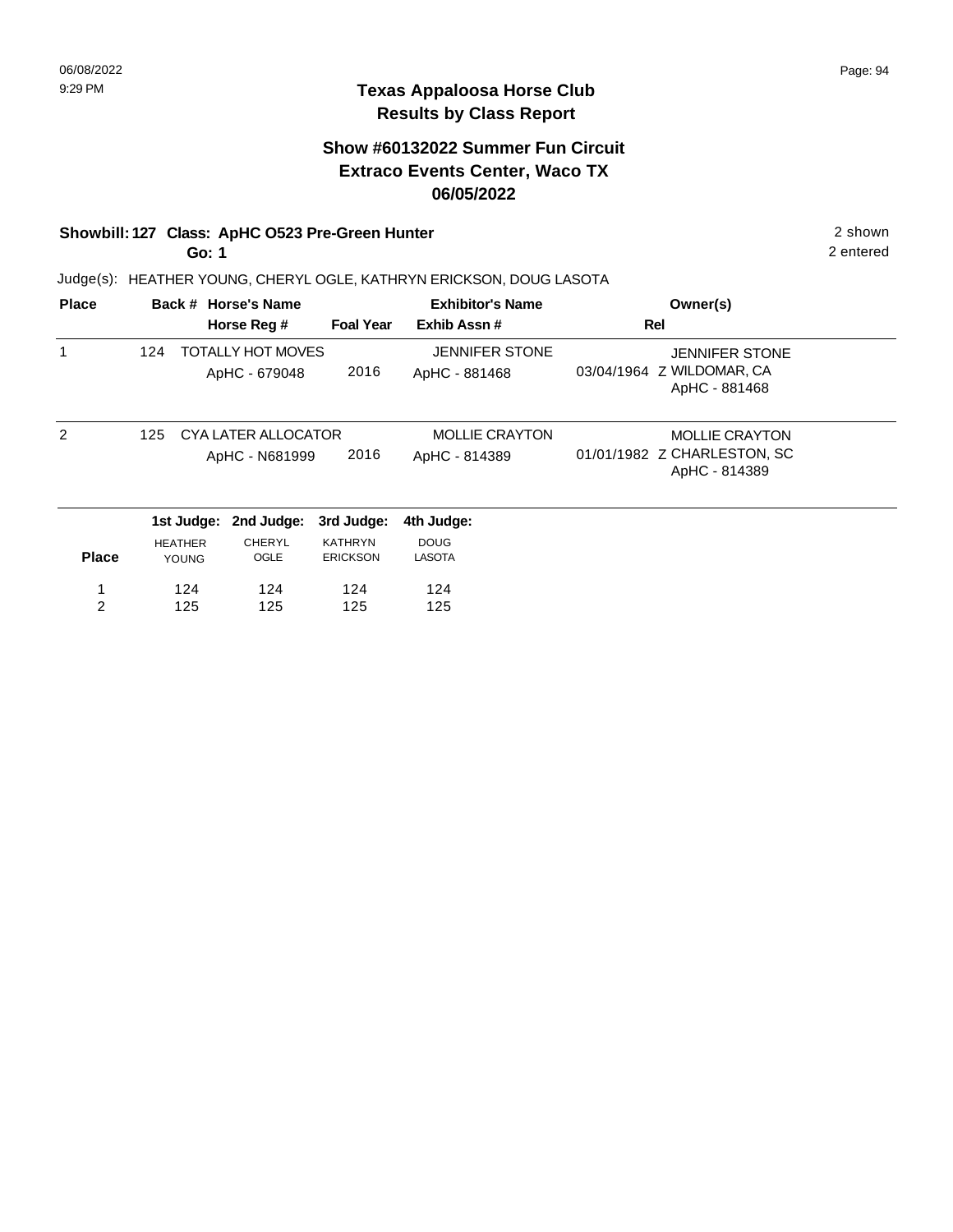## Texas Appaloosa Horse Club
## Results by Class Report

### Show #60132022 Summer Fun Circuit
### Extraco Events Center, Waco TX
### 06/05/2022

**Showbill: 127 Class: ApHC O523 Pre-Green Hunter** — 2 shown

**Go: 1** — 2 entered

Judge(s): HEATHER YOUNG, CHERYL OGLE, KATHRYN ERICKSON, DOUG LASOTA

| Place | Back # | Horse's Name / Horse Reg # | Foal Year | Exhibitor's Name / Exhib Assn # | Rel | Owner(s) |
|---|---|---|---|---|---|---|
| 1 | 124 | TOTALLY HOT MOVES<br>ApHC - 679048 | 2016 | JENNIFER STONE<br>ApHC - 881468 | 03/04/1964 Z | JENNIFER STONE<br>WILDOMAR, CA<br>ApHC - 881468 |
| 2 | 125 | CYA LATER ALLOCATOR<br>ApHC - N681999 | 2016 | MOLLIE CRAYTON<br>ApHC - 814389 | 01/01/1982 Z | MOLLIE CRAYTON<br>CHARLESTON, SC<br>ApHC - 814389 |

| Place | 1st Judge: HEATHER YOUNG | 2nd Judge: CHERYL OGLE | 3rd Judge: KATHRYN ERICKSON | 4th Judge: DOUG LASOTA |
|---|---|---|---|---|
| 1 | 124 | 124 | 124 | 124 |
| 2 | 125 | 125 | 125 | 125 |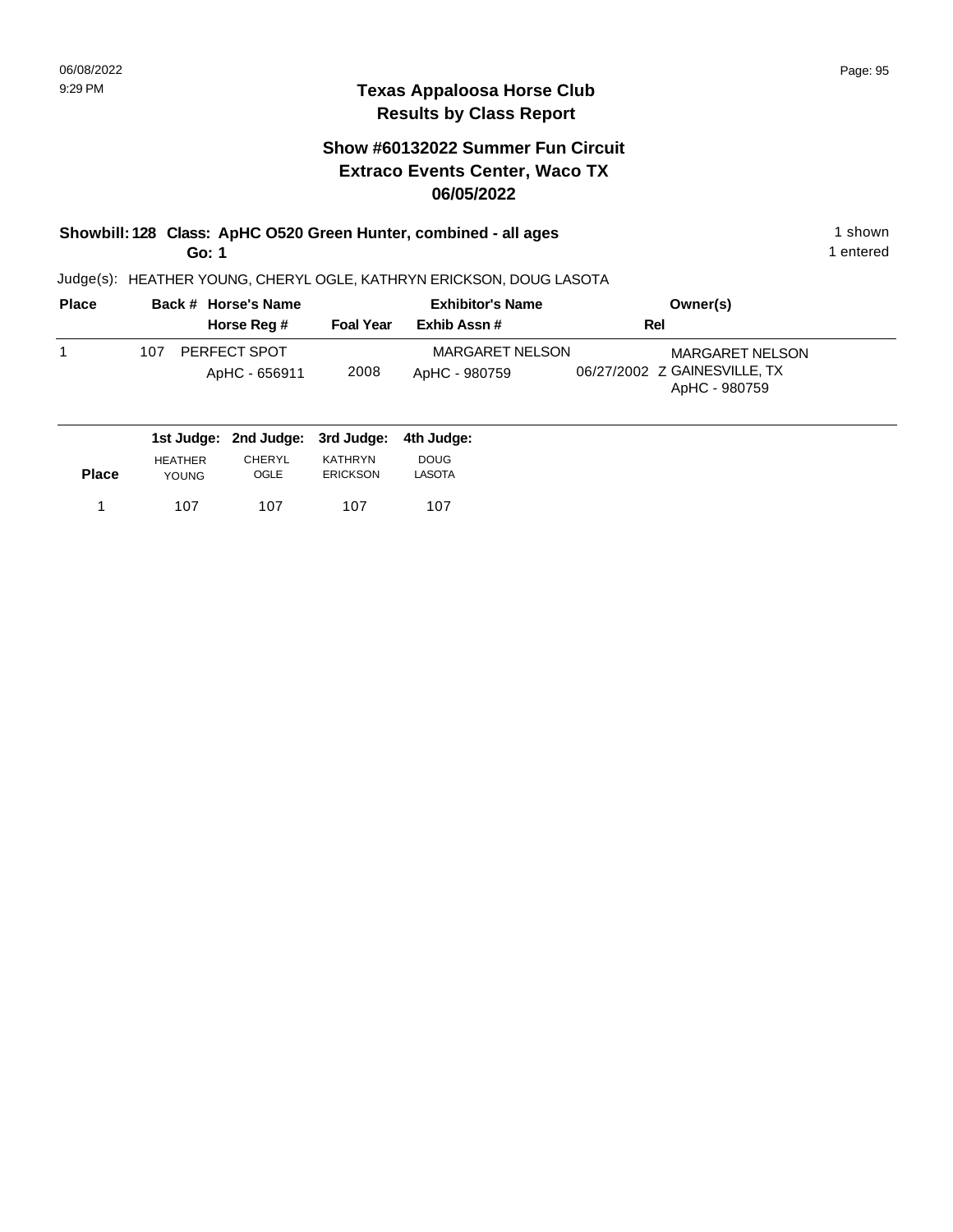# Texas Appaloosa Horse Club
## Results by Class Report

### Show #60132022 Summer Fun Circuit
### Extraco Events Center, Waco TX
### 06/05/2022

**Showbill: 128 Class: ApHC O520 Green Hunter, combined - all ages** — 1 shown

**Go: 1** — 1 entered

Judge(s): HEATHER YOUNG, CHERYL OGLE, KATHRYN ERICKSON, DOUG LASOTA

| Place | Back # | Horse's Name / Horse Reg # | Foal Year | Exhibitor's Name / Exhib Assn # | Rel | Owner(s) |
|---|---|---|---|---|---|---|
| 1 | 107 | PERFECT SPOT<br>ApHC - 656911 | 2008 | MARGARET NELSON<br>ApHC - 980759 | 06/27/2002 Z | MARGARET NELSON<br>GAINESVILLE, TX<br>ApHC - 980759 |

| Place | 1st Judge: HEATHER YOUNG | 2nd Judge: CHERYL OGLE | 3rd Judge: KATHRYN ERICKSON | 4th Judge: DOUG LASOTA |
|---|---|---|---|---|
| 1 | 107 | 107 | 107 | 107 |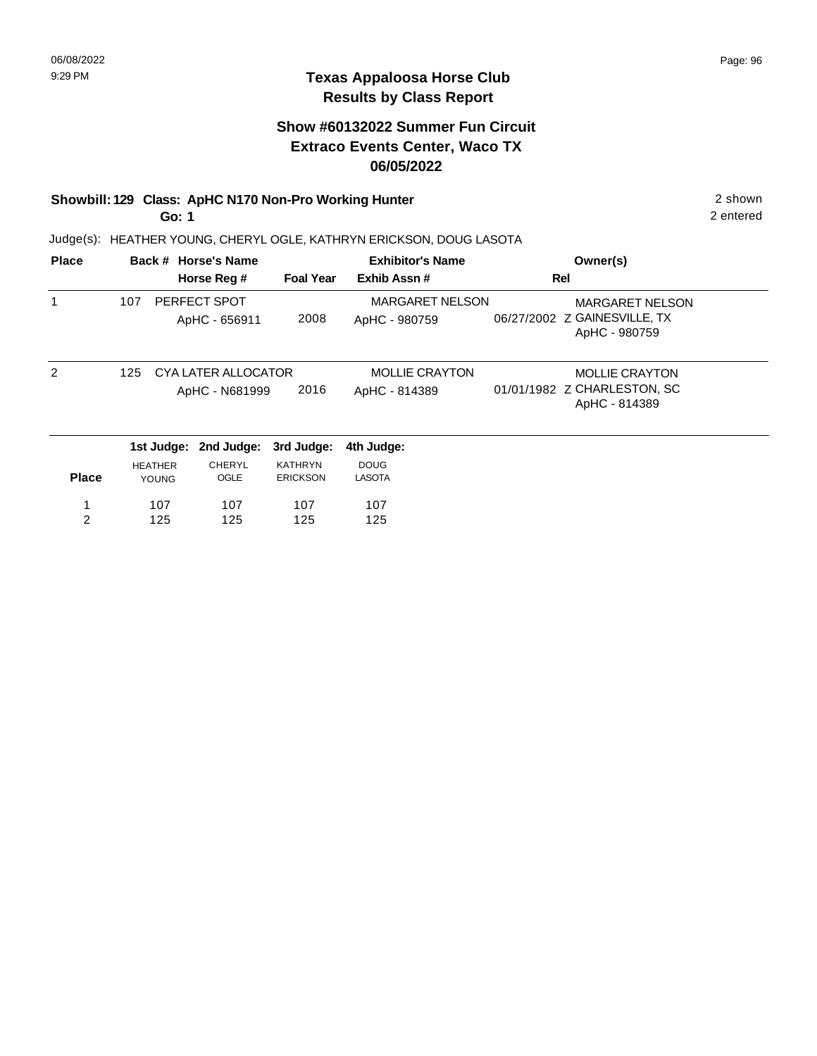## Texas Appaloosa Horse Club
## Results by Class Report

### Show #60132022 Summer Fun Circuit
### Extraco Events Center, Waco TX
### 06/05/2022

**Showbill: 129 Class: ApHC N170 Non-Pro Working Hunter** — 2 shown

**Go: 1** — 2 entered

Judge(s): HEATHER YOUNG, CHERYL OGLE, KATHRYN ERICKSON, DOUG LASOTA

| Place | Back # | Horse's Name / Horse Reg # | Foal Year | Exhibitor's Name / Exhib Assn # | Rel | Owner(s) |
|---|---|---|---|---|---|---|
| 1 | 107 | PERFECT SPOT<br>ApHC - 656911 | 2008 | MARGARET NELSON<br>ApHC - 980759 | 06/27/2002 Z | MARGARET NELSON<br>GAINESVILLE, TX<br>ApHC - 980759 |
| 2 | 125 | CYA LATER ALLOCATOR<br>ApHC - N681999 | 2016 | MOLLIE CRAYTON<br>ApHC - 814389 | 01/01/1982 Z | MOLLIE CRAYTON<br>CHARLESTON, SC<br>ApHC - 814389 |

| Place | 1st Judge: HEATHER YOUNG | 2nd Judge: CHERYL OGLE | 3rd Judge: KATHRYN ERICKSON | 4th Judge: DOUG LASOTA |
|---|---|---|---|---|
| 1 | 107 | 107 | 107 | 107 |
| 2 | 125 | 125 | 125 | 125 |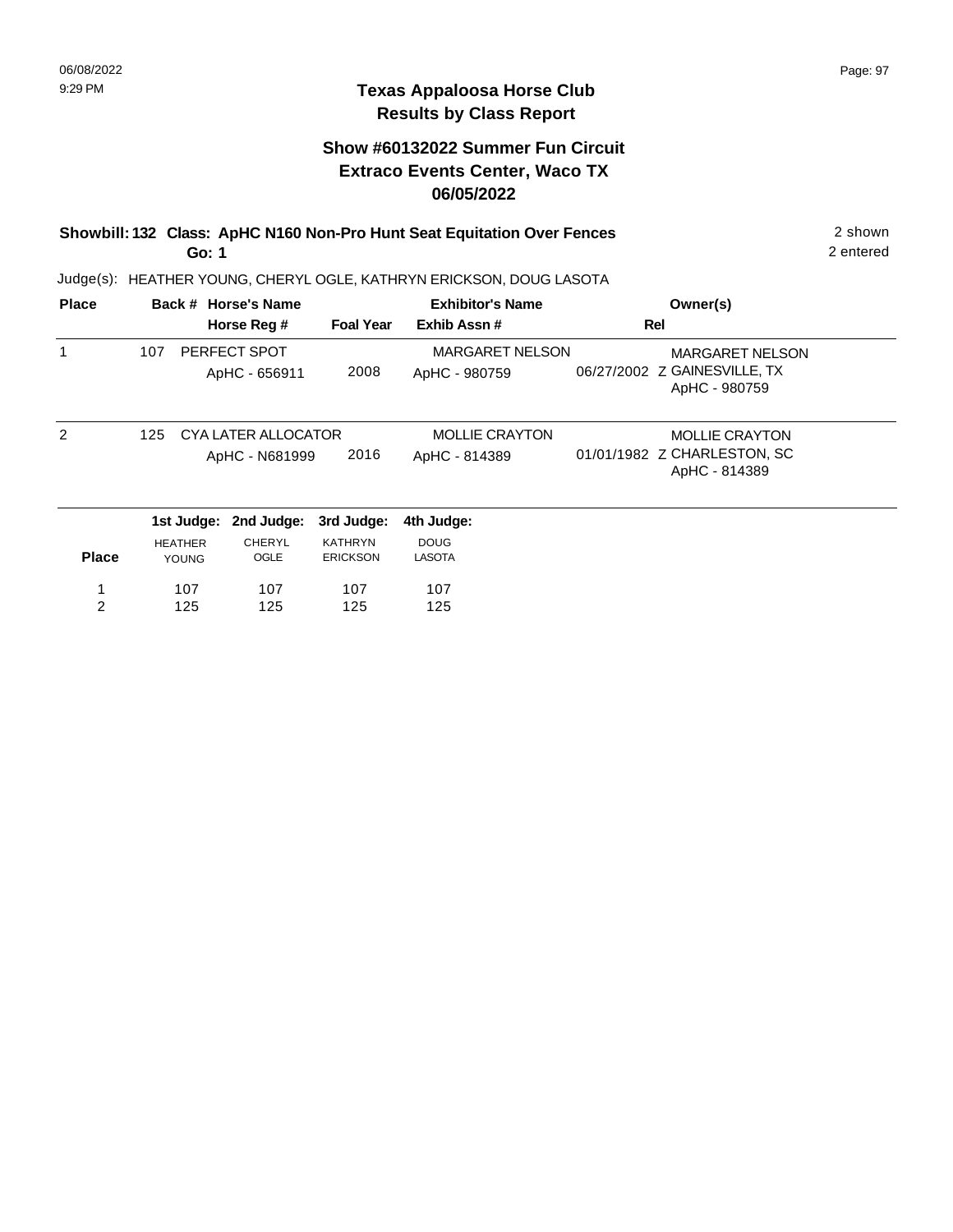# Texas Appaloosa Horse Club
## Results by Class Report

### Show #60132022 Summer Fun Circuit
### Extraco Events Center, Waco TX
### 06/05/2022

**Showbill: 132 Class: ApHC N160 Non-Pro Hunt Seat Equitation Over Fences** — 2 shown, 2 entered

**Go: 1**

Judge(s): HEATHER YOUNG, CHERYL OGLE, KATHRYN ERICKSON, DOUG LASOTA

| Place | Back # | Horse's Name / Horse Reg # | Foal Year | Exhibitor's Name / Exhib Assn # | Rel | Owner(s) |
|---|---|---|---|---|---|---|
| 1 | 107 | PERFECT SPOT<br>ApHC - 656911 | 2008 | MARGARET NELSON<br>ApHC - 980759 | 06/27/2002 Z | MARGARET NELSON<br>GAINESVILLE, TX<br>ApHC - 980759 |
| 2 | 125 | CYA LATER ALLOCATOR<br>ApHC - N681999 | 2016 | MOLLIE CRAYTON<br>ApHC - 814389 | 01/01/1982 Z | MOLLIE CRAYTON<br>CHARLESTON, SC<br>ApHC - 814389 |

| Place | 1st Judge: HEATHER YOUNG | 2nd Judge: CHERYL OGLE | 3rd Judge: KATHRYN ERICKSON | 4th Judge: DOUG LASOTA |
|---|---|---|---|---|
| 1 | 107 | 107 | 107 | 107 |
| 2 | 125 | 125 | 125 | 125 |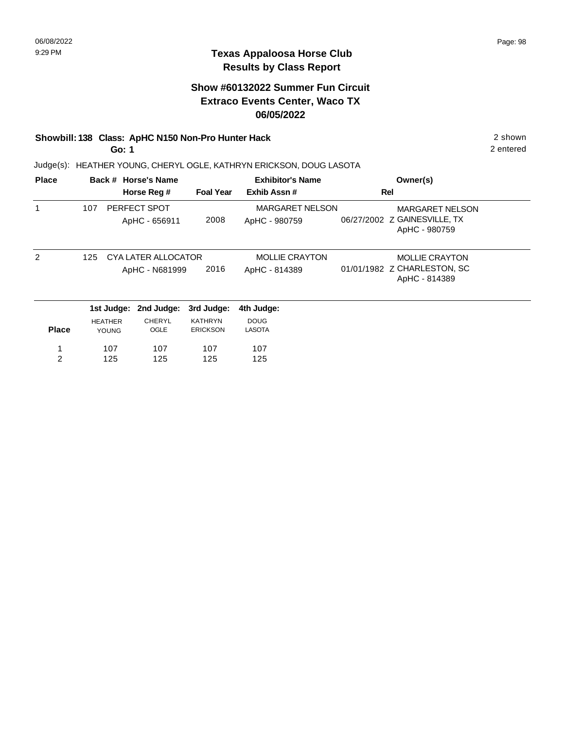# Texas Appaloosa Horse Club
## Results by Class Report

### Show #60132022 Summer Fun Circuit
### Extraco Events Center, Waco TX
### 06/05/2022

**Showbill: 138 Class: ApHC N150 Non-Pro Hunter Hack** — 2 shown, 2 entered

**Go: 1**

Judge(s): HEATHER YOUNG, CHERYL OGLE, KATHRYN ERICKSON, DOUG LASOTA

| Place | Back # | Horse's Name / Horse Reg # | Foal Year | Exhibitor's Name / Exhib Assn # | Rel | Owner(s) |
|---|---|---|---|---|---|---|
| 1 | 107 | PERFECT SPOT<br>ApHC - 656911 | 2008 | MARGARET NELSON<br>ApHC - 980759 | 06/27/2002 Z | MARGARET NELSON<br>GAINESVILLE, TX<br>ApHC - 980759 |
| 2 | 125 | CYA LATER ALLOCATOR<br>ApHC - N681999 | 2016 | MOLLIE CRAYTON<br>ApHC - 814389 | 01/01/1982 Z | MOLLIE CRAYTON<br>CHARLESTON, SC<br>ApHC - 814389 |

| Place | 1st Judge: HEATHER YOUNG | 2nd Judge: CHERYL OGLE | 3rd Judge: KATHRYN ERICKSON | 4th Judge: DOUG LASOTA |
|---|---|---|---|---|
| 1 | 107 | 107 | 107 | 107 |
| 2 | 125 | 125 | 125 | 125 |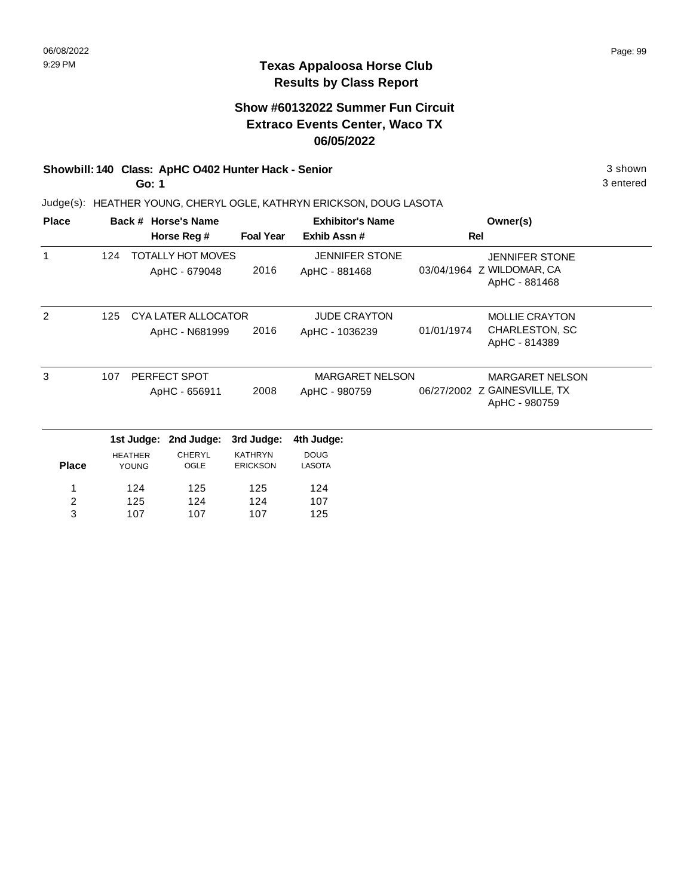# Texas Appaloosa Horse Club
## Results by Class Report

### Show #60132022 Summer Fun Circuit
### Extraco Events Center, Waco TX
### 06/05/2022

**Showbill: 140 Class: ApHC O402 Hunter Hack - Senior** 3 shown

**Go: 1** 3 entered

Judge(s): HEATHER YOUNG, CHERYL OGLE, KATHRYN ERICKSON, DOUG LASOTA

| Place | Back # | Horse's Name / Horse Reg # | Foal Year | Exhibitor's Name / Exhib Assn # | Rel | Owner(s) |
|---|---|---|---|---|---|---|
| 1 | 124 | TOTALLY HOT MOVES<br>ApHC - 679048 | 2016 | JENNIFER STONE<br>ApHC - 881468 | 03/04/1964 Z | JENNIFER STONE<br>WILDOMAR, CA<br>ApHC - 881468 |
| 2 | 125 | CYA LATER ALLOCATOR<br>ApHC - N681999 | 2016 | JUDE CRAYTON<br>ApHC - 1036239 | 01/01/1974 | MOLLIE CRAYTON<br>CHARLESTON, SC<br>ApHC - 814389 |
| 3 | 107 | PERFECT SPOT<br>ApHC - 656911 | 2008 | MARGARET NELSON<br>ApHC - 980759 | 06/27/2002 Z | MARGARET NELSON<br>GAINESVILLE, TX<br>ApHC - 980759 |

| Place | 1st Judge: HEATHER YOUNG | 2nd Judge: CHERYL OGLE | 3rd Judge: KATHRYN ERICKSON | 4th Judge: DOUG LASOTA |
|---|---|---|---|---|
| 1 | 124 | 125 | 125 | 124 |
| 2 | 125 | 124 | 124 | 107 |
| 3 | 107 | 107 | 107 | 125 |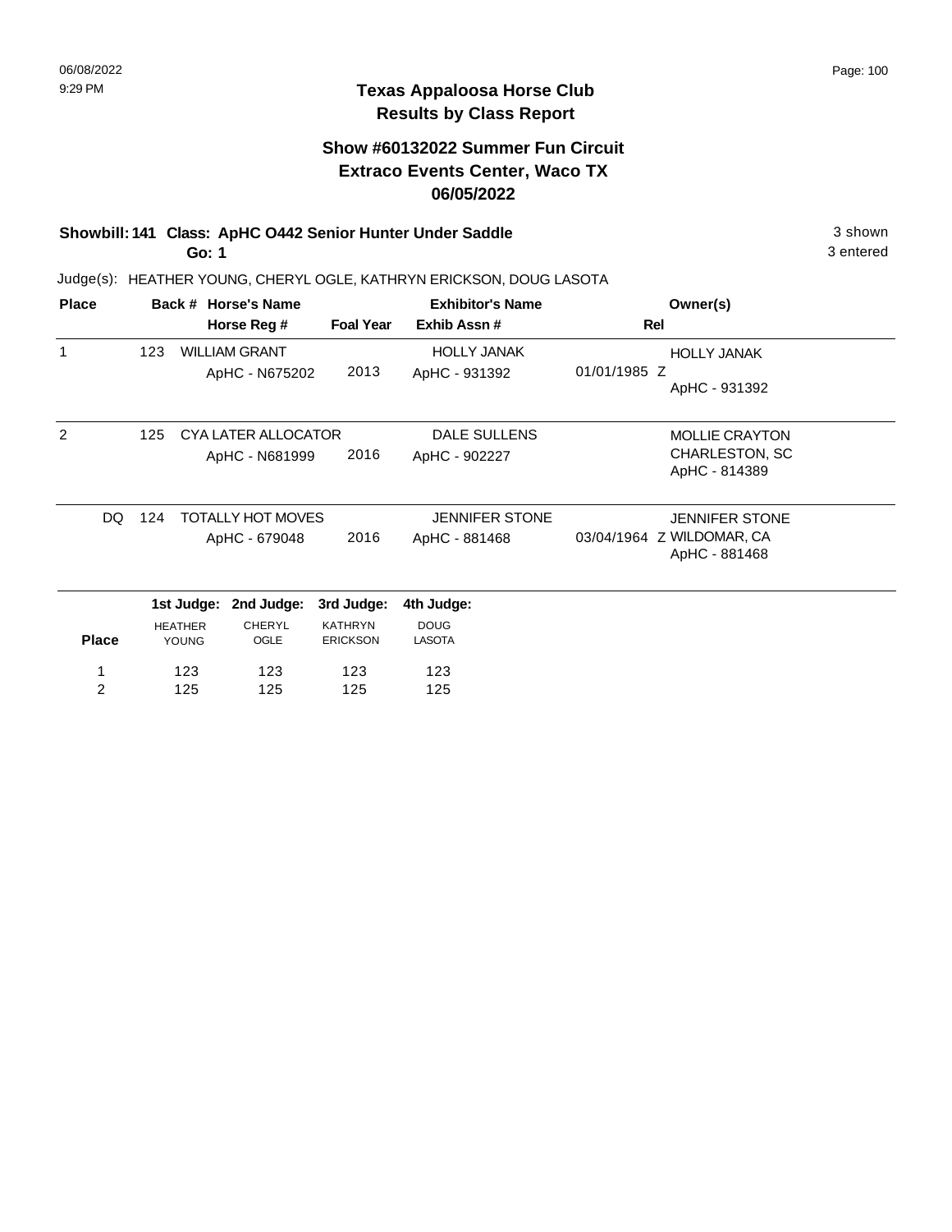# Texas Appaloosa Horse Club
## Results by Class Report

### Show #60132022 Summer Fun Circuit
### Extraco Events Center, Waco TX
### 06/05/2022

**Showbill: 141 Class: ApHC O442 Senior Hunter Under Saddle** 3 shown
**Go: 1** 3 entered

Judge(s): HEATHER YOUNG, CHERYL OGLE, KATHRYN ERICKSON, DOUG LASOTA

| Place | Back # | Horse's Name / Horse Reg # | Foal Year | Exhibitor's Name / Exhib Assn # | Rel | Owner(s) |
|---|---|---|---|---|---|---|
| 1 | 123 | WILLIAM GRANT<br>ApHC - N675202 | 2013 | HOLLY JANAK<br>ApHC - 931392 | 01/01/1985 Z | HOLLY JANAK<br>ApHC - 931392 |
| 2 | 125 | CYA LATER ALLOCATOR<br>ApHC - N681999 | 2016 | DALE SULLENS<br>ApHC - 902227 | | MOLLIE CRAYTON<br>CHARLESTON, SC<br>ApHC - 814389 |
| DQ | 124 | TOTALLY HOT MOVES<br>ApHC - 679048 | 2016 | JENNIFER STONE<br>ApHC - 881468 | 03/04/1964 Z | JENNIFER STONE<br>WILDOMAR, CA<br>ApHC - 881468 |

| Place | 1st Judge: HEATHER YOUNG | 2nd Judge: CHERYL OGLE | 3rd Judge: KATHRYN ERICKSON | 4th Judge: DOUG LASOTA |
|---|---|---|---|---|
| 1 | 123 | 123 | 123 | 123 |
| 2 | 125 | 125 | 125 | 125 |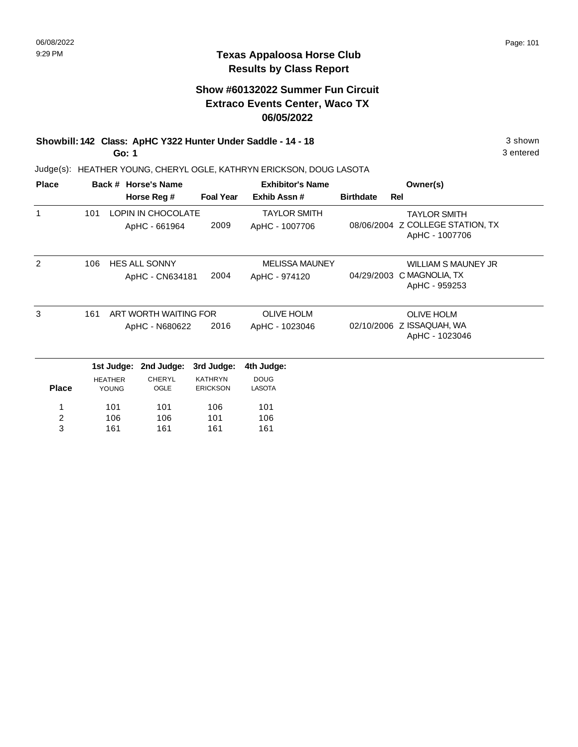# Texas Appaloosa Horse Club
## Results by Class Report

### Show #60132022 Summer Fun Circuit
### Extraco Events Center, Waco TX
### 06/05/2022

**Showbill: 142 Class: ApHC Y322 Hunter Under Saddle - 14 - 18** — 3 shown

**Go: 1** — 3 entered

Judge(s): HEATHER YOUNG, CHERYL OGLE, KATHRYN ERICKSON, DOUG LASOTA

| Place | Back # | Horse's Name / Horse Reg # | Foal Year | Exhibitor's Name / Exhib Assn # | Birthdate | Rel | Owner(s) |
|---|---|---|---|---|---|---|---|
| 1 | 101 | LOPIN IN CHOCOLATE<br>ApHC - 661964 | 2009 | TAYLOR SMITH<br>ApHC - 1007706 | 08/06/2004 | Z | TAYLOR SMITH<br>COLLEGE STATION, TX<br>ApHC - 1007706 |
| 2 | 106 | HES ALL SONNY<br>ApHC - CN634181 | 2004 | MELISSA MAUNEY<br>ApHC - 974120 | 04/29/2003 | C | WILLIAM S MAUNEY JR<br>MAGNOLIA, TX<br>ApHC - 959253 |
| 3 | 161 | ART WORTH WAITING FOR<br>ApHC - N680622 | 2016 | OLIVE HOLM<br>ApHC - 1023046 | 02/10/2006 | Z | OLIVE HOLM<br>ISSAQUAH, WA<br>ApHC - 1023046 |

| Place | 1st Judge: HEATHER YOUNG | 2nd Judge: CHERYL OGLE | 3rd Judge: KATHRYN ERICKSON | 4th Judge: DOUG LASOTA |
|---|---|---|---|---|
| 1 | 101 | 101 | 106 | 101 |
| 2 | 106 | 106 | 101 | 106 |
| 3 | 161 | 161 | 161 | 161 |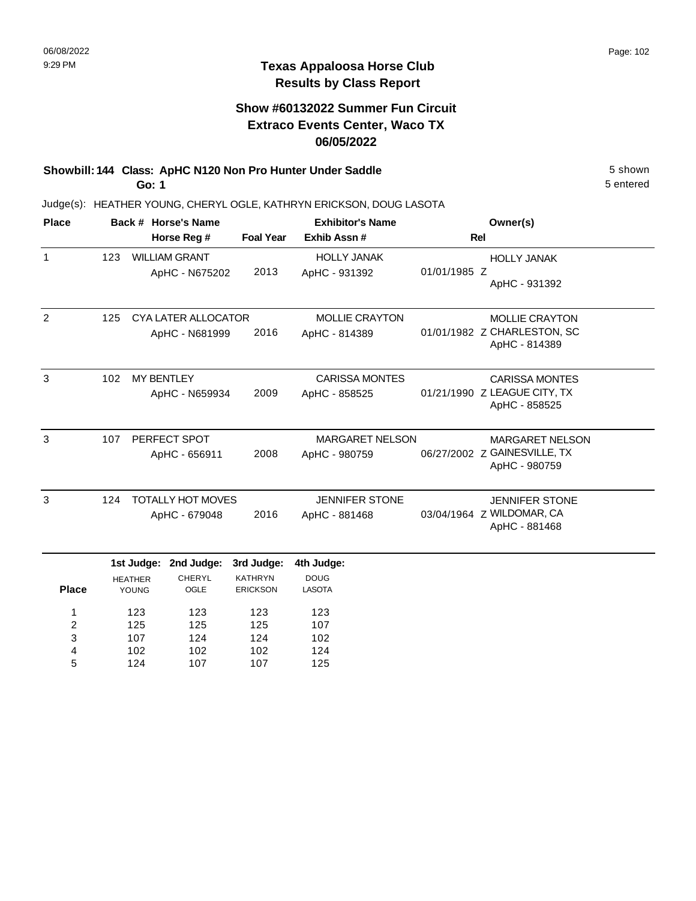# Texas Appaloosa Horse Club
## Results by Class Report

### Show #60132022 Summer Fun Circuit
### Extraco Events Center, Waco TX
### 06/05/2022

**Showbill: 144 Class: ApHC N120 Non Pro Hunter Under Saddle** — 5 shown, 5 entered

**Go: 1**

Judge(s): HEATHER YOUNG, CHERYL OGLE, KATHRYN ERICKSON, DOUG LASOTA

| Place | Back # | Horse's Name / Horse Reg # | Foal Year | Exhibitor's Name / Exhib Assn # | Rel | Owner(s) |
|---|---|---|---|---|---|---|
| 1 | 123 | WILLIAM GRANT<br>ApHC - N675202 | 2013 | HOLLY JANAK<br>ApHC - 931392 | 01/01/1985 Z | HOLLY JANAK<br>ApHC - 931392 |
| 2 | 125 | CYA LATER ALLOCATOR<br>ApHC - N681999 | 2016 | MOLLIE CRAYTON<br>ApHC - 814389 | 01/01/1982 Z | MOLLIE CRAYTON<br>CHARLESTON, SC<br>ApHC - 814389 |
| 3 | 102 | MY BENTLEY<br>ApHC - N659934 | 2009 | CARISSA MONTES<br>ApHC - 858525 | 01/21/1990 Z | CARISSA MONTES<br>LEAGUE CITY, TX<br>ApHC - 858525 |
| 3 | 107 | PERFECT SPOT<br>ApHC - 656911 | 2008 | MARGARET NELSON<br>ApHC - 980759 | 06/27/2002 Z | MARGARET NELSON<br>GAINESVILLE, TX<br>ApHC - 980759 |
| 3 | 124 | TOTALLY HOT MOVES<br>ApHC - 679048 | 2016 | JENNIFER STONE<br>ApHC - 881468 | 03/04/1964 Z | JENNIFER STONE<br>WILDOMAR, CA<br>ApHC - 881468 |

| Place | 1st Judge: HEATHER YOUNG | 2nd Judge: CHERYL OGLE | 3rd Judge: KATHRYN ERICKSON | 4th Judge: DOUG LASOTA |
|---|---|---|---|---|
| 1 | 123 | 123 | 123 | 123 |
| 2 | 125 | 125 | 125 | 107 |
| 3 | 107 | 124 | 124 | 102 |
| 4 | 102 | 102 | 102 | 124 |
| 5 | 124 | 107 | 107 | 125 |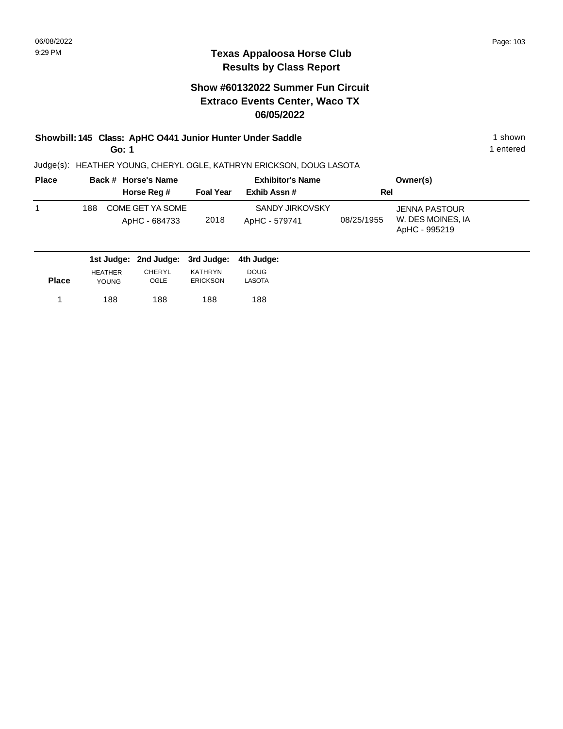# Texas Appaloosa Horse Club
## Results by Class Report

### Show #60132022 Summer Fun Circuit
### Extraco Events Center, Waco TX
### 06/05/2022

**Showbill: 145 Class: ApHC O441 Junior Hunter Under Saddle** — 1 shown
**Go: 1** — 1 entered

Judge(s): HEATHER YOUNG, CHERYL OGLE, KATHRYN ERICKSON, DOUG LASOTA

| Place | Back # | Horse's Name / Horse Reg # | Foal Year | Exhibitor's Name / Exhib Assn # | Rel | Owner(s) |
|---|---|---|---|---|---|---|
| 1 | 188 | COME GET YA SOME<br>ApHC - 684733 | 2018 | SANDY JIRKOVSKY<br>ApHC - 579741 | 08/25/1955 | JENNA PASTOUR<br>W. DES MOINES, IA<br>ApHC - 995219 |

| Place | 1st Judge: HEATHER YOUNG | 2nd Judge: CHERYL OGLE | 3rd Judge: KATHRYN ERICKSON | 4th Judge: DOUG LASOTA |
|---|---|---|---|---|
| 1 | 188 | 188 | 188 | 188 |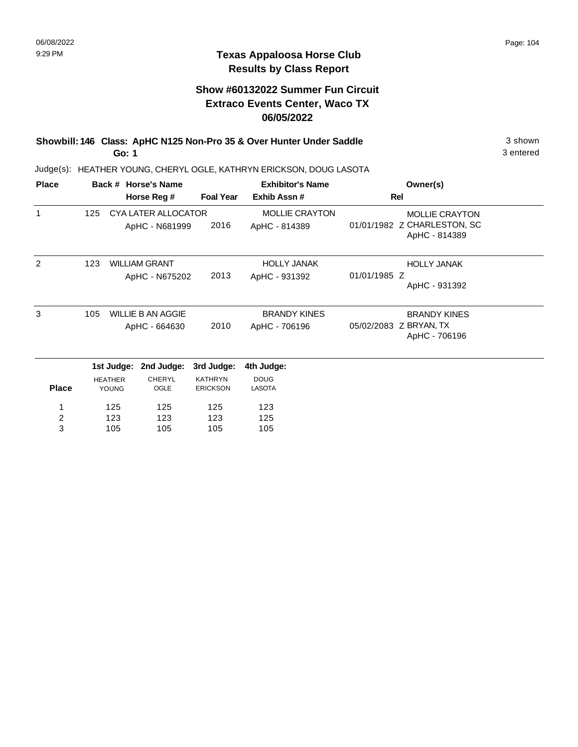# Texas Appaloosa Horse Club
## Results by Class Report

### Show #60132022 Summer Fun Circuit
### Extraco Events Center, Waco TX
### 06/05/2022

**Showbill: 146 Class: ApHC N125 Non-Pro 35 & Over Hunter Under Saddle** — 3 shown

**Go: 1** — 3 entered

Judge(s): HEATHER YOUNG, CHERYL OGLE, KATHRYN ERICKSON, DOUG LASOTA

| Place | Back # | Horse's Name / Horse Reg # | Foal Year | Exhibitor's Name / Exhib Assn # | Rel | Owner(s) |
|---|---|---|---|---|---|---|
| 1 | 125 | CYA LATER ALLOCATOR<br>ApHC - N681999 | 2016 | MOLLIE CRAYTON<br>ApHC - 814389 | 01/01/1982 Z | MOLLIE CRAYTON<br>CHARLESTON, SC<br>ApHC - 814389 |
| 2 | 123 | WILLIAM GRANT<br>ApHC - N675202 | 2013 | HOLLY JANAK<br>ApHC - 931392 | 01/01/1985 Z | HOLLY JANAK<br>ApHC - 931392 |
| 3 | 105 | WILLIE B AN AGGIE<br>ApHC - 664630 | 2010 | BRANDY KINES<br>ApHC - 706196 | 05/02/2083 Z | BRANDY KINES<br>BRYAN, TX<br>ApHC - 706196 |

| Place | 1st Judge: HEATHER YOUNG | 2nd Judge: CHERYL OGLE | 3rd Judge: KATHRYN ERICKSON | 4th Judge: DOUG LASOTA |
|---|---|---|---|---|
| 1 | 125 | 125 | 125 | 123 |
| 2 | 123 | 123 | 123 | 125 |
| 3 | 105 | 105 | 105 | 105 |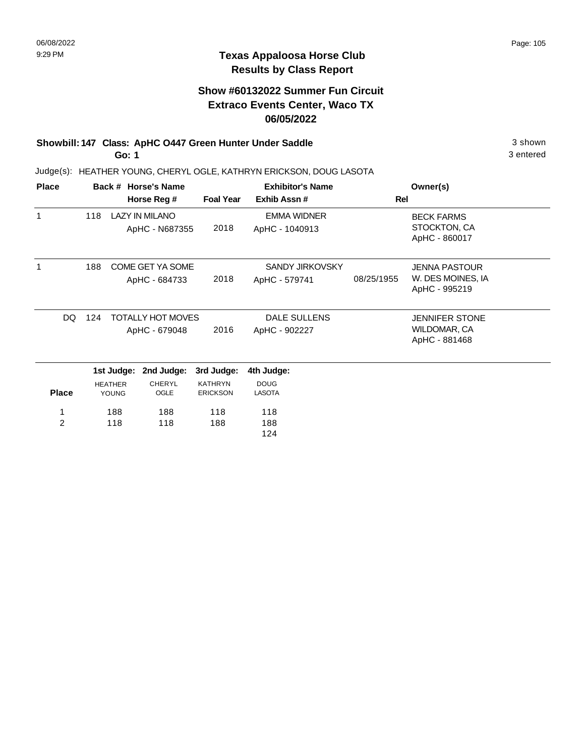# Texas Appaloosa Horse Club
## Results by Class Report

### Show #60132022 Summer Fun Circuit
### Extraco Events Center, Waco TX
### 06/05/2022

**Showbill: 147 Class: ApHC O447 Green Hunter Under Saddle** — 3 shown

**Go: 1** — 3 entered

Judge(s): HEATHER YOUNG, CHERYL OGLE, KATHRYN ERICKSON, DOUG LASOTA

| Place | Back # | Horse's Name / Horse Reg # | Foal Year | Exhibitor's Name / Exhib Assn # | Rel | Owner(s) |
|---|---|---|---|---|---|---|
| 1 | 118 | LAZY IN MILANO<br>ApHC - N687355 | 2018 | EMMA WIDNER<br>ApHC - 1040913 | | BECK FARMS<br>STOCKTON, CA<br>ApHC - 860017 |
| 1 | 188 | COME GET YA SOME<br>ApHC - 684733 | 2018 | SANDY JIRKOVSKY<br>ApHC - 579741 | 08/25/1955 | JENNA PASTOUR<br>W. DES MOINES, IA<br>ApHC - 995219 |
| DQ | 124 | TOTALLY HOT MOVES<br>ApHC - 679048 | 2016 | DALE SULLENS<br>ApHC - 902227 | | JENNIFER STONE<br>WILDOMAR, CA<br>ApHC - 881468 |

| Place | 1st Judge: HEATHER YOUNG | 2nd Judge: CHERYL OGLE | 3rd Judge: KATHRYN ERICKSON | 4th Judge: DOUG LASOTA |
|---|---|---|---|---|
| 1 | 188 | 188 | 118 | 118 |
| 2 | 118 | 118 | 188 | 188 |
| | | | | 124 |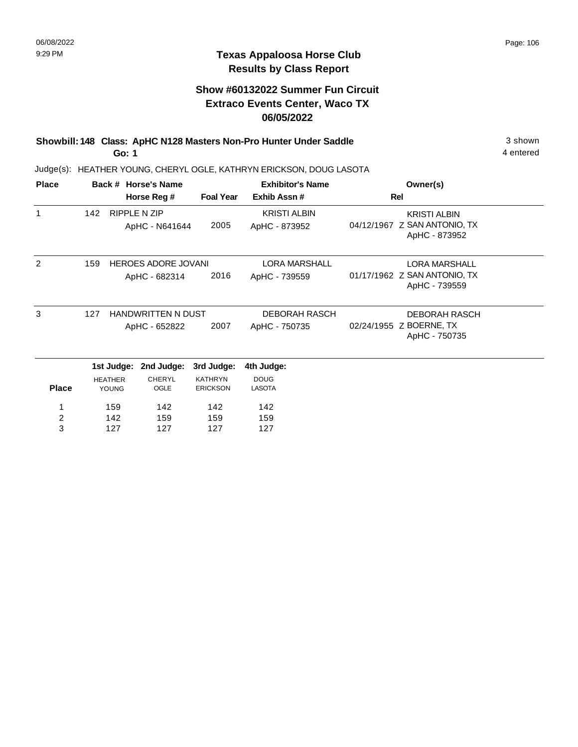# Texas Appaloosa Horse Club
## Results by Class Report

### Show #60132022 Summer Fun Circuit
### Extraco Events Center, Waco TX
### 06/05/2022

**Showbill: 148 Class: ApHC N128 Masters Non-Pro Hunter Under Saddle** — 3 shown

**Go: 1** — 4 entered

Judge(s): HEATHER YOUNG, CHERYL OGLE, KATHRYN ERICKSON, DOUG LASOTA

| Place | Back # | Horse's Name / Horse Reg # | Foal Year | Exhibitor's Name / Exhib Assn # | Rel | Owner(s) |
|---|---|---|---|---|---|---|
| 1 | 142 | RIPPLE N ZIP<br>ApHC - N641644 | 2005 | KRISTI ALBIN<br>ApHC - 873952 | 04/12/1967 Z | KRISTI ALBIN<br>SAN ANTONIO, TX<br>ApHC - 873952 |
| 2 | 159 | HEROES ADORE JOVANI<br>ApHC - 682314 | 2016 | LORA MARSHALL<br>ApHC - 739559 | 01/17/1962 Z | LORA MARSHALL<br>SAN ANTONIO, TX<br>ApHC - 739559 |
| 3 | 127 | HANDWRITTEN N DUST<br>ApHC - 652822 | 2007 | DEBORAH RASCH<br>ApHC - 750735 | 02/24/1955 Z | DEBORAH RASCH<br>BOERNE, TX<br>ApHC - 750735 |

| Place | 1st Judge: HEATHER YOUNG | 2nd Judge: CHERYL OGLE | 3rd Judge: KATHRYN ERICKSON | 4th Judge: DOUG LASOTA |
|---|---|---|---|---|
| 1 | 159 | 142 | 142 | 142 |
| 2 | 142 | 159 | 159 | 159 |
| 3 | 127 | 127 | 127 | 127 |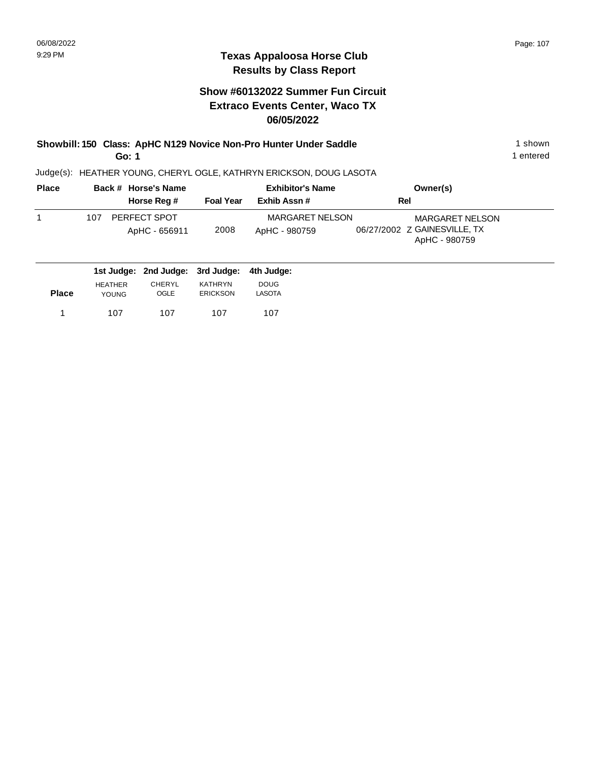# Texas Appaloosa Horse Club
## Results by Class Report

### Show #60132022 Summer Fun Circuit
### Extraco Events Center, Waco TX
### 06/05/2022

**Showbill: 150 Class: ApHC N129 Novice Non-Pro Hunter Under Saddle** — 1 shown

**Go: 1** — 1 entered

Judge(s): HEATHER YOUNG, CHERYL OGLE, KATHRYN ERICKSON, DOUG LASOTA

| Place | Back # | Horse's Name / Horse Reg # | Foal Year | Exhibitor's Name / Exhib Assn # | Rel | Owner(s) |
|---|---|---|---|---|---|---|
| 1 | 107 | PERFECT SPOT / ApHC - 656911 | 2008 | MARGARET NELSON / ApHC - 980759 | 06/27/2002 Z | MARGARET NELSON, GAINESVILLE, TX, ApHC - 980759 |

| Place | 1st Judge: HEATHER YOUNG | 2nd Judge: CHERYL OGLE | 3rd Judge: KATHRYN ERICKSON | 4th Judge: DOUG LASOTA |
|---|---|---|---|---|
| 1 | 107 | 107 | 107 | 107 |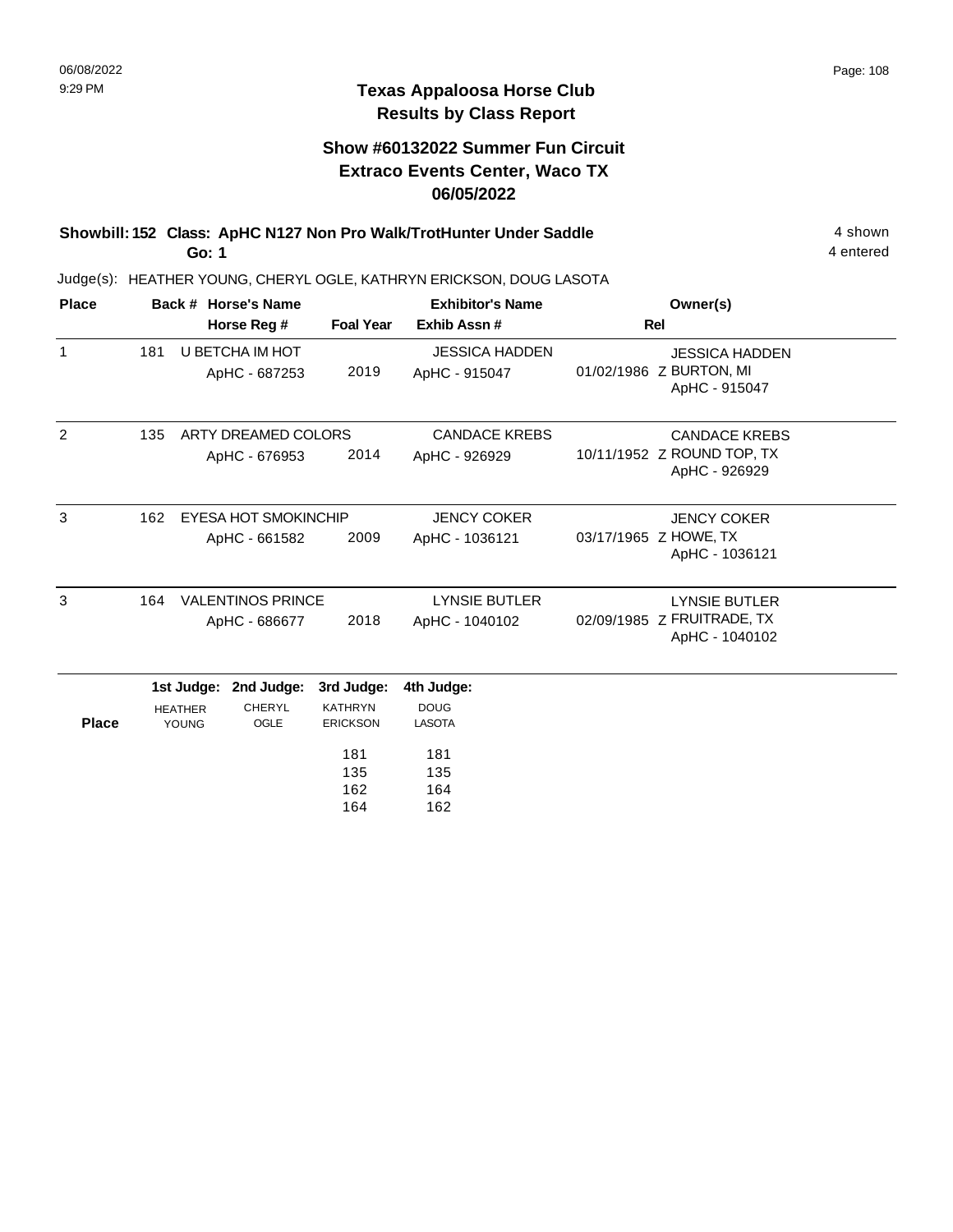# Texas Appaloosa Horse Club
## Results by Class Report

### Show #60132022 Summer Fun Circuit
### Extraco Events Center, Waco TX
### 06/05/2022

**Showbill: 152 Class: ApHC N127 Non Pro Walk/TrotHunter Under Saddle** 4 shown

**Go: 1** 4 entered

Judge(s): HEATHER YOUNG, CHERYL OGLE, KATHRYN ERICKSON, DOUG LASOTA

| Place | Back # | Horse's Name / Horse Reg # | Foal Year | Exhibitor's Name / Exhib Assn # | Rel | Owner(s) |
|---|---|---|---|---|---|---|
| 1 | 181 | U BETCHA IM HOT<br>ApHC - 687253 | 2019 | JESSICA HADDEN<br>ApHC - 915047 | 01/02/1986 Z | JESSICA HADDEN<br>BURTON, MI<br>ApHC - 915047 |
| 2 | 135 | ARTY DREAMED COLORS<br>ApHC - 676953 | 2014 | CANDACE KREBS<br>ApHC - 926929 | 10/11/1952 Z | CANDACE KREBS<br>ROUND TOP, TX<br>ApHC - 926929 |
| 3 | 162 | EYESA HOT SMOKINCHIP<br>ApHC - 661582 | 2009 | JENCY COKER<br>ApHC - 1036121 | 03/17/1965 Z | JENCY COKER<br>HOWE, TX<br>ApHC - 1036121 |
| 3 | 164 | VALENTINOS PRINCE<br>ApHC - 686677 | 2018 | LYNSIE BUTLER<br>ApHC - 1040102 | 02/09/1985 Z | LYNSIE BUTLER<br>FRUITRADE, TX<br>ApHC - 1040102 |

| Place | 1st Judge: HEATHER YOUNG | 2nd Judge: CHERYL OGLE | 3rd Judge: KATHRYN ERICKSON | 4th Judge: DOUG LASOTA |
|---|---|---|---|---|
| | | | 181 | 181 |
| | | | 135 | 135 |
| | | | 162 | 164 |
| | | | 164 | 162 |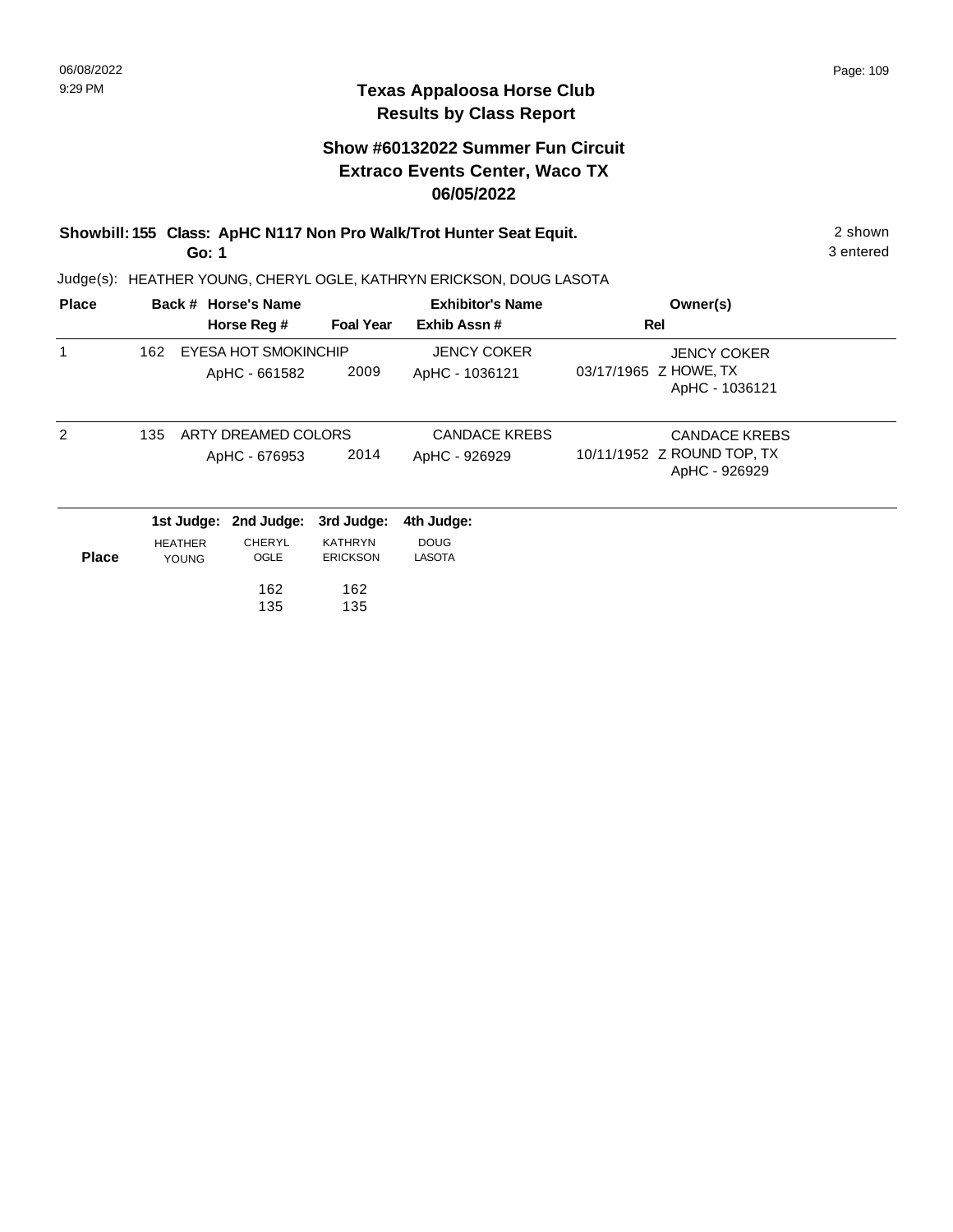## Texas Appaloosa Horse Club
## Results by Class Report

### Show #60132022 Summer Fun Circuit
### Extraco Events Center, Waco TX
### 06/05/2022

**Showbill: 155 Class: ApHC N117 Non Pro Walk/Trot Hunter Seat Equit.** 2 shown
**Go: 1** 3 entered

Judge(s): HEATHER YOUNG, CHERYL OGLE, KATHRYN ERICKSON, DOUG LASOTA

| Place | Back # | Horse's Name / Horse Reg # | Foal Year | Exhibitor's Name / Exhib Assn # | Rel | Owner(s) |
|---|---|---|---|---|---|---|
| 1 | 162 | EYESA HOT SMOKINCHIP / ApHC - 661582 | 2009 | JENCY COKER / ApHC - 1036121 | 03/17/1965 Z | JENCY COKER, HOWE, TX, ApHC - 1036121 |
| 2 | 135 | ARTY DREAMED COLORS / ApHC - 676953 | 2014 | CANDACE KREBS / ApHC - 926929 | 10/11/1952 Z | CANDACE KREBS, ROUND TOP, TX, ApHC - 926929 |

| Place | 1st Judge: HEATHER YOUNG | 2nd Judge: CHERYL OGLE | 3rd Judge: KATHRYN ERICKSON | 4th Judge: DOUG LASOTA |
|---|---|---|---|---|
| | | 162 | 162 | |
| | | 135 | 135 | |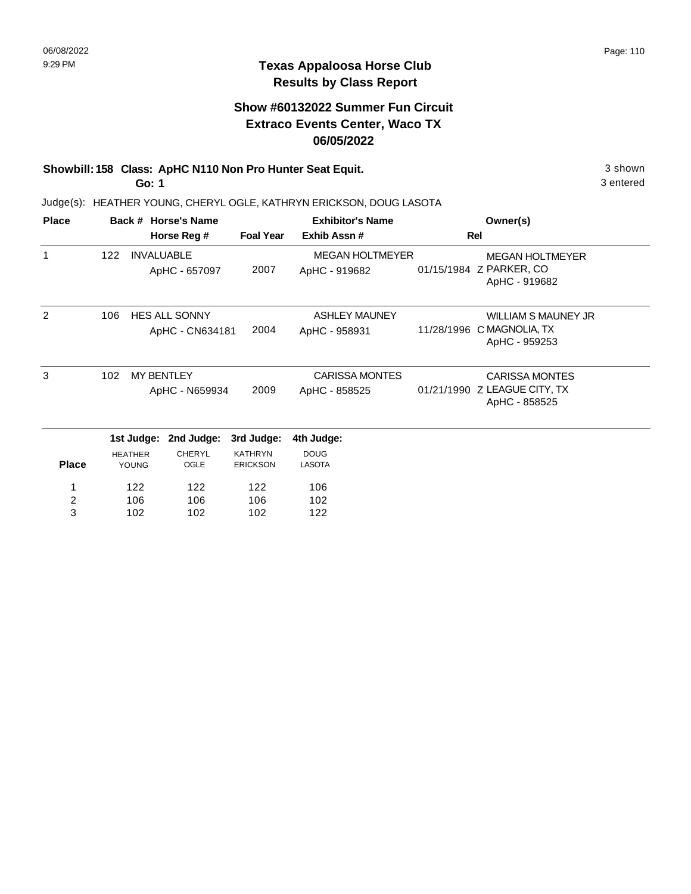# Texas Appaloosa Horse Club
## Results by Class Report

### Show #60132022 Summer Fun Circuit
### Extraco Events Center, Waco TX
### 06/05/2022

**Showbill: 158 Class: ApHC N110 Non Pro Hunter Seat Equit.** 3 shown

**Go: 1** 3 entered

Judge(s): HEATHER YOUNG, CHERYL OGLE, KATHRYN ERICKSON, DOUG LASOTA

| Place | Back # | Horse's Name / Horse Reg # | Foal Year | Exhibitor's Name / Exhib Assn # | Rel | Owner(s) |
|---|---|---|---|---|---|---|
| 1 | 122 | INVALUABLE<br>ApHC - 657097 | 2007 | MEGAN HOLTMEYER<br>ApHC - 919682 | 01/15/1984 Z | MEGAN HOLTMEYER<br>PARKER, CO<br>ApHC - 919682 |
| 2 | 106 | HES ALL SONNY<br>ApHC - CN634181 | 2004 | ASHLEY MAUNEY<br>ApHC - 958931 | 11/28/1996 C | WILLIAM S MAUNEY JR<br>MAGNOLIA, TX<br>ApHC - 959253 |
| 3 | 102 | MY BENTLEY<br>ApHC - N659934 | 2009 | CARISSA MONTES<br>ApHC - 858525 | 01/21/1990 Z | CARISSA MONTES<br>LEAGUE CITY, TX<br>ApHC - 858525 |

| Place | 1st Judge: HEATHER YOUNG | 2nd Judge: CHERYL OGLE | 3rd Judge: KATHRYN ERICKSON | 4th Judge: DOUG LASOTA |
|---|---|---|---|---|
| 1 | 122 | 122 | 122 | 106 |
| 2 | 106 | 106 | 106 | 102 |
| 3 | 102 | 102 | 102 | 122 |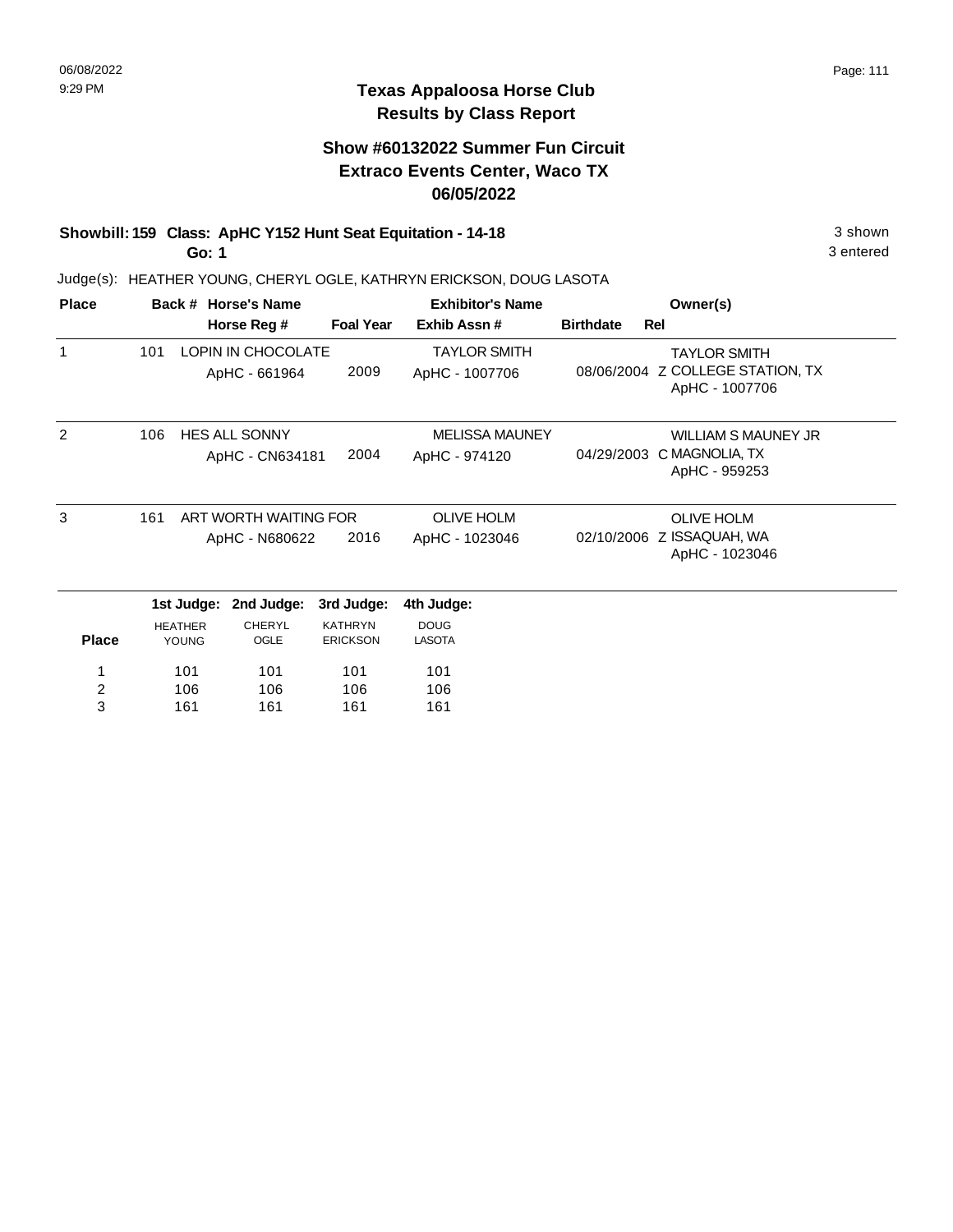## Texas Appaloosa Horse Club
## Results by Class Report

### Show #60132022 Summer Fun Circuit
### Extraco Events Center, Waco TX
### 06/05/2022

**Showbill: 159 Class: ApHC Y152 Hunt Seat Equitation - 14-18** — 3 shown

**Go: 1** — 3 entered

Judge(s): HEATHER YOUNG, CHERYL OGLE, KATHRYN ERICKSON, DOUG LASOTA

| Place | Back # | Horse's Name / Horse Reg # | Foal Year | Exhibitor's Name / Exhib Assn # | Birthdate | Rel | Owner(s) |
|---|---|---|---|---|---|---|---|
| 1 | 101 | LOPIN IN CHOCOLATE<br>ApHC - 661964 | 2009 | TAYLOR SMITH<br>ApHC - 1007706 | 08/06/2004 | Z | TAYLOR SMITH<br>COLLEGE STATION, TX<br>ApHC - 1007706 |
| 2 | 106 | HES ALL SONNY<br>ApHC - CN634181 | 2004 | MELISSA MAUNEY<br>ApHC - 974120 | 04/29/2003 | C | WILLIAM S MAUNEY JR<br>MAGNOLIA, TX<br>ApHC - 959253 |
| 3 | 161 | ART WORTH WAITING FOR<br>ApHC - N680622 | 2016 | OLIVE HOLM<br>ApHC - 1023046 | 02/10/2006 | Z | OLIVE HOLM<br>ISSAQUAH, WA<br>ApHC - 1023046 |

| Place | 1st Judge: HEATHER YOUNG | 2nd Judge: CHERYL OGLE | 3rd Judge: KATHRYN ERICKSON | 4th Judge: DOUG LASOTA |
|---|---|---|---|---|
| 1 | 101 | 101 | 101 | 101 |
| 2 | 106 | 106 | 106 | 106 |
| 3 | 161 | 161 | 161 | 161 |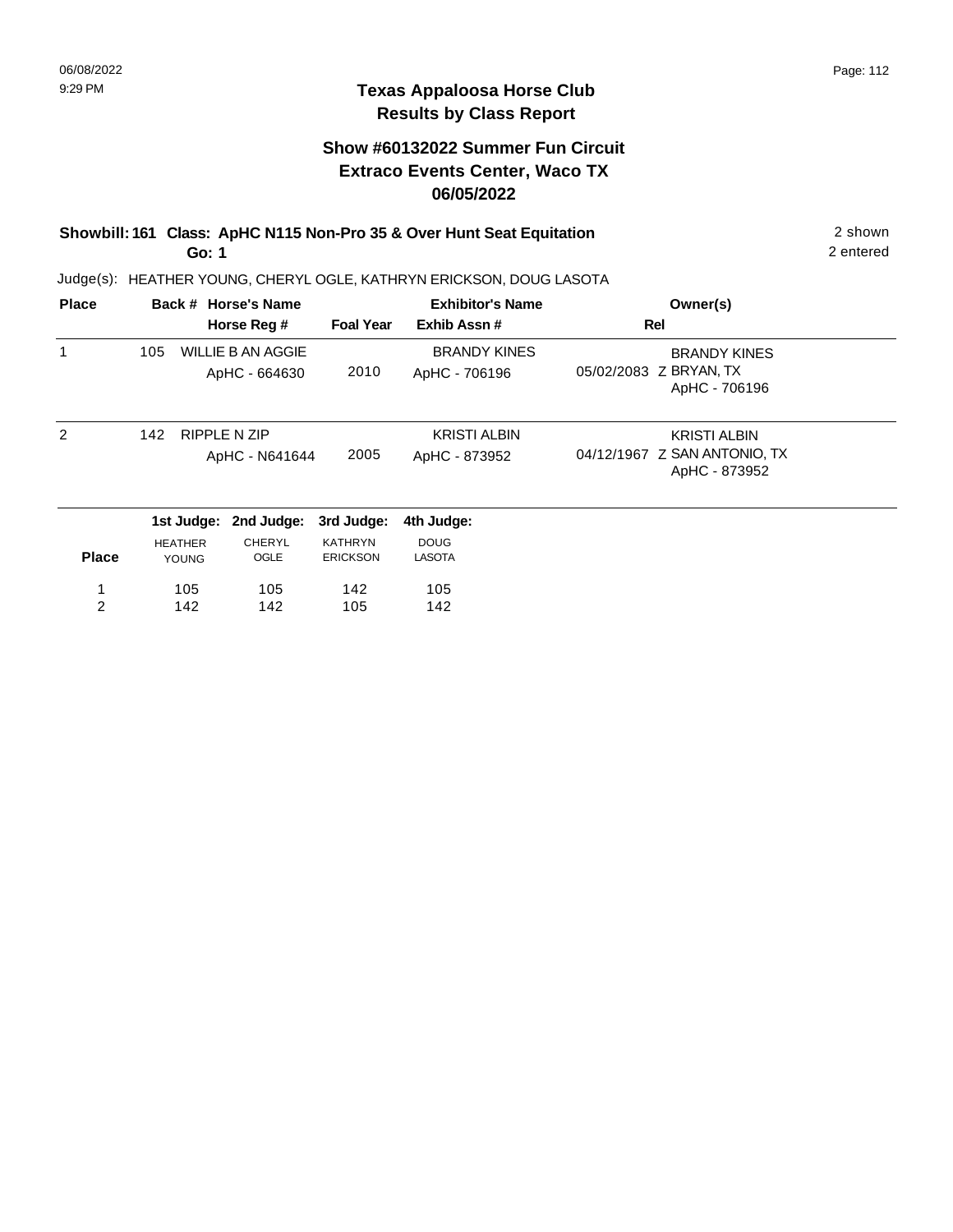## Texas Appaloosa Horse Club
## Results by Class Report

### Show #60132022 Summer Fun Circuit
### Extraco Events Center, Waco TX
### 06/05/2022

**Showbill: 161 Class: ApHC N115 Non-Pro 35 & Over Hunt Seat Equitation** — 2 shown

**Go: 1** — 2 entered

Judge(s): HEATHER YOUNG, CHERYL OGLE, KATHRYN ERICKSON, DOUG LASOTA

| Place | Back # | Horse's Name / Horse Reg # | Foal Year | Exhibitor's Name / Exhib Assn # | Rel | Owner(s) |
|---|---|---|---|---|---|---|
| 1 | 105 | WILLIE B AN AGGIE<br>ApHC - 664630 | 2010 | BRANDY KINES<br>ApHC - 706196 | 05/02/2083 Z | BRANDY KINES<br>BRYAN, TX<br>ApHC - 706196 |
| 2 | 142 | RIPPLE N ZIP<br>ApHC - N641644 | 2005 | KRISTI ALBIN<br>ApHC - 873952 | 04/12/1967 Z | KRISTI ALBIN<br>SAN ANTONIO, TX<br>ApHC - 873952 |

| Place | 1st Judge: HEATHER YOUNG | 2nd Judge: CHERYL OGLE | 3rd Judge: KATHRYN ERICKSON | 4th Judge: DOUG LASOTA |
|---|---|---|---|---|
| 1 | 105 | 105 | 142 | 105 |
| 2 | 142 | 142 | 105 | 142 |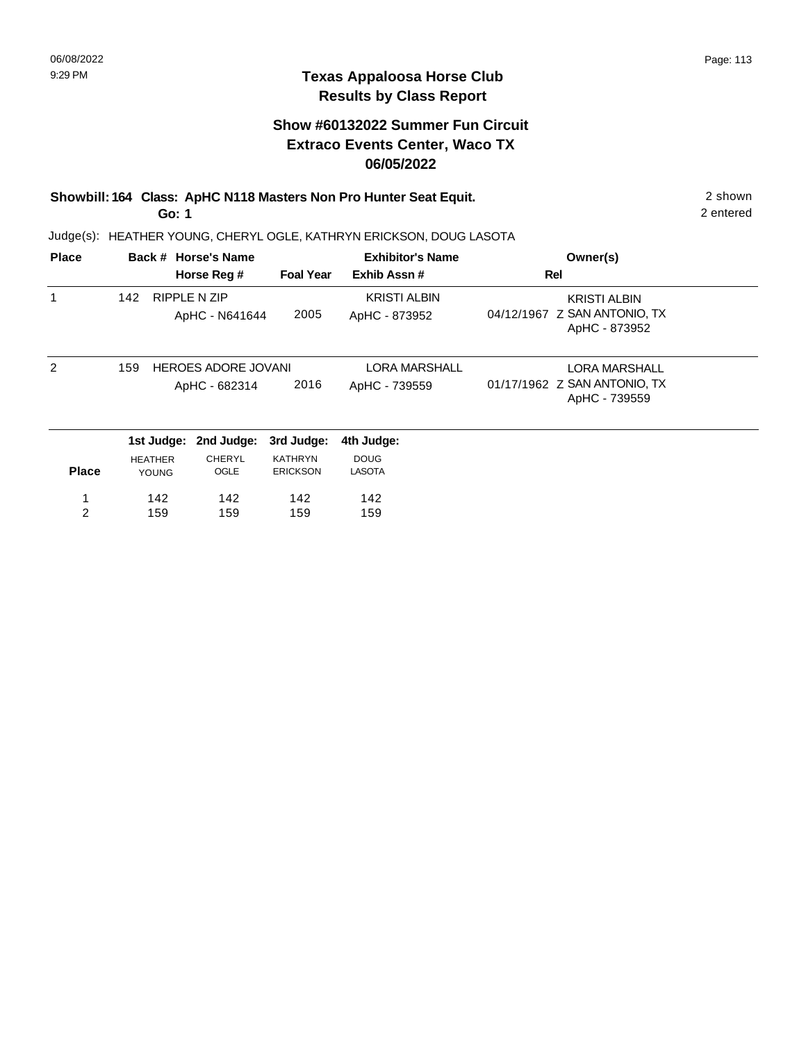## Texas Appaloosa Horse Club
## Results by Class Report

### Show #60132022 Summer Fun Circuit
### Extraco Events Center, Waco TX
### 06/05/2022

**Showbill: 164 Class: ApHC N118 Masters Non Pro Hunter Seat Equit.** 2 shown
**Go: 1** 2 entered

Judge(s): HEATHER YOUNG, CHERYL OGLE, KATHRYN ERICKSON, DOUG LASOTA

| Place | Back # | Horse's Name / Horse Reg # | Foal Year | Exhibitor's Name / Exhib Assn # | Rel | Owner(s) |
|---|---|---|---|---|---|---|
| 1 | 142 | RIPPLE N ZIP<br>ApHC - N641644 | 2005 | KRISTI ALBIN<br>ApHC - 873952 | 04/12/1967 Z | KRISTI ALBIN<br>SAN ANTONIO, TX<br>ApHC - 873952 |
| 2 | 159 | HEROES ADORE JOVANI<br>ApHC - 682314 | 2016 | LORA MARSHALL<br>ApHC - 739559 | 01/17/1962 Z | LORA MARSHALL<br>SAN ANTONIO, TX<br>ApHC - 739559 |

| Place | 1st Judge: HEATHER YOUNG | 2nd Judge: CHERYL OGLE | 3rd Judge: KATHRYN ERICKSON | 4th Judge: DOUG LASOTA |
|---|---|---|---|---|
| 1 | 142 | 142 | 142 | 142 |
| 2 | 159 | 159 | 159 | 159 |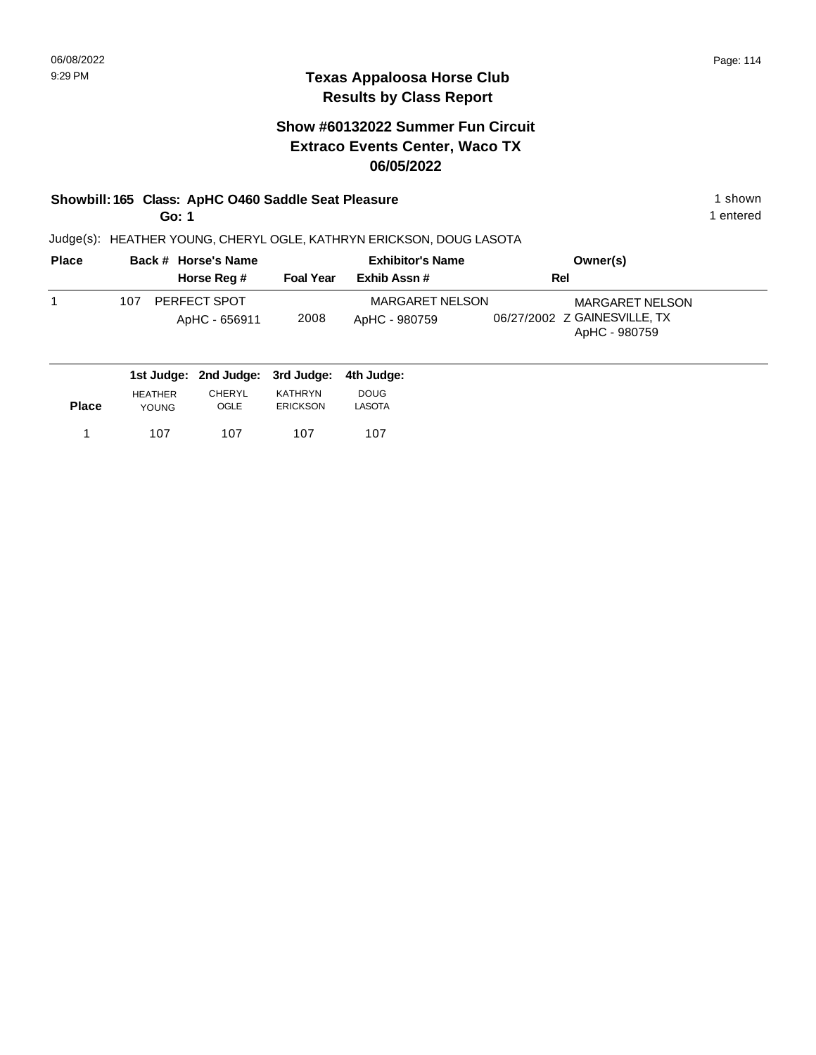## Texas Appaloosa Horse Club
## Results by Class Report

### Show #60132022 Summer Fun Circuit
### Extraco Events Center, Waco TX
### 06/05/2022

**Showbill: 165 Class: ApHC O460 Saddle Seat Pleasure** — 1 shown

**Go: 1** — 1 entered

Judge(s): HEATHER YOUNG, CHERYL OGLE, KATHRYN ERICKSON, DOUG LASOTA

| Place | Back # | Horse's Name / Horse Reg # | Foal Year | Exhibitor's Name / Exhib Assn # | Rel | Owner(s) |
|---|---|---|---|---|---|---|
| 1 | 107 | PERFECT SPOT<br>ApHC - 656911 | 2008 | MARGARET NELSON<br>ApHC - 980759 | 06/27/2002 Z | MARGARET NELSON<br>GAINESVILLE, TX<br>ApHC - 980759 |

| Place | 1st Judge: HEATHER YOUNG | 2nd Judge: CHERYL OGLE | 3rd Judge: KATHRYN ERICKSON | 4th Judge: DOUG LASOTA |
|---|---|---|---|---|
| 1 | 107 | 107 | 107 | 107 |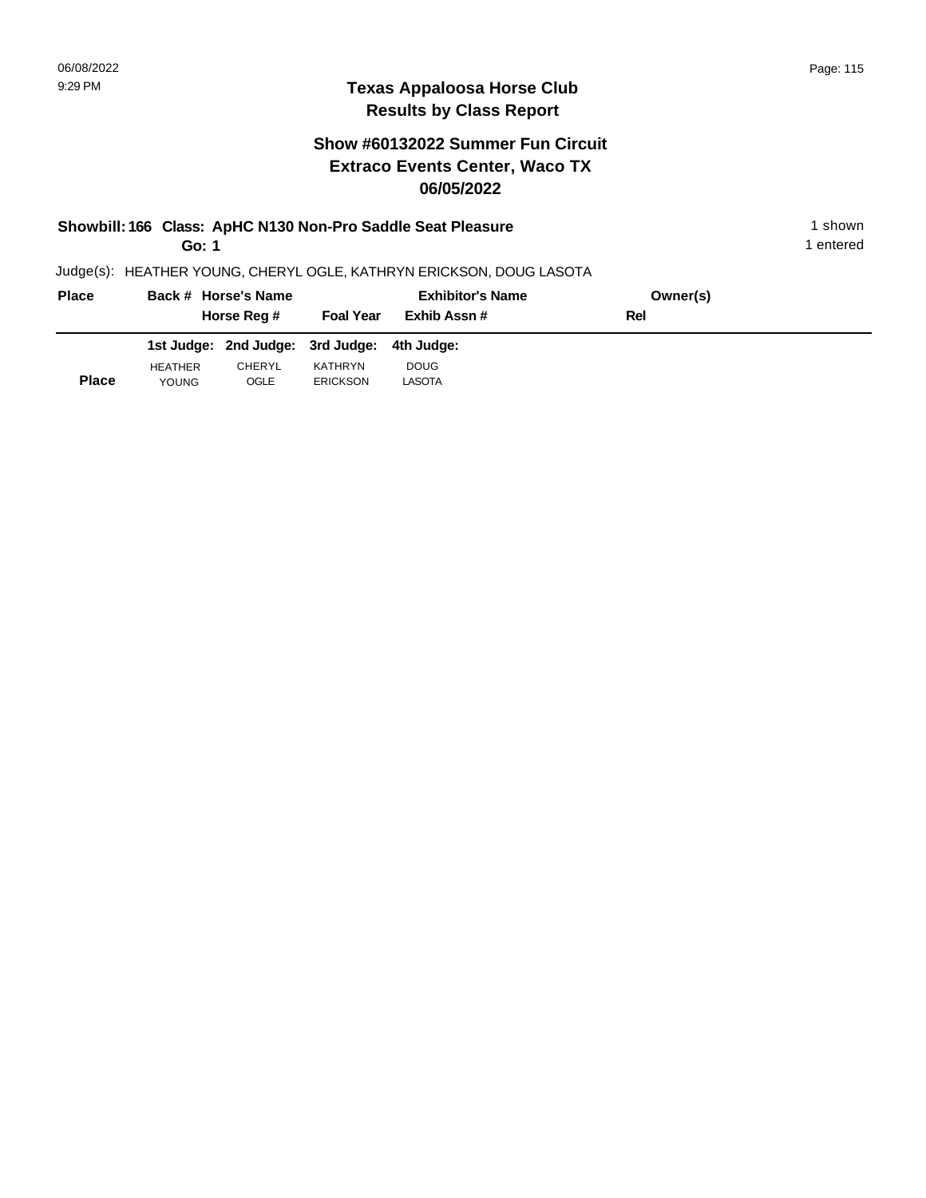# Texas Appaloosa Horse Club
## Results by Class Report

### Show #60132022 Summer Fun Circuit
### Extraco Events Center, Waco TX
### 06/05/2022

**Showbill: 166 Class: ApHC N130 Non-Pro Saddle Seat Pleasure** — 1 shown

**Go: 1** — 1 entered

Judge(s): HEATHER YOUNG, CHERYL OGLE, KATHRYN ERICKSON, DOUG LASOTA

| Place | Back # | Horse's Name / Horse Reg # | Foal Year | Exhibitor's Name / Exhib Assn # | Owner(s) / Rel |
|---|---|---|---|---|---|

| Place | 1st Judge: HEATHER YOUNG | 2nd Judge: CHERYL OGLE | 3rd Judge: KATHRYN ERICKSON | 4th Judge: DOUG LASOTA |
|---|---|---|---|---|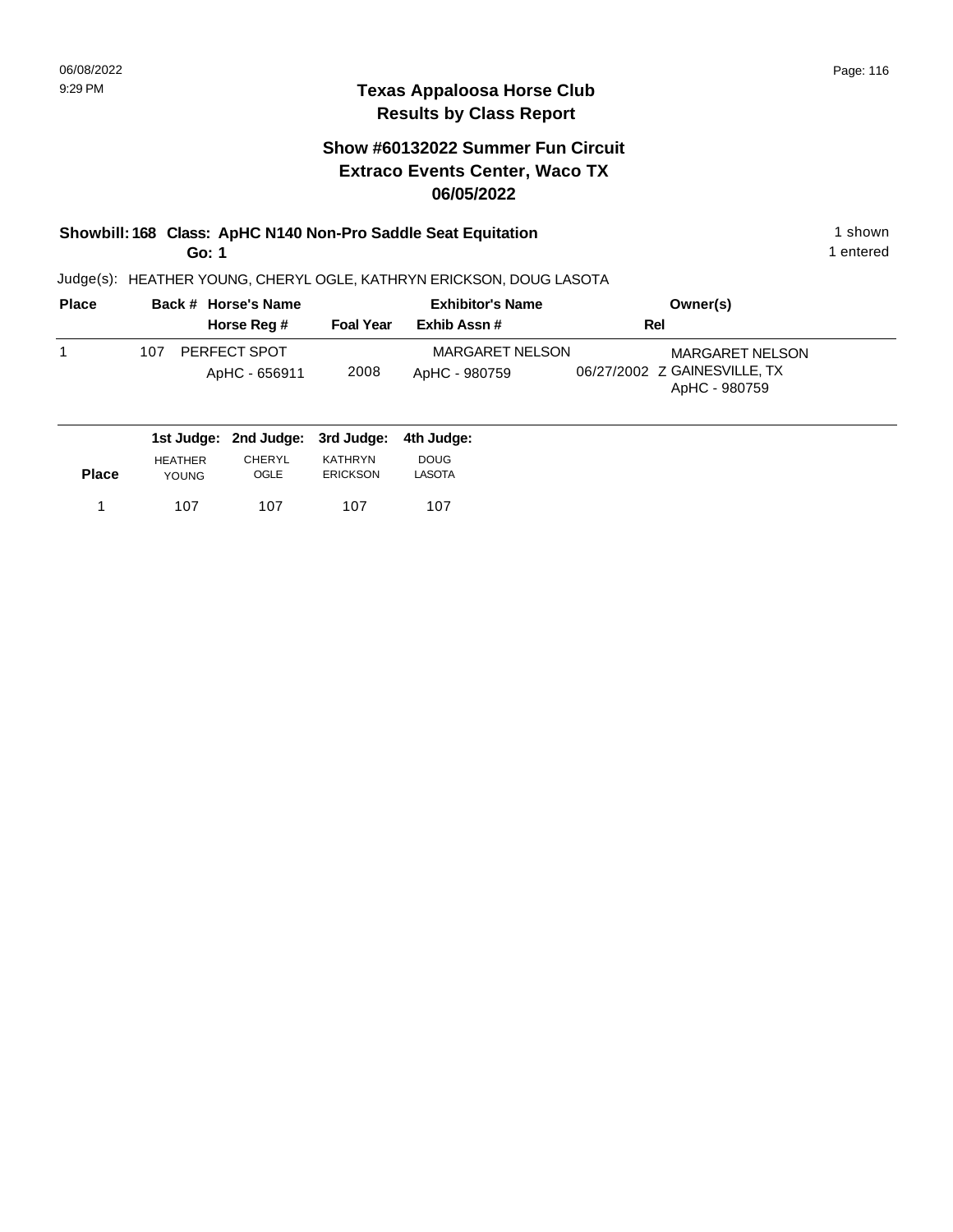# Texas Appaloosa Horse Club
## Results by Class Report

### Show #60132022 Summer Fun Circuit
### Extraco Events Center, Waco TX
### 06/05/2022

**Showbill: 168 Class: ApHC N140 Non-Pro Saddle Seat Equitation** 1 shown

**Go: 1** 1 entered

Judge(s): HEATHER YOUNG, CHERYL OGLE, KATHRYN ERICKSON, DOUG LASOTA

| Place | Back # | Horse's Name / Horse Reg # | Foal Year | Exhibitor's Name / Exhib Assn # | Rel | Owner(s) |
|---|---|---|---|---|---|---|
| 1 | 107 | PERFECT SPOT<br>ApHC - 656911 | 2008 | MARGARET NELSON<br>ApHC - 980759 | 06/27/2002 Z | MARGARET NELSON<br>GAINESVILLE, TX<br>ApHC - 980759 |

| Place | 1st Judge: HEATHER YOUNG | 2nd Judge: CHERYL OGLE | 3rd Judge: KATHRYN ERICKSON | 4th Judge: DOUG LASOTA |
|---|---|---|---|---|
| 1 | 107 | 107 | 107 | 107 |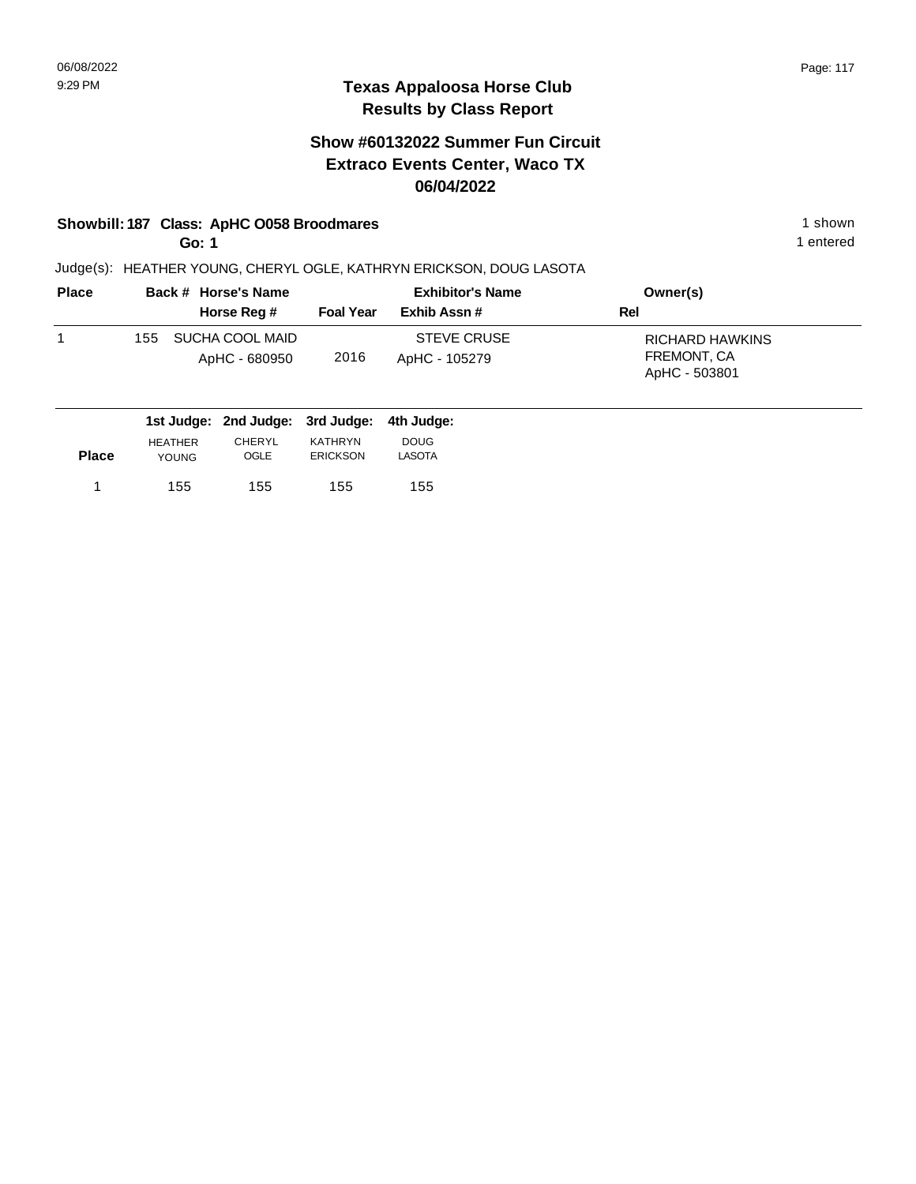# Texas Appaloosa Horse Club
## Results by Class Report

### Show #60132022 Summer Fun Circuit
### Extraco Events Center, Waco TX
### 06/04/2022

**Showbill: 187 Class: ApHC O058 Broodmares** — 1 shown

**Go: 1** — 1 entered

Judge(s): HEATHER YOUNG, CHERYL OGLE, KATHRYN ERICKSON, DOUG LASOTA

| Place | Back # | Horse's Name / Horse Reg # | Foal Year | Exhibitor's Name / Exhib Assn # | Owner(s) / Rel |
|---|---|---|---|---|---|
| 1 | 155 | SUCHA COOL MAID<br>ApHC - 680950 | 2016 | STEVE CRUSE<br>ApHC - 105279 | RICHARD HAWKINS<br>FREMONT, CA<br>ApHC - 503801 |

| Place | 1st Judge: HEATHER YOUNG | 2nd Judge: CHERYL OGLE | 3rd Judge: KATHRYN ERICKSON | 4th Judge: DOUG LASOTA |
|---|---|---|---|---|
| 1 | 155 | 155 | 155 | 155 |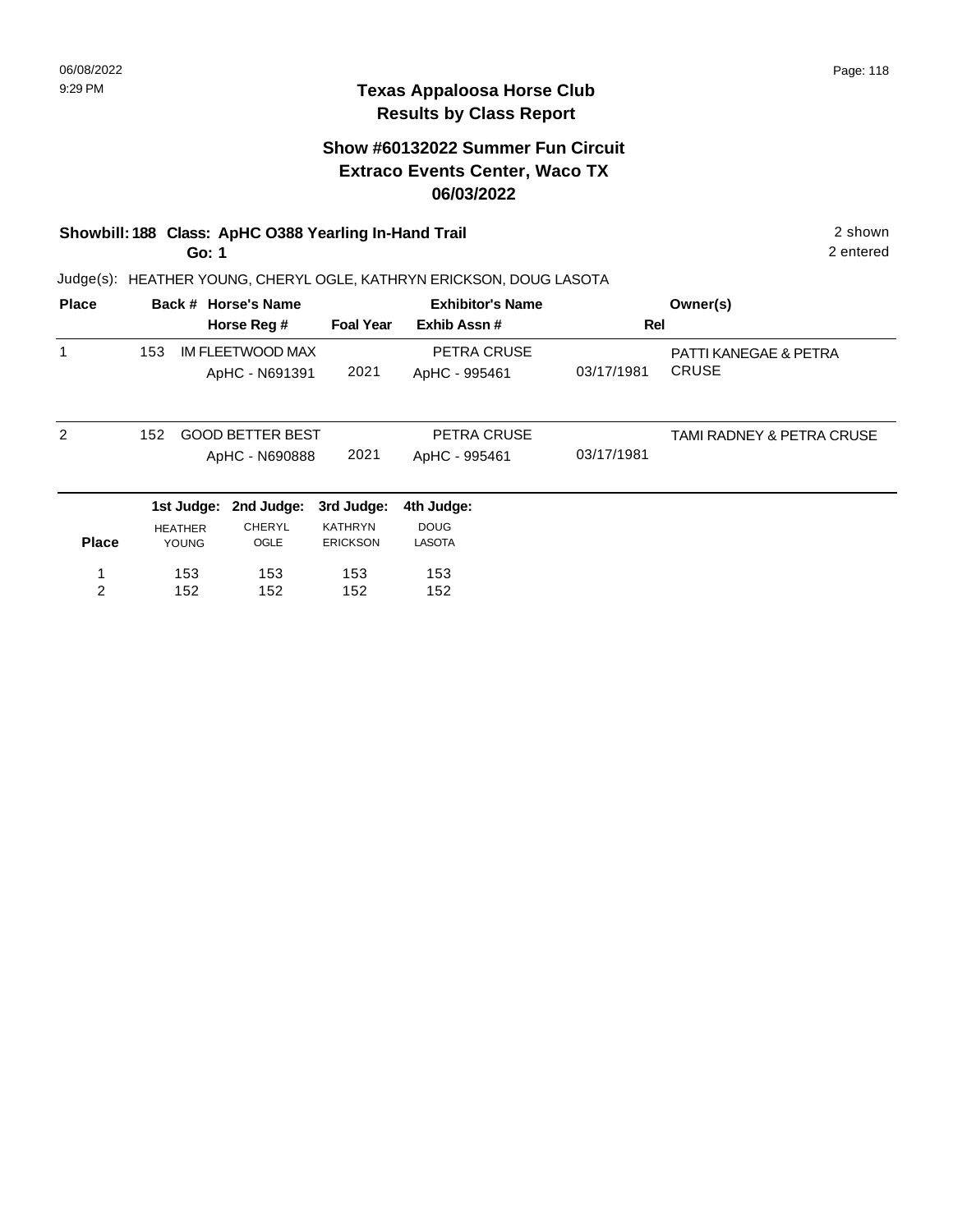# Texas Appaloosa Horse Club
## Results by Class Report

### Show #60132022 Summer Fun Circuit
### Extraco Events Center, Waco TX
### 06/03/2022

**Showbill: 188 Class: ApHC O388 Yearling In-Hand Trail** — 2 shown

**Go: 1** — 2 entered

Judge(s): HEATHER YOUNG, CHERYL OGLE, KATHRYN ERICKSON, DOUG LASOTA

| Place | Back # | Horse's Name / Horse Reg # | Foal Year | Exhibitor's Name / Exhib Assn # | Rel | Owner(s) |
|---|---|---|---|---|---|---|
| 1 | 153 | IM FLEETWOOD MAX<br>ApHC - N691391 | 2021 | PETRA CRUSE<br>ApHC - 995461 | 03/17/1981 | PATTI KANEGAE & PETRA CRUSE |
| 2 | 152 | GOOD BETTER BEST<br>ApHC - N690888 | 2021 | PETRA CRUSE<br>ApHC - 995461 | 03/17/1981 | TAMI RADNEY & PETRA CRUSE |

| Place | 1st Judge: HEATHER YOUNG | 2nd Judge: CHERYL OGLE | 3rd Judge: KATHRYN ERICKSON | 4th Judge: DOUG LASOTA |
|---|---|---|---|---|
| 1 | 153 | 153 | 153 | 153 |
| 2 | 152 | 152 | 152 | 152 |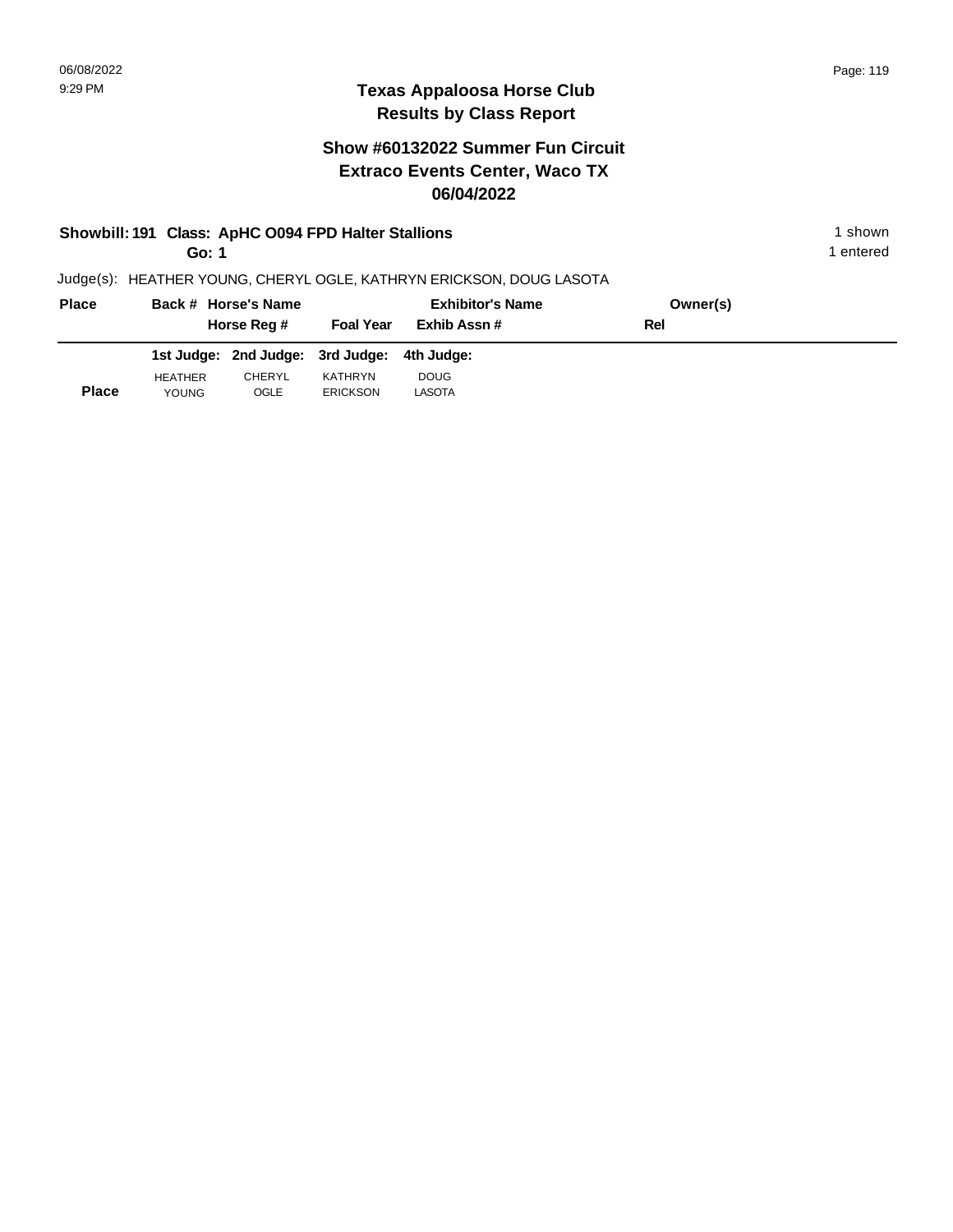## Texas Appaloosa Horse Club
## Results by Class Report

### Show #60132022 Summer Fun Circuit
### Extraco Events Center, Waco TX
### 06/04/2022

**Showbill: 191 Class: ApHC O094 FPD Halter Stallions** — 1 shown
**Go: 1** — 1 entered

Judge(s): HEATHER YOUNG, CHERYL OGLE, KATHRYN ERICKSON, DOUG LASOTA

| Place | Back # | Horse's Name / Horse Reg # | Foal Year | Exhibitor's Name / Exhib Assn # | Owner(s) / Rel |
|---|---|---|---|---|---|

| | 1st Judge: | 2nd Judge: | 3rd Judge: | 4th Judge: |
|---|---|---|---|---|
| **Place** | HEATHER YOUNG | CHERYL OGLE | KATHRYN ERICKSON | DOUG LASOTA |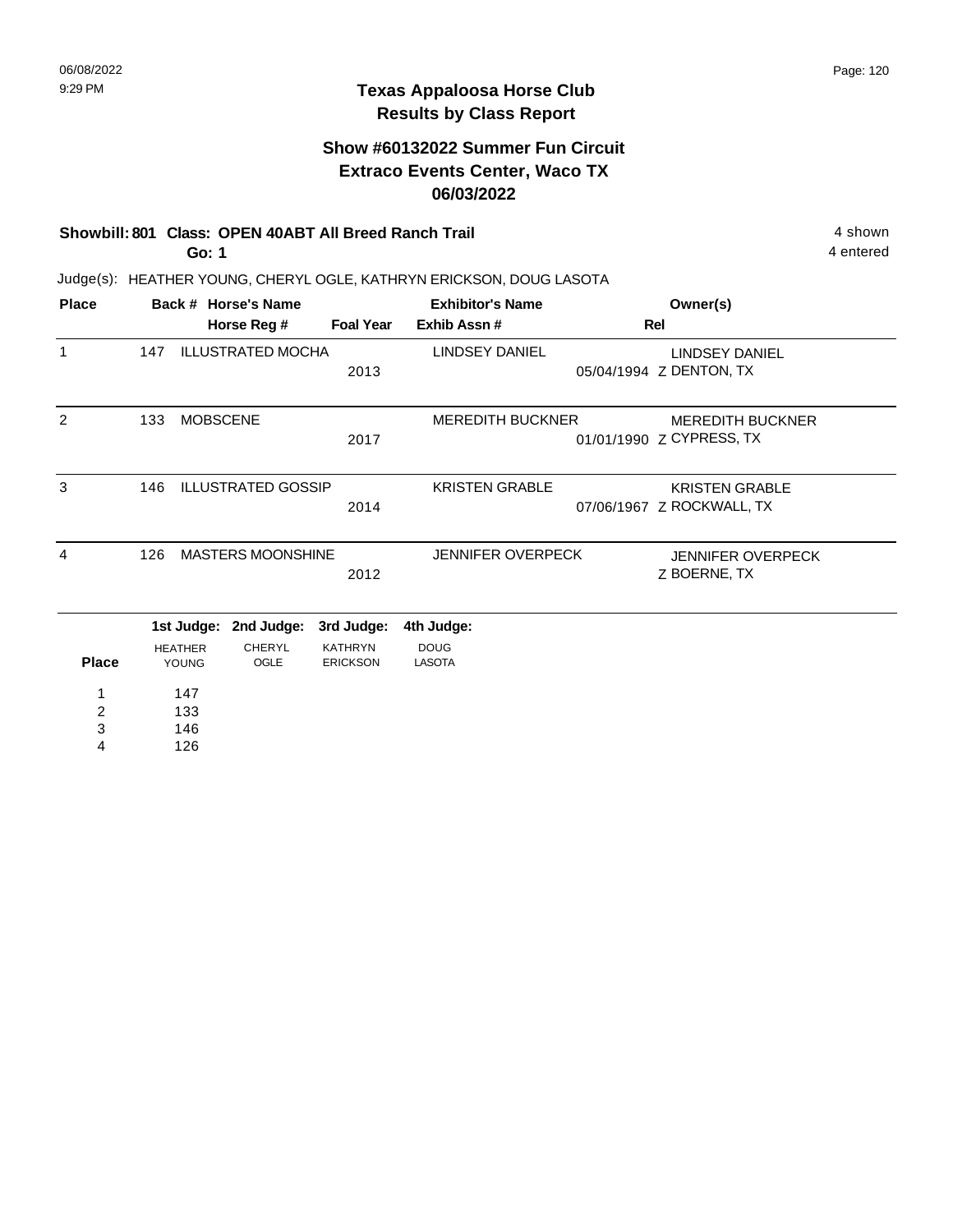# Texas Appaloosa Horse Club
## Results by Class Report

### Show #60132022 Summer Fun Circuit
### Extraco Events Center, Waco TX
### 06/03/2022

**Showbill: 801 Class: OPEN 40ABT All Breed Ranch Trail** 4 shown

**Go: 1** 4 entered

Judge(s): HEATHER YOUNG, CHERYL OGLE, KATHRYN ERICKSON, DOUG LASOTA

| Place | Back # | Horse's Name / Horse Reg # | Foal Year | Exhibitor's Name / Exhib Assn # | Rel | Owner(s) |
|---|---|---|---|---|---|---|
| 1 | 147 | ILLUSTRATED MOCHA | 2013 | LINDSEY DANIEL | 05/04/1994 Z | LINDSEY DANIEL<br>DENTON, TX |
| 2 | 133 | MOBSCENE | 2017 | MEREDITH BUCKNER | 01/01/1990 Z | MEREDITH BUCKNER<br>CYPRESS, TX |
| 3 | 146 | ILLUSTRATED GOSSIP | 2014 | KRISTEN GRABLE | 07/06/1967 Z | KRISTEN GRABLE<br>ROCKWALL, TX |
| 4 | 126 | MASTERS MOONSHINE | 2012 | JENNIFER OVERPECK | Z | JENNIFER OVERPECK<br>BOERNE, TX |

| Place | 1st Judge: HEATHER YOUNG | 2nd Judge: CHERYL OGLE | 3rd Judge: KATHRYN ERICKSON | 4th Judge: DOUG LASOTA |
|---|---|---|---|---|
| 1 | 147 | | | |
| 2 | 133 | | | |
| 3 | 146 | | | |
| 4 | 126 | | | |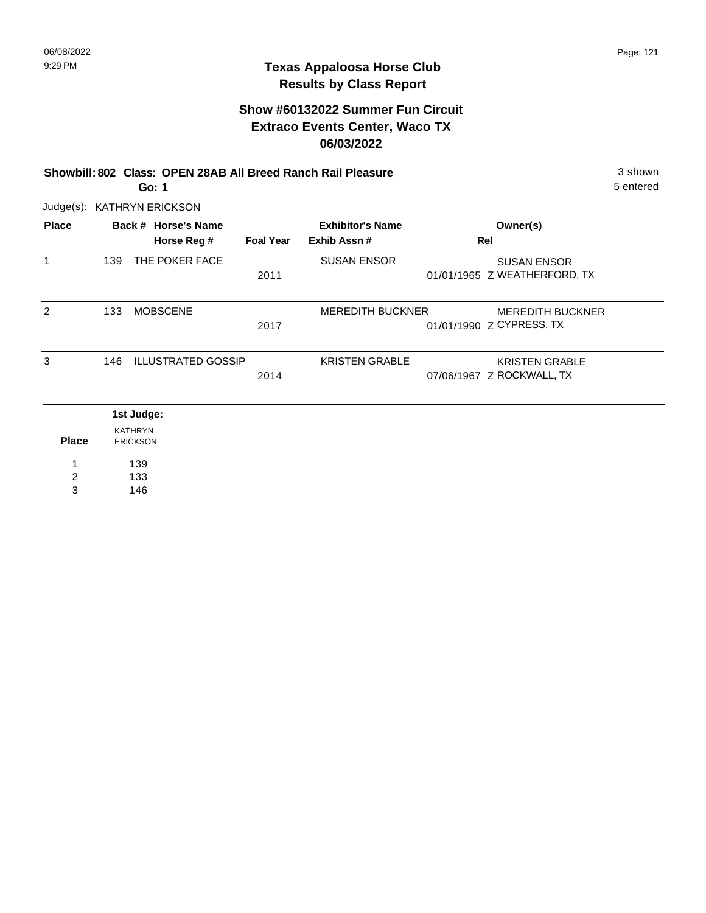## Texas Appaloosa Horse Club
## Results by Class Report

### Show #60132022 Summer Fun Circuit
### Extraco Events Center, Waco TX
### 06/03/2022

**Showbill: 802 Class: OPEN 28AB All Breed Ranch Rail Pleasure** 3 shown
**Go: 1** 5 entered

Judge(s): KATHRYN ERICKSON

| Place | Back # | Horse's Name / Horse Reg # | Foal Year | Exhibitor's Name / Exhib Assn # | Rel | Owner(s) |
|---|---|---|---|---|---|---|
| 1 | 139 | THE POKER FACE | 2011 | SUSAN ENSOR 01/01/1965 | Z | SUSAN ENSOR WEATHERFORD, TX |
| 2 | 133 | MOBSCENE | 2017 | MEREDITH BUCKNER 01/01/1990 | Z | MEREDITH BUCKNER CYPRESS, TX |
| 3 | 146 | ILLUSTRATED GOSSIP | 2014 | KRISTEN GRABLE 07/06/1967 | Z | KRISTEN GRABLE ROCKWALL, TX |

| Place | 1st Judge: KATHRYN ERICKSON |
|---|---|
| 1 | 139 |
| 2 | 133 |
| 3 | 146 |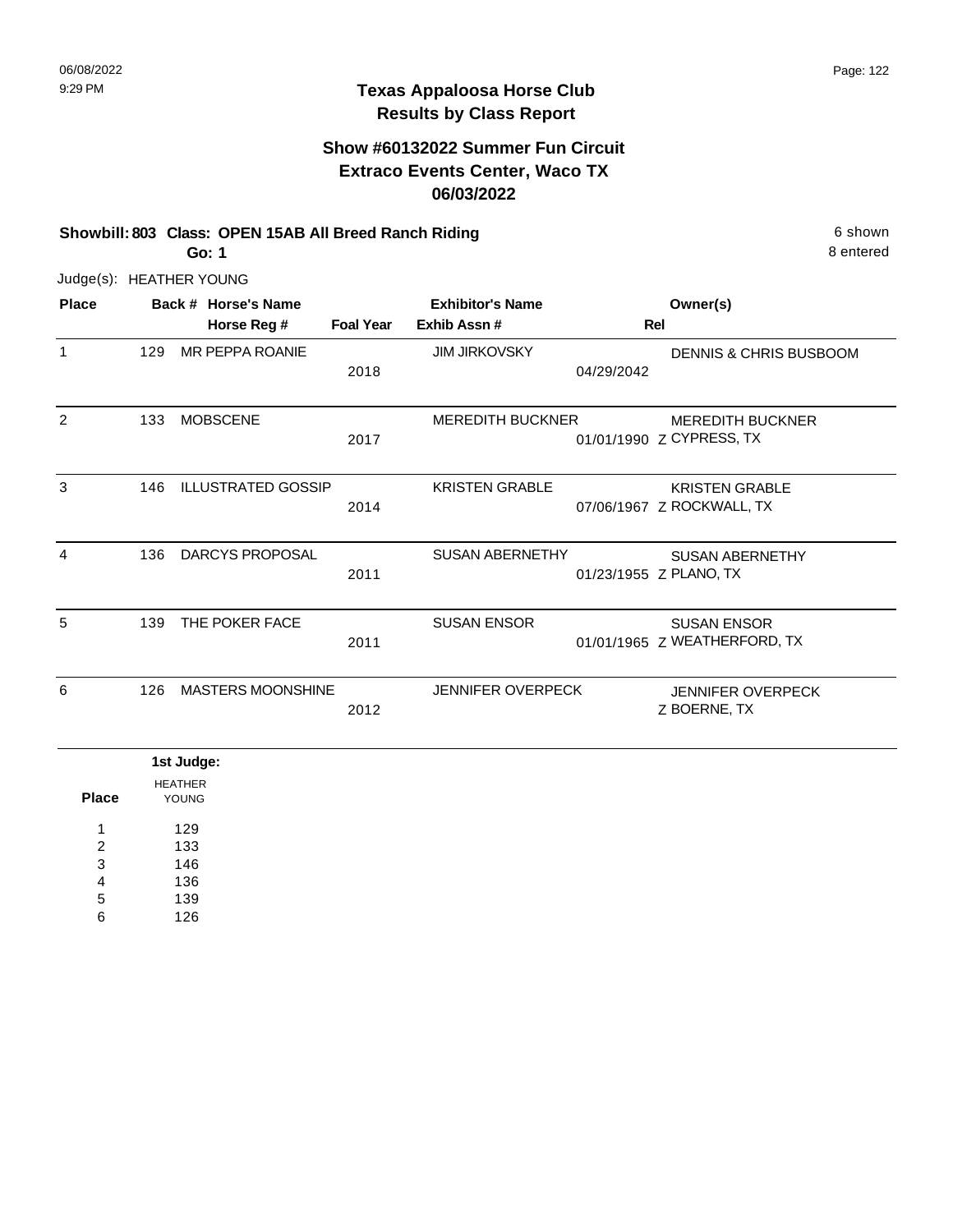06/08/2022
9:29 PM

# Texas Appaloosa Horse Club
## Results by Class Report

### Show #60132022 Summer Fun Circuit
### Extraco Events Center, Waco TX
### 06/03/2022

**Showbill: 803 Class: OPEN 15AB All Breed Ranch Riding** — 6 shown

**Go: 1** — 8 entered

Judge(s): HEATHER YOUNG

| Place | Back # | Horse's Name / Horse Reg # | Foal Year | Exhibitor's Name / Exhib Assn # | Rel | Owner(s) |
|---|---|---|---|---|---|---|
| 1 | 129 | MR PEPPA ROANIE | 2018 | JIM JIRKOVSKY | 04/29/2042 | DENNIS & CHRIS BUSBOOM |
| 2 | 133 | MOBSCENE | 2017 | MEREDITH BUCKNER | 01/01/1990 Z | MEREDITH BUCKNER CYPRESS, TX |
| 3 | 146 | ILLUSTRATED GOSSIP | 2014 | KRISTEN GRABLE | 07/06/1967 Z | KRISTEN GRABLE ROCKWALL, TX |
| 4 | 136 | DARCYS PROPOSAL | 2011 | SUSAN ABERNETHY | 01/23/1955 Z | SUSAN ABERNETHY PLANO, TX |
| 5 | 139 | THE POKER FACE | 2011 | SUSAN ENSOR | 01/01/1965 Z | SUSAN ENSOR WEATHERFORD, TX |
| 6 | 126 | MASTERS MOONSHINE | 2012 | JENNIFER OVERPECK | Z | JENNIFER OVERPECK BOERNE, TX |

**1st Judge:**

| Place | HEATHER YOUNG |
|---|---|
| 1 | 129 |
| 2 | 133 |
| 3 | 146 |
| 4 | 136 |
| 5 | 139 |
| 6 | 126 |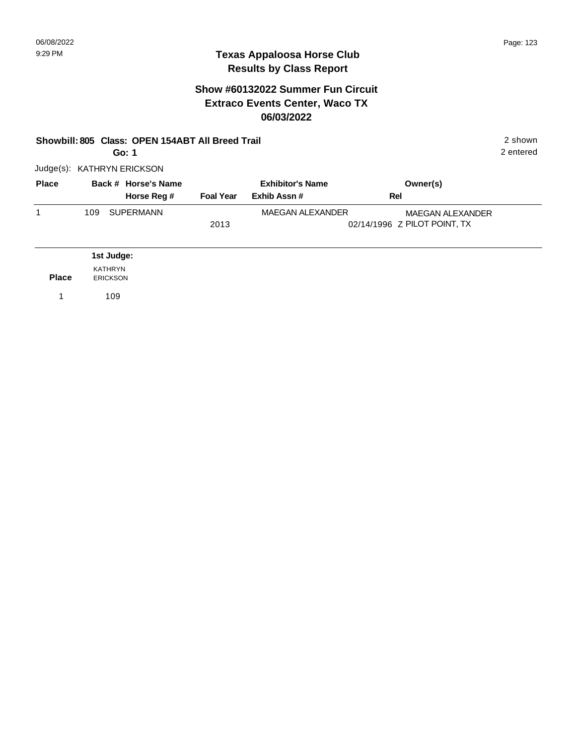## Texas Appaloosa Horse Club
## Results by Class Report

### Show #60132022 Summer Fun Circuit
### Extraco Events Center, Waco TX
### 06/03/2022

**Showbill: 805 Class: OPEN 154ABT All Breed Trail** 2 shown

**Go: 1** 2 entered

Judge(s): KATHRYN ERICKSON

| Place | Back # | Horse's Name / Horse Reg # | Foal Year | Exhibitor's Name / Exhib Assn # | Owner(s) / Rel |
|---|---|---|---|---|---|
| 1 | 109 | SUPERMANN | 2013 | MAEGAN ALEXANDER | MAEGAN ALEXANDER<br>02/14/1996 Z PILOT POINT, TX |

| Place | 1st Judge: KATHRYN ERICKSON |
|---|---|
| 1 | 109 |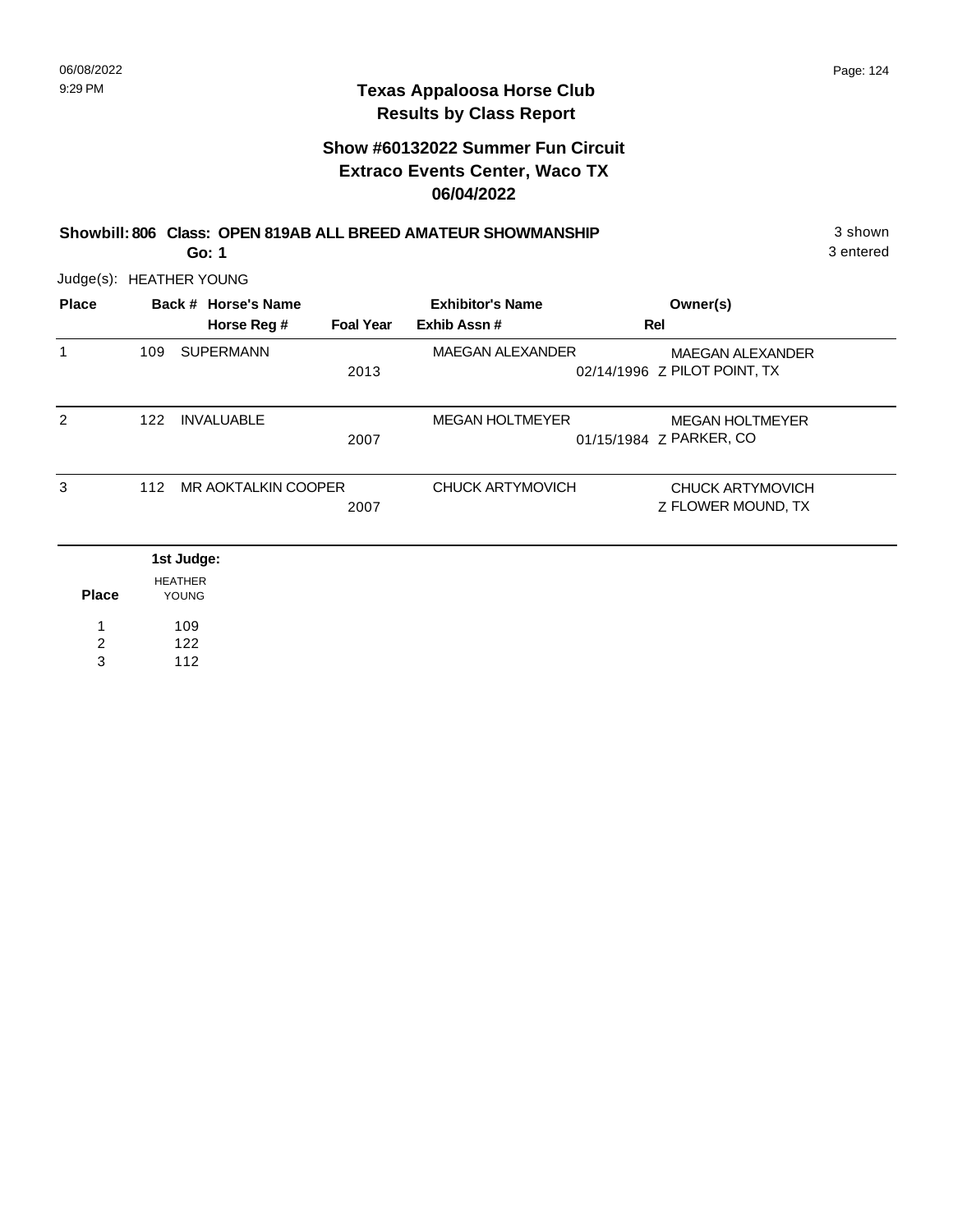# Texas Appaloosa Horse Club
## Results by Class Report

### Show #60132022 Summer Fun Circuit
### Extraco Events Center, Waco TX
### 06/04/2022

**Showbill: 806 Class: OPEN 819AB ALL BREED AMATEUR SHOWMANSHIP** — 3 shown, 3 entered

**Go: 1**

Judge(s): HEATHER YOUNG

| Place | Back # | Horse's Name / Horse Reg # | Foal Year | Exhibitor's Name / Exhib Assn # | Rel | Owner(s) |
|---|---|---|---|---|---|---|
| 1 | 109 | SUPERMANN | 2013 | MAEGAN ALEXANDER 02/14/1996 | Z | MAEGAN ALEXANDER, PILOT POINT, TX |
| 2 | 122 | INVALUABLE | 2007 | MEGAN HOLTMEYER 01/15/1984 | Z | MEGAN HOLTMEYER, PARKER, CO |
| 3 | 112 | MR AOKTALKIN COOPER | 2007 | CHUCK ARTYMOVICH | Z | CHUCK ARTYMOVICH, FLOWER MOUND, TX |

**1st Judge:**

| Place | HEATHER YOUNG |
|---|---|
| 1 | 109 |
| 2 | 122 |
| 3 | 112 |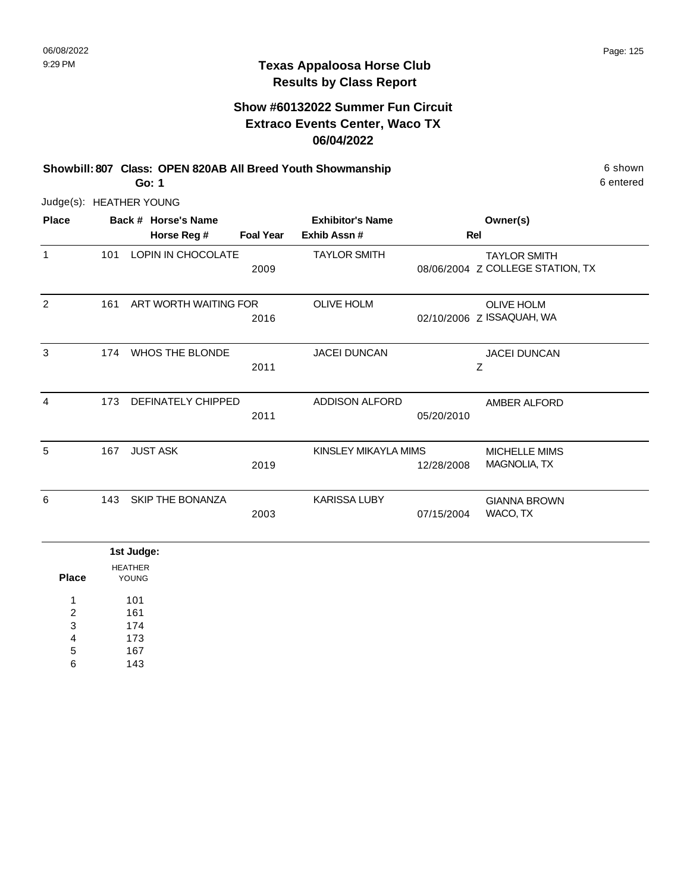# Texas Appaloosa Horse Club
## Results by Class Report

### Show #60132022 Summer Fun Circuit
### Extraco Events Center, Waco TX
### 06/04/2022

**Showbill: 807 Class: OPEN 820AB All Breed Youth Showmanship** — 6 shown

**Go: 1** — 6 entered

Judge(s): HEATHER YOUNG

| Place | Back # | Horse's Name / Horse Reg # | Foal Year | Exhibitor's Name / Exhib Assn # | Rel | Owner(s) |
|---|---|---|---|---|---|---|
| 1 | 101 | LOPIN IN CHOCOLATE | 2009 | TAYLOR SMITH 08/06/2004 | Z | TAYLOR SMITH COLLEGE STATION, TX |
| 2 | 161 | ART WORTH WAITING FOR | 2016 | OLIVE HOLM 02/10/2006 | Z | OLIVE HOLM ISSAQUAH, WA |
| 3 | 174 | WHOS THE BLONDE | 2011 | JACEI DUNCAN | Z | JACEI DUNCAN |
| 4 | 173 | DEFINATELY CHIPPED | 2011 | ADDISON ALFORD 05/20/2010 | | AMBER ALFORD |
| 5 | 167 | JUST ASK | 2019 | KINSLEY MIKAYLA MIMS 12/28/2008 | | MICHELLE MIMS MAGNOLIA, TX |
| 6 | 143 | SKIP THE BONANZA | 2003 | KARISSA LUBY 07/15/2004 | | GIANNA BROWN WACO, TX |

| Place | 1st Judge: HEATHER YOUNG |
|---|---|
| 1 | 101 |
| 2 | 161 |
| 3 | 174 |
| 4 | 173 |
| 5 | 167 |
| 6 | 143 |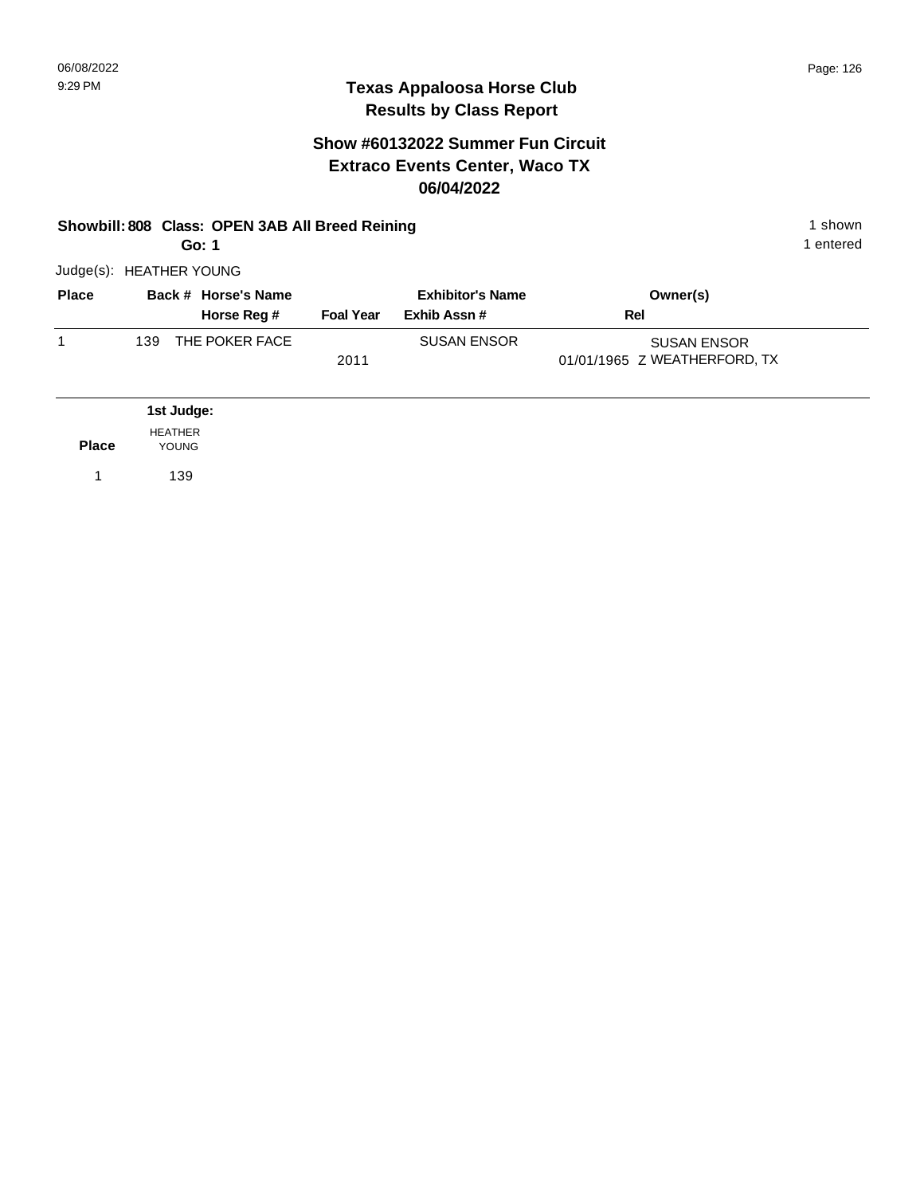# Texas Appaloosa Horse Club
## Results by Class Report

### Show #60132022 Summer Fun Circuit
### Extraco Events Center, Waco TX
### 06/04/2022

**Showbill: 808 Class: OPEN 3AB All Breed Reining** — 1 shown

**Go: 1** — 1 entered

Judge(s): HEATHER YOUNG

| Place | Back # | Horse's Name / Horse Reg # | Foal Year | Exhibitor's Name / Exhib Assn # | Owner(s) / Rel |
|---|---|---|---|---|---|
| 1 | 139 | THE POKER FACE | 2011 | SUSAN ENSOR | SUSAN ENSOR<br>01/01/1965 Z WEATHERFORD, TX |

**1st Judge:**

| Place | HEATHER YOUNG |
|---|---|
| 1 | 139 |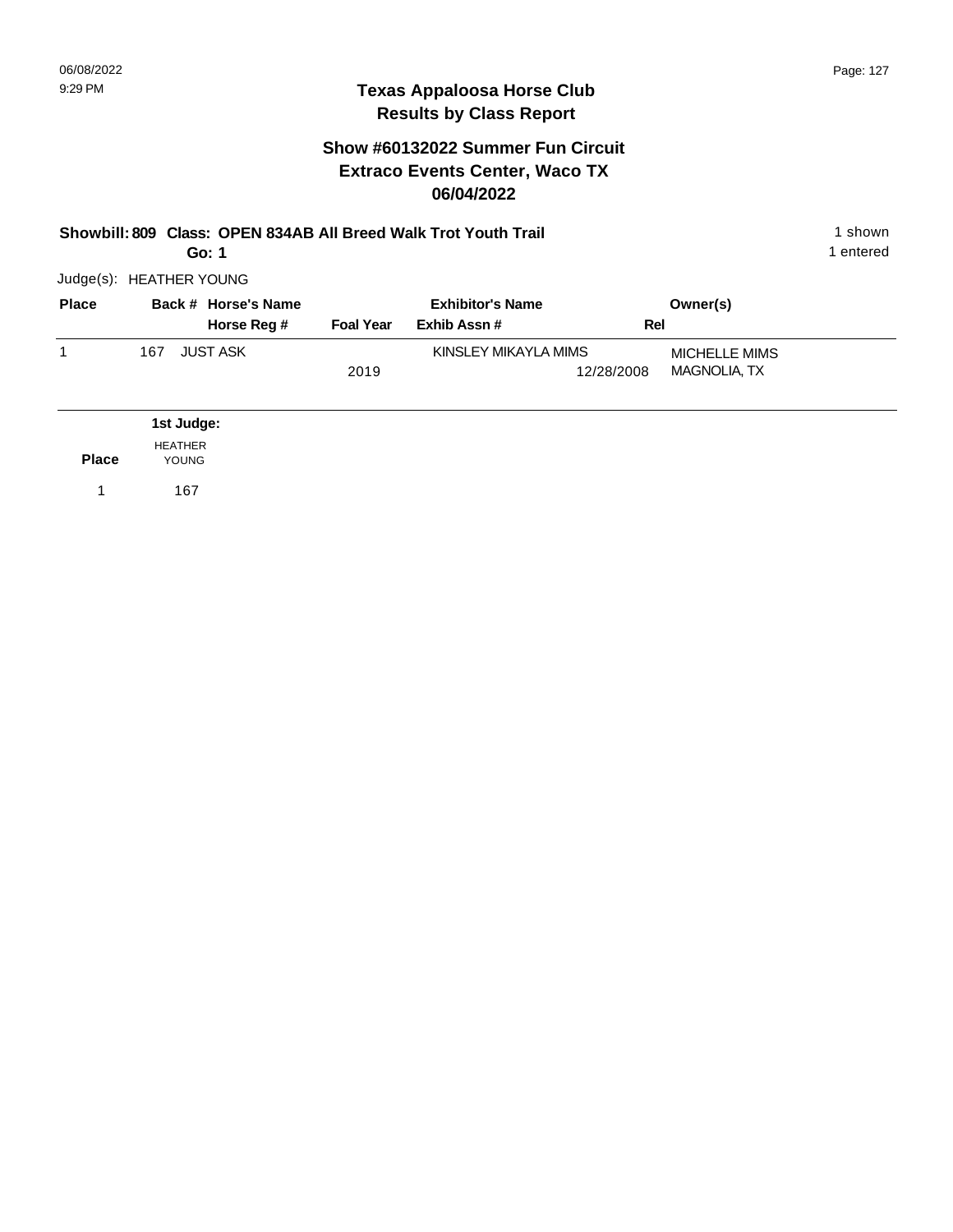# Texas Appaloosa Horse Club
## Results by Class Report

### Show #60132022 Summer Fun Circuit
### Extraco Events Center, Waco TX
### 06/04/2022

**Showbill: 809 Class: OPEN 834AB All Breed Walk Trot Youth Trail** — 1 shown

**Go: 1** — 1 entered

Judge(s): HEATHER YOUNG

| Place | Back # | Horse's Name / Horse Reg # | Foal Year | Exhibitor's Name / Exhib Assn # | Rel | Owner(s) |
|---|---|---|---|---|---|---|
| 1 | 167 | JUST ASK | 2019 | KINSLEY MIKAYLA MIMS | 12/28/2008 | MICHELLE MIMS<br>MAGNOLIA, TX |

| Place | 1st Judge: HEATHER YOUNG |
|---|---|
| 1 | 167 |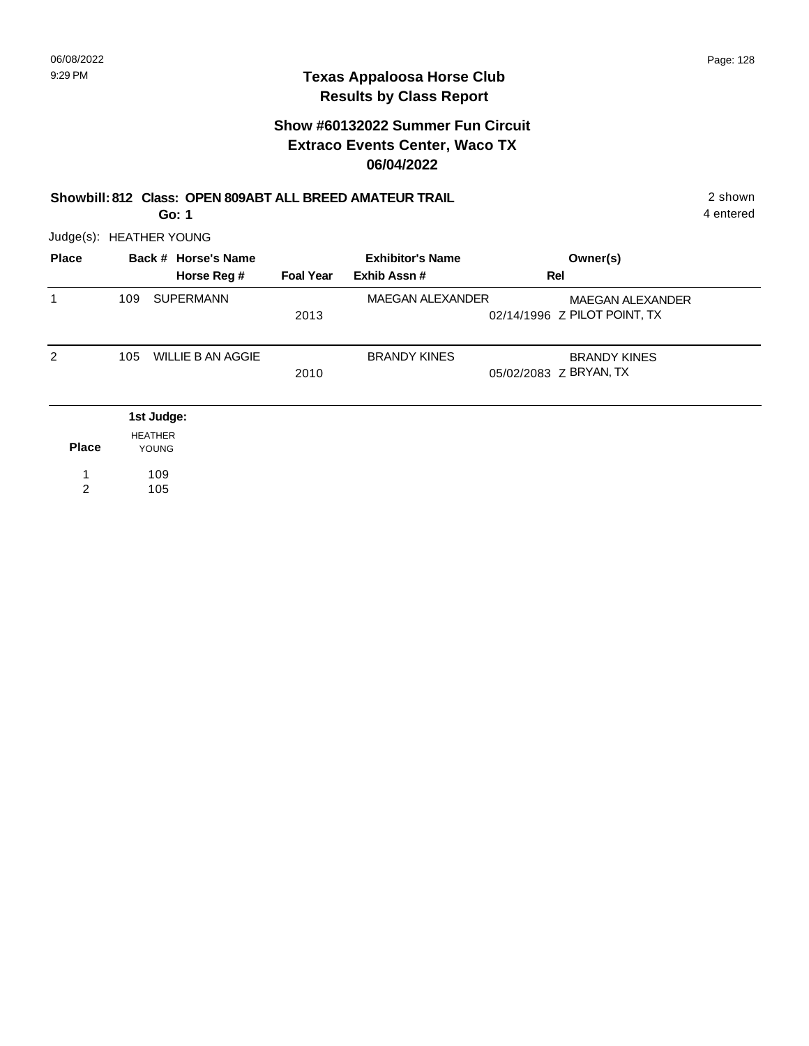# Texas Appaloosa Horse Club
## Results by Class Report

### Show #60132022 Summer Fun Circuit
### Extraco Events Center, Waco TX
### 06/04/2022

**Showbill: 812 Class: OPEN 809ABT ALL BREED AMATEUR TRAIL** — 2 shown, 4 entered

**Go: 1**

Judge(s): HEATHER YOUNG

| Place | Back # | Horse's Name / Horse Reg # | Foal Year | Exhibitor's Name / Exhib Assn # | Rel | Owner(s) |
|---|---|---|---|---|---|---|
| 1 | 109 | SUPERMANN | 2013 | MAEGAN ALEXANDER<br>02/14/1996 | Z | MAEGAN ALEXANDER<br>PILOT POINT, TX |
| 2 | 105 | WILLIE B AN AGGIE | 2010 | BRANDY KINES<br>05/02/2083 | Z | BRANDY KINES<br>BRYAN, TX |

| Place | 1st Judge: HEATHER YOUNG |
|---|---|
| 1 | 109 |
| 2 | 105 |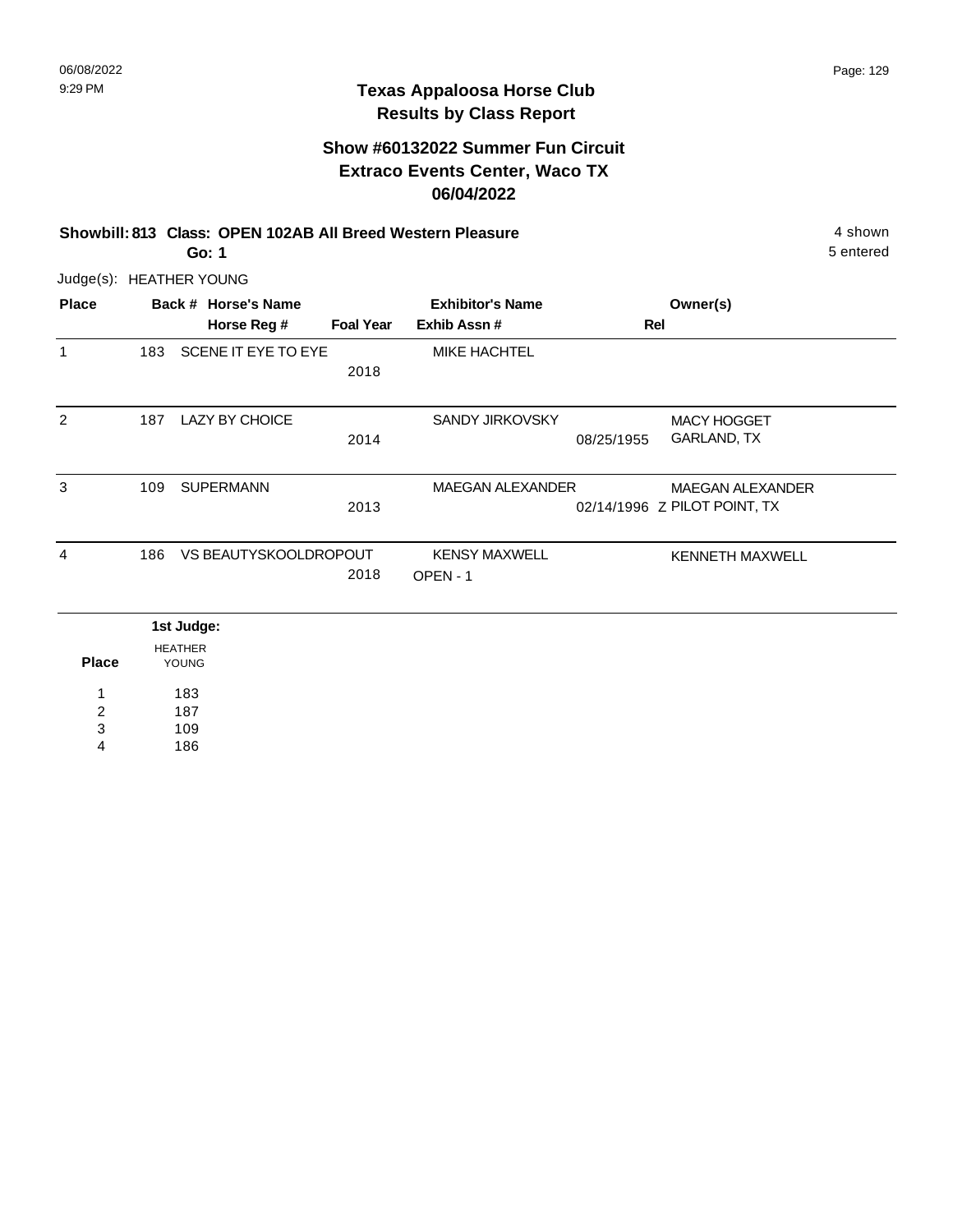## Texas Appaloosa Horse Club
## Results by Class Report

### Show #60132022 Summer Fun Circuit
### Extraco Events Center, Waco TX
### 06/04/2022

**Showbill: 813 Class: OPEN 102AB All Breed Western Pleasure** 4 shown

**Go: 1** 5 entered

Judge(s): HEATHER YOUNG

| Place | Back # | Horse's Name / Horse Reg # | Foal Year | Exhibitor's Name / Exhib Assn # | Rel | Owner(s) |
|---|---|---|---|---|---|---|
| 1 | 183 | SCENE IT EYE TO EYE | 2018 | MIKE HACHTEL | | |
| 2 | 187 | LAZY BY CHOICE | 2014 | SANDY JIRKOVSKY | 08/25/1955 | MACY HOGGET GARLAND, TX |
| 3 | 109 | SUPERMANN | 2013 | MAEGAN ALEXANDER | 02/14/1996 Z | MAEGAN ALEXANDER PILOT POINT, TX |
| 4 | 186 | VS BEAUTYSKOOLDROPOUT | 2018 | KENSY MAXWELL OPEN - 1 | | KENNETH MAXWELL |

| Place | 1st Judge: HEATHER YOUNG |
|---|---|
| 1 | 183 |
| 2 | 187 |
| 3 | 109 |
| 4 | 186 |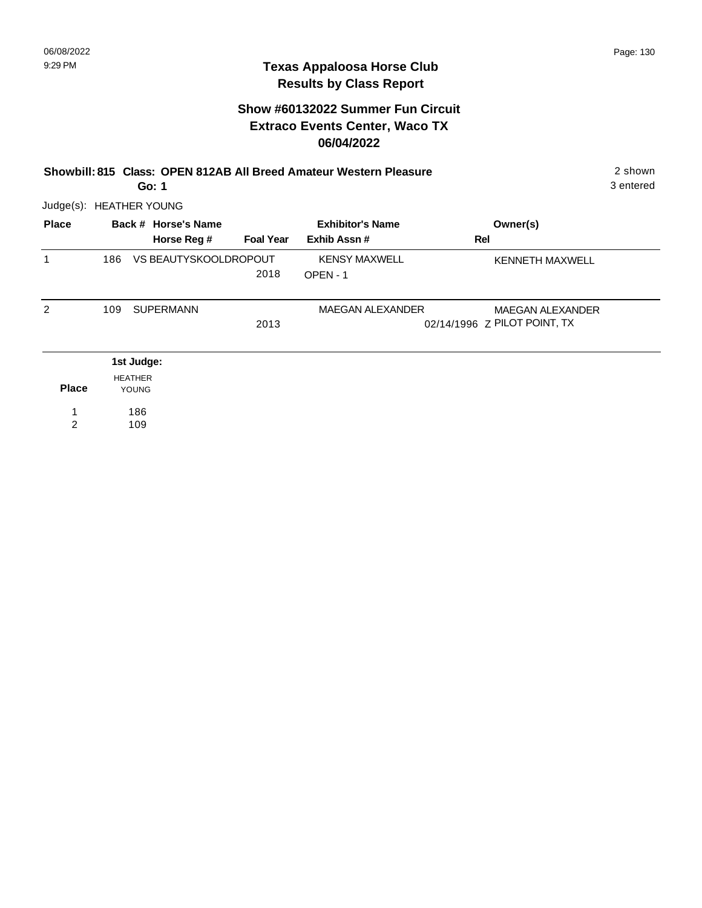# Texas Appaloosa Horse Club
## Results by Class Report

### Show #60132022 Summer Fun Circuit
### Extraco Events Center, Waco TX
### 06/04/2022

**Showbill: 815 Class: OPEN 812AB All Breed Amateur Western Pleasure** — 2 shown, 3 entered

**Go: 1**

Judge(s): HEATHER YOUNG

| Place | Back # | Horse's Name / Horse Reg # | Foal Year | Exhibitor's Name / Exhib Assn # | Rel | Owner(s) |
|---|---|---|---|---|---|---|
| 1 | 186 | VS BEAUTYSKOOLDROPOUT | 2018 | KENSY MAXWELL / OPEN - 1 | | KENNETH MAXWELL |
| 2 | 109 | SUPERMANN | 2013 | MAEGAN ALEXANDER / 02/14/1996 | Z | MAEGAN ALEXANDER / PILOT POINT, TX |

| Place | 1st Judge: HEATHER YOUNG |
|---|---|
| 1 | 186 |
| 2 | 109 |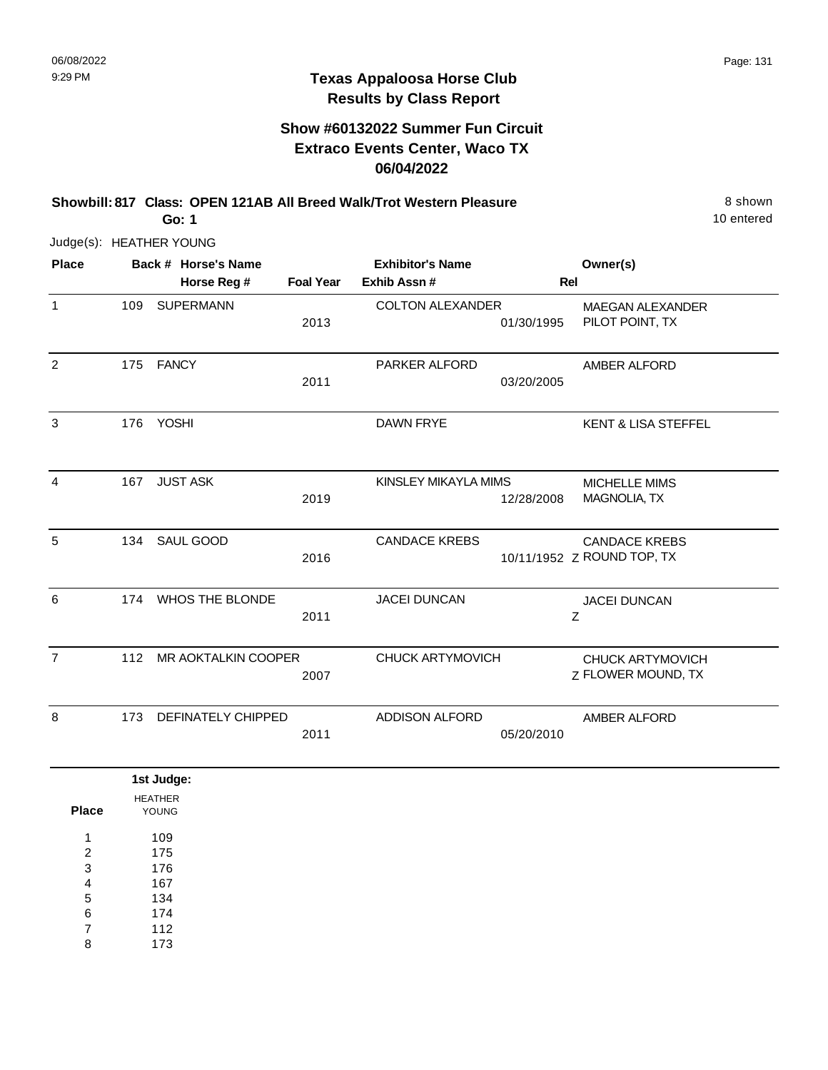# Texas Appaloosa Horse Club
## Results by Class Report

### Show #60132022 Summer Fun Circuit
### Extraco Events Center, Waco TX
### 06/04/2022

**Showbill: 817 Class: OPEN 121AB All Breed Walk/Trot Western Pleasure** 8 shown
**Go: 1** 10 entered

Judge(s): HEATHER YOUNG

| Place | Back # | Horse's Name / Horse Reg # | Foal Year | Exhibitor's Name / Exhib Assn # | Rel | Owner(s) |
|---|---|---|---|---|---|---|
| 1 | 109 | SUPERMANN | 2013 | COLTON ALEXANDER 01/30/1995 | | MAEGAN ALEXANDER PILOT POINT, TX |
| 2 | 175 | FANCY | 2011 | PARKER ALFORD 03/20/2005 | | AMBER ALFORD |
| 3 | 176 | YOSHI | | DAWN FRYE | | KENT & LISA STEFFEL |
| 4 | 167 | JUST ASK | 2019 | KINSLEY MIKAYLA MIMS 12/28/2008 | | MICHELLE MIMS MAGNOLIA, TX |
| 5 | 134 | SAUL GOOD | 2016 | CANDACE KREBS 10/11/1952 | Z | CANDACE KREBS ROUND TOP, TX |
| 6 | 174 | WHOS THE BLONDE | 2011 | JACEI DUNCAN | Z | JACEI DUNCAN |
| 7 | 112 | MR AOKTALKIN COOPER | 2007 | CHUCK ARTYMOVICH | Z | CHUCK ARTYMOVICH FLOWER MOUND, TX |
| 8 | 173 | DEFINATELY CHIPPED | 2011 | ADDISON ALFORD 05/20/2010 | | AMBER ALFORD |

| Place | 1st Judge: HEATHER YOUNG |
|---|---|
| 1 | 109 |
| 2 | 175 |
| 3 | 176 |
| 4 | 167 |
| 5 | 134 |
| 6 | 174 |
| 7 | 112 |
| 8 | 173 |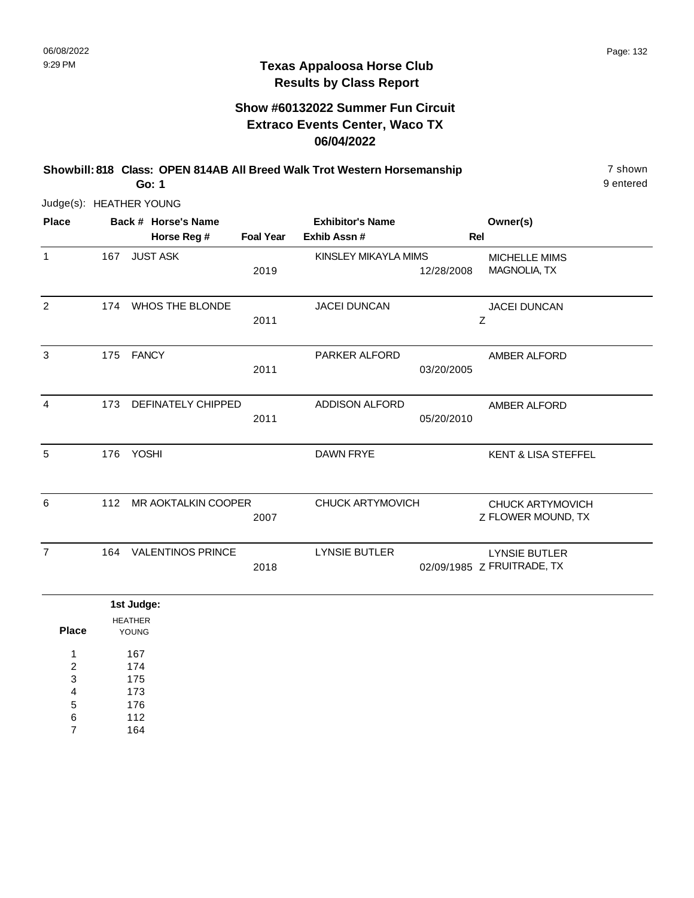# Texas Appaloosa Horse Club
## Results by Class Report

### Show #60132022 Summer Fun Circuit
### Extraco Events Center, Waco TX
### 06/04/2022

**Showbill: 818 Class: OPEN 814AB All Breed Walk Trot Western Horsemanship** — 7 shown, 9 entered

**Go: 1**

Judge(s): HEATHER YOUNG

| Place | Back # | Horse's Name / Horse Reg # | Foal Year | Exhibitor's Name / Exhib Assn # | Rel | Owner(s) |
|---|---|---|---|---|---|---|
| 1 | 167 | JUST ASK | 2019 | KINSLEY MIKAYLA MIMS | 12/28/2008 | MICHELLE MIMS, MAGNOLIA, TX |
| 2 | 174 | WHOS THE BLONDE | 2011 | JACEI DUNCAN | Z | JACEI DUNCAN |
| 3 | 175 | FANCY | 2011 | PARKER ALFORD | 03/20/2005 | AMBER ALFORD |
| 4 | 173 | DEFINATELY CHIPPED | 2011 | ADDISON ALFORD | 05/20/2010 | AMBER ALFORD |
| 5 | 176 | YOSHI | | DAWN FRYE | | KENT & LISA STEFFEL |
| 6 | 112 | MR AOKTALKIN COOPER | 2007 | CHUCK ARTYMOVICH | Z | CHUCK ARTYMOVICH, FLOWER MOUND, TX |
| 7 | 164 | VALENTINOS PRINCE | 2018 | LYNSIE BUTLER | 02/09/1985 Z | LYNSIE BUTLER, FRUITRADE, TX |

| Place | 1st Judge: HEATHER YOUNG |
|---|---|
| 1 | 167 |
| 2 | 174 |
| 3 | 175 |
| 4 | 173 |
| 5 | 176 |
| 6 | 112 |
| 7 | 164 |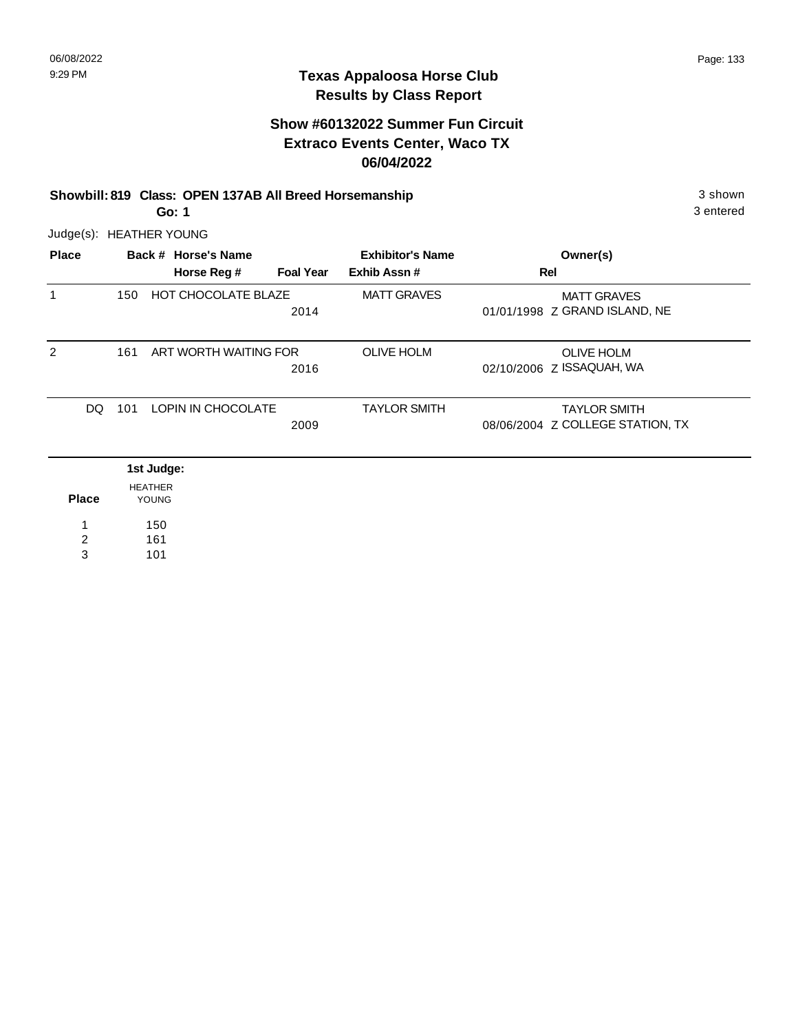# Texas Appaloosa Horse Club
## Results by Class Report

### Show #60132022 Summer Fun Circuit
### Extraco Events Center, Waco TX
### 06/04/2022

**Showbill: 819 Class: OPEN 137AB All Breed Horsemanship** — 3 shown, 3 entered

**Go: 1**

Judge(s): HEATHER YOUNG

| Place | Back # | Horse's Name / Horse Reg # | Foal Year | Exhibitor's Name / Exhib Assn # | Rel | Owner(s) |
|---|---|---|---|---|---|---|
| 1 | 150 | HOT CHOCOLATE BLAZE | 2014 | MATT GRAVES | 01/01/1998 Z | MATT GRAVES, GRAND ISLAND, NE |
| 2 | 161 | ART WORTH WAITING FOR | 2016 | OLIVE HOLM | 02/10/2006 Z | OLIVE HOLM, ISSAQUAH, WA |
| DQ | 101 | LOPIN IN CHOCOLATE | 2009 | TAYLOR SMITH | 08/06/2004 Z | TAYLOR SMITH, COLLEGE STATION, TX |

**1st Judge:**

| Place | HEATHER YOUNG |
|---|---|
| 1 | 150 |
| 2 | 161 |
| 3 | 101 |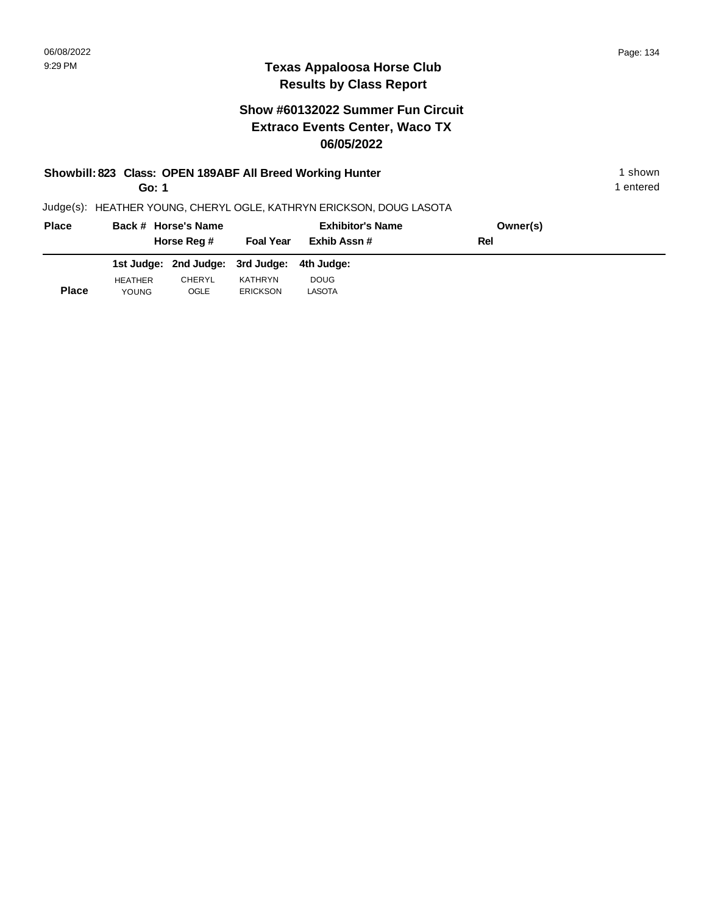## Texas Appaloosa Horse Club
## Results by Class Report

### Show #60132022 Summer Fun Circuit
### Extraco Events Center, Waco TX
### 06/05/2022

**Showbill: 823 Class: OPEN 189ABF All Breed Working Hunter** — 1 shown

**Go: 1** — 1 entered

Judge(s): HEATHER YOUNG, CHERYL OGLE, KATHRYN ERICKSON, DOUG LASOTA

| Place | Back # Horse's Name / Horse Reg # | Foal Year | Exhibitor's Name / Exhib Assn # | Owner(s) / Rel |
|---|---|---|---|---|

| Place | 1st Judge: HEATHER YOUNG | 2nd Judge: CHERYL OGLE | 3rd Judge: KATHRYN ERICKSON | 4th Judge: DOUG LASOTA |
|---|---|---|---|---|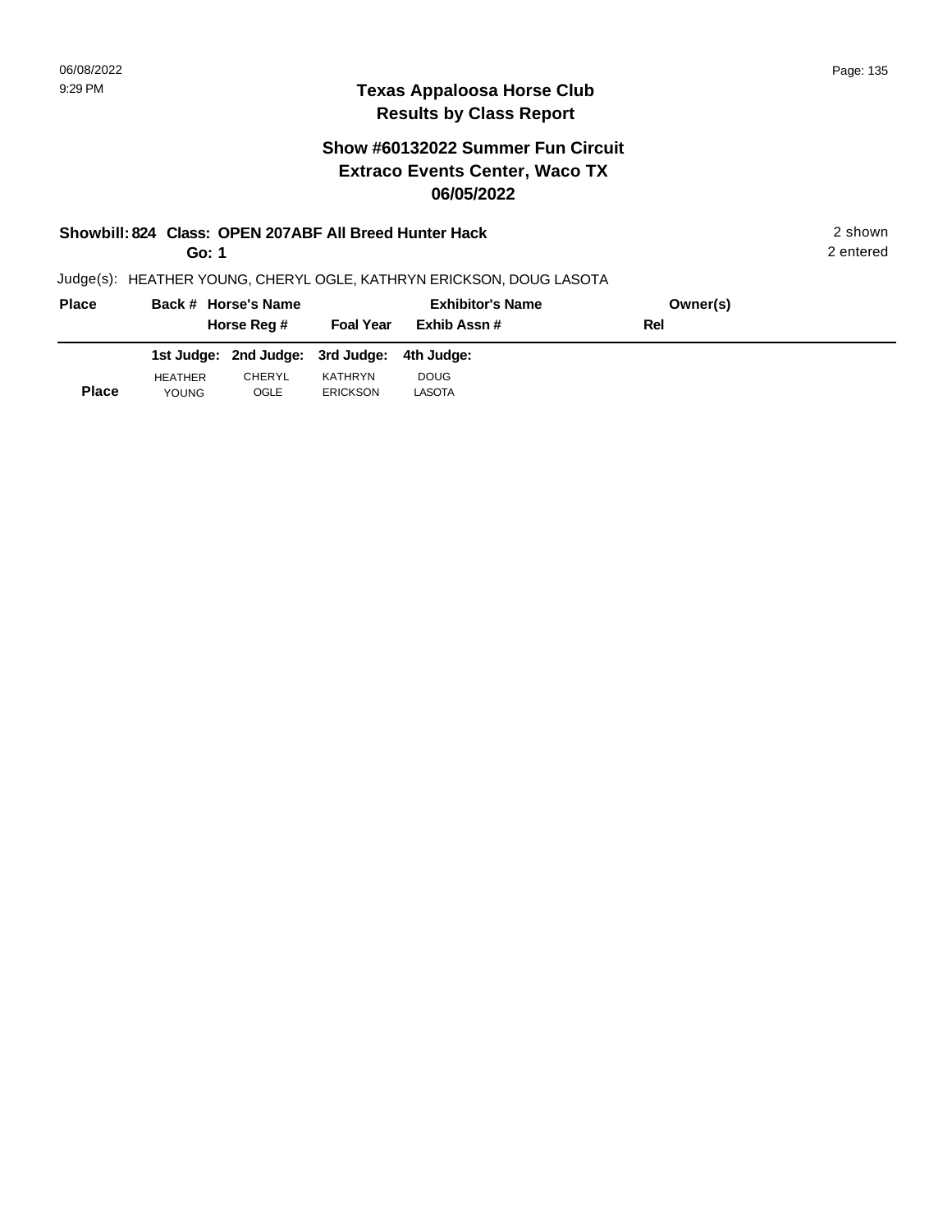06/08/2022
9:29 PM

# Texas Appaloosa Horse Club
## Results by Class Report

### Show #60132022 Summer Fun Circuit
### Extraco Events Center, Waco TX
### 06/05/2022

**Showbill: 824 Class: OPEN 207ABF All Breed Hunter Hack** — 2 shown

**Go: 1** — 2 entered

Judge(s): HEATHER YOUNG, CHERYL OGLE, KATHRYN ERICKSON, DOUG LASOTA

| Place | Back # Horse's Name | | Exhibitor's Name | Owner(s) |
|---|---|---|---|---|
| | Horse Reg # | Foal Year | Exhib Assn # | Rel |

| Place | 1st Judge: HEATHER YOUNG | 2nd Judge: CHERYL OGLE | 3rd Judge: KATHRYN ERICKSON | 4th Judge: DOUG LASOTA |
|---|---|---|---|---|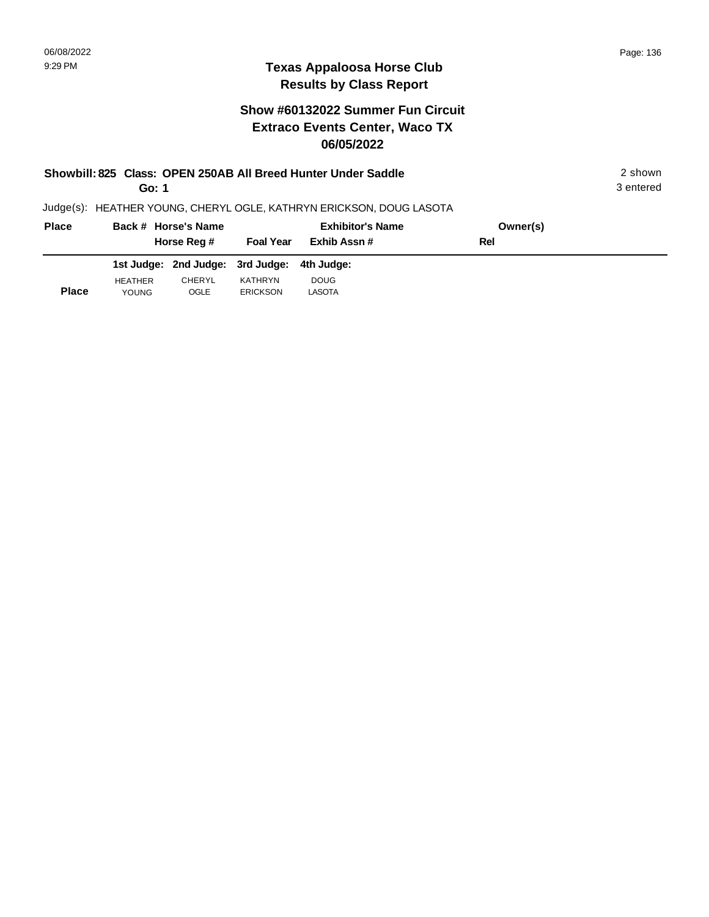# Texas Appaloosa Horse Club
## Results by Class Report

### Show #60132022 Summer Fun Circuit
### Extraco Events Center, Waco TX
### 06/05/2022

**Showbill: 825 Class: OPEN 250AB All Breed Hunter Under Saddle** — 2 shown, 3 entered

**Go: 1**

Judge(s): HEATHER YOUNG, CHERYL OGLE, KATHRYN ERICKSON, DOUG LASOTA

| Place | Back # | Horse's Name / Horse Reg # | Foal Year | Exhibitor's Name / Exhib Assn # | Owner(s) / Rel |
|---|---|---|---|---|---|

| Place | 1st Judge: HEATHER YOUNG | 2nd Judge: CHERYL OGLE | 3rd Judge: KATHRYN ERICKSON | 4th Judge: DOUG LASOTA |
|---|---|---|---|---|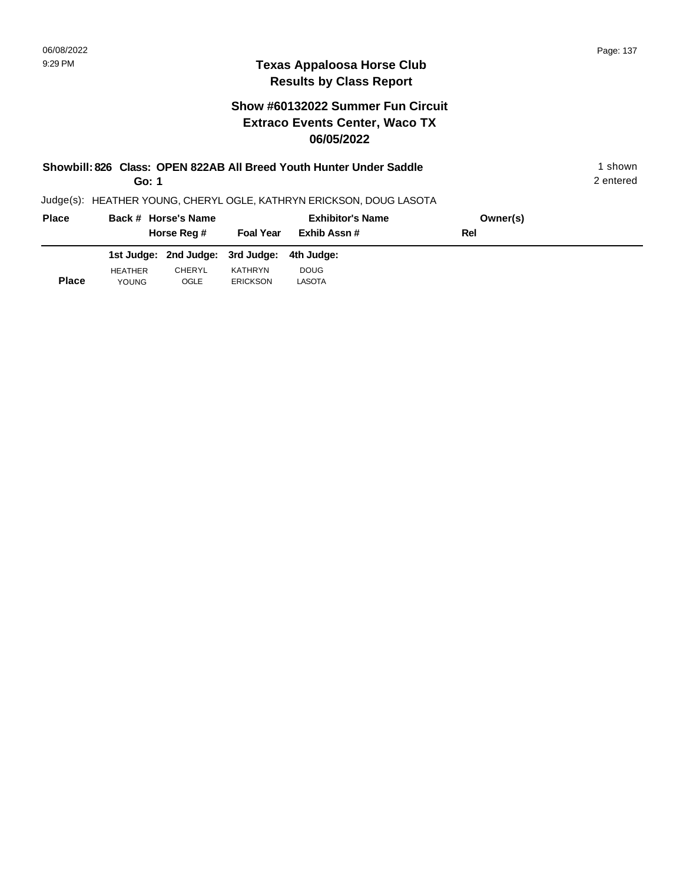# Texas Appaloosa Horse Club
## Results by Class Report

### Show #60132022 Summer Fun Circuit
### Extraco Events Center, Waco TX
### 06/05/2022

**Showbill: 826 Class: OPEN 822AB All Breed Youth Hunter Under Saddle** 1 shown
**Go: 1** 2 entered

Judge(s): HEATHER YOUNG, CHERYL OGLE, KATHRYN ERICKSON, DOUG LASOTA

| Place | Back # | Horse's Name / Horse Reg # | Foal Year | Exhibitor's Name / Exhib Assn # | Owner(s) / Rel |
|---|---|---|---|---|---|

| Place | 1st Judge: HEATHER YOUNG | 2nd Judge: CHERYL OGLE | 3rd Judge: KATHRYN ERICKSON | 4th Judge: DOUG LASOTA |
|---|---|---|---|---|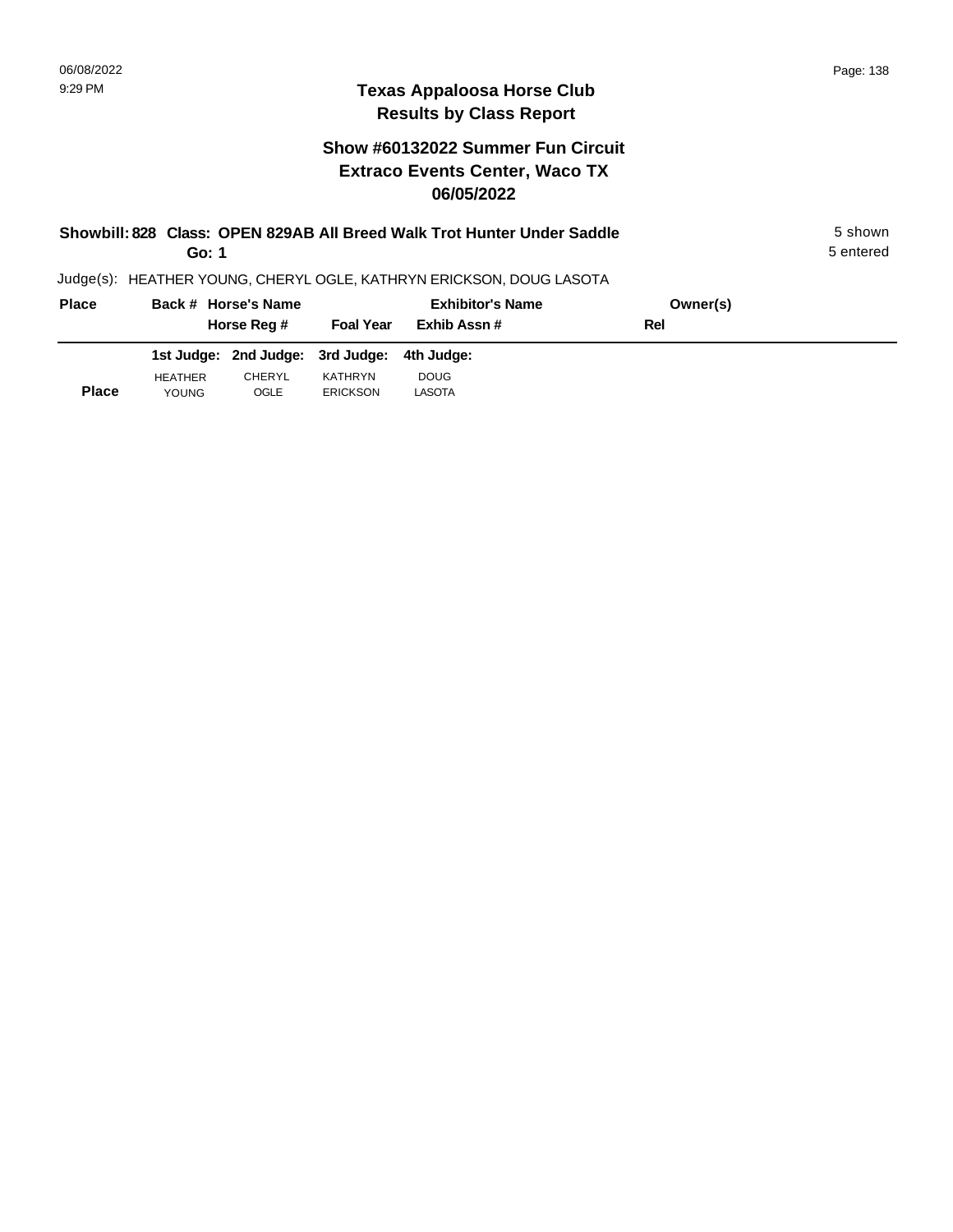06/08/2022
9:29 PM

# Texas Appaloosa Horse Club
## Results by Class Report

### Show #60132022 Summer Fun Circuit
### Extraco Events Center, Waco TX
### 06/05/2022

**Showbill: 828 Class: OPEN 829AB All Breed Walk Trot Hunter Under Saddle** — 5 shown
**Go: 1** — 5 entered

Judge(s): HEATHER YOUNG, CHERYL OGLE, KATHRYN ERICKSON, DOUG LASOTA

| Place | Back # Horse's Name | | Exhibitor's Name | Owner(s) |
|---|---|---|---|---|
| | Horse Reg # | Foal Year | Exhib Assn # | Rel |

| Place | 1st Judge: HEATHER YOUNG | 2nd Judge: CHERYL OGLE | 3rd Judge: KATHRYN ERICKSON | 4th Judge: DOUG LASOTA |
|---|---|---|---|---|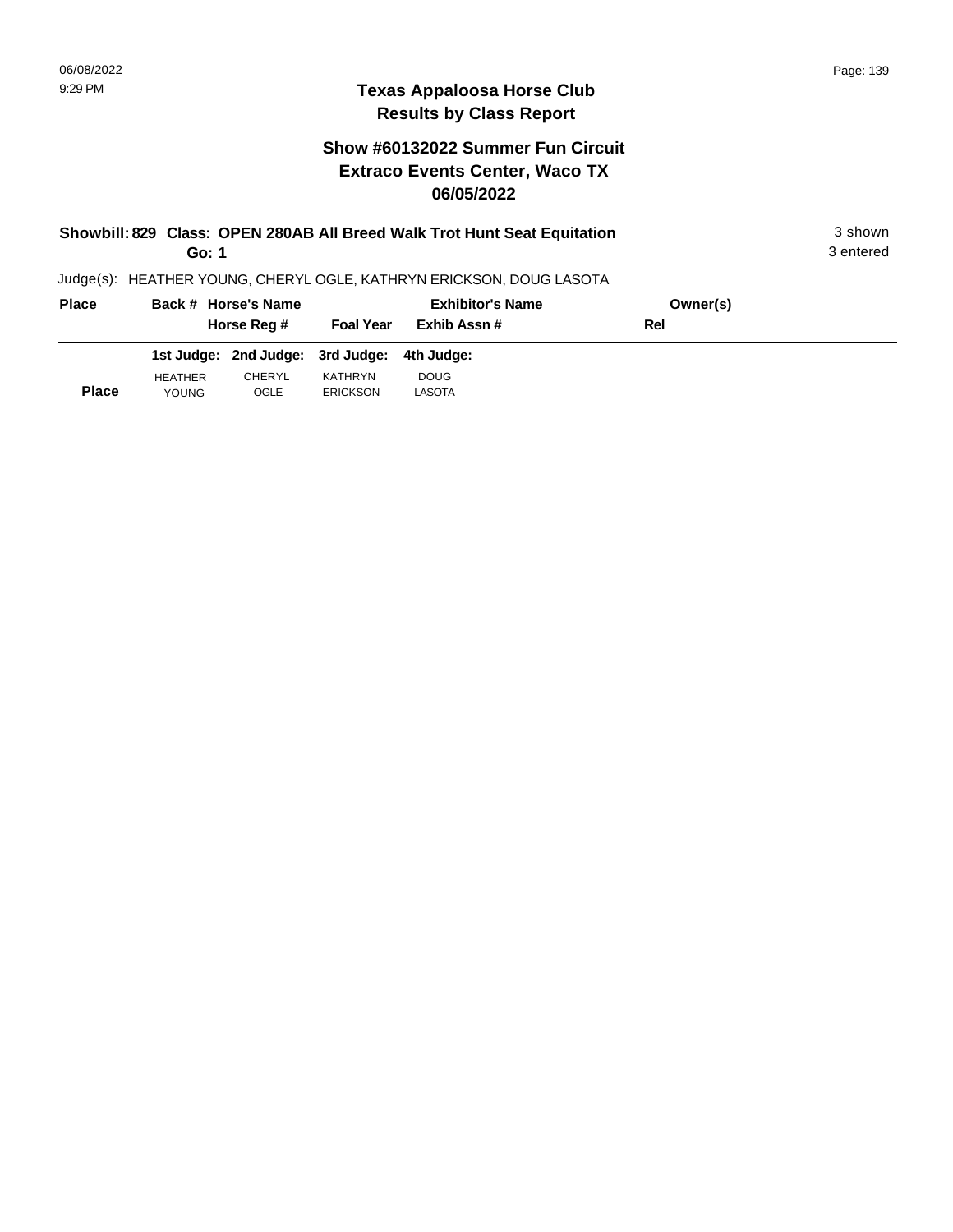**Texas Appaloosa Horse Club**
**Results by Class Report**

**Show #60132022 Summer Fun Circuit**
**Extraco Events Center, Waco TX**
**06/05/2022**

**Showbill: 829 Class: OPEN 280AB All Breed Walk Trot Hunt Seat Equitation** — 3 shown
**Go: 1** — 3 entered

Judge(s): HEATHER YOUNG, CHERYL OGLE, KATHRYN ERICKSON, DOUG LASOTA

| Place | Back # | Horse's Name / Horse Reg # | Foal Year | Exhibitor's Name / Exhib Assn # | Owner(s) / Rel |
|---|---|---|---|---|---|

| Place | 1st Judge: HEATHER YOUNG | 2nd Judge: CHERYL OGLE | 3rd Judge: KATHRYN ERICKSON | 4th Judge: DOUG LASOTA |
|---|---|---|---|---|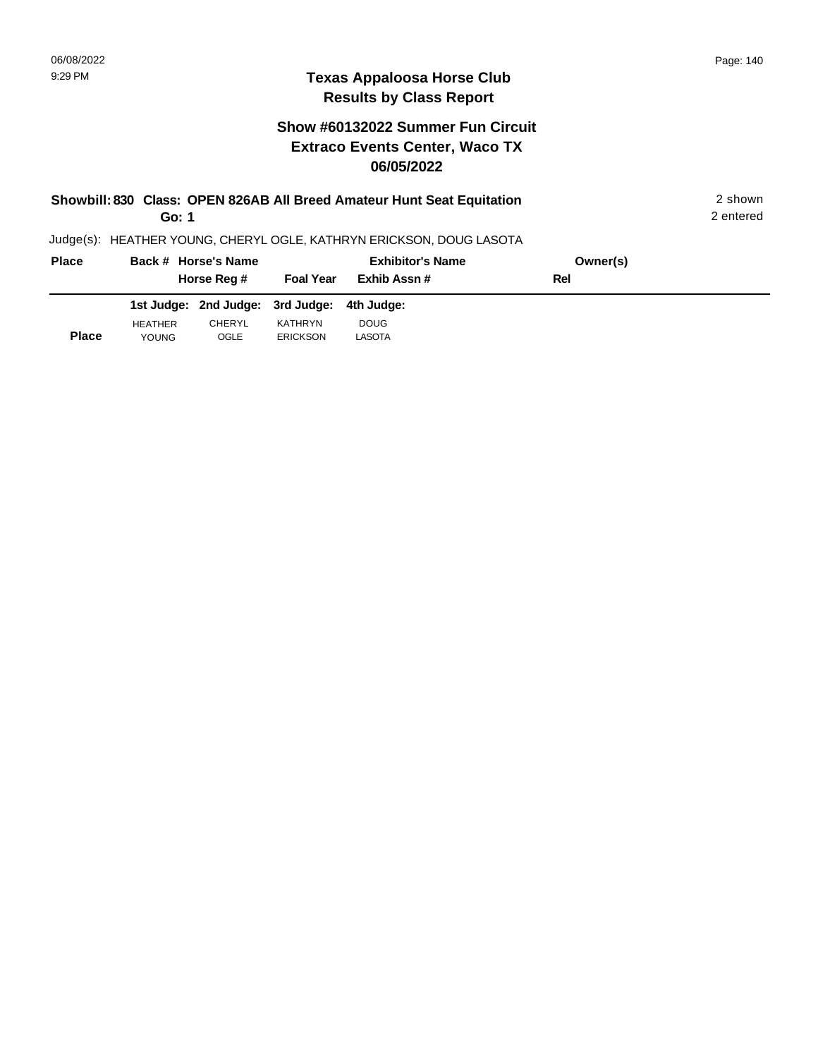## Texas Appaloosa Horse Club
## Results by Class Report

### Show #60132022 Summer Fun Circuit
### Extraco Events Center, Waco TX
### 06/05/2022

**Showbill: 830 Class: OPEN 826AB All Breed Amateur Hunt Seat Equitation** — 2 shown, 2 entered

**Go: 1**

Judge(s): HEATHER YOUNG, CHERYL OGLE, KATHRYN ERICKSON, DOUG LASOTA

| Place | Back # | Horse's Name / Horse Reg # | Foal Year | Exhibitor's Name / Exhib Assn # | Owner(s) / Rel |
|---|---|---|---|---|---|

| | 1st Judge: | 2nd Judge: | 3rd Judge: | 4th Judge: |
|---|---|---|---|---|
| **Place** | HEATHER YOUNG | CHERYL OGLE | KATHRYN ERICKSON | DOUG LASOTA |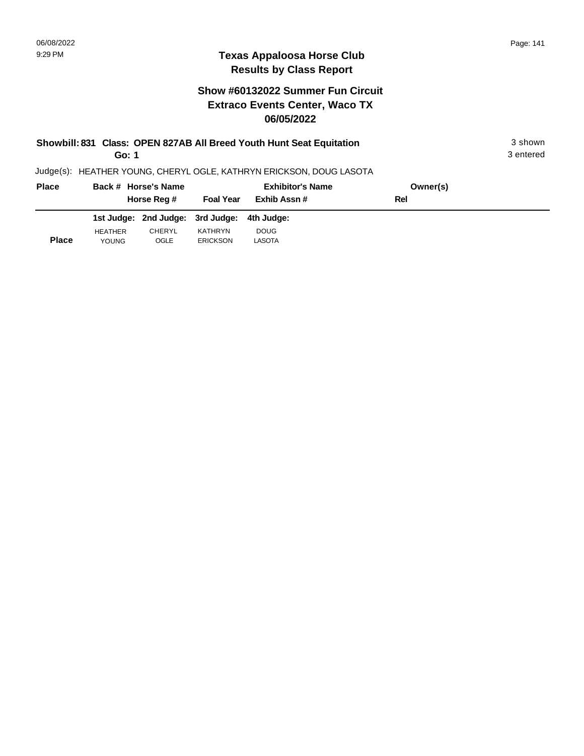## Texas Appaloosa Horse Club
## Results by Class Report

### Show #60132022 Summer Fun Circuit
### Extraco Events Center, Waco TX
### 06/05/2022

**Showbill: 831 Class: OPEN 827AB All Breed Youth Hunt Seat Equitation** — 3 shown

**Go: 1** — 3 entered

Judge(s): HEATHER YOUNG, CHERYL OGLE, KATHRYN ERICKSON, DOUG LASOTA

| Place | Back # | Horse's Name / Horse Reg # | Foal Year | Exhibitor's Name / Exhib Assn # | Owner(s) / Rel |
|---|---|---|---|---|---|

| Place | 1st Judge: HEATHER YOUNG | 2nd Judge: CHERYL OGLE | 3rd Judge: KATHRYN ERICKSON | 4th Judge: DOUG LASOTA |
|---|---|---|---|---|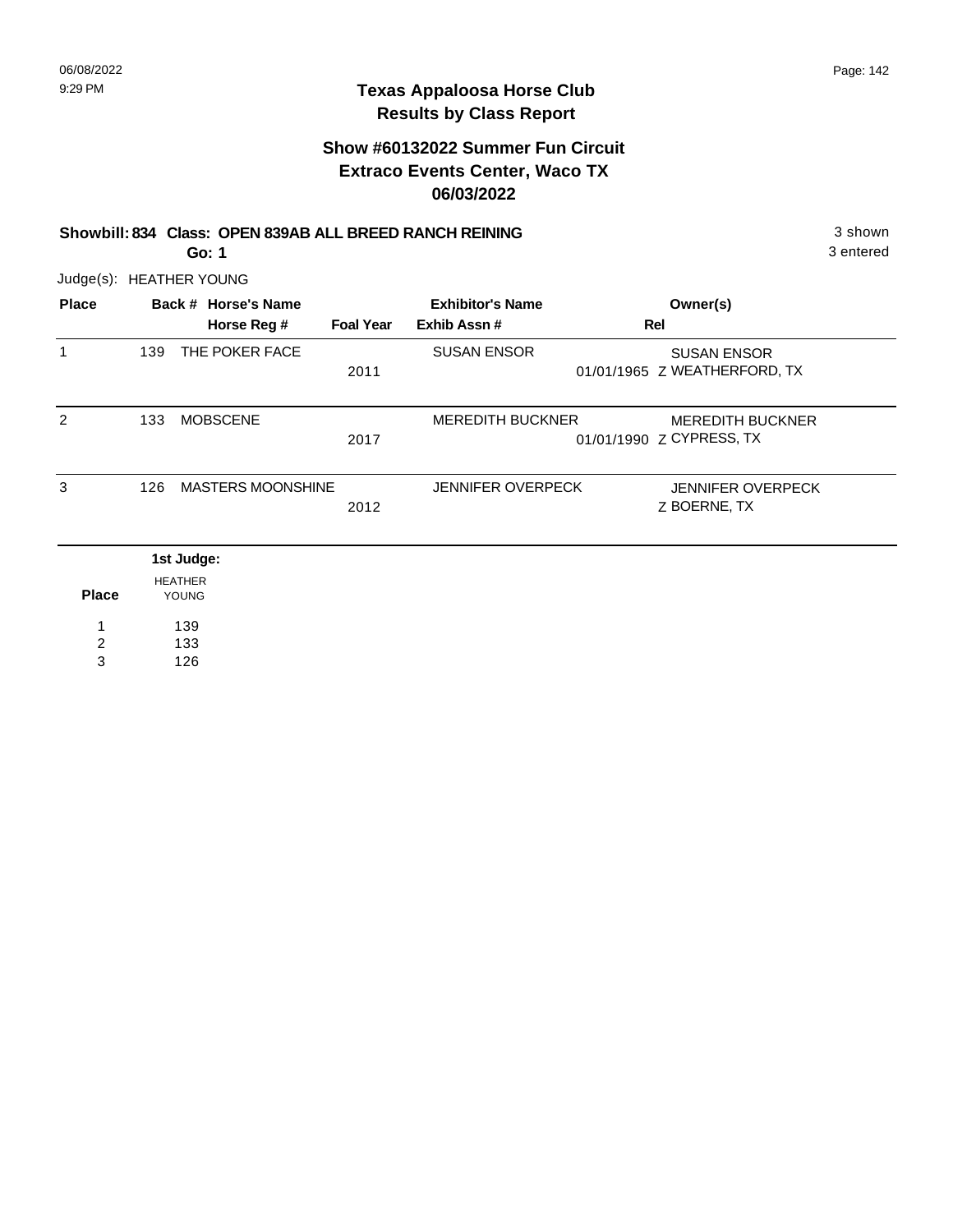# Texas Appaloosa Horse Club
## Results by Class Report

### Show #60132022 Summer Fun Circuit
### Extraco Events Center, Waco TX
### 06/03/2022

**Showbill: 834 Class: OPEN 839AB ALL BREED RANCH REINING** — 3 shown

**Go: 1** — 3 entered

Judge(s): HEATHER YOUNG

| Place | Back # | Horse's Name / Horse Reg # | Foal Year | Exhibitor's Name / Exhib Assn # | Rel | Owner(s) |
|---|---|---|---|---|---|---|
| 1 | 139 | THE POKER FACE | 2011 | SUSAN ENSOR 01/01/1965 | Z | SUSAN ENSOR WEATHERFORD, TX |
| 2 | 133 | MOBSCENE | 2017 | MEREDITH BUCKNER 01/01/1990 | Z | MEREDITH BUCKNER CYPRESS, TX |
| 3 | 126 | MASTERS MOONSHINE | 2012 | JENNIFER OVERPECK | Z | JENNIFER OVERPECK BOERNE, TX |

**1st Judge:**

| Place | HEATHER YOUNG |
|---|---|
| 1 | 139 |
| 2 | 133 |
| 3 | 126 |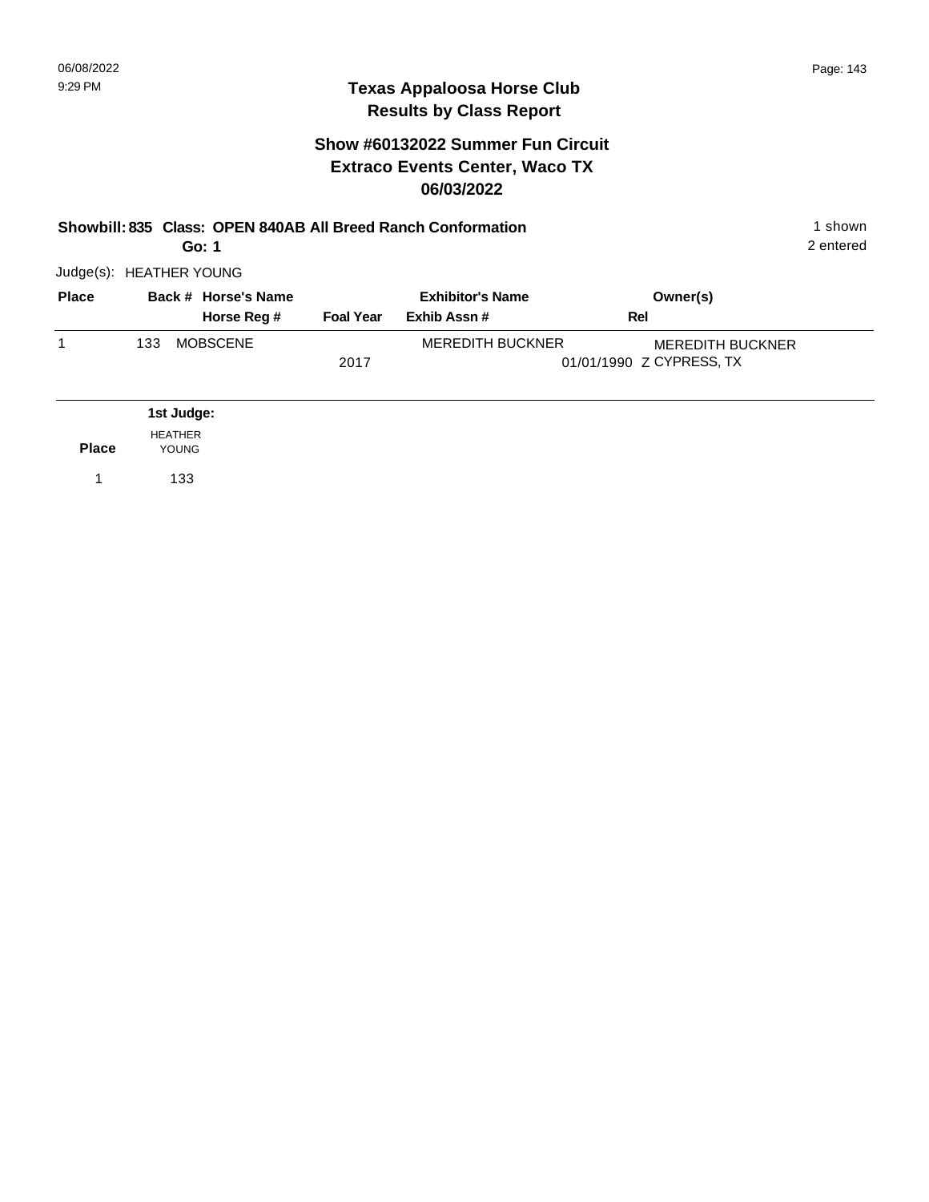# Texas Appaloosa Horse Club
## Results by Class Report

### Show #60132022 Summer Fun Circuit
### Extraco Events Center, Waco TX
### 06/03/2022

**Showbill: 835 Class: OPEN 840AB All Breed Ranch Conformation** 1 shown

**Go: 1** 2 entered

Judge(s): HEATHER YOUNG

| Place | Back # | Horse's Name / Horse Reg # | Foal Year | Exhibitor's Name / Exhib Assn # | Rel | Owner(s) |
|---|---|---|---|---|---|---|
| 1 | 133 | MOBSCENE | 2017 | MEREDITH BUCKNER | 01/01/1990 Z | MEREDITH BUCKNER CYPRESS, TX |

| Place | 1st Judge: HEATHER YOUNG |
|---|---|
| 1 | 133 |